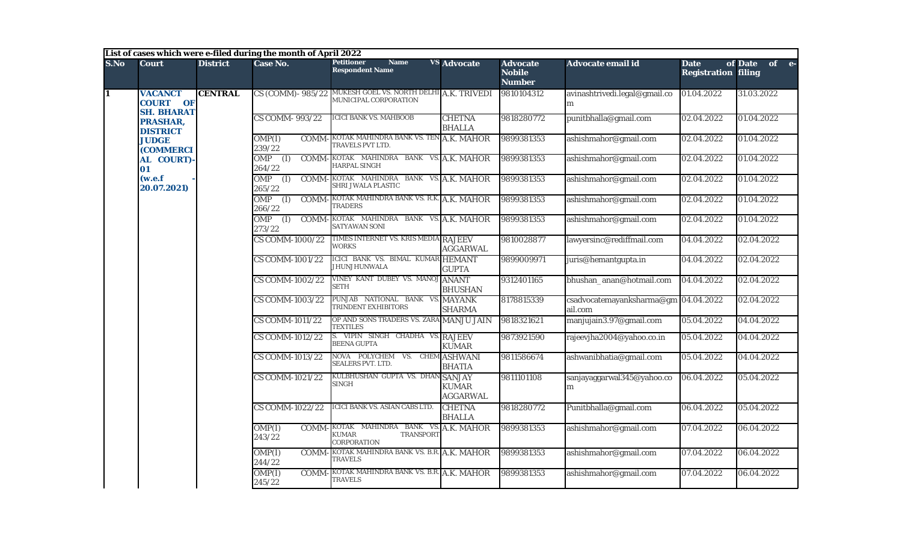**List of cases which were e-filed during the month of April 2022**

| S.No | Court | District | Case No. | Petitioner Name VS Respondent Name | Advocate | Advocate Nobile Number | Advocate email id | Date of Registration | Date of e-filing |
|---|---|---|---|---|---|---|---|---|---|
| 1 | VACANCT COURT OF SH. BHARAT PRASHAR, DISTRICT JUDGE (COMMERCIAL COURT)-01 (w.e.f - 20.07.2021) | CENTRAL | CS (COMM)- 985/22 | MUKESH GOEL VS. NORTH DELHI MUNICIPAL CORPORATION | A.K. TRIVEDI | 9810104312 | avinashtrivedi.legal@gmail.com | 01.04.2022 | 31.03.2022 |
| | | | CS COMM- 993/22 | ICICI BANK VS. MAHBOOB | CHETNA BHALLA | 9818280772 | punitbhalla@gmail.com | 02.04.2022 | 01.04.2022 |
| | | | OMP(I) COMM-239/22 | KOTAK MAHINDRA BANK VS. TEN TRAVELS PVT LTD. | A.K. MAHOR | 9899381353 | ashishmahor@gmail.com | 02.04.2022 | 01.04.2022 |
| | | | OMP (I) COMM-264/22 | KOTAK MAHINDRA BANK VS. HARPAL SINGH | A.K. MAHOR | 9899381353 | ashishmahor@gmail.com | 02.04.2022 | 01.04.2022 |
| | | | OMP (I) COMM-265/22 | KOTAK MAHINDRA BANK VS. SHRI JWALA PLASTIC | A.K. MAHOR | 9899381353 | ashishmahor@gmail.com | 02.04.2022 | 01.04.2022 |
| | | | OMP (I) COMM-266/22 | KOTAK MAHINDRA BANK VS. R.K. TRADERS | A.K. MAHOR | 9899381353 | ashishmahor@gmail.com | 02.04.2022 | 01.04.2022 |
| | | | OMP (I) COMM-273/22 | KOTAK MAHINDRA BANK VS. SATYAWAN SONI | A.K. MAHOR | 9899381353 | ashishmahor@gmail.com | 02.04.2022 | 01.04.2022 |
| | | | CS COMM-1000/22 | TIMES INTERNET VS. KRIS MEDIA WORKS | RAJEEV AGGARWAL | 9810028877 | lawyersinc@rediffmail.com | 04.04.2022 | 02.04.2022 |
| | | | CS COMM-1001/22 | ICICI BANK VS. BIMAL KUMAR JHUNJHUNWALA | HEMANT GUPTA | 9899009971 | juris@hemantgupta.in | 04.04.2022 | 02.04.2022 |
| | | | CS COMM-1002/22 | VINEY KANT DUBEY VS. MANOJ SETH | ANANT BHUSHAN | 9312401165 | bhushan_anan@hotmail.com | 04.04.2022 | 02.04.2022 |
| | | | CS COMM-1003/22 | PUNJAB NATIONAL BANK VS. TRINDENT EXHIBITORS | MAYANK SHARMA | 8178815339 | csadvocatemayanksharma@gmail.com | 04.04.2022 | 02.04.2022 |
| | | | CS COMM-1011/22 | OP AND SONS TRADERS VS. ZARA TEXTILES | MANJU JAIN | 9818321621 | manjujain3.97@gmail.com | 05.04.2022 | 04.04.2022 |
| | | | CS COMM-1012/22 | S. VIPIN SINGH CHADHA VS. BEENA GUPTA | RAJEEV KUMAR | 9873921590 | rajeevjha2004@yahoo.co.in | 05.04.2022 | 04.04.2022 |
| | | | CS COMM-1013/22 | NOVA POLYCHEM VS. CHEM SEALERS PVT. LTD. | ASHWANI BHATIA | 9811586674 | ashwanibhatia@gmail.com | 05.04.2022 | 04.04.2022 |
| | | | CS COMM-1021/22 | KULBHUSHAN GUPTA VS. DHAN SINGH | SANJAY KUMAR AGGARWAL | 9811101108 | sanjayaggarwal345@yahoo.com | 06.04.2022 | 05.04.2022 |
| | | | CS COMM-1022/22 | ICICI BANK VS. ASIAN CABS LTD. | CHETNA BHALLA | 9818280772 | Punitbhalla@gmail.com | 06.04.2022 | 05.04.2022 |
| | | | OMP(I) COMM-243/22 | KOTAK MAHINDRA BANK VS. KUMAR TRANSPORT CORPORATION | A.K. MAHOR | 9899381353 | ashishmahor@gmail.com | 07.04.2022 | 06.04.2022 |
| | | | OMP(I) COMM-244/22 | KOTAK MAHINDRA BANK VS. B.R. TRAVELS | A.K. MAHOR | 9899381353 | ashishmahor@gmail.com | 07.04.2022 | 06.04.2022 |
| | | | OMP(I) COMM-245/22 | KOTAK MAHINDRA BANK VS. B.R. TRAVELS | A.K. MAHOR | 9899381353 | ashishmahor@gmail.com | 07.04.2022 | 06.04.2022 |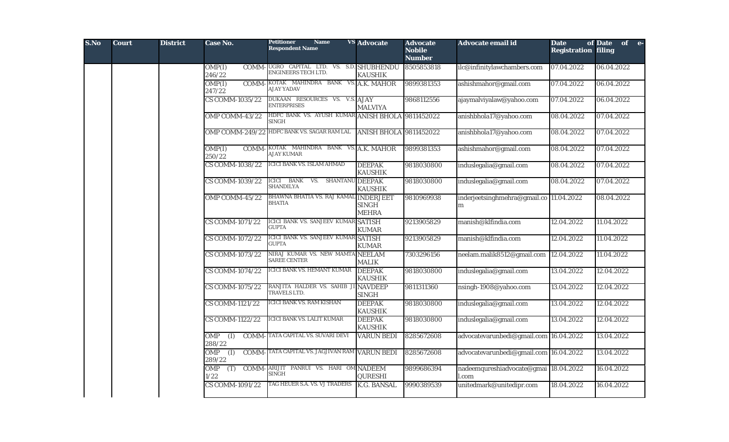| S.No | Court | District | Case No. | Petitioner Name VS Respondent Name | Advocate | Advocate Nobile Number | Advocate email id | Date of Registration | Date of e-filing |
|---|---|---|---|---|---|---|---|---|---|
| | | | OMP(I) COMM-246/22 | UGRO CAPITAL LTD. VS. S.D. ENGINEERS TECH LTD. | SHUBHENDU KAUSHIK | 8505853818 | ilc@infinitylawchambers.com | 07.04.2022 | 06.04.2022 |
| | | | OMP(I) COMM-247/22 | KOTAK MAHINDRA BANK VS. AJAY YADAV | A.K. MAHOR | 9899381353 | ashishmahor@gmail.com | 07.04.2022 | 06.04.2022 |
| | | | CS COMM-1035/22 | DUKAAN RESOURCES VS. V.S. ENTERPRISES | AJAY MALVIYA | 9868112556 | ajaymalviyalaw@yahoo.com | 07.04.2022 | 06.04.2022 |
| | | | OMP COMM-43/22 | HDFC BANK VS. AYUSH KUMAR SINGH | ANISH BHOLA | 9811452022 | anishbhola17@yahoo.com | 08.04.2022 | 07.04.2022 |
| | | | OMP COMM-249/22 | HDFC BANK VS. SAGAR RAM LAL | ANISH BHOLA | 9811452022 | anishbhola17@yahoo.com | 08.04.2022 | 07.04.2022 |
| | | | OMP(I) COMM-250/22 | KOTAK MAHINDRA BANK VS. AJAY KUMAR | A.K. MAHOR | 9899381353 | ashishmahor@gmail.com | 08.04.2022 | 07.04.2022 |
| | | | CS COMM-1038/22 | ICICI BANK VS. ISLAM AHMAD | DEEPAK KAUSHIK | 9818030800 | induslegalia@gmail.com | 08.04.2022 | 07.04.2022 |
| | | | CS COMM-1039/22 | ICICI BANK VS. SHANTANU SHANDILYA | DEEPAK KAUSHIK | 9818030800 | induslegalia@gmail.com | 08.04.2022 | 07.04.2022 |
| | | | OMP COMM-45/22 | BHAWNA BHATIA VS. RAJ KAMAL BHATIA | INDERJEET SINGH MEHRA | 9810969938 | inderjeetsinghmehra@gmail.com | 11.04.2022 | 08.04.2022 |
| | | | CS COMM-1071/22 | ICICI BANK VS. SANJEEV KUMAR GUPTA | SATISH KUMAR | 9213905829 | manish@klfindia.com | 12.04.2022 | 11.04.2022 |
| | | | CS COMM-1072/22 | ICICI BANK VS. SANJEEV KUMAR GUPTA | SATISH KUMAR | 9213905829 | manish@klfindia.com | 12.04.2022 | 11.04.2022 |
| | | | CS COMM-1073/22 | NIRAJ KUMAR VS. NEW MAMTA SAREE CENTER | NEELAM MALIK | 7303296156 | neelam.malik8512@gmail.com | 12.04.2022 | 11.04.2022 |
| | | | CS COMM-1074/22 | ICICI BANK VS. HEMANT KUMAR | DEEPAK KAUSHIK | 9818030800 | induslegalia@gmail.com | 13.04.2022 | 12.04.2022 |
| | | | CS COMM-1075/22 | RANJITA HALDER VS. SAHIB JI TRAVELS LTD. | NAVDEEP SINGH | 9811311360 | nsingh-1908@yahoo.com | 13.04.2022 | 12.04.2022 |
| | | | CS COMM-1121/22 | ICICI BANK VS. RAM KISHAN | DEEPAK KAUSHIK | 9818030800 | induslegalia@gmail.com | 13.04.2022 | 12.04.2022 |
| | | | CS COMM-1122/22 | ICICI BANK VS. LALIT KUMAR | DEEPAK KAUSHIK | 9818030800 | induslegalia@gmail.com | 13.04.2022 | 12.04.2022 |
| | | | OMP (I) COMM-288/22 | TATA CAPITAL VS. SUVARI DEVI | VARUN BEDI | 8285672608 | advocatevarunbedi@gmail.com | 16.04.2022 | 13.04.2022 |
| | | | OMP (I) COMM-289/22 | TATA CAPITAL VS. JAGJIVAN RAM | VARUN BEDI | 8285672608 | advocatevarunbedi@gmail.com | 16.04.2022 | 13.04.2022 |
| | | | OMP (T) COMM-1/22 | ARIJIT PANRUI VS. HARI OM SINGH | NADEEM QURESHI | 9899686394 | nadeemqureshiadvocate@gmail.com | 18.04.2022 | 16.04.2022 |
| | | | CS COMM-1091/22 | TAG HEUER S.A. VS. VJ TRADERS | K.G. BANSAL | 9990389539 | unitedmark@unitedipr.com | 18.04.2022 | 16.04.2022 |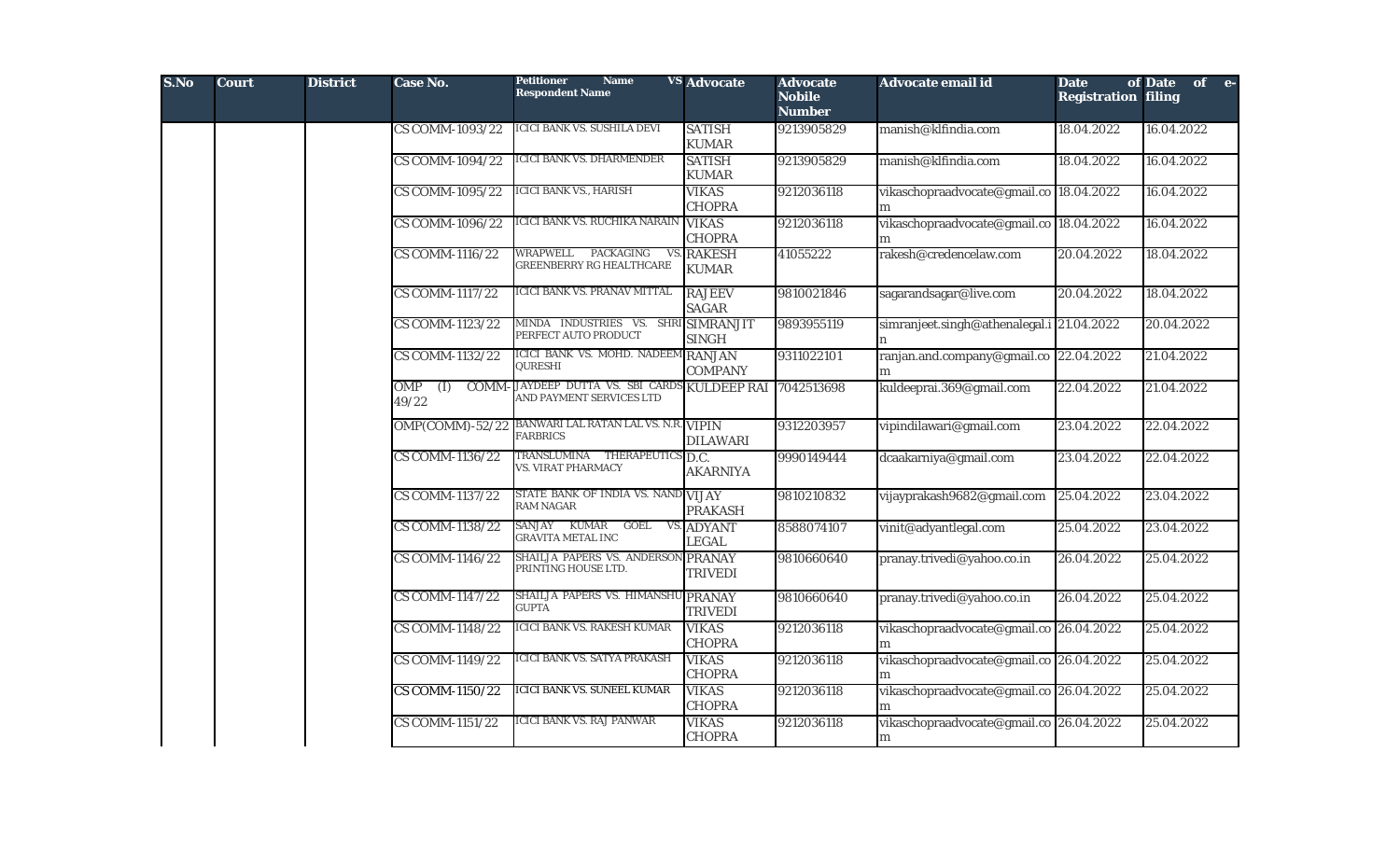| S.No | Court | District | Case No. | Petitioner Name VS Respondent Name | Advocate | Advocate Nobile Number | Advocate email id | Date of Registration | Date of e-filing |
|---|---|---|---|---|---|---|---|---|---|
| | | | CS COMM-1093/22 | ICICI BANK VS. SUSHILA DEVI | SATISH KUMAR | 9213905829 | manish@klfindia.com | 18.04.2022 | 16.04.2022 |
| | | | CS COMM-1094/22 | ICICI BANK VS. DHARMENDER | SATISH KUMAR | 9213905829 | manish@klfindia.com | 18.04.2022 | 16.04.2022 |
| | | | CS COMM-1095/22 | ICICI BANK VS., HARISH | VIKAS CHOPRA | 9212036118 | vikaschopraadvocate@gmail.com | 18.04.2022 | 16.04.2022 |
| | | | CS COMM-1096/22 | ICICI BANK VS. RUCHIKA NARAIN | VIKAS CHOPRA | 9212036118 | vikaschopraadvocate@gmail.com | 18.04.2022 | 16.04.2022 |
| | | | CS COMM-1116/22 | WRAPWELL PACKAGING VS. GREENBERRY RG HEALTHCARE | RAKESH KUMAR | 41055222 | rakesh@credencelaw.com | 20.04.2022 | 18.04.2022 |
| | | | CS COMM-1117/22 | ICICI BANK VS. PRANAV MITTAL | RAJEEV SAGAR | 9810021846 | sagarandsagar@live.com | 20.04.2022 | 18.04.2022 |
| | | | CS COMM-1123/22 | MINDA INDUSTRIES VS. SHRI PERFECT AUTO PRODUCT | SIMRANJIT SINGH | 9893955119 | simranjeet.singh@athenalegal.in | 21.04.2022 | 20.04.2022 |
| | | | CS COMM-1132/22 | ICICI BANK VS. MOHD. NADEEM QURESHI | RANJAN COMPANY | 9311022101 | ranjan.and.company@gmail.com | 22.04.2022 | 21.04.2022 |
| | | | OMP (I) COMM-49/22 | JAYDEEP DUTTA VS. SBI CARDS AND PAYMENT SERVICES LTD | KULDEEP RAI | 7042513698 | kuldeeprai.369@gmail.com | 22.04.2022 | 21.04.2022 |
| | | | OMP(COMM)-52/22 | BANWARI LAL RATAN LAL VS. N.R. FARBRICS | VIPIN DILAWARI | 9312203957 | vipindilawari@gmail.com | 23.04.2022 | 22.04.2022 |
| | | | CS COMM-1136/22 | TRANSLUMINA THERAPEUTICS VS. VIRAT PHARMACY | D.C. AKARNIYA | 9990149444 | dcaakarniya@gmail.com | 23.04.2022 | 22.04.2022 |
| | | | CS COMM-1137/22 | STATE BANK OF INDIA VS. NAND RAM NAGAR | VIJAY PRAKASH | 9810210832 | vijayprakash9682@gmail.com | 25.04.2022 | 23.04.2022 |
| | | | CS COMM-1138/22 | SANJAY KUMAR GOEL VS. GRAVITA METAL INC | ADYANT LEGAL | 8588074107 | vinit@adyantlegal.com | 25.04.2022 | 23.04.2022 |
| | | | CS COMM-1146/22 | SHAILJA PAPERS VS. ANDERSON PRINTING HOUSE LTD. | PRANAY TRIVEDI | 9810660640 | pranay.trivedi@yahoo.co.in | 26.04.2022 | 25.04.2022 |
| | | | CS COMM-1147/22 | SHAILJA PAPERS VS. HIMANSHU GUPTA | PRANAY TRIVEDI | 9810660640 | pranay.trivedi@yahoo.co.in | 26.04.2022 | 25.04.2022 |
| | | | CS COMM-1148/22 | ICICI BANK VS. RAKESH KUMAR | VIKAS CHOPRA | 9212036118 | vikaschopraadvocate@gmail.com | 26.04.2022 | 25.04.2022 |
| | | | CS COMM-1149/22 | ICICI BANK VS. SATYA PRAKASH | VIKAS CHOPRA | 9212036118 | vikaschopraadvocate@gmail.com | 26.04.2022 | 25.04.2022 |
| | | | CS COMM-1150/22 | ICICI BANK VS. SUNEEL KUMAR | VIKAS CHOPRA | 9212036118 | vikaschopraadvocate@gmail.com | 26.04.2022 | 25.04.2022 |
| | | | CS COMM-1151/22 | ICICI BANK VS. RAJ PANWAR | VIKAS CHOPRA | 9212036118 | vikaschopraadvocate@gmail.com | 26.04.2022 | 25.04.2022 |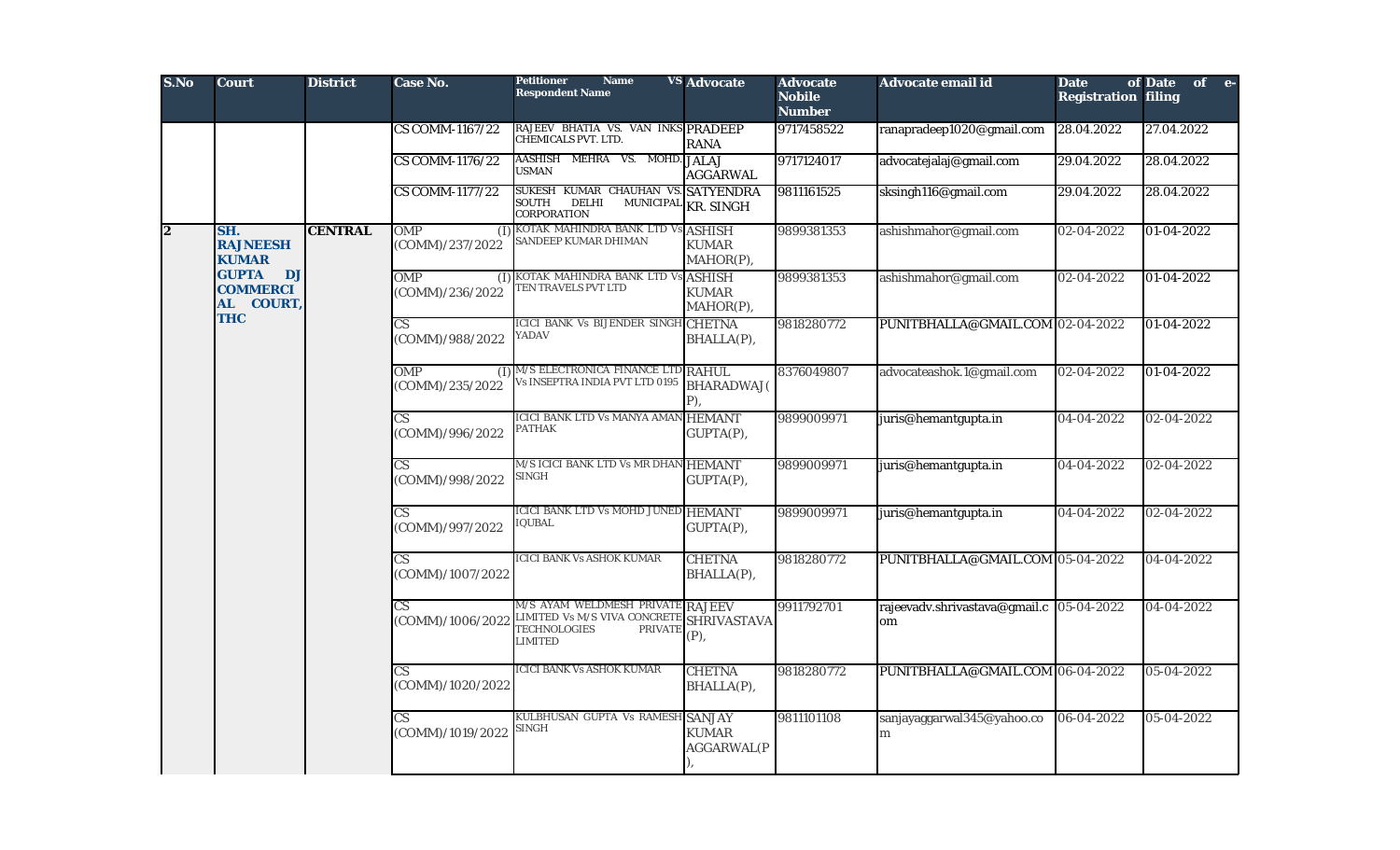| S.No | Court | District | Case No. | Petitioner Name VS Respondent Name | Advocate | Advocate Nobile Number | Advocate email id | Date of Registration | Date of e-filing |
|---|---|---|---|---|---|---|---|---|---|
| | | | CS COMM-1167/22 | RAJEEV BHATIA VS. VAN INKS CHEMICALS PVT. LTD. | PRADEEP RANA | 9717458522 | ranapradeep1020@gmail.com | 28.04.2022 | 27.04.2022 |
| | | | CS COMM-1176/22 | AASHISH MEHRA VS. MOHD. USMAN | JALAJ AGGARWAL | 9717124017 | advocatejalaj@gmail.com | 29.04.2022 | 28.04.2022 |
| | | | CS COMM-1177/22 | SUKESH KUMAR CHAUHAN VS. SOUTH DELHI MUNICIPAL CORPORATION | SATYENDRA KR. SINGH | 9811161525 | sksingh116@gmail.com | 29.04.2022 | 28.04.2022 |
| 2 | SH. RAJNEESH KUMAR GUPTA DJ COMMERCIAL COURT, THC | CENTRAL | OMP (I) (COMM)/237/2022 | KOTAK MAHINDRA BANK LTD Vs SANDEEP KUMAR DHIMAN | ASHISH KUMAR MAHOR(P), | 9899381353 | ashishmahor@gmail.com | 02-04-2022 | 01-04-2022 |
| | | | OMP (I) (COMM)/236/2022 | KOTAK MAHINDRA BANK LTD Vs TEN TRAVELS PVT LTD | ASHISH KUMAR MAHOR(P), | 9899381353 | ashishmahor@gmail.com | 02-04-2022 | 01-04-2022 |
| | | | CS (COMM)/988/2022 | ICICI BANK Vs BIJENDER SINGH YADAV | CHETNA BHALLA(P), | 9818280772 | PUNITBHALLA@GMAIL.COM | 02-04-2022 | 01-04-2022 |
| | | | OMP (I) (COMM)/235/2022 | M/S ELECTRONICA FINANCE LTD Vs INSEPTRA INDIA PVT LTD 0195 | RAHUL BHARADWAJ(P), | 8376049807 | advocateashok.1@gmail.com | 02-04-2022 | 01-04-2022 |
| | | | CS (COMM)/996/2022 | ICICI BANK LTD Vs MANYA AMAN PATHAK | HEMANT GUPTA(P), | 9899009971 | juris@hemantgupta.in | 04-04-2022 | 02-04-2022 |
| | | | CS (COMM)/998/2022 | M/S ICICI BANK LTD Vs MR DHAN SINGH | HEMANT GUPTA(P), | 9899009971 | juris@hemantgupta.in | 04-04-2022 | 02-04-2022 |
| | | | CS (COMM)/997/2022 | ICICI BANK LTD Vs MOHD JUNED IQUBAL | HEMANT GUPTA(P), | 9899009971 | juris@hemantgupta.in | 04-04-2022 | 02-04-2022 |
| | | | CS (COMM)/1007/2022 | ICICI BANK Vs ASHOK KUMAR | CHETNA BHALLA(P), | 9818280772 | PUNITBHALLA@GMAIL.COM | 05-04-2022 | 04-04-2022 |
| | | | CS (COMM)/1006/2022 | M/S AYAM WELDMESH PRIVATE LIMITED Vs M/S VIVA CONCRETE TECHNOLOGIES PRIVATE LIMITED | RAJEEV SHRIVASTAVA (P), | 9911792701 | rajeevadv.shrivastava@gmail.com | 05-04-2022 | 04-04-2022 |
| | | | CS (COMM)/1020/2022 | ICICI BANK Vs ASHOK KUMAR | CHETNA BHALLA(P), | 9818280772 | PUNITBHALLA@GMAIL.COM | 06-04-2022 | 05-04-2022 |
| | | | CS (COMM)/1019/2022 | KULBHUSAN GUPTA Vs RAMESH SINGH | SANJAY KUMAR AGGARWAL(P), | 9811101108 | sanjayaggarwal345@yahoo.com | 06-04-2022 | 05-04-2022 |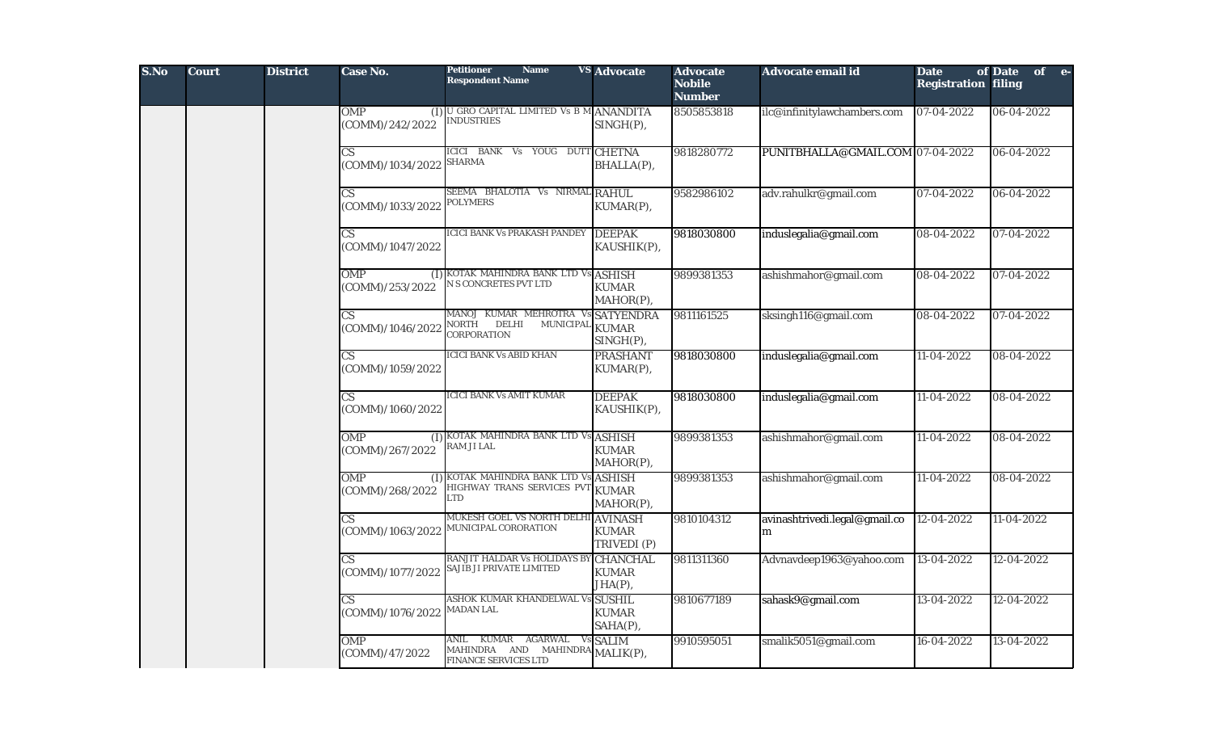| S.No | Court | District | Case No. | Petitioner Name VS Respondent Name | Advocate | Advocate Nobile Number | Advocate email id | Date of Registration | Date of e-filing |
|---|---|---|---|---|---|---|---|---|---|
| | | | OMP (I) (COMM)/242/2022 | U GRO CAPITAL LIMITED Vs B M INDUSTRIES | ANANDITA SINGH(P), | 8505853818 | ilc@infinitylawchambers.com | 07-04-2022 | 06-04-2022 |
| | | | CS (COMM)/1034/2022 | ICICI BANK Vs YOUG DUTT SHARMA | CHETNA BHALLA(P), | 9818280772 | PUNITBHALLA@GMAIL.COM | 07-04-2022 | 06-04-2022 |
| | | | CS (COMM)/1033/2022 | SEEMA BHALOTIA Vs NIRMAL POLYMERS | RAHUL KUMAR(P), | 9582986102 | adv.rahulkr@gmail.com | 07-04-2022 | 06-04-2022 |
| | | | CS (COMM)/1047/2022 | ICICI BANK Vs PRAKASH PANDEY | DEEPAK KAUSHIK(P), | 9818030800 | induslegalia@gmail.com | 08-04-2022 | 07-04-2022 |
| | | | OMP (I) (COMM)/253/2022 | KOTAK MAHINDRA BANK LTD Vs N S CONCRETES PVT LTD | ASHISH KUMAR MAHOR(P), | 9899381353 | ashishmahor@gmail.com | 08-04-2022 | 07-04-2022 |
| | | | CS (COMM)/1046/2022 | MANOJ KUMAR MEHROTRA Vs NORTH DELHI MUNICIPAL CORPORATION | SATYENDRA KUMAR SINGH(P), | 9811161525 | sksingh116@gmail.com | 08-04-2022 | 07-04-2022 |
| | | | CS (COMM)/1059/2022 | ICICI BANK Vs ABID KHAN | PRASHANT KUMAR(P), | 9818030800 | induslegalia@gmail.com | 11-04-2022 | 08-04-2022 |
| | | | CS (COMM)/1060/2022 | ICICI BANK Vs AMIT KUMAR | DEEPAK KAUSHIK(P), | 9818030800 | induslegalia@gmail.com | 11-04-2022 | 08-04-2022 |
| | | | OMP (I) (COMM)/267/2022 | KOTAK MAHINDRA BANK LTD Vs RAM JI LAL | ASHISH KUMAR MAHOR(P), | 9899381353 | ashishmahor@gmail.com | 11-04-2022 | 08-04-2022 |
| | | | OMP (I) (COMM)/268/2022 | KOTAK MAHINDRA BANK LTD Vs HIGHWAY TRANS SERVICES PVT LTD | ASHISH KUMAR MAHOR(P), | 9899381353 | ashishmahor@gmail.com | 11-04-2022 | 08-04-2022 |
| | | | CS (COMM)/1063/2022 | MUKESH GOEL VS NORTH DELHI MUNICIPAL CORORATION | AVINASH KUMAR TRIVEDI (P) | 9810104312 | avinashtrivedi.legal@gmail.com | 12-04-2022 | 11-04-2022 |
| | | | CS (COMM)/1077/2022 | RANJIT HALDAR Vs HOLIDAYS BY SAJIB JI PRIVATE LIMITED | CHANCHAL KUMAR JHA(P), | 9811311360 | Advnavdeep1963@yahoo.com | 13-04-2022 | 12-04-2022 |
| | | | CS (COMM)/1076/2022 | ASHOK KUMAR KHANDELWAL Vs MADAN LAL | SUSHIL KUMAR SAHA(P), | 9810677189 | sahask9@gmail.com | 13-04-2022 | 12-04-2022 |
| | | | OMP (COMM)/47/2022 | ANIL KUMAR AGARWAL Vs MAHINDRA AND MAHINDRA FINANCE SERVICES LTD | SALIM MALIK(P), | 9910595051 | smalik5051@gmail.com | 16-04-2022 | 13-04-2022 |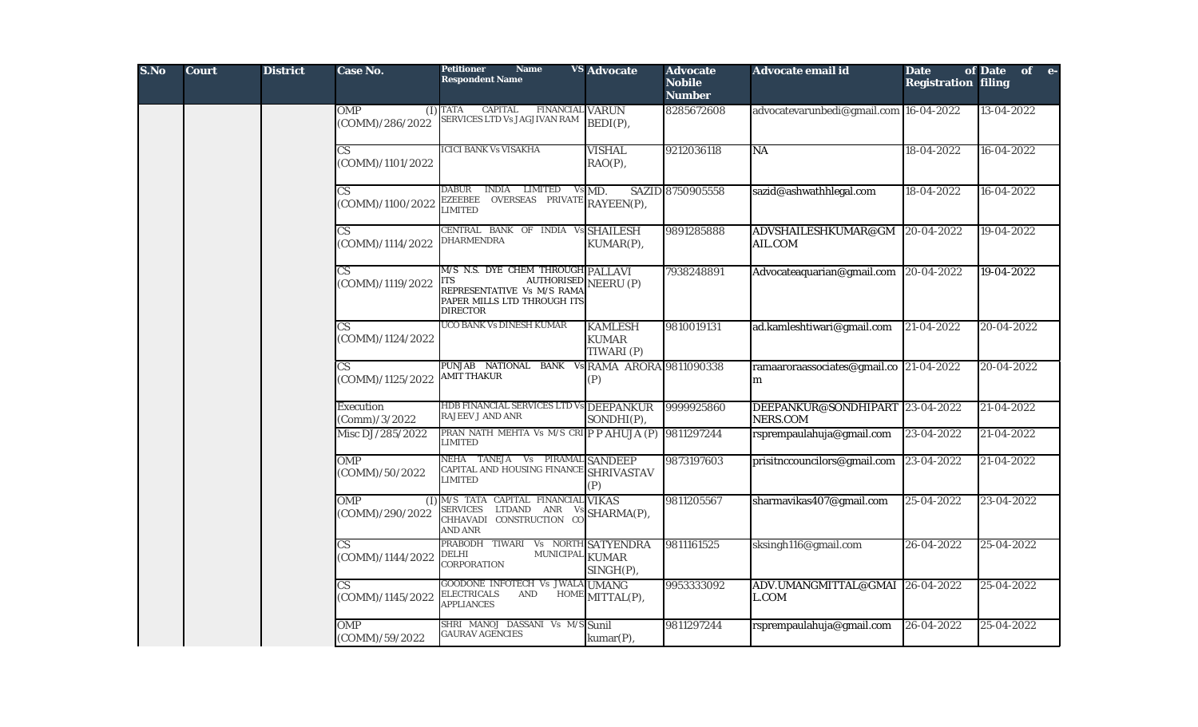| S.No | Court | District | Case No. | Petitioner Name VS Respondent Name | Advocate | Advocate Mobile Number | Advocate email id | Date of Registration | Date of e-filing |
|---|---|---|---|---|---|---|---|---|---|
| | | | OMP (I) (COMM)/286/2022 | TATA CAPITAL FINANCIAL SERVICES LTD Vs JAGJIVAN RAM | VARUN BEDI(P), | 8285672608 | advocatevarunbedi@gmail.com | 16-04-2022 | 13-04-2022 |
| | | | CS (COMM)/1101/2022 | ICICI BANK Vs VISAKHA | VISHAL RAO(P), | 9212036118 | NA | 18-04-2022 | 16-04-2022 |
| | | | CS (COMM)/1100/2022 | DABUR INDIA LIMITED Vs EZEEBEE OVERSEAS PRIVATE LIMITED | MD. SAZID RAYEEN(P), | 8750905558 | sazid@ashwathhlegal.com | 18-04-2022 | 16-04-2022 |
| | | | CS (COMM)/1114/2022 | CENTRAL BANK OF INDIA Vs DHARMENDRA | SHAILESH KUMAR(P), | 9891285888 | ADVSHAILESHKUMAR@GMAIL.COM | 20-04-2022 | 19-04-2022 |
| | | | CS (COMM)/1119/2022 | M/S N.S. DYE CHEM THROUGH ITS AUTHORISED REPRESENTATIVE Vs M/S RAMA PAPER MILLS LTD THROUGH ITS DIRECTOR | PALLAVI NEERU (P) | 7938248891 | Advocateaquarian@gmail.com | 20-04-2022 | 19-04-2022 |
| | | | CS (COMM)/1124/2022 | UCO BANK Vs DINESH KUMAR | KAMLESH KUMAR TIWARI (P) | 9810019131 | ad.kamleshtiwari@gmail.com | 21-04-2022 | 20-04-2022 |
| | | | CS (COMM)/1125/2022 | PUNJAB NATIONAL BANK Vs AMIT THAKUR | RAMA ARORA (P) | 9811090338 | ramaaroraassociates@gmail.com | 21-04-2022 | 20-04-2022 |
| | | | Execution (Comm)/3/2022 | HDB FINANCIAL SERVICES LTD Vs RAJEEV J AND ANR | DEEPANKUR SONDHI(P), | 9999925860 | DEEPANKUR@SONDHIPARTNERS.COM | 23-04-2022 | 21-04-2022 |
| | | | Misc DJ/285/2022 | PRAN NATH MEHTA Vs M/S CRI LIMITED | P P AHUJA (P) | 9811297244 | rsprempaulahuja@gmail.com | 23-04-2022 | 21-04-2022 |
| | | | OMP (COMM)/50/2022 | NEHA TANEJA Vs PIRAMAL CAPITAL AND HOUSING FINANCE LIMITED | SANDEEP SHRIVASTAV (P) | 9873197603 | prisitnccouncilors@gmail.com | 23-04-2022 | 21-04-2022 |
| | | | OMP (I) (COMM)/290/2022 | M/S TATA CAPITAL FINANCIAL SERVICES LTDAND ANR Vs CHHAVADI CONSTRUCTION CO AND ANR | VIKAS SHARMA(P), | 9811205567 | sharmavikas407@gmail.com | 25-04-2022 | 23-04-2022 |
| | | | CS (COMM)/1144/2022 | PRABODH TIWARI Vs NORTH DELHI MUNICIPAL CORPORATION | SATYENDRA KUMAR SINGH(P), | 9811161525 | sksingh116@gmail.com | 26-04-2022 | 25-04-2022 |
| | | | CS (COMM)/1145/2022 | GOODONE INFOTECH Vs JWALA ELECTRICALS AND HOME APPLIANCES | UMANG MITTAL(P), | 9953333092 | ADV.UMANGMITTAL@GMAIL.COM | 26-04-2022 | 25-04-2022 |
| | | | OMP (COMM)/59/2022 | SHRI MANOJ DASSANI Vs M/S GAURAV AGENCIES | Sunil kumar(P), | 9811297244 | rsprempaulahuja@gmail.com | 26-04-2022 | 25-04-2022 |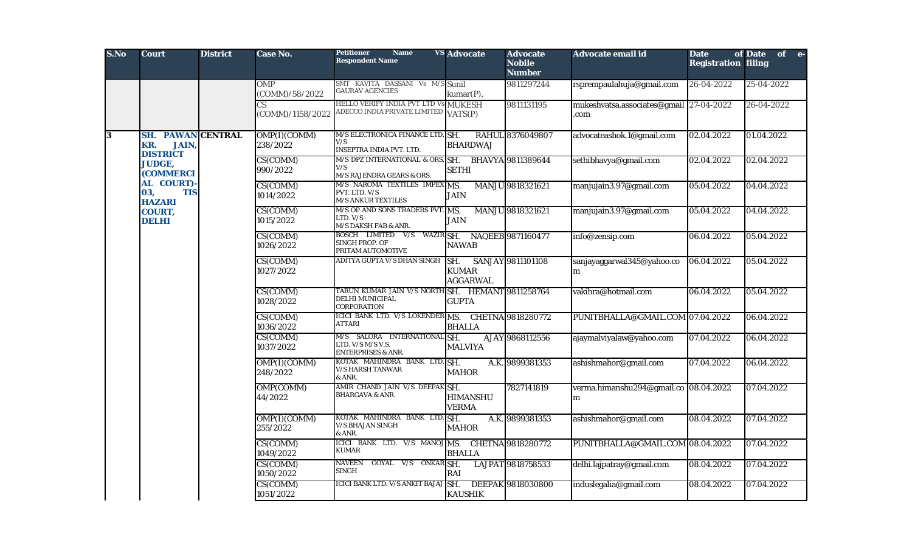| S.No | Court | District | Case No. | Petitioner Name VS Respondent Name | Advocate | Advocate Nobile Number | Advocate email id | Date of Registration | Date of e-filing |
|---|---|---|---|---|---|---|---|---|---|
| | | | OMP (COMM)/58/2022 | SMT KAVITA DASSANI Vs M/S GAURAV AGENCIES | Sunil kumar(P), | 9811297244 | rsprempaulahuja@gmail.com | 26-04-2022 | 25-04-2022 |
| | | | CS (COMM)/1158/2022 | HELLO VERIFY INDIA PVT LTD Vs ADECCO INDIA PRIVATE LIMITED | MUKESH VATS(P) | 9811131195 | mukeshvatsa.associates@gmail.com | 27-04-2022 | 26-04-2022 |
| 3 | SH. PAWAN KR. JAIN, DISTRICT JUDGE, (COMMERCIAL COURT)-03, TIS HAZARI COURT, DELHI | CENTRAL | OMP(I)(COMM) 238/2022 | M/S ELECTRONICA FINANCE LTD. V/S INSEPTRA INDIA PVT. LTD. | SH. RAHUL BHARDWAJ | 8376049807 | advocateashok.1@gmail.com | 02.04.2022 | 01.04.2022 |
| | | | CS(COMM) 990/2022 | M/S DPZ INTERNATIONAL & ORS. V/S M/S RAJENDRA GEARS & ORS. | SH. BHAVYA SETHI | 9811389644 | sethibhavya@gmail.com | 02.04.2022 | 02.04.2022 |
| | | | CS(COMM) 1014/2022 | M/S NAROMA TEXTILES IMPEX PVT. LTD. V/S M/S ANKUR TEXTILES | MS. MANJU JAIN | 9818321621 | manjujain3.97@gmail.com | 05.04.2022 | 04.04.2022 |
| | | | CS(COMM) 1015/2022 | M/S OP AND SONS TRADERS PVT. LTD. V/S M/S DAKSH FAB & ANR. | MS. MANJU JAIN | 9818321621 | manjujain3.97@gmail.com | 05.04.2022 | 04.04.2022 |
| | | | CS(COMM) 1026/2022 | BOSCH LIMITED V/S WAZIR SINGH PROP. OF PRITAM AUTOMOTIVE | SH. NAQEEB NAWAB | 9871160477 | info@zensip.com | 06.04.2022 | 05.04.2022 |
| | | | CS(COMM) 1027/2022 | ADITYA GUPTA V/S DHAN SINGH | SH. SANJAY KUMAR AGGARWAL | 9811101108 | sanjayaggarwal345@yahoo.com | 06.04.2022 | 05.04.2022 |
| | | | CS(COMM) 1028/2022 | TARUN KUMAR JAIN V/S NORTH DELHI MUNICIPAL CORPORATION | SH. HEMANT GUPTA | 9811258764 | vakihra@hotmail.com | 06.04.2022 | 05.04.2022 |
| | | | CS(COMM) 1036/2022 | ICICI BANK LTD. V/S LOKENDER ATTARI | MS. CHETNA BHALLA | 9818280772 | PUNITBHALLA@GMAIL.COM | 07.04.2022 | 06.04.2022 |
| | | | CS(COMM) 1037/2022 | M/S SALORA INTERNATIONAL LTD. V/S M/S V.S. ENTERPRISES & ANR. | SH. AJAY MALVIYA | 9868112556 | ajaymalviyalaw@yahoo.com | 07.04.2022 | 06.04.2022 |
| | | | OMP(I)(COMM) 248/2022 | KOTAK MAHINDRA BANK LTD. V/S HARSH TANWAR & ANR. | SH. A.K. MAHOR | 9899381353 | ashishmahor@gmail.com | 07.04.2022 | 06.04.2022 |
| | | | OMP(COMM) 44/2022 | AMIR CHAND JAIN V/S DEEPAK BHARGAVA & ANR. | SH. HIMANSHU VERMA | 7827141819 | verma.himanshu294@gmail.com | 08.04.2022 | 07.04.2022 |
| | | | OMP(I)(COMM) 255/2022 | KOTAK MAHINDRA BANK LTD. V/S BHAJAN SINGH & ANR. | SH. A.K. MAHOR | 9899381353 | ashishmahor@gmail.com | 08.04.2022 | 07.04.2022 |
| | | | CS(COMM) 1049/2022 | ICICI BANK LTD. V/S MANOJ KUMAR | MS. CHETNA BHALLA | 9818280772 | PUNITBHALLA@GMAIL.COM | 08.04.2022 | 07.04.2022 |
| | | | CS(COMM) 1050/2022 | NAVEEN GOYAL V/S ONKAR SINGH | SH. LAJPAT RAI | 9818758533 | delhi.lajpatray@gmail.com | 08.04.2022 | 07.04.2022 |
| | | | CS(COMM) 1051/2022 | ICICI BANK LTD. V/S ANKIT BAJAJ | SH. DEEPAK KAUSHIK | 9818030800 | induslegalia@gmail.com | 08.04.2022 | 07.04.2022 |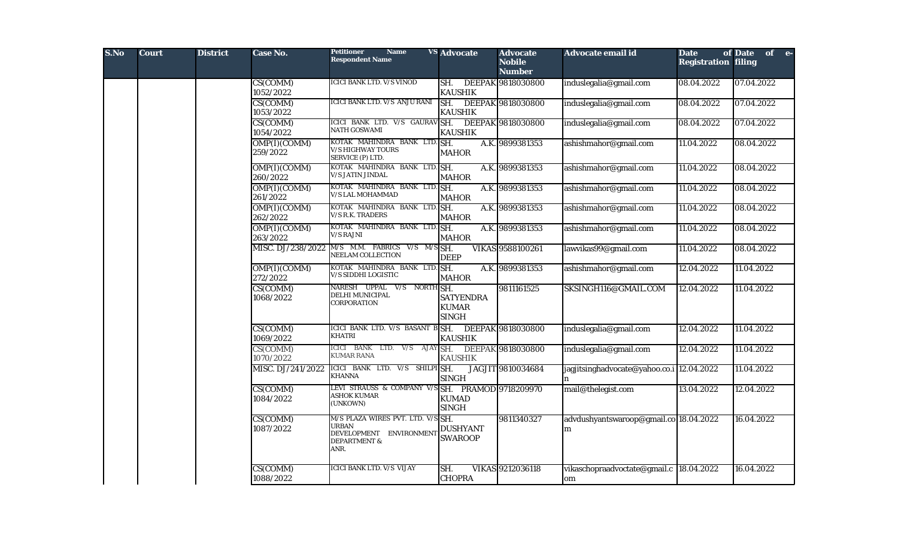| S.No | Court | District | Case No. | Petitioner Name VS Respondent Name | Advocate | Advocate Nobile Number | Advocate email id | Date of Registration | Date of e-filing |
|---|---|---|---|---|---|---|---|---|---|
| | | | CS(COMM) 1052/2022 | ICICI BANK LTD. V/S VINOD | SH. DEEPAK KAUSHIK | 9818030800 | induslegalia@gmail.com | 08.04.2022 | 07.04.2022 |
| | | | CS(COMM) 1053/2022 | ICICI BANK LTD. V/S ANJU RANI | SH. DEEPAK KAUSHIK | 9818030800 | induslegalia@gmail.com | 08.04.2022 | 07.04.2022 |
| | | | CS(COMM) 1054/2022 | ICICI BANK LTD. V/S GAURAV NATH GOSWAMI | SH. DEEPAK KAUSHIK | 9818030800 | induslegalia@gmail.com | 08.04.2022 | 07.04.2022 |
| | | | OMP(I)(COMM) 259/2022 | KOTAK MAHINDRA BANK LTD. V/S HIGHWAY TOURS SERVICE (P) LTD. | SH. A.K. MAHOR | 9899381353 | ashishmahor@gmail.com | 11.04.2022 | 08.04.2022 |
| | | | OMP(I)(COMM) 260/2022 | KOTAK MAHINDRA BANK LTD. V/S JATIN JINDAL | SH. A.K. MAHOR | 9899381353 | ashishmahor@gmail.com | 11.04.2022 | 08.04.2022 |
| | | | OMP(I)(COMM) 261/2022 | KOTAK MAHINDRA BANK LTD. V/S LAL MOHAMMAD | SH. A.K. MAHOR | 9899381353 | ashishmahor@gmail.com | 11.04.2022 | 08.04.2022 |
| | | | OMP(I)(COMM) 262/2022 | KOTAK MAHINDRA BANK LTD. V/S R.K. TRADERS | SH. A.K. MAHOR | 9899381353 | ashishmahor@gmail.com | 11.04.2022 | 08.04.2022 |
| | | | OMP(I)(COMM) 263/2022 | KOTAK MAHINDRA BANK LTD. V/S RAJNI | SH. A.K. MAHOR | 9899381353 | ashishmahor@gmail.com | 11.04.2022 | 08.04.2022 |
| | | | MISC. DJ/238/2022 | M/S M.M. FABRICS V/S M/S NEELAM COLLECTION | SH. VIKAS DEEP | 9588100261 | lawvikas99@gmail.com | 11.04.2022 | 08.04.2022 |
| | | | OMP(I)(COMM) 272/2022 | KOTAK MAHINDRA BANK LTD. V/S SIDDHI LOGISTIC | SH. A.K. MAHOR | 9899381353 | ashishmahor@gmail.com | 12.04.2022 | 11.04.2022 |
| | | | CS(COMM) 1068/2022 | NARESH UPPAL V/S NORTH DELHI MUNICIPAL CORPORATION | SH. SATYENDRA KUMAR SINGH | 9811161525 | SKSINGH116@GMAIL.COM | 12.04.2022 | 11.04.2022 |
| | | | CS(COMM) 1069/2022 | ICICI BANK LTD. V/S BASANT B KHATRI | SH. DEEPAK KAUSHIK | 9818030800 | induslegalia@gmail.com | 12.04.2022 | 11.04.2022 |
| | | | CS(COMM) 1070/2022 | ICICI BANK LTD. V/S AJAY KUMAR RANA | SH. DEEPAK KAUSHIK | 9818030800 | induslegalia@gmail.com | 12.04.2022 | 11.04.2022 |
| | | | MISC. DJ/241/2022 | ICICI BANK LTD. V/S SHILPI KHANNA | SH. JAGJIT SINGH | 9810034684 | jagjitsinghadvocate@yahoo.in | 12.04.2022 | 11.04.2022 |
| | | | CS(COMM) 1084/2022 | LEVI STRAUSS & COMPANY V/S ASHOK KUMAR (UNKOWN) | SH. PRAMOD KUMAD SINGH | 9718209970 | mail@thelegist.com | 13.04.2022 | 12.04.2022 |
| | | | CS(COMM) 1087/2022 | M/S PLAZA WIRES PVT. LTD. V/S URBAN DEVELOPMENT ENVIRONMENT DEPARTMENT & ANR. | SH. DUSHYANT SWAROOP | 9811340327 | advdushyantswaroop@gmail.com | 18.04.2022 | 16.04.2022 |
| | | | CS(COMM) 1088/2022 | ICICI BANK LTD. V/S VIJAY | SH. VIKAS CHOPRA | 9212036118 | vikaschopraadvoctate@gmail.com | 18.04.2022 | 16.04.2022 |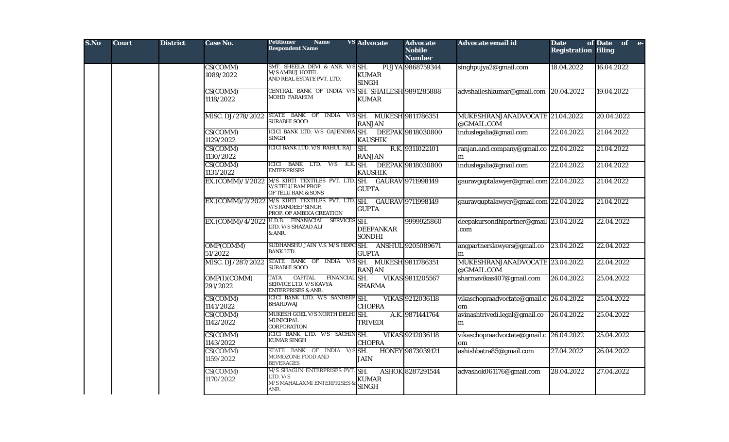| S.No | Court | District | Case No. | Petitioner Name VS Respondent Name | Advocate | Advocate Nobile Number | Advocate email id | Date of Registration | Date of e-filing |
|---|---|---|---|---|---|---|---|---|---|
| | | | CS(COMM) 1089/2022 | SMT. SHEELA DEVI & ANR. V/S M/S AMBUJ HOTEL AND REAL ESTATE PVT. LTD. | SH. PUJYA KUMAR SINGH | 9868759344 | singhpujya2@gmail.com | 18.04.2022 | 16.04.2022 |
| | | | CS(COMM) 1118/2022 | CENTRAL BANK OF INDIA V/S MOHD. FARAHIM | SH. SHAILESH KUMAR | 9891285888 | advshaileshkumar@gmail.com | 20.04.2022 | 19.04.2022 |
| | | | MISC. DJ/278/2022 | STATE BANK OF INDIA V/S SURABHI SOOD | SH. MUKESH RANJAN | 9811786351 | MUKESHRANJANADVOCATE@GMAIL.COM | 21.04.2022 | 20.04.2022 |
| | | | CS(COMM) 1129/2022 | ICICI BANK LTD. V/S GAJENDRA SINGH | SH. DEEPAK KAUSHIK | 9818030800 | induslegalia@gmail.com | 22.04.2022 | 21.04.2022 |
| | | | CS(COMM) 1130/2022 | ICICI BANK LTD. V/S RAHUL RAJ | SH. R.K. RANJAN | 9311022101 | ranjan.and.company@gmail.com | 22.04.2022 | 21.04.2022 |
| | | | CS(COMM) 1131/2022 | ICICI BANK LTD. V/S K.K. ENTERPRISES | SH. DEEPAK KAUSHIK | 9818030800 | induslegalia@gmail.com | 22.04.2022 | 21.04.2022 |
| | | | EX.(COMM)/1/2022 | M/S KIRTI TEXTILES PVT. LTD. V/S TELU RAM PROP. OF TELU RAM & SONS | SH. GAURAV GUPTA | 9711998149 | gauravguptalawyer@gmail.com | 22.04.2022 | 21.04.2022 |
| | | | EX.(COMM)/2/2022 | M/S KIRTI TEXTILES PVT. LTD. V/S RANDEEP SINGH PROP. OF AMBIKA CREATION | SH. GAURAV GUPTA | 9711998149 | gauravguptalawyer@gmail.com | 22.04.2022 | 21.04.2022 |
| | | | EX.(COMM)/4/2022 | H.D.B. FINANACIAL SERVICES LTD. V/S SHAZAD ALI & ANR. | SH. DEEPANKAR SONDHI | 9999925860 | deepakursondhipartner@gmail.com | 23.04.2022 | 22.04.2022 |
| | | | OMP(COMM) 51/2022 | SUDHANSHU JAIN V.S M/S HDFC BANK LTD. | SH. ANSHUL GUPTA | 9205089671 | angpartnerslawyers@gmail.com | 23.04.2022 | 22.04.2022 |
| | | | MISC. DJ/287/2022 | STATE BANK OF INDIA V/S SURABHI SOOD | SH. MUKESH RANJAN | 9811786351 | MUKESHRANJANADVOCATE@GMAIL.COM | 23.04.2022 | 22.04.2022 |
| | | | OMP(I)(COMM) 291/2022 | TATA CAPITAL FINANCIAL SERVICE LTD. V/S KAVYA ENTERPRISES & ANR. | SH. VIKAS SHARMA | 9811205567 | sharmavikas407@gmail.com | 26.04.2022 | 25.04.2022 |
| | | | CS(COMM) 1141/2022 | ICICI BANK LTD. V/S SANDEEP BHARDWAJ | SH. VIKAS CHOPRA | 9212036118 | vikaschopraadvoctate@gmail.com | 26.04.2022 | 25.04.2022 |
| | | | CS(COMM) 1142/2022 | MUKESH GOEL V/S NORTH DELHI MUNICIPAL CORPORATION | SH. A.K. TRIVEDI | 9871441764 | avinashtrivedi.legal@gmail.com | 26.04.2022 | 25.04.2022 |
| | | | CS(COMM) 1143/2022 | ICICI BANK LTD. V/S SACHIN KUMAR SINGH | SH. VIKAS CHOPRA | 9212036118 | vikaschopraadvoctate@gmail.com | 26.04.2022 | 25.04.2022 |
| | | | CS(COMM) 1159/2022 | STATE BANK OF INDIA V/S MOMOZONE FOOD AND BEVERAGES | SH. HONEY JAIN | 9873039121 | ashishbatra85@gmail.com | 27.04.2022 | 26.04.2022 |
| | | | CS(COMM) 1170/2022 | M/S SHAGUN ENTERPRISES PVT. LTD. V/S M/S MAHALAXMI ENTERPRISES & ANR. | SH. ASHOK KUMAR SINGH | 8287291544 | advashok061176@gmail.com | 28.04.2022 | 27.04.2022 |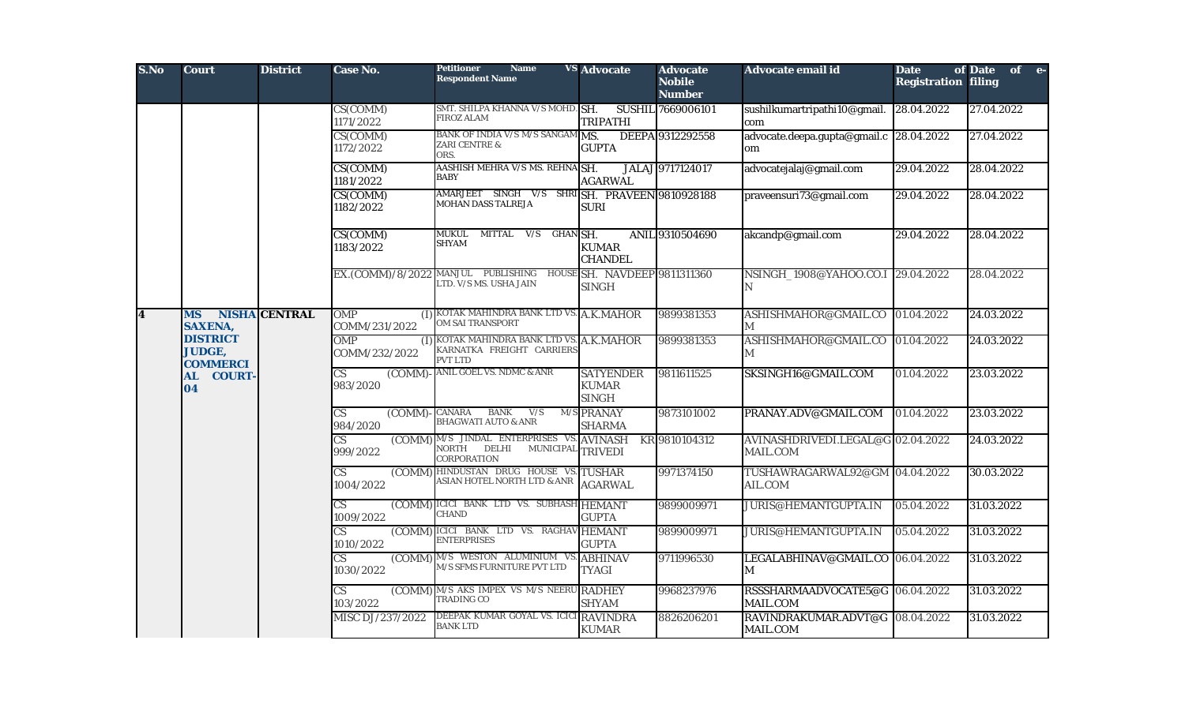| S.No | Court | District | Case No. | Petitioner Name VS Respondent Name | Advocate | Advocate Nobile Number | Advocate email id | Date of Registration | Date of e-filing |
|---|---|---|---|---|---|---|---|---|---|
| | | | CS(COMM) 1171/2022 | SMT. SHILPA KHANNA V/S MOHD. FIROZ ALAM | SH. SUSHIL TRIPATHI | 7669006101 | sushilkumartripathi10@gmail.com | 28.04.2022 | 27.04.2022 |
| | | | CS(COMM) 1172/2022 | BANK OF INDIA V/S M/S SANGAM ZARI CENTRE & ORS. | MS. DEEPA GUPTA | 9312292558 | advocate.deepa.gupta@gmail.com | 28.04.2022 | 27.04.2022 |
| | | | CS(COMM) 1181/2022 | AASHISH MEHRA V/S MS. REHNA BABY | SH. JALAJ AGARWAL | 9717124017 | advocatejalaj@gmail.com | 29.04.2022 | 28.04.2022 |
| | | | CS(COMM) 1182/2022 | AMARJEET SINGH V/S SHRI MOHAN DASS TALREJA | SH. PRAVEEN SURI | 9810928188 | praveensuri73@gmail.com | 29.04.2022 | 28.04.2022 |
| | | | CS(COMM) 1183/2022 | MUKUL MITTAL V/S GHAN SHYAM | SH. ANIL KUMAR CHANDEL | 9310504690 | akcandp@gmail.com | 29.04.2022 | 28.04.2022 |
| | | | EX.(COMM)/8/2022 | MANJUL PUBLISHING HOUSE LTD. V/S MS. USHA JAIN | SH. NAVDEEP SINGH | 9811311360 | NSINGH_1908@YAHOO.CO.IN | 29.04.2022 | 28.04.2022 |
| 4 | MS NISHA SAXENA, DISTRICT JUDGE, COMMERCIAL COURT-04 | CENTRAL | OMP (I) COMM/231/2022 | KOTAK MAHINDRA BANK LTD VS. OM SAI TRANSPORT | A.K.MAHOR | 9899381353 | ASHISHMAHOR@GMAIL.COM | 01.04.2022 | 24.03.2022 |
| | | | OMP (I) COMM/232/2022 | KOTAK MAHINDRA BANK LTD VS. KARNATKA FREIGHT CARRIERS PVT LTD | A.K.MAHOR | 9899381353 | ASHISHMAHOR@GMAIL.COM | 01.04.2022 | 24.03.2022 |
| | | | CS (COMM)-983/2020 | ANIL GOEL VS. NDMC & ANR | SATYENDER KUMAR SINGH | 9811611525 | SKSINGH16@GMAIL.COM | 01.04.2022 | 23.03.2022 |
| | | | CS (COMM)-984/2020 | CANARA BANK V/S M/S BHAGWATI AUTO & ANR | PRANAY SHARMA | 9873101002 | PRANAY.ADV@GMAIL.COM | 01.04.2022 | 23.03.2022 |
| | | | CS (COMM) 999/2022 | M/S JINDAL ENTERPRISES VS. NORTH DELHI MUNICIPAL CORPORATION | AVINASH KR TRIVEDI | 9810104312 | AVINASHDRIVEDI.LEGAL@GMAIL.COM | 02.04.2022 | 24.03.2022 |
| | | | CS (COMM) 1004/2022 | HINDUSTAN DRUG HOUSE VS. ASIAN HOTEL NORTH LTD & ANR | TUSHAR AGARWAL | 9971374150 | TUSHAWRAGARWAL92@GMAIL.COM | 04.04.2022 | 30.03.2022 |
| | | | CS (COMM) 1009/2022 | ICICI BANK LTD VS. SUBHASH CHAND | HEMANT GUPTA | 9899009971 | JURIS@HEMANTGUPTA.IN | 05.04.2022 | 31.03.2022 |
| | | | CS (COMM) 1010/2022 | ICICI BANK LTD VS. RAGHAV ENTERPRISES | HEMANT GUPTA | 9899009971 | JURIS@HEMANTGUPTA.IN | 05.04.2022 | 31.03.2022 |
| | | | CS (COMM) 1030/2022 | M/S WESTON ALUMINIUM VS. M/S SFMS FURNITURE PVT LTD | ABHINAV TYAGI | 9711996530 | LEGALABHINAV@GMAIL.COM | 06.04.2022 | 31.03.2022 |
| | | | CS (COMM) 103/2022 | M/S AKS IMPEX VS M/S NEERU TRADING CO | RADHEY SHYAM | 9968237976 | RSSSHARMAADVOCATE5@GMAIL.COM | 06.04.2022 | 31.03.2022 |
| | | | MISC DJ/237/2022 | DEEPAK KUMAR GOYAL VS. ICICI BANK LTD | RAVINDRA KUMAR | 8826206201 | RAVINDRAKUMAR.ADVT@GMAIL.COM | 08.04.2022 | 31.03.2022 |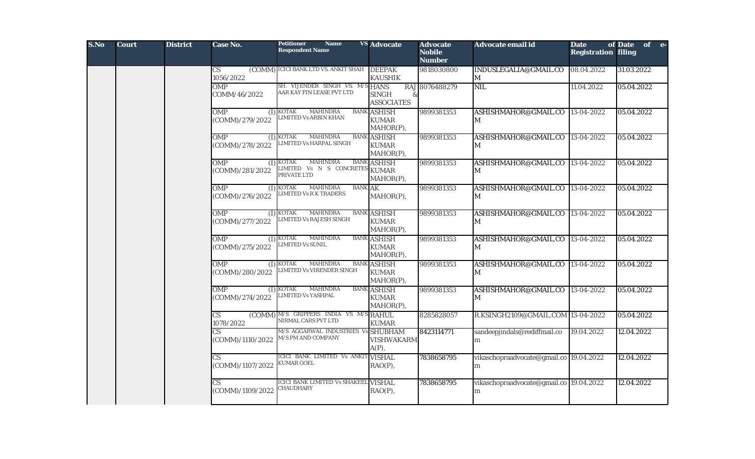| S.No | Court | District | Case No. | Petitioner Name VS Respondent Name | Advocate | Advocate Nobile Number | Advocate email id | Date of Registration | Date of e-filing |
|---|---|---|---|---|---|---|---|---|---|
| | | | CS (COMM) 1056/2022 | ICICI BANK LTD VS. ANKIT SHAH | DEEPAK KAUSHIK | 9818030800 | INDUSLEGALIA@GMAIL.COM | 08.04.2022 | 31.03.2022 |
| | | | OMP COMM/46/2022 | SH. VIJENDER SINGH VS. M/S AAR KAY FIN LEASE PVT LTD | HANS RAJ SINGH & ASSOCIATES | 8076488279 | NIL | 11.04.2022 | 05.04.2022 |
| | | | OMP (I) (COMM)/279/2022 | KOTAK MAHINDRA BANK LIMITED Vs ARBIN KHAN | ASHISH KUMAR MAHOR(P), | 9899381353 | ASHISHMAHOR@GMAIL.COM | 13-04-2022 | 05.04.2022 |
| | | | OMP (I) (COMM)/278/2022 | KOTAK MAHINDRA BANK LIMITED Vs HARPAL SINGH | ASHISH KUMAR MAHOR(P), | 9899381353 | ASHISHMAHOR@GMAIL.COM | 13-04-2022 | 05.04.2022 |
| | | | OMP (I) (COMM)/281/2022 | KOTAK MAHINDRA BANK LIMITED Vs N S CONCRETES PRIVATE LTD | ASHISH KUMAR MAHOR(P), | 9899381353 | ASHISHMAHOR@GMAIL.COM | 13-04-2022 | 05.04.2022 |
| | | | OMP (I) (COMM)/276/2022 | KOTAK MAHINDRA BANK LIMITED Vs R K TRADERS | AK MAHOR(P), | 9899381353 | ASHISHMAHOR@GMAIL.COM | 13-04-2022 | 05.04.2022 |
| | | | OMP (I) (COMM)/277/2022 | KOTAK MAHINDRA BANK LIMITED Vs RAJESH SINGH | ASHISH KUMAR MAHOR(P), | 9899381353 | ASHISHMAHOR@GMAIL.COM | 13-04-2022 | 05.04.2022 |
| | | | OMP (I) (COMM)/275/2022 | KOTAK MAHINDRA BANK LIMITED Vs SUNIL | ASHISH KUMAR MAHOR(P), | 9899381353 | ASHISHMAHOR@GMAIL.COM | 13-04-2022 | 05.04.2022 |
| | | | OMP (I) (COMM)/280/2022 | KOTAK MAHINDRA BANK LIMITED Vs VIRENDER SINGH | ASHISH KUMAR MAHOR(P), | 9899381353 | ASHISHMAHOR@GMAIL.COM | 13-04-2022 | 05.04.2022 |
| | | | OMP (I) (COMM)/274/2022 | KOTAK MAHINDRA BANK LIMITED Vs YASHPAL | ASHISH KUMAR MAHOR(P), | 9899381353 | ASHISHMAHOR@GMAIL.COM | 13-04-2022 | 05.04.2022 |
| | | | CS (COMM) 1078/2022 | M/S GRIPPERS INDIA VS M/S NIRMAL CARS PVT LTD | RAHUL KUMAR | 8285828057 | R.KSINGH2109@GMAIL.COM | 13-04-2022 | 05.04.2022 |
| | | | CS (COMM)/1110/2022 | M/S AGGARWAL INDUSTRIES Vs M/S PM AND COMPANY | SHUBHAM VISHWAKARMA(P), | 8423114771 | sandeepjindals@rediffmail.com | 19.04.2022 | 12.04.2022 |
| | | | CS (COMM)/1107/2022 | ICICI BANK LIMITED Vs ANKIT KUMAR GOEL | VISHAL RAO(P), | 7838658795 | vikaschopraadvocate@gmail.com | 19.04.2022 | 12.04.2022 |
| | | | CS (COMM)/1109/2022 | ICICI BANK LIMITED Vs SHAKEEL CHAUDHARY | VISHAL RAO(P), | 7838658795 | vikaschopraadvocate@gmail.com | 19.04.2022 | 12.04.2022 |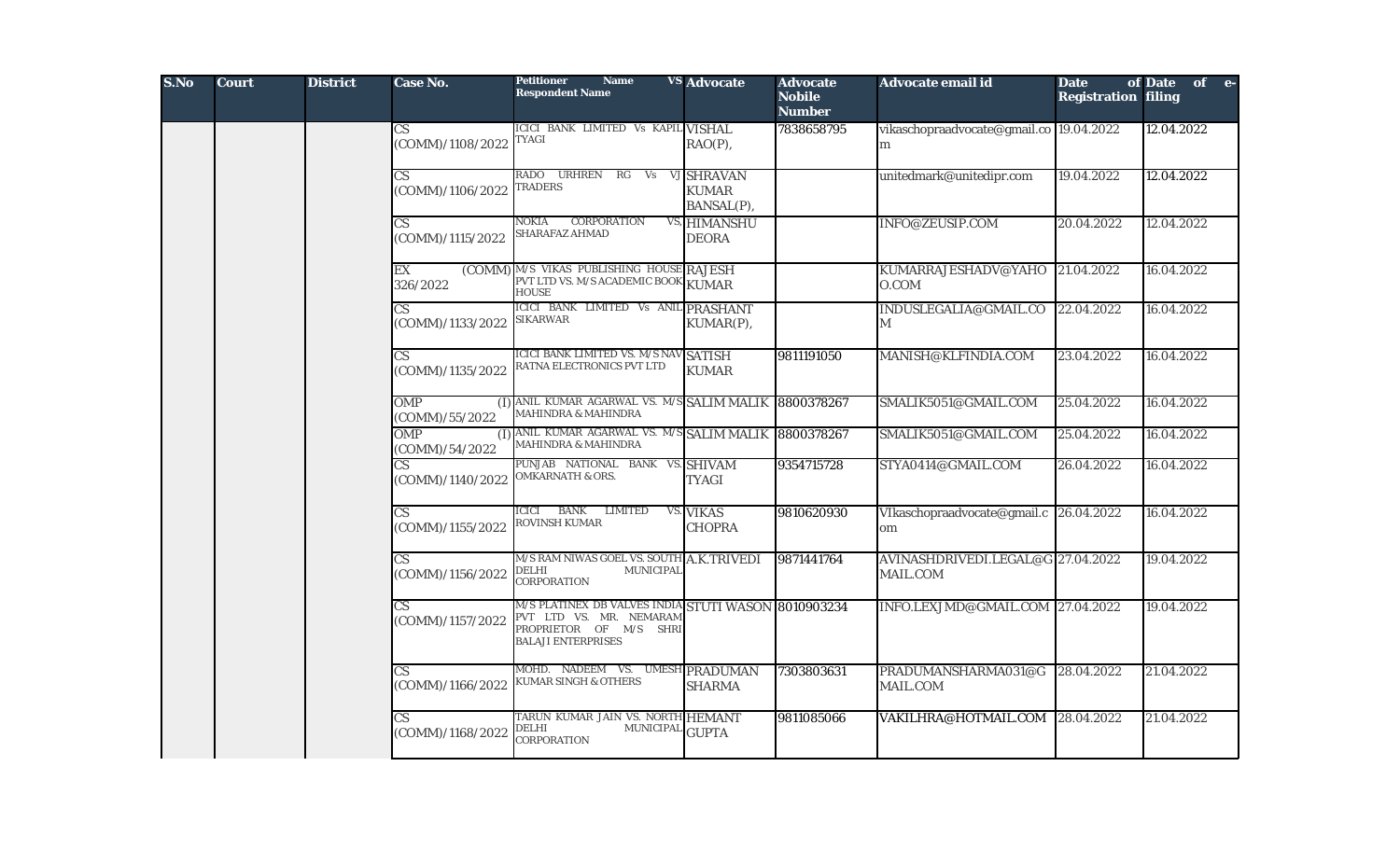| S.No | Court | District | Case No. | Petitioner Name VS Respondent Name | Advocate | Advocate Nobile Number | Advocate email id | Date of Registration | Date of e-filing |
|---|---|---|---|---|---|---|---|---|---|
| | | | CS (COMM)/1108/2022 | ICICI BANK LIMITED Vs KAPIL TYAGI | VISHAL RAO(P), | 7838658795 | vikaschopraadvocate@gmail.com | 19.04.2022 | 12.04.2022 |
| | | | CS (COMM)/1106/2022 | RADO URHREN RG Vs VJ TRADERS | SHRAVAN KUMAR BANSAL(P), | | unitedmark@unitedipr.com | 19.04.2022 | 12.04.2022 |
| | | | CS (COMM)/1115/2022 | NOKIA CORPORATION VS. SHARAFAZ AHMAD | HIMANSHU DEORA | | INFO@ZEUSIP.COM | 20.04.2022 | 12.04.2022 |
| | | | EX (COMM) 326/2022 | M/S VIKAS PUBLISHING HOUSE PVT LTD VS. M/S ACADEMIC BOOK HOUSE | RAJESH KUMAR | | KUMARRAJESHADV@YAHOO.COM | 21.04.2022 | 16.04.2022 |
| | | | CS (COMM)/1133/2022 | ICICI BANK LIMITED Vs ANIL SIKARWAR | PRASHANT KUMAR(P), | | INDUSLEGALIA@GMAIL.COM | 22.04.2022 | 16.04.2022 |
| | | | CS (COMM)/1135/2022 | ICICI BANK LIMITED VS. M/S NAV RATNA ELECTRONICS PVT LTD | SATISH KUMAR | 9811191050 | MANISH@KLFINDIA.COM | 23.04.2022 | 16.04.2022 |
| | | | OMP (I) (COMM)/55/2022 | ANIL KUMAR AGARWAL VS. M/S MAHINDRA & MAHINDRA | SALIM MALIK | 8800378267 | SMALIK5051@GMAIL.COM | 25.04.2022 | 16.04.2022 |
| | | | OMP (I) (COMM)/54/2022 | ANIL KUMAR AGARWAL VS. M/S MAHINDRA & MAHINDRA | SALIM MALIK | 8800378267 | SMALIK5051@GMAIL.COM | 25.04.2022 | 16.04.2022 |
| | | | CS (COMM)/1140/2022 | PUNJAB NATIONAL BANK VS. OMKARNATH & ORS. | SHIVAM TYAGI | 9354715728 | STYA0414@GMAIL.COM | 26.04.2022 | 16.04.2022 |
| | | | CS (COMM)/1155/2022 | ICICI BANK LIMITED VS. ROVINSH KUMAR | VIKAS CHOPRA | 9810620930 | VIkaschopraadvocate@gmail.com | 26.04.2022 | 16.04.2022 |
| | | | CS (COMM)/1156/2022 | M/S RAM NIWAS GOEL VS. SOUTH DELHI MUNICIPAL CORPORATION | A.K.TRIVEDI | 9871441764 | AVINASHDRIVEDI.LEGAL@GMAIL.COM | 27.04.2022 | 19.04.2022 |
| | | | CS (COMM)/1157/2022 | M/S PLATINEX DB VALVES INDIA PVT LTD VS. MR. NEMARAM PROPRIETOR OF M/S SHRI BALAJI ENTERPRISES | STUTI WASON | 8010903234 | INFO.LEXJMD@GMAIL.COM | 27.04.2022 | 19.04.2022 |
| | | | CS (COMM)/1166/2022 | MOHD. NADEEM VS. UMESH KUMAR SINGH & OTHERS | PRADUMAN SHARMA | 7303803631 | PRADUMANSHARMA031@GMAIL.COM | 28.04.2022 | 21.04.2022 |
| | | | CS (COMM)/1168/2022 | TARUN KUMAR JAIN VS. NORTH DELHI MUNICIPAL CORPORATION | HEMANT GUPTA | 9811085066 | VAKILHRA@HOTMAIL.COM | 28.04.2022 | 21.04.2022 |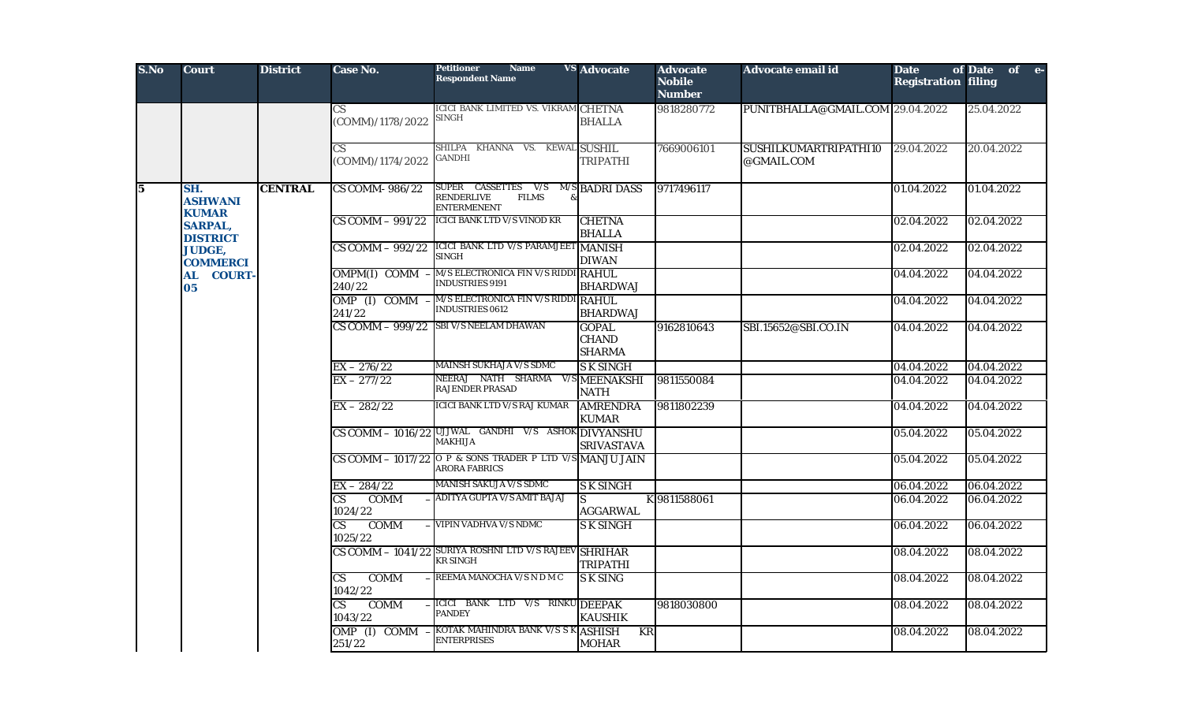| S.No | Court | District | Case No. | Petitioner Name VS Respondent Name | Advocate | Advocate Nobile Number | Advocate email id | Date of Registration | Date of e-filing |
|---|---|---|---|---|---|---|---|---|---|
| | | | CS (COMM)/1178/2022 | ICICI BANK LIMITED VS. VIKRAM SINGH | CHETNA BHALLA | 9818280772 | PUNITBHALLA@GMAIL.COM | 29.04.2022 | 25.04.2022 |
| | | | CS (COMM)/1174/2022 | SHILPA KHANNA VS. KEWAL GANDHI | SUSHIL TRIPATHI | 7669006101 | SUSHILKUMARTRIPATHI10@GMAIL.COM | 29.04.2022 | 20.04.2022 |
| 5 | SH. ASHWANI KUMAR SARPAL, DISTRICT JUDGE, COMMERCIAL COURT-05 | CENTRAL | CS COMM- 986/22 | SUPER CASSETTES V/S M/S RENDERLIVE FILMS & ENTERMENENT | BADRI DASS | 9717496117 | | 01.04.2022 | 01.04.2022 |
| | | | CS COMM – 991/22 | ICICI BANK LTD V/S VINOD KR | CHETNA BHALLA | | | 02.04.2022 | 02.04.2022 |
| | | | CS COMM – 992/22 | ICICI BANK LTD V/S PARAMJEET SINGH | MANISH DIWAN | | | 02.04.2022 | 02.04.2022 |
| | | | OMPM(I) COMM – 240/22 | M/S ELECTRONICA FIN V/S RIDDI INDUSTRIES 9191 | RAHUL BHARDWAJ | | | 04.04.2022 | 04.04.2022 |
| | | | OMP (I) COMM – 241/22 | M/S ELECTRONICA FIN V/S RIDDI INDUSTRIES 0612 | RAHUL BHARDWAJ | | | 04.04.2022 | 04.04.2022 |
| | | | CS COMM – 999/22 | SBI V/S NEELAM DHAWAN | GOPAL CHAND SHARMA | 9162810643 | SBI.15652@SBI.CO.IN | 04.04.2022 | 04.04.2022 |
| | | | EX – 276/22 | MAINSH SUKHAJA V/S SDMC | S K SINGH | | | 04.04.2022 | 04.04.2022 |
| | | | EX – 277/22 | NEERAJ NATH SHARMA V/S RAJENDER PRASAD | MEENAKSHI NATH | 9811550084 | | 04.04.2022 | 04.04.2022 |
| | | | EX – 282/22 | ICICI BANK LTD V/S RAJ KUMAR | AMRENDRA KUMAR | 9811802239 | | 04.04.2022 | 04.04.2022 |
| | | | CS COMM – 1016/22 | UJJWAL GANDHI V/S ASHOK MAKHIJA | DIVYANSHU SRIVASTAVA | | | 05.04.2022 | 05.04.2022 |
| | | | CS COMM – 1017/22 | O P & SONS TRADER P LTD V/S ARORA FABRICS | MANJU JAIN | | | 05.04.2022 | 05.04.2022 |
| | | | EX – 284/22 | MANISH SAKUJA V/S SDMC | S K SINGH | | | 06.04.2022 | 06.04.2022 |
| | | | CS COMM – 1024/22 | ADITYA GUPTA V/S AMIT BAJAJ | S K AGGARWAL | 9811588061 | | 06.04.2022 | 06.04.2022 |
| | | | CS COMM – 1025/22 | VIPIN VADHVA V/S NDMC | S K SINGH | | | 06.04.2022 | 06.04.2022 |
| | | | CS COMM – 1041/22 | SURIYA ROSHNI LTD V/S RAJEEV KR SINGH | SHRIHAR TRIPATHI | | | 08.04.2022 | 08.04.2022 |
| | | | CS COMM – 1042/22 | REEMA MANOCHA V/S N D M C | S K SING | | | 08.04.2022 | 08.04.2022 |
| | | | CS COMM – 1043/22 | ICICI BANK LTD V/S RINKU PANDEY | DEEPAK KAUSHIK | 9818030800 | | 08.04.2022 | 08.04.2022 |
| | | | OMP (I) COMM – 251/22 | KOTAK MAHINDRA BANK V/S S K ENTERPRISES | ASHISH KR MOHAR | | | 08.04.2022 | 08.04.2022 |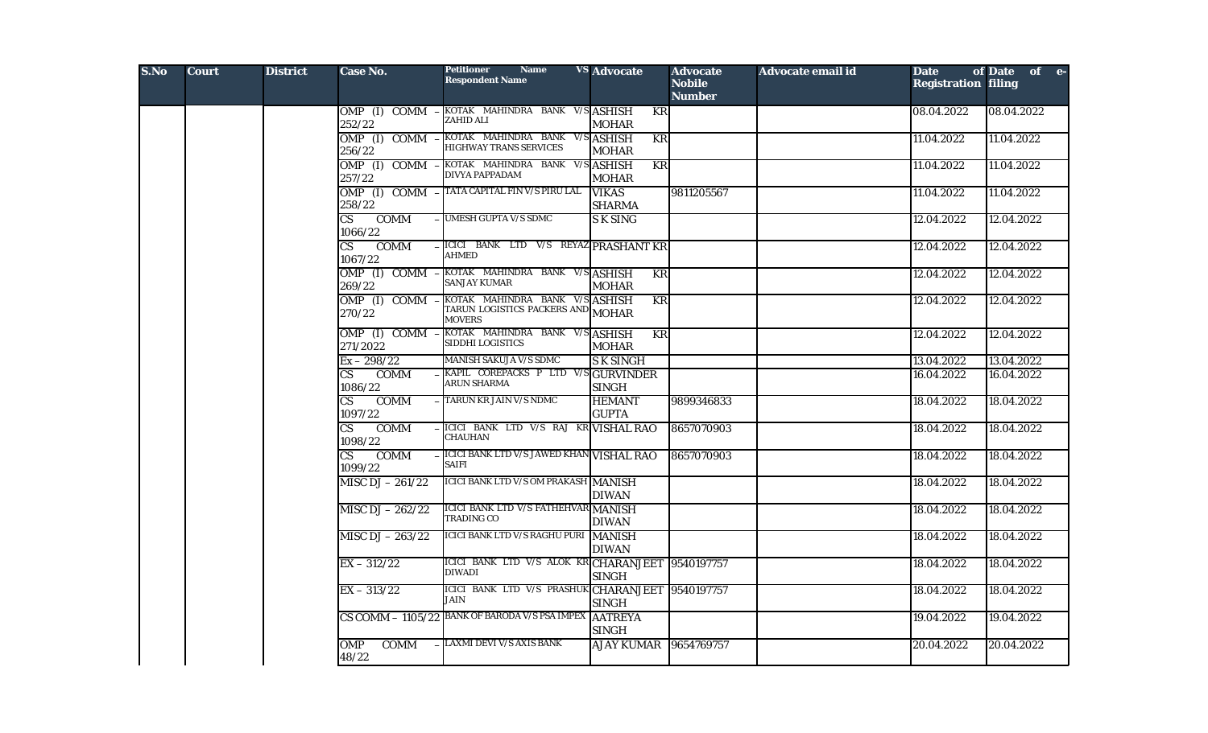| S.No | Court | District | Case No. | Petitioner Name VS Respondent Name | Advocate | Advocate Nobile Number | Advocate email id | Date of Registration | Date of e-filing |
|---|---|---|---|---|---|---|---|---|---|
| | | | OMP (I) COMM – 252/22 | KOTAK MAHINDRA BANK V/S ZAHID ALI | ASHISH KR MOHAR | | | 08.04.2022 | 08.04.2022 |
| | | | OMP (I) COMM – 256/22 | KOTAK MAHINDRA BANK V/S HIGHWAY TRANS SERVICES | ASHISH KR MOHAR | | | 11.04.2022 | 11.04.2022 |
| | | | OMP (I) COMM – 257/22 | KOTAK MAHINDRA BANK V/S DIVYA PAPPADAM | ASHISH KR MOHAR | | | 11.04.2022 | 11.04.2022 |
| | | | OMP (I) COMM – 258/22 | TATA CAPITAL FIN V/S PIRU LAL | VIKAS SHARMA | 9811205567 | | 11.04.2022 | 11.04.2022 |
| | | | CS COMM – 1066/22 | UMESH GUPTA V/S SDMC | S K SING | | | 12.04.2022 | 12.04.2022 |
| | | | CS COMM – 1067/22 | ICICI BANK LTD V/S REYAZ AHMED | PRASHANT KR | | | 12.04.2022 | 12.04.2022 |
| | | | OMP (I) COMM – 269/22 | KOTAK MAHINDRA BANK V/S SANJAY KUMAR | ASHISH KR MOHAR | | | 12.04.2022 | 12.04.2022 |
| | | | OMP (I) COMM – 270/22 | KOTAK MAHINDRA BANK V/S TARUN LOGISTICS PACKERS AND MOVERS | ASHISH KR MOHAR | | | 12.04.2022 | 12.04.2022 |
| | | | OMP (I) COMM – 271/2022 | KOTAK MAHINDRA BANK V/S SIDDHI LOGISTICS | ASHISH KR MOHAR | | | 12.04.2022 | 12.04.2022 |
| | | | Ex – 298/22 | MANISH SAKUJA V/S SDMC | S K SINGH | | | 13.04.2022 | 13.04.2022 |
| | | | CS COMM – 1086/22 | KAPIL COREPACKS P LTD V/S ARUN SHARMA | GURVINDER SINGH | | | 16.04.2022 | 16.04.2022 |
| | | | CS COMM – 1097/22 | TARUN KR JAIN V/S NDMC | HEMANT GUPTA | 9899346833 | | 18.04.2022 | 18.04.2022 |
| | | | CS COMM – 1098/22 | ICICI BANK LTD V/S RAJ KR CHAUHAN | VISHAL RAO | 8657070903 | | 18.04.2022 | 18.04.2022 |
| | | | CS COMM – 1099/22 | ICICI BANK LTD V/S JAWED KHAN SAIFI | VISHAL RAO | 8657070903 | | 18.04.2022 | 18.04.2022 |
| | | | MISC DJ – 261/22 | ICICI BANK LTD V/S OM PRAKASH | MANISH DIWAN | | | 18.04.2022 | 18.04.2022 |
| | | | MISC DJ – 262/22 | ICICI BANK LTD V/S FATHEHVAR TRADING CO | MANISH DIWAN | | | 18.04.2022 | 18.04.2022 |
| | | | MISC DJ – 263/22 | ICICI BANK LTD V/S RAGHU PURI | MANISH DIWAN | | | 18.04.2022 | 18.04.2022 |
| | | | EX – 312/22 | ICICI BANK LTD V/S ALOK KR DIWADI | CHARANJEET SINGH | 9540197757 | | 18.04.2022 | 18.04.2022 |
| | | | EX – 313/22 | ICICI BANK LTD V/S PRASHUK JAIN | CHARANJEET SINGH | 9540197757 | | 18.04.2022 | 18.04.2022 |
| | | | CS COMM – 1105/22 | BANK OF BARODA V/S PSA IMPEX | AATREYA SINGH | | | 19.04.2022 | 19.04.2022 |
| | | | OMP COMM – 48/22 | LAXMI DEVI V/S AXIS BANK | AJAY KUMAR | 9654769757 | | 20.04.2022 | 20.04.2022 |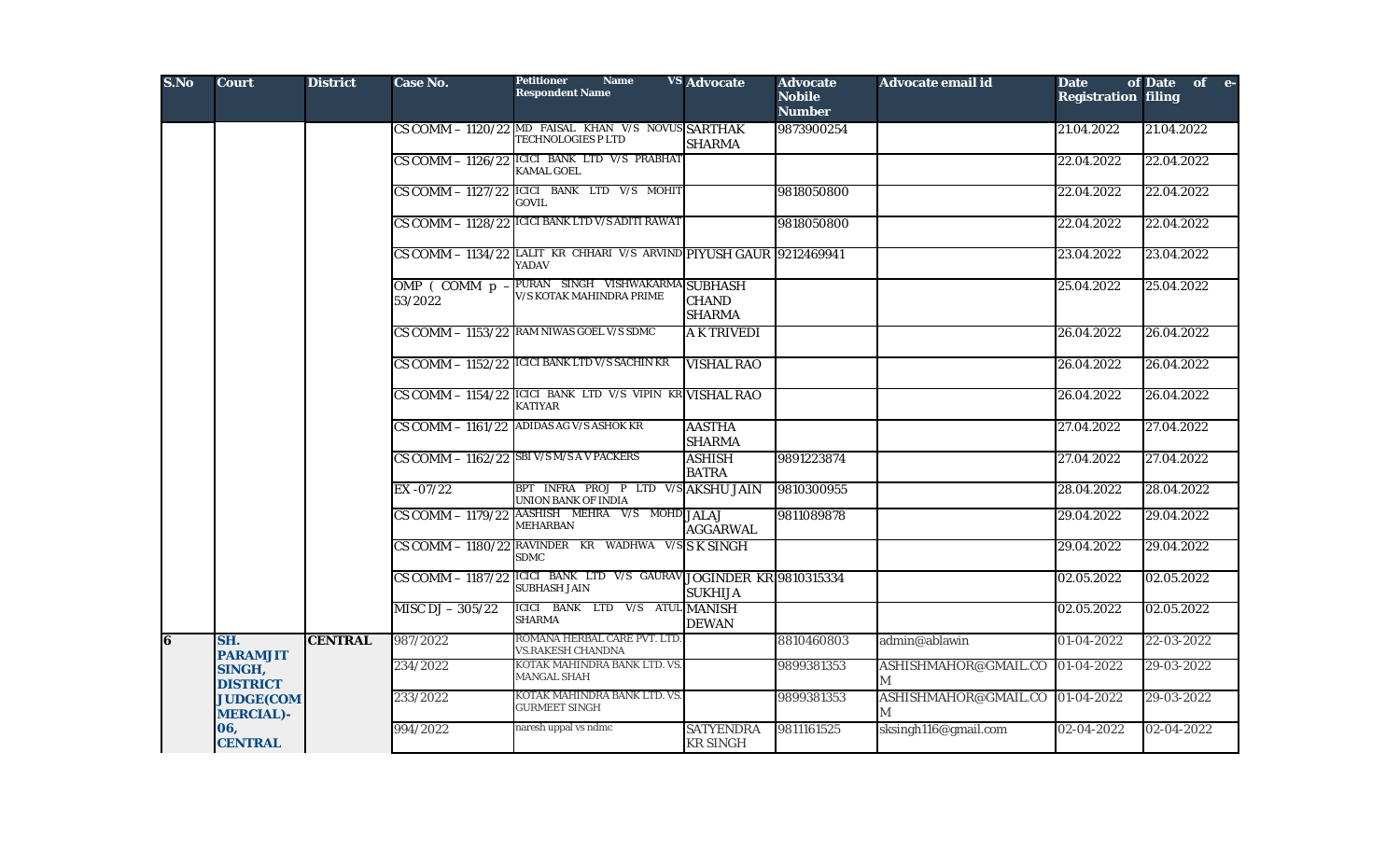| S.No | Court | District | Case No. | Petitioner Name VS Respondent Name | Advocate | Advocate Nobile Number | Advocate email id | Date of Registration | Date of e-filing |
|---|---|---|---|---|---|---|---|---|---|
| | | | CS COMM – 1120/22 | MD FAISAL KHAN V/S NOVUS TECHNOLOGIES P LTD | SARTHAK SHARMA | 9873900254 | | 21.04.2022 | 21.04.2022 |
| | | | CS COMM – 1126/22 | ICICI BANK LTD V/S PRABHAT KAMAL GOEL | | | | 22.04.2022 | 22.04.2022 |
| | | | CS COMM – 1127/22 | ICICI BANK LTD V/S MOHIT GOVIL | | 9818050800 | | 22.04.2022 | 22.04.2022 |
| | | | CS COMM – 1128/22 | ICICI BANK LTD V/S ADITI RAWAT | | 9818050800 | | 22.04.2022 | 22.04.2022 |
| | | | CS COMM – 1134/22 | LALIT KR CHHARI V/S ARVIND YADAV | PIYUSH GAUR | 9212469941 | | 23.04.2022 | 23.04.2022 |
| | | | OMP ( COMM p – 53/2022 | PURAN SINGH VISHWAKARMA V/S KOTAK MAHINDRA PRIME | SUBHASH CHAND SHARMA | | | 25.04.2022 | 25.04.2022 |
| | | | CS COMM – 1153/22 | RAM NIWAS GOEL V/S SDMC | A K TRIVEDI | | | 26.04.2022 | 26.04.2022 |
| | | | CS COMM – 1152/22 | ICICI BANK LTD V/S SACHIN KR | VISHAL RAO | | | 26.04.2022 | 26.04.2022 |
| | | | CS COMM – 1154/22 | ICICI BANK LTD V/S VIPIN KR KATIYAR | VISHAL RAO | | | 26.04.2022 | 26.04.2022 |
| | | | CS COMM – 1161/22 | ADIDAS AG V/S ASHOK KR | AASTHA SHARMA | | | 27.04.2022 | 27.04.2022 |
| | | | CS COMM – 1162/22 | SBI V/S M/S A V PACKERS | ASHISH BATRA | 9891223874 | | 27.04.2022 | 27.04.2022 |
| | | | EX -07/22 | BPT INFRA PROJ P LTD V/S UNION BANK OF INDIA | AKSHU JAIN | 9810300955 | | 28.04.2022 | 28.04.2022 |
| | | | CS COMM – 1179/22 | AASHISH MEHRA V/S MOHD MEHARBAN | JALAJ AGGARWAL | 9811089878 | | 29.04.2022 | 29.04.2022 |
| | | | CS COMM – 1180/22 | RAVINDER KR WADHWA V/S SDMC | S K SINGH | | | 29.04.2022 | 29.04.2022 |
| | | | CS COMM – 1187/22 | ICICI BANK LTD V/S GAURAV SUBHASH JAIN | JOGINDER KR SUKHIJA | 9810315334 | | 02.05.2022 | 02.05.2022 |
| | | | MISC DJ – 305/22 | ICICI BANK LTD V/S ATUL SHARMA | MANISH DEWAN | | | 02.05.2022 | 02.05.2022 |
| **6** | **SH. PARAMJIT SINGH, DISTRICT JUDGE(COMMERCIAL)-06, CENTRAL** | **CENTRAL** | 987/2022 | ROMANA HERBAL CARE PVT. LTD. VS.RAKESH CHANDNA | | 8810460803 | admin@ablawin | 01-04-2022 | 22-03-2022 |
| | | | 234/2022 | KOTAK MAHINDRA BANK LTD. VS. MANGAL SHAH | | 9899381353 | ASHISHMAHOR@GMAIL.COM | 01-04-2022 | 29-03-2022 |
| | | | 233/2022 | KOTAK MAHINDRA BANK LTD. VS. GURMEET SINGH | | 9899381353 | ASHISHMAHOR@GMAIL.COM | 01-04-2022 | 29-03-2022 |
| | | | 994/2022 | naresh uppal vs ndmc | SATYENDRA KR SINGH | 9811161525 | sksingh116@gmail.com | 02-04-2022 | 02-04-2022 |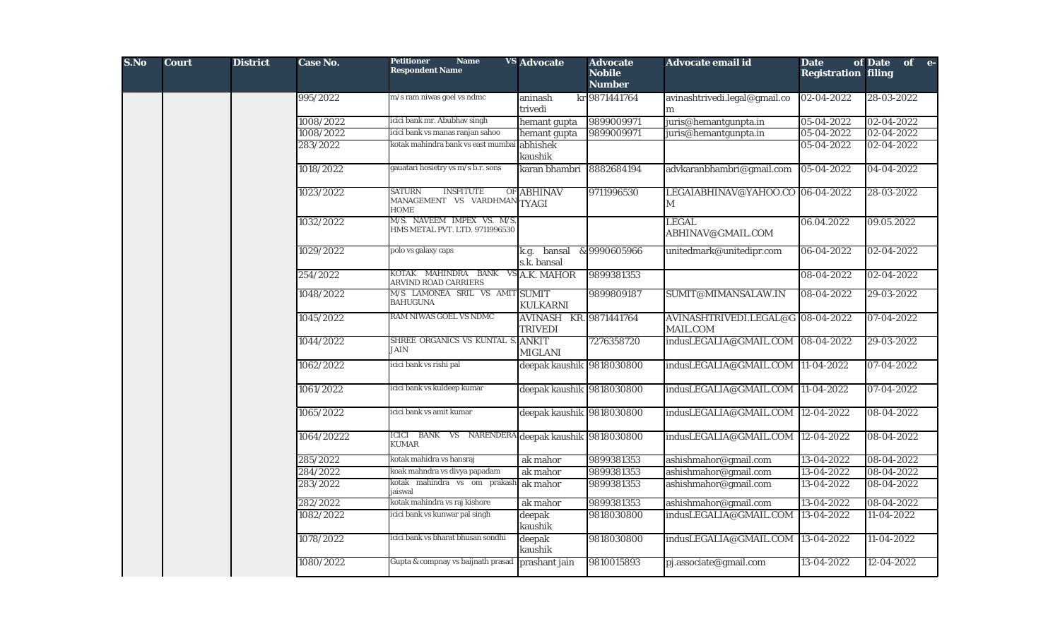| S.No | Court | District | Case No. | Petitioner Name VS Respondent Name | Advocate | Advocate Nobile Number | Advocate email id | Date of Registration | Date of e-filing |
|---|---|---|---|---|---|---|---|---|---|
| | | | 995/2022 | m/s ram niwas goel vs ndmc | aninash kr trivedi | 9871441764 | avinashtrivedi.legal@gmail.com | 02-04-2022 | 28-03-2022 |
| | | | 1008/2022 | icici bank mr. Abubhav singh | hemant gupta | 9899009971 | juris@hemantgunpta.in | 05-04-2022 | 02-04-2022 |
| | | | 1008/2022 | icici bank vs manas ranjan sahoo | hemant gupta | 9899009971 | juris@hemantgunpta.in | 05-04-2022 | 02-04-2022 |
| | | | 283/2022 | kotak mahindra bank vs east mumbai | abhishek kaushik | | | 05-04-2022 | 02-04-2022 |
| | | | 1018/2022 | gauatari hosietry vs m/s b.r. sons | karan bhambri | 8882684194 | advkaranbhambri@gmail.com | 05-04-2022 | 04-04-2022 |
| | | | 1023/2022 | SATURN INSFITUTE OF MANAGEMENT VS VARDHMAN HOME | ABHINAV TYAGI | 9711996530 | LEGAIABHINAV@YAHOO.COM | 06-04-2022 | 28-03-2022 |
| | | | 1032/2022 | M/S. NAVEEM IMPEX VS. M/S. HMS METAL PVT. LTD. 9711996530 | | | LEGAL ABHINAV@GMAIL.COM | 06.04.2022 | 09.05.2022 |
| | | | 1029/2022 | polo vs galaxy caps | k.g. bansal & s.k. bansal | 9990605966 | unitedmark@unitedipr.com | 06-04-2022 | 02-04-2022 |
| | | | 254/2022 | KOTAK MAHINDRA BANK VS ARVIND ROAD CARRIERS | A.K. MAHOR | 9899381353 | | 08-04-2022 | 02-04-2022 |
| | | | 1048/2022 | M/S LAMONEA SRIL VS AMIT BAHUGUNA | SUMIT KULKARNI | 9899809187 | SUMIT@MIMANSALAW.IN | 08-04-2022 | 29-03-2022 |
| | | | 1045/2022 | RAM NIWAS GOEL VS NDMC | AVINASH KR. TRIVEDI | 9871441764 | AVINASHTRIVEDI.LEGAL@GMAIL.COM | 08-04-2022 | 07-04-2022 |
| | | | 1044/2022 | SHREE ORGANICS VS KUNTAL S. JAIN | ANKIT MIGLANI | 7276358720 | indusLEGALIA@GMAIL.COM | 08-04-2022 | 29-03-2022 |
| | | | 1062/2022 | icici bank vs rishi pal | deepak kaushik | 9818030800 | indusLEGALIA@GMAIL.COM | 11-04-2022 | 07-04-2022 |
| | | | 1061/2022 | icici bank vs kuldeep kumar | deepak kaushik | 9818030800 | indusLEGALIA@GMAIL.COM | 11-04-2022 | 07-04-2022 |
| | | | 1065/2022 | icici bank vs amit kumar | deepak kaushik | 9818030800 | indusLEGALIA@GMAIL.COM | 12-04-2022 | 08-04-2022 |
| | | | 1064/20222 | ICICI BANK VS NARENDERA KUMAR | deepak kaushik | 9818030800 | indusLEGALIA@GMAIL.COM | 12-04-2022 | 08-04-2022 |
| | | | 285/2022 | kotak mahidra vs hansraj | ak mahor | 9899381353 | ashishmahor@gmail.com | 13-04-2022 | 08-04-2022 |
| | | | 284/2022 | koak mahndra vs divya papadam | ak mahor | 9899381353 | ashishmahor@gmail.com | 13-04-2022 | 08-04-2022 |
| | | | 283/2022 | kotak mahindra vs om prakash jaiswal | ak mahor | 9899381353 | ashishmahor@gmail.com | 13-04-2022 | 08-04-2022 |
| | | | 282/2022 | kotak mahindra vs raj kishore | ak mahor | 9899381353 | ashishmahor@gmail.com | 13-04-2022 | 08-04-2022 |
| | | | 1082/2022 | icici bank vs kunwar pal singh | deepak kaushik | 9818030800 | indusLEGALIA@GMAIL.COM | 13-04-2022 | 11-04-2022 |
| | | | 1078/2022 | icici bank vs bharat bhusan sondhi | deepak kaushik | 9818030800 | indusLEGALIA@GMAIL.COM | 13-04-2022 | 11-04-2022 |
| | | | 1080/2022 | Gupta & compnay vs baijnath prasad | prashant jain | 9810015893 | pj.associate@gmail.com | 13-04-2022 | 12-04-2022 |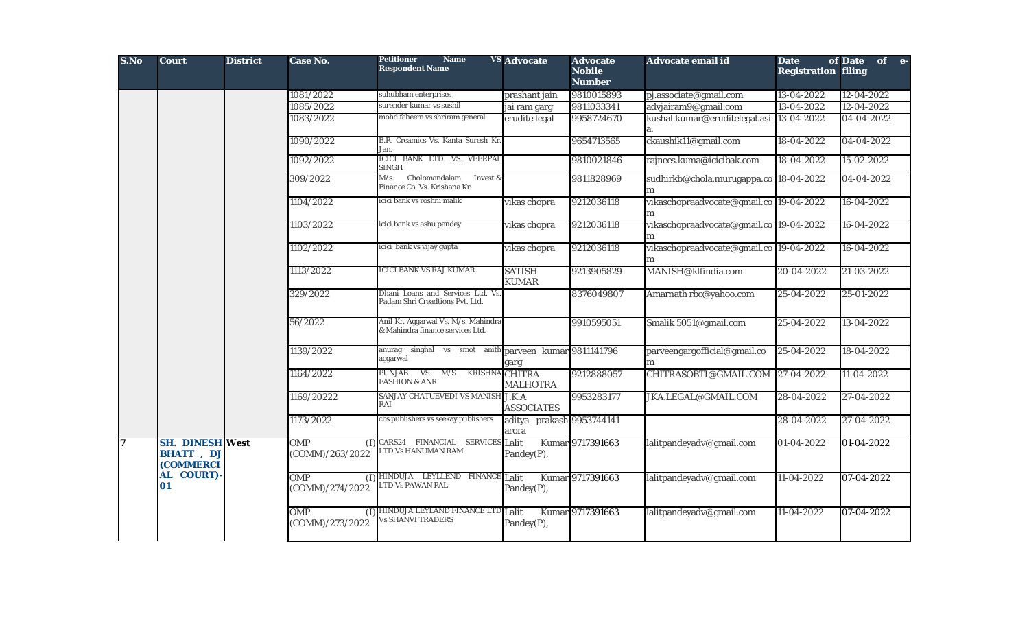| S.No | Court | District | Case No. | Petitioner Name VS Respondent Name | Advocate | Advocate Nobile Number | Advocate email id | Date of Registration | Date of e-filing |
|---|---|---|---|---|---|---|---|---|---|
| | | | 1081/2022 | suhubham enterprises | prashant jain | 9810015893 | pj.associate@gmail.com | 13-04-2022 | 12-04-2022 |
| | | | 1085/2022 | surender kumar vs sushil | jai ram garg | 9811033341 | advjairam9@gmail.com | 13-04-2022 | 12-04-2022 |
| | | | 1083/2022 | mohd faheem vs shriram general | erudite legal | 9958724670 | kushal.kumar@eruditelegal.asia. | 13-04-2022 | 04-04-2022 |
| | | | 1090/2022 | B.R. Creamics Vs. Kanta Suresh Kr. Jan. | | 9654713565 | ckaushik11@gmail.com | 18-04-2022 | 04-04-2022 |
| | | | 1092/2022 | ICICI BANK LTD. VS. VEERPAL SINGH | | 9810021846 | rajnees.kuma@icicibak.com | 18-04-2022 | 15-02-2022 |
| | | | 309/2022 | M/s. Cholomandalam Invest.& Finance Co. Vs. Krishana Kr. | | 9811828969 | sudhirkb@chola.murugappa.com | 18-04-2022 | 04-04-2022 |
| | | | 1104/2022 | icici bank vs roshni malik | vikas chopra | 9212036118 | vikaschopraadvocate@gmail.com | 19-04-2022 | 16-04-2022 |
| | | | 1103/2022 | icici bank vs ashu pandey | vikas chopra | 9212036118 | vikaschopraadvocate@gmail.com | 19-04-2022 | 16-04-2022 |
| | | | 1102/2022 | icici bank vs vijay gupta | vikas chopra | 9212036118 | vikaschopraadvocate@gmail.com | 19-04-2022 | 16-04-2022 |
| | | | 1113/2022 | ICICI BANK VS RAJ KUMAR | SATISH KUMAR | 9213905829 | MANISH@klfindia.com | 20-04-2022 | 21-03-2022 |
| | | | 329/2022 | Dhani Loans and Services Ltd. Vs. Padam Shri Creadtions Pvt. Ltd. | | 8376049807 | Amarnath rbc@yahoo.com | 25-04-2022 | 25-01-2022 |
| | | | 56/2022 | Anil Kr. Aggarwal Vs. M/s. Mahindra & Mahindra finance services Ltd. | | 9910595051 | Smalik 5051@gmail.com | 25-04-2022 | 13-04-2022 |
| | | | 1139/2022 | anurag singhal vs smot anith aggarwal | parveen kumar garg | 9811141796 | parveengargofficial@gmail.com | 25-04-2022 | 18-04-2022 |
| | | | 1164/2022 | PUNJAB VS M/S KRISHNA FASHION & ANR | CHITRA MALHOTRA | 9212888057 | CHITRASOBTI@GMAIL.COM | 27-04-2022 | 11-04-2022 |
| | | | 1169/20222 | SANJAY CHATUEVEDI VS MANISH RAI | J.K.A ASSOCIATES | 9953283177 | JKA.LEGAL@GMAIL.COM | 28-04-2022 | 27-04-2022 |
| | | | 1173/2022 | cbs publishers vs seekay publishers | aditya prakash arora | 9953744141 | | 28-04-2022 | 27-04-2022 |
| 7 | **SH. DINESH BHATT , DJ (COMMERCIAL COURT)-01** | West | OMP (I) (COMM)/263/2022 | CARS24 FINANCIAL SERVICES LTD Vs HANUMAN RAM | Lalit Kumar Pandey(P), | 9717391663 | lalitpandeyadv@gmail.com | 01-04-2022 | 01-04-2022 |
| | | | OMP (I) (COMM)/274/2022 | HINDUJA LEYLLEND FINANCE LTD Vs PAWAN PAL | Lalit Kumar Pandey(P), | 9717391663 | lalitpandeyadv@gmail.com | 11-04-2022 | 07-04-2022 |
| | | | OMP (I) (COMM)/273/2022 | HINDUJA LEYLAND FINANCE LTD Vs SHANVI TRADERS | Lalit Kumar Pandey(P), | 9717391663 | lalitpandeyadv@gmail.com | 11-04-2022 | 07-04-2022 |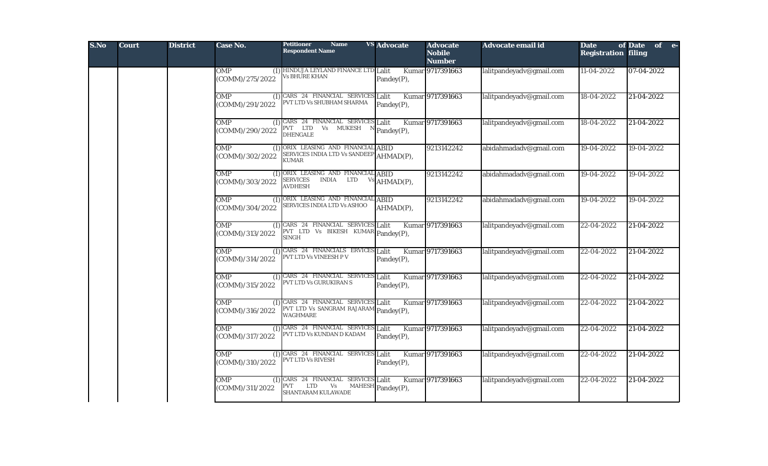| S.No | Court | District | Case No. | Petitioner Name VS Respondent Name | Advocate | Advocate Nobile Number | Advocate email id | Date of Registration | Date of e-filing |
|---|---|---|---|---|---|---|---|---|---|
| | | | OMP (I) (COMM)/275/2022 | HINDUJA LEYLAND FINANCE LTD Vs BHURE KHAN | Lalit Kumar Pandey(P), | 9717391663 | lalitpandeyadv@gmail.com | 11-04-2022 | 07-04-2022 |
| | | | OMP (I) (COMM)/291/2022 | CARS 24 FINANCIAL SERVICES PVT LTD Vs SHUBHAM SHARMA | Lalit Kumar Pandey(P), | 9717391663 | lalitpandeyadv@gmail.com | 18-04-2022 | 21-04-2022 |
| | | | OMP (I) (COMM)/290/2022 | CARS 24 FINANCIAL SERVICES PVT LTD Vs MUKESH N DHENGALE | Lalit Kumar Pandey(P), | 9717391663 | lalitpandeyadv@gmail.com | 18-04-2022 | 21-04-2022 |
| | | | OMP (I) (COMM)/302/2022 | ORIX LEASING AND FINANCIAL SERVICES INDIA LTD Vs SANDEEP KUMAR | ABID AHMAD(P), | 9213142242 | abidahmadadv@gmail.com | 19-04-2022 | 19-04-2022 |
| | | | OMP (I) (COMM)/303/2022 | ORIX LEASING AND FINANCIAL SERVICES INDIA LTD Vs AVDHESH | ABID AHMAD(P), | 9213142242 | abidahmadadv@gmail.com | 19-04-2022 | 19-04-2022 |
| | | | OMP (I) (COMM)/304/2022 | ORIX LEASING AND FINANCIAL SERVICES INDIA LTD Vs ASHOO | ABID AHMAD(P), | 9213142242 | abidahmadadv@gmail.com | 19-04-2022 | 19-04-2022 |
| | | | OMP (I) (COMM)/313/2022 | CARS 24 FINANCIAL SERVICES PVT LTD Vs BIKESH KUMAR SINGH | Lalit Kumar Pandey(P), | 9717391663 | lalitpandeyadv@gmail.com | 22-04-2022 | 21-04-2022 |
| | | | OMP (I) (COMM)/314/2022 | CARS 24 FINANCIALS ERVICES PVT LTD Vs VINEESH P V | Lalit Kumar Pandey(P), | 9717391663 | lalitpandeyadv@gmail.com | 22-04-2022 | 21-04-2022 |
| | | | OMP (I) (COMM)/315/2022 | CARS 24 FINANCIAL SERVICES PVT LTD Vs GURUKIRAN S | Lalit Kumar Pandey(P), | 9717391663 | lalitpandeyadv@gmail.com | 22-04-2022 | 21-04-2022 |
| | | | OMP (I) (COMM)/316/2022 | CARS 24 FINANCIAL SERVICES PVT LTD Vs SANGRAM RAJARAM WAGHMARE | Lalit Kumar Pandey(P), | 9717391663 | lalitpandeyadv@gmail.com | 22-04-2022 | 21-04-2022 |
| | | | OMP (I) (COMM)/317/2022 | CARS 24 FINANCIAL SERVICES PVT LTD Vs KUNDAN D KADAM | Lalit Kumar Pandey(P), | 9717391663 | lalitpandeyadv@gmail.com | 22-04-2022 | 21-04-2022 |
| | | | OMP (I) (COMM)/310/2022 | CARS 24 FINANCIAL SERVICES PVT LTD Vs RIVESH | Lalit Kumar Pandey(P), | 9717391663 | lalitpandeyadv@gmail.com | 22-04-2022 | 21-04-2022 |
| | | | OMP (I) (COMM)/311/2022 | CARS 24 FINANCIAL SERVICES PVT LTD Vs MAHESH SHANTARAM KULAWADE | Lalit Kumar Pandey(P), | 9717391663 | lalitpandeyadv@gmail.com | 22-04-2022 | 21-04-2022 |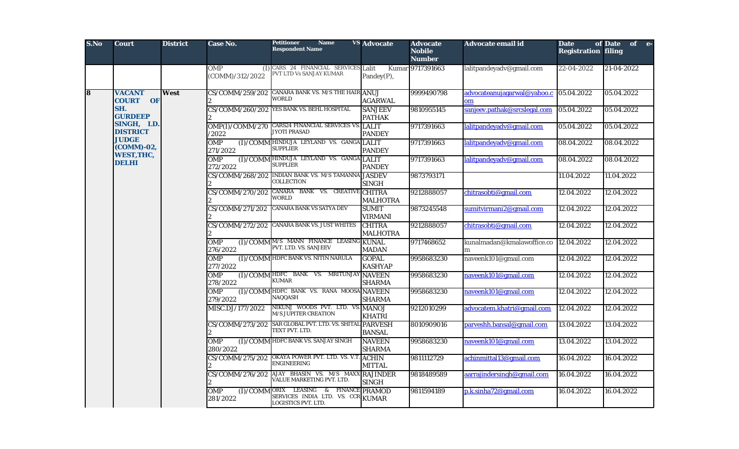| S.No | Court | District | Case No. | Petitioner Name VS Respondent Name | Advocate | Advocate Nobile Number | Advocate email id | Date of Registration | Date of e-filing |
|---|---|---|---|---|---|---|---|---|---|
| | | | OMP (I) (COMM)/312/2022 | CARS 24 FINANCIAL SERVICES PVT LTD Vs SANJAY KUMAR | Lalit Kumar Pandey(P), | 9717391663 | lalitpandeyadv@gmail.com | 22-04-2022 | 21-04-2022 |
| 8 | VACANT COURT OF SH. GURDEEP SINGH, LD. DISTRICT JUDGE (COMM)-02, WEST,THC, DELHI | West | CS/COMM/259/2022 | CANARA BANK VS. M/S THE HAIR WORLD | ANUJ AGARWAL | 9999490798 | advocateanujagarwal@yahoo.com | 05.04.2022 | 05.04.2022 |
| | | | CS/COMM/260/2022 | YES BANK VS. BEHL HOSPITAL | SANJEEV PATHAK | 9810955145 | sanjeev.pathak@srcslegal.com | 05.04.2022 | 05.04.2022 |
| | | | OMP(I)/COMM/270/2022 | CARS24 FINANCIAL SERVICES VS. JYOTI PRASAD | LALIT PANDEY | 9717391663 | lalitpandeyadv@gmail.com | 05.04.2022 | 05.04.2022 |
| | | | OMP (I)/COMM 271/2022 | HINDUJA LEYLAND VS. GANGA SUPPLIER | LALIT PANDEY | 9717391663 | lalitpandeyadv@gmail.com | 08.04.2022 | 08.04.2022 |
| | | | OMP (I)/COMM 272/2022 | HINDUJA LEYLAND VS. GANGA SUPPLIER | LALIT PANDEY | 9717391663 | lalitpandeyadv@gmail.com | 08.04.2022 | 08.04.2022 |
| | | | CS/COMM/268/2022 | INDIAN BANK VS. M/S TAMANNA COLLECTION | JASDEV SINGH | 9873793171 | | 11.04.2022 | 11.04.2022 |
| | | | CS/COMM/270/2022 | CANARA BANK VS. CREATIVE WORLD | CHITRA MALHOTRA | 9212888057 | chitrasobti@gmail.com | 12.04.2022 | 12.04.2022 |
| | | | CS/COMM/271/2022 | CANARA BANK VS SATYA DEV | SUMIT VIRMANI | 9873245548 | sumitvirmani2@gmail.com | 12.04.2022 | 12.04.2022 |
| | | | CS/COMM/272/2022 | CANARA BANK VS. JUST WHITES | CHITRA MALHOTRA | 9212888057 | chitrasobti@gmail.com | 12.04.2022 | 12.04.2022 |
| | | | OMP (I)/COMM 276/2022 | M/S MANN FINANCE LEASING PVT. LTD. VS. SANJEEV | KUNAL MADAN | 9717468652 | kunalmadan@kmalawoffice.com | 12.04.2022 | 12.04.2022 |
| | | | OMP (I)/COMM 277/2022 | HDFC BANK VS. NITIN NARULA | GOPAL KASHYAP | 9958683230 | naveenk101@gmail.com | 12.04.2022 | 12.04.2022 |
| | | | OMP (I)/COMM 278/2022 | HDFC BANK VS. MRITUNJAY KUMAR | NAVEEN SHARMA | 9958683230 | naveenk101@gmail.com | 12.04.2022 | 12.04.2022 |
| | | | OMP (I)/COMM 279/2022 | HDFC BANK VS. RANA MOOSA NAQQASH | NAVEEN SHARMA | 9958683230 | naveenk101@gmail.com | 12.04.2022 | 12.04.2022 |
| | | | MISC.DJ/177/2022 | NIKUNJ WOODS PVT. LTD. VS. M/S JUPITER CREATION | MANOJ KHATRI | 9212010299 | advocatem.khatri@gmail.com | 12.04.2022 | 12.04.2022 |
| | | | CS/COMM/273/2022 | SAR GLOBAL PVT. LTD. VS. SHITAL TEXT PVT. LTD. | PARVESH BANSAL | 8010909016 | parveshh.bansal@gmail.com | 13.04.2022 | 13.04.2022 |
| | | | OMP (I)/COMM 280/2022 | HDFC BANK VS. SANJAY SINGH | NAVEEN SHARMA | 9958683230 | naveenk101@gmail.com | 13.04.2022 | 13.04.2022 |
| | | | CS/COMM/275/2022 | OKAYA POWER PVT. LTD. VS. V.T. ENGINEERING | ACHIN MITTAL | 9811112729 | achinmittal13@gmail.com | 16.04.2022 | 16.04.2022 |
| | | | CS/COMM/276/2022 | AJAY BHASIN VS. M/S MAXX VALUE MARKETING PVT. LTD. | RAJINDER SINGH | 9818489589 | aarrajindersingh@gmail.com | 16.04.2022 | 16.04.2022 |
| | | | OMP (I)/COMM 281/2022 | ORIX LEASING & FINANCE SERVICES INDIA LTD. VS. CCR LOGISTICS PVT. LTD. | PRAMOD KUMAR | 9811594189 | p.k.sinha72@gmail.com | 16.04.2022 | 16.04.2022 |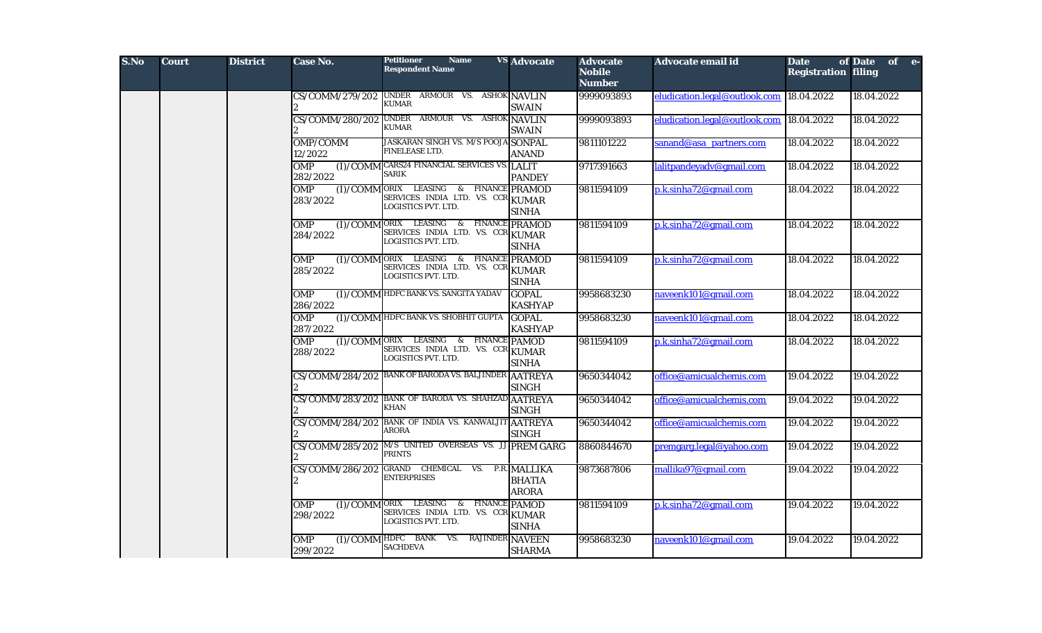| S.No | Court | District | Case No. | Petitioner Name VS Respondent Name | Advocate | Advocate Nobile Number | Advocate email id | Date of Registration | Date of e-filing |
|---|---|---|---|---|---|---|---|---|---|
| | | | CS/COMM/279/2022 | UNDER ARMOUR VS. ASHOK KUMAR | NAVLIN SWAIN | 9999093893 | eludication.legal@outlook.com | 18.04.2022 | 18.04.2022 |
| | | | CS/COMM/280/2022 | UNDER ARMOUR VS. ASHOK KUMAR | NAVLIN SWAIN | 9999093893 | eludication.legal@outlook.com | 18.04.2022 | 18.04.2022 |
| | | | OMP/COMM 12/2022 | JASKARAN SINGH VS. M/S POOJA FINELEASE LTD. | SONPAL ANAND | 9811101222 | sanand@asa_partners.com | 18.04.2022 | 18.04.2022 |
| | | | OMP (I)/COMM 282/2022 | CARS24 FINANCIAL SERVICES VS. SARIK | LALIT PANDEY | 9717391663 | lalitpandeyadv@gmail.com | 18.04.2022 | 18.04.2022 |
| | | | OMP (I)/COMM 283/2022 | ORIX LEASING & FINANCE SERVICES INDIA LTD. VS. CCR LOGISTICS PVT. LTD. | PRAMOD KUMAR SINHA | 9811594109 | p.k.sinha72@gmail.com | 18.04.2022 | 18.04.2022 |
| | | | OMP (I)/COMM 284/2022 | ORIX LEASING & FINANCE SERVICES INDIA LTD. VS. CCR LOGISTICS PVT. LTD. | PRAMOD KUMAR SINHA | 9811594109 | p.k.sinha72@gmail.com | 18.04.2022 | 18.04.2022 |
| | | | OMP (I)/COMM 285/2022 | ORIX LEASING & FINANCE SERVICES INDIA LTD. VS. CCR LOGISTICS PVT. LTD. | PRAMOD KUMAR SINHA | 9811594109 | p.k.sinha72@gmail.com | 18.04.2022 | 18.04.2022 |
| | | | OMP (I)/COMM 286/2022 | HDFC BANK VS. SANGITA YADAV | GOPAL KASHYAP | 9958683230 | naveenk101@gmail.com | 18.04.2022 | 18.04.2022 |
| | | | OMP (I)/COMM 287/2022 | HDFC BANK VS. SHOBHIT GUPTA | GOPAL KASHYAP | 9958683230 | naveenk101@gmail.com | 18.04.2022 | 18.04.2022 |
| | | | OMP (I)/COMM 288/2022 | ORIX LEASING & FINANCE SERVICES INDIA LTD. VS. CCR LOGISTICS PVT. LTD. | PAMOD KUMAR SINHA | 9811594109 | p.k.sinha72@gmail.com | 18.04.2022 | 18.04.2022 |
| | | | CS/COMM/284/2022 | BANK OF BARODA VS. BALJINDER | AATREYA SINGH | 9650344042 | office@amicualchemis.com | 19.04.2022 | 19.04.2022 |
| | | | CS/COMM/283/2022 | BANK OF BARODA VS. SHAHZAD KHAN | AATREYA SINGH | 9650344042 | office@amicualchemis.com | 19.04.2022 | 19.04.2022 |
| | | | CS/COMM/284/2022 | BANK OF INDIA VS. KANWALJIT ARORA | AATREYA SINGH | 9650344042 | office@amicualchemis.com | 19.04.2022 | 19.04.2022 |
| | | | CS/COMM/285/2022 | M/S UNITED OVERSEAS VS. JJ PRINTS | PREM GARG | 8860844670 | premgarg.legal@yahoo.com | 19.04.2022 | 19.04.2022 |
| | | | CS/COMM/286/2022 | GRAND CHEMICAL VS. P.R. ENTERPRISES | MALLIKA BHATIA ARORA | 9873687806 | mallika97@gmail.com | 19.04.2022 | 19.04.2022 |
| | | | OMP (I)/COMM 298/2022 | ORIX LEASING & FINANCE SERVICES INDIA LTD. VS. CCR LOGISTICS PVT. LTD. | PAMOD KUMAR SINHA | 9811594109 | p.k.sinha72@gmail.com | 19.04.2022 | 19.04.2022 |
| | | | OMP (I)/COMM 299/2022 | HDFC BANK VS. RAJINDER SACHDEVA | NAVEEN SHARMA | 9958683230 | naveenk101@gmail.com | 19.04.2022 | 19.04.2022 |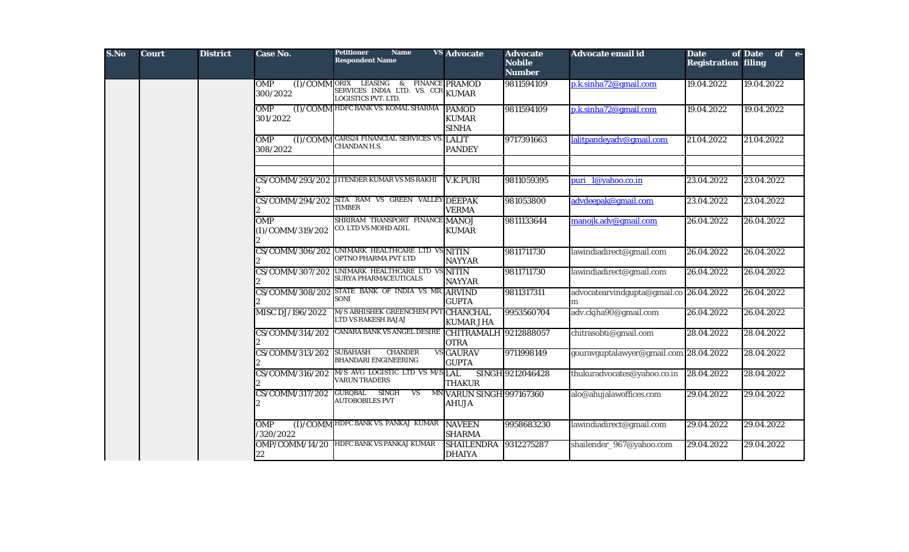| S.No | Court | District | Case No. | Petitioner Name VS Respondent Name | Advocate | Advocate Nobile Number | Advocate email id | Date of Registration | Date of e-filing |
|---|---|---|---|---|---|---|---|---|---|
| | | | OMP (I)/COMM 300/2022 | ORIX LEASING & FINANCE SERVICES INDIA LTD. VS. CCR LOGISTICS PVT. LTD. | PRAMOD KUMAR | 9811594109 | p.k.sinha72@gmail.com | 19.04.2022 | 19.04.2022 |
| | | | OMP (I)/COMM 301/2022 | HDFC BANK VS. KOMAL SHARMA | PAMOD KUMAR SINHA | 9811594109 | p.k.sinha72@gmail.com | 19.04.2022 | 19.04.2022 |
| | | | OMP (I)/COMM 308/2022 | CARS24 FINANCIAL SERVICES VS. CHANDAN H.S. | LALIT PANDEY | 9717391663 | lalitpandeyadv@gmail.com | 21.04.2022 | 21.04.2022 |
| | | | | | | | | | |
| | | | | | | | | | |
| | | | CS/COMM/293/2022 | JITENDER KUMAR VS MS RAKHI | V.K.PURI | 9811059395 | puri_1@yahoo.co.in | 23.04.2022 | 23.04.2022 |
| | | | CS/COMM/294/2022 | SITA RAM VS GREEN VALLEY TIMBER | DEEPAK VERMA | 981053800 | advdeepak@gmail.com | 23.04.2022 | 23.04.2022 |
| | | | OMP (I)/COMM/319/2022 | SHRIRAM TRANSPORT FINANCE CO. LTD VS MOHD ADIL | MANOJ KUMAR | 9811133644 | manojk.adv@gmail.com | 26.04.2022 | 26.04.2022 |
| | | | CS/COMM/306/2022 | UNIMARK HEALTHCARE LTD VS OPTNO PHARMA PVT LTD | NITIN NAYYAR | 9811711730 | lawindiadirect@gmail.com | 26.04.2022 | 26.04.2022 |
| | | | CS/COMM/307/2022 | UNIMARK HEALTHCARE LTD VS SURYA PHARMACEUTICALS | NITIN NAYYAR | 9811711730 | lawindiadirect@gmail.com | 26.04.2022 | 26.04.2022 |
| | | | CS/COMM/308/2022 | STATE BANK OF INDIA VS MR. SONI | ARVIND GUPTA | 9811317311 | advocatearvindgupta@gmail.com | 26.04.2022 | 26.04.2022 |
| | | | MISC DJ/196/2022 | M/S ABHISHEK GREENCHEM PVT LTD VS RAKESH BAJAJ | CHANCHAL KUMAR JHA | 9953560704 | adv.ckjha90@gmail.com | 26.04.2022 | 26.04.2022 |
| | | | CS/COMM/314/2022 | CANARA BANK VS ANGEL DESIRE | CHITRAMALHOTRA | 9212888057 | chitrasobti@gmail.com | 28.04.2022 | 28.04.2022 |
| | | | CS/COMM/313/2022 | SUBAHASH CHANDER VS BHANDARI ENGINEERING | GAURAV GUPTA | 9711998149 | gouravguptalawyer@gmail.com | 28.04.2022 | 28.04.2022 |
| | | | CS/COMM/316/2022 | M/S AVG LOGISTIC LTD VS M/S VARUN TRADERS | LAL SINGH THAKUR | 9212046428 | thukuradvocates@yahoo.co.in | 28.04.2022 | 28.04.2022 |
| | | | CS/COMM/317/2022 | GURQBAL SINGH VS MN AUTOBOBILES PVT | VARUN SINGH AHUJA | 997167360 | alo@ahujalawoffices.com | 29.04.2022 | 29.04.2022 |
| | | | OMP (I)/COMM /320/2022 | HDFC BANK VS. PANKAJ KUMAR | NAVEEN SHARMA | 9958683230 | lawindiadirect@gmail.com | 29.04.2022 | 29.04.2022 |
| | | | OMP/COMM/14/2022 | HDFC BANK VS PANKAJ KUMAR | SHAILENDRA DHAIYA | 9312275287 | shailender_967@yahoo.com | 29.04.2022 | 29.04.2022 |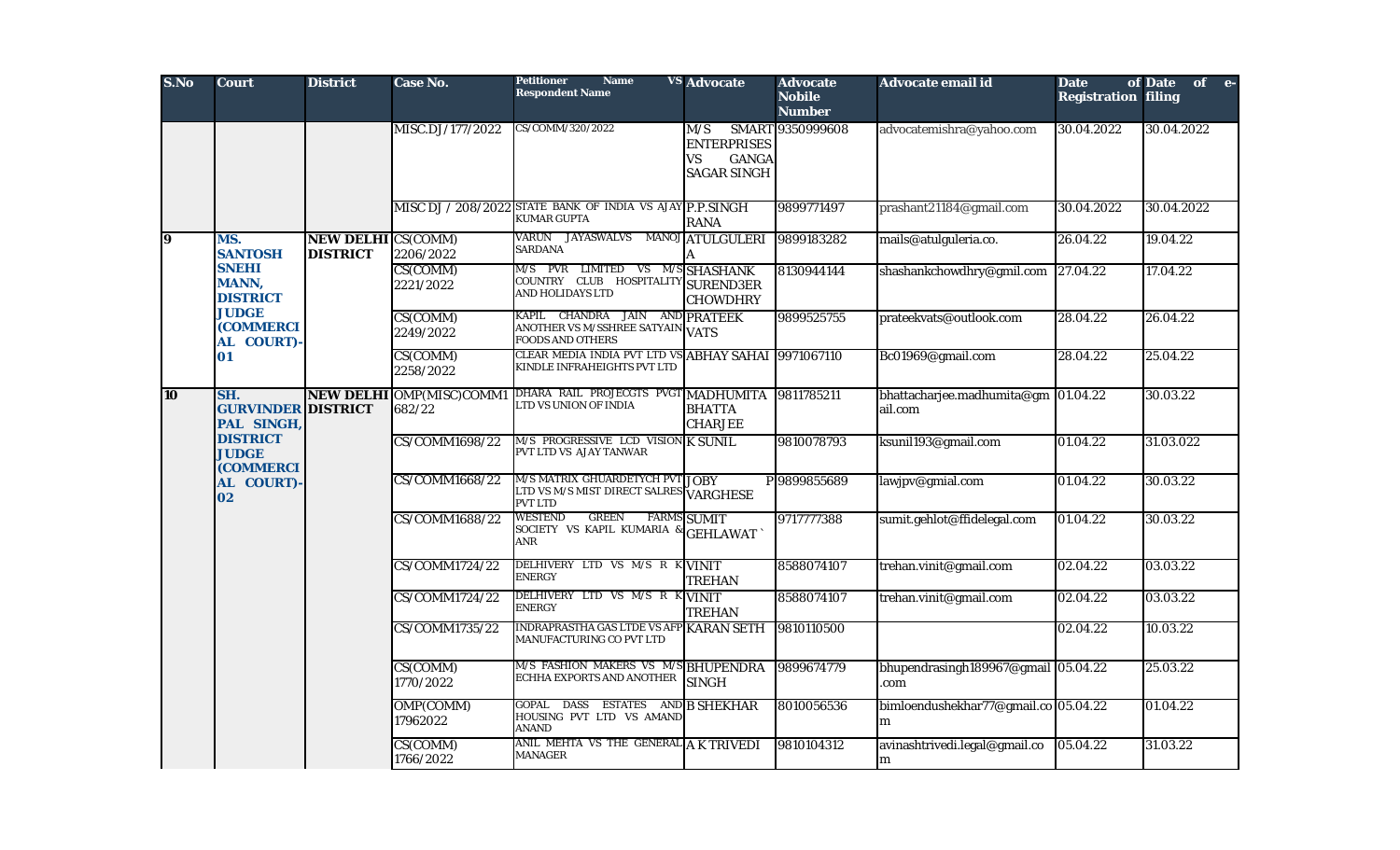| S.No | Court | District | Case No. | Petitioner Name VS Respondent Name | Advocate | Advocate Nobile Number | Advocate email id | Date of Registration | Date of e-filing |
|---|---|---|---|---|---|---|---|---|---|
| | | | MISC.DJ/177/2022 | CS/COMM/320/2022 | M/S SMART ENTERPRISES VS GANGA SAGAR SINGH | 9350999608 | advocatemishra@yahoo.com | 30.04.2022 | 30.04.2022 |
| | | | MISC DJ / 208/2022 | STATE BANK OF INDIA VS AJAY KUMAR GUPTA | P.P.SINGH RANA | 9899771497 | prashant21184@gmail.com | 30.04.2022 | 30.04.2022 |
| 9 | MS. SANTOSH SNEHI MANN, DISTRICT JUDGE (COMMERCIAL COURT)-01 | NEW DELHI DISTRICT | CS(COMM) 2206/2022 | VARUN JAYASWALVS MANOJ SARDANA | ATULGULERIA | 9899183282 | mails@atulguleria.co. | 26.04.22 | 19.04.22 |
| | | | CS(COMM) 2221/2022 | M/S PVR LIMITED VS M/S COUNTRY CLUB HOSPITALITY AND HOLIDAYS LTD | SHASHANK SUREND3ER CHOWDHRY | 8130944144 | shashankchowdhry@gmil.com | 27.04.22 | 17.04.22 |
| | | | CS(COMM) 2249/2022 | KAPIL CHANDRA JAIN AND ANOTHER VS M/SSHREE SATYAIN FOODS AND OTHERS | PRATEEK VATS | 9899525755 | prateekvats@outlook.com | 28.04.22 | 26.04.22 |
| | | | CS(COMM) 2258/2022 | CLEAR MEDIA INDIA PVT LTD VS KINDLE INFRAHEIGHTS PVT LTD | ABHAY SAHAI | 9971067110 | Bc01969@gmail.com | 28.04.22 | 25.04.22 |
| 10 | SH. GURVINDER PAL SINGH, DISTRICT JUDGE (COMMERCIAL COURT)-02 | NEW DELHI DISTRICT | OMP(MISC)COMM1 682/22 | DHARA RAIL PROJECGTS PVGT LTD VS UNION OF INDIA | MADHUMITA BHATTA CHARJEE | 9811785211 | bhattacharjee.madhumita@gmail.com | 01.04.22 | 30.03.22 |
| | | | CS/COMM1698/22 | M/S PROGRESSIVE LCD VISION PVT LTD VS AJAY TANWAR | K SUNIL | 9810078793 | ksunil193@gmail.com | 01.04.22 | 31.03.022 |
| | | | CS/COMM1668/22 | M/S MATRIX GHUARDETYCH PVT LTD VS M/S MIST DIRECT SALRES PVT LTD | JOBY P VARGHESE | 9899855689 | lawjpv@gmial.com | 01.04.22 | 30.03.22 |
| | | | CS/COMM1688/22 | WESTEND GREEN FARMS SOCIETY VS KAPIL KUMARIA & ANR | SUMIT GEHLAWAT ` | 9717777388 | sumit.gehlot@ffidelegal.com | 01.04.22 | 30.03.22 |
| | | | CS/COMM1724/22 | DELHIVERY LTD VS M/S R K ENERGY | VINIT TREHAN | 8588074107 | trehan.vinit@gmail.com | 02.04.22 | 03.03.22 |
| | | | CS/COMM1724/22 | DELHIVERY LTD VS M/S R K ENERGY | VINIT TREHAN | 8588074107 | trehan.vinit@gmail.com | 02.04.22 | 03.03.22 |
| | | | CS/COMM1735/22 | INDRAPRASTHA GAS LTDE VS AFP MANUFACTURING CO PVT LTD | KARAN SETH | 9810110500 | | 02.04.22 | 10.03.22 |
| | | | CS(COMM) 1770/2022 | M/S FASHION MAKERS VS M/S ECHHA EXPORTS AND ANOTHER | BHUPENDRA SINGH | 9899674779 | bhupendrasingh189967@gmail.com | 05.04.22 | 25.03.22 |
| | | | OMP(COMM) 17962022 | GOPAL DASS ESTATES AND HOUSING PVT LTD VS AMAND ANAND | B SHEKHAR | 8010056536 | bimloendushekhar77@gmail.com | 05.04.22 | 01.04.22 |
| | | | CS(COMM) 1766/2022 | ANIL MEHTA VS THE GENERAL MANAGER | A K TRIVEDI | 9810104312 | avinashtrivedi.legal@gmail.com | 05.04.22 | 31.03.22 |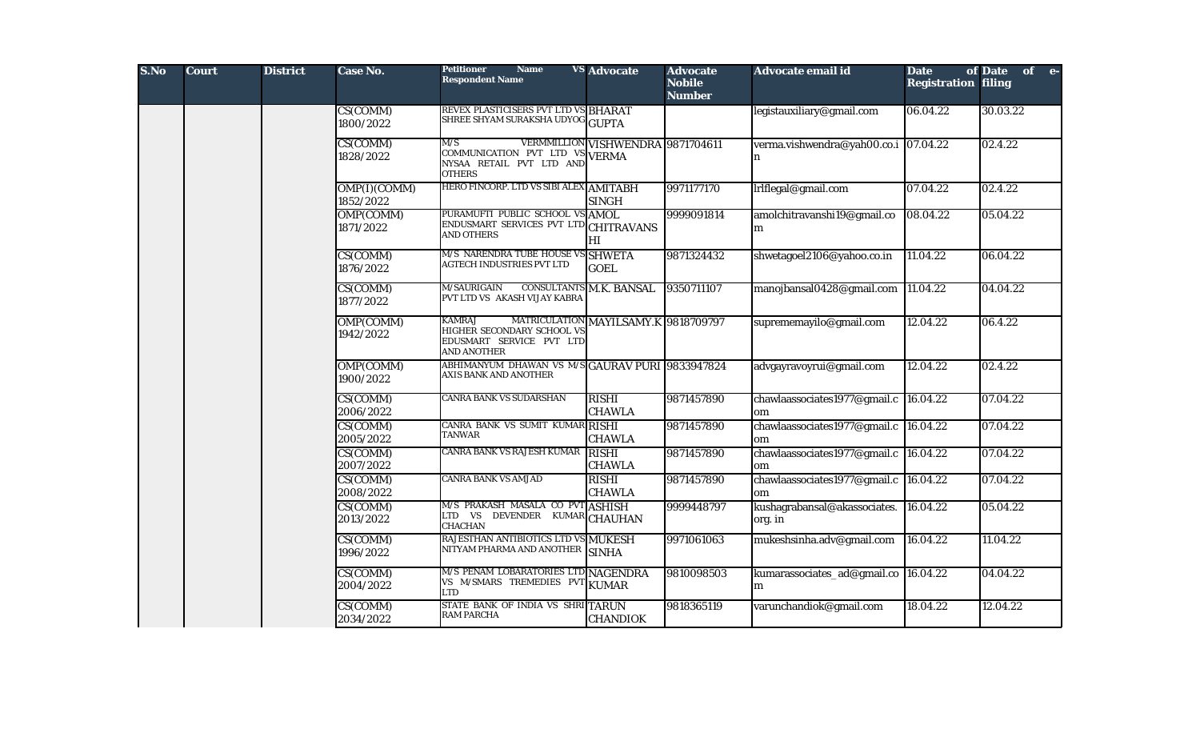| S.No | Court | District | Case No. | Petitioner Name VS Respondent Name | Advocate | Advocate Nobile Number | Advocate email id | Date of Registration | Date of e-filing |
|---|---|---|---|---|---|---|---|---|---|
| | | | CS(COMM) 1800/2022 | REVEX PLASTICISERS PVT LTD VS SHREE SHYAM SURAKSHA UDYOG | BHARAT GUPTA | | legistauxiliary@gmail.com | 06.04.22 | 30.03.22 |
| | | | CS(COMM) 1828/2022 | M/S VERMMILLION COMMUNICATION PVT LTD VS NYSAA RETAIL PVT LTD AND OTHERS | VISHWENDRA VERMA | 9871704611 | verma.vishwendra@yah00.co.in | 07.04.22 | 02.4.22 |
| | | | OMP(I)(COMM) 1852/2022 | HERO FINCORP. LTD VS SIBI ALEX | AMITABH SINGH | 9971177170 | lrlflegal@gmail.com | 07.04.22 | 02.4.22 |
| | | | OMP(COMM) 1871/2022 | PURAMUFTI PUBLIC SCHOOL VS ENDUSMART SERVICES PVT LTD AND OTHERS | AMOL CHITRAVANSHI | 9999091814 | amolchitravanshi19@gmail.com | 08.04.22 | 05.04.22 |
| | | | CS(COMM) 1876/2022 | M/S NARENDRA TUBE HOUSE VS AGTECH INDUSTRIES PVT LTD | SHWETA GOEL | 9871324432 | shwetagoel2106@yahoo.co.in | 11.04.22 | 06.04.22 |
| | | | CS(COMM) 1877/2022 | M/SAURIGAIN CONSULTANTS PVT LTD VS AKASH VIJAY KABRA | M.K. BANSAL | 9350711107 | manojbansal0428@gmail.com | 11.04.22 | 04.04.22 |
| | | | OMP(COMM) 1942/2022 | KAMRAJ MATRICULATION HIGHER SECONDARY SCHOOL VS EDUSMART SERVICE PVT LTD AND ANOTHER | MAYILSAMY.K | 9818709797 | suprememayilo@gmail.com | 12.04.22 | 06.4.22 |
| | | | OMP(COMM) 1900/2022 | ABHIMANYUM DHAWAN VS M/S AXIS BANK AND ANOTHER | GAURAV PURI | 9833947824 | advgayravoyrui@gmail.com | 12.04.22 | 02.4.22 |
| | | | CS(COMM) 2006/2022 | CANRA BANK VS SUDARSHAN | RISHI CHAWLA | 9871457890 | chawlaassociates1977@gmail.com | 16.04.22 | 07.04.22 |
| | | | CS(COMM) 2005/2022 | CANRA BANK VS SUMIT KUMAR TANWAR | RISHI CHAWLA | 9871457890 | chawlaassociates1977@gmail.com | 16.04.22 | 07.04.22 |
| | | | CS(COMM) 2007/2022 | CANRA BANK VS RAJESH KUMAR | RISHI CHAWLA | 9871457890 | chawlaassociates1977@gmail.com | 16.04.22 | 07.04.22 |
| | | | CS(COMM) 2008/2022 | CANRA BANK VS AMJAD | RISHI CHAWLA | 9871457890 | chawlaassociates1977@gmail.com | 16.04.22 | 07.04.22 |
| | | | CS(COMM) 2013/2022 | M/S PRAKASH MASALA CO PVT LTD VS DEVENDER KUMAR CHACHAN | ASHISH CHAUHAN | 9999448797 | kushagrabansal@akassociates.org. in | 16.04.22 | 05.04.22 |
| | | | CS(COMM) 1996/2022 | RAJESTHAN ANTIBIOTICS LTD VS NITYAM PHARMA AND ANOTHER | MUKESH SINHA | 9971061063 | mukeshsinha.adv@gmail.com | 16.04.22 | 11.04.22 |
| | | | CS(COMM) 2004/2022 | M/S PENAM LOBARATORIES LTD VS M/SMARS TREMEDIES PVT LTD | NAGENDRA KUMAR | 9810098503 | kumarassociates_ad@gmail.com | 16.04.22 | 04.04.22 |
| | | | CS(COMM) 2034/2022 | STATE BANK OF INDIA VS SHRI RAM PARCHA | TARUN CHANDIOK | 9818365119 | varunchandiok@gmail.com | 18.04.22 | 12.04.22 |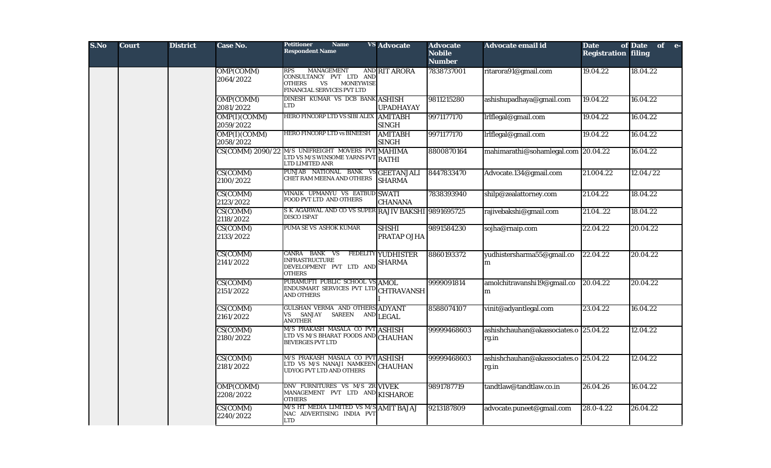| S.No | Court | District | Case No. | Petitioner Name VS Respondent Name | Advocate | Advocate Nobile Number | Advocate email id | Date of Registration | Date of e-filing |
|---|---|---|---|---|---|---|---|---|---|
| | | | OMP(COMM) 2064/2022 | RPS MANAGEMENT AND CONSULTANCY PVT LTD AND OTHERS VS MONEYWISE FINANCIAL SERVICES PVT LTD | RIT ARORA | 7838737001 | ritarora91@gmail.com | 19.04.22 | 18.04.22 |
| | | | OMP(COMM) 2081/2022 | DINESH KUMAR VS DCB BANK LTD | ASHISH UPADHAYAY | 9811215280 | ashishupadhaya@gmail.com | 19.04.22 | 16.04.22 |
| | | | OMP(I)(COMM) 2059/2022 | HERO FINCORP LTD VS SIBI ALEX | AMITABH SINGH | 9971177170 | lrlflegal@gmail.com | 19.04.22 | 16.04.22 |
| | | | OMP(I)(COMM) 2058/2022 | HERO FINCORP LTD vs BINEESH | AMITABH SINGH | 9971177170 | lrlflegal@gmail.com | 19.04.22 | 16.04.22 |
| | | | CS(COMM) 2090/22 | M/S UNIFREIGHT MOVERS PVT LTD VS M/S WINSOME YARNS PVT LTD LIMITED ANR | MAHIMA RATHI | 8800870164 | mahimarathi@sohamlegal.com | 20.04.22 | 16.04.22 |
| | | | CS(COMM) 2100/2022 | PUNJAB NATIONAL BANK VS CHET RAM MEENA AND OTHERS | GEETANJALI SHARMA | 8447833470 | Advocate.134@gmail.com | 21.004.22 | 12.04./22 |
| | | | CS(COMM) 2123/2022 | VINAIK UPMANYU VS EATBUD FOOD PVT LTD AND OTHERS | SWATI CHANANA | 7838393940 | shilp@zealattorney.com | 21.04.22 | 18.04.22 |
| | | | CS(COMM) 2118/2022 | S K AGARWAL AND CO VS SUPER DISCO ISPAT | RAJIV BAKSHI | 9891695725 | rajivebakshi@gmail.com | 21.04..22 | 18.04.22 |
| | | | CS(COMM) 2133/2022 | PUMA SE VS ASHOK KUMAR | SHSHI PRATAP OJHA | 9891584230 | sojha@rnaip.com | 22.04.22 | 20.04.22 |
| | | | CS(COMM) 2141/2022 | CANRA BANK VS FEDELITY INFRASTRUCTURE DEVELOPMENT PVT LTD AND OTHERS | YUDHISTER SHARMA | 8860193372 | yudhistersharma55@gmail.com | 22.04.22 | 20.04.22 |
| | | | CS(COMM) 2151/2022 | PURAMUFTI PUBLIC SCHOOL VS ENDUSMART SERVICES PVT LTD AND OTHERS | AMOL CHTRAVANSHI | 9999091814 | amolchitravanshi19@gmail.com | 20.04.22 | 20.04.22 |
| | | | CS(COMM) 2161/2022 | GULSHAN VERMA AND OTHERS VS SANJAY SAREEN AND ANOTHER | ADYANT LEGAL | 8588074107 | vinit@adyantlegal.com | 23.04.22 | 16.04.22 |
| | | | CS(COMM) 2180/2022 | M/S PRAKASH MASALA CO PVT LTD VS M/S BHARAT FOODS AND BEVERGES PVT LTD | ASHISH CHAUHAN | 99999468603 | ashishchauhan@akassociates.org.in | 25.04.22 | 12.04.22 |
| | | | CS(COMM) 2181/2022 | M/S PRAKASH MASALA CO PVT LTD VS M/S NANAJI NAMKEEN UDYOG PVT LTD AND OTHERS | ASHISH CHAUHAN | 99999468603 | ashishchauhan@akassociates.org.in | 25.04.22 | 12.04.22 |
| | | | OMP(COMM) 2208/2022 | DNV FURNITURES VS M/S ZR MANAGEMENT PVT LTD AND OTHERS | VIVEK KISHAROE | 9891787719 | tandtlaw@tandtlaw.co.in | 26.04.26 | 16.04.22 |
| | | | CS(COMM) 2240/2022 | M/S HT MEDIA LIMITED VS M/S NAC ADVERTISING INDIA PVT LTD | AMIT BAJAJ | 9213187809 | advocate.puneet@gmail.com | 28.0-4.22 | 26.04.22 |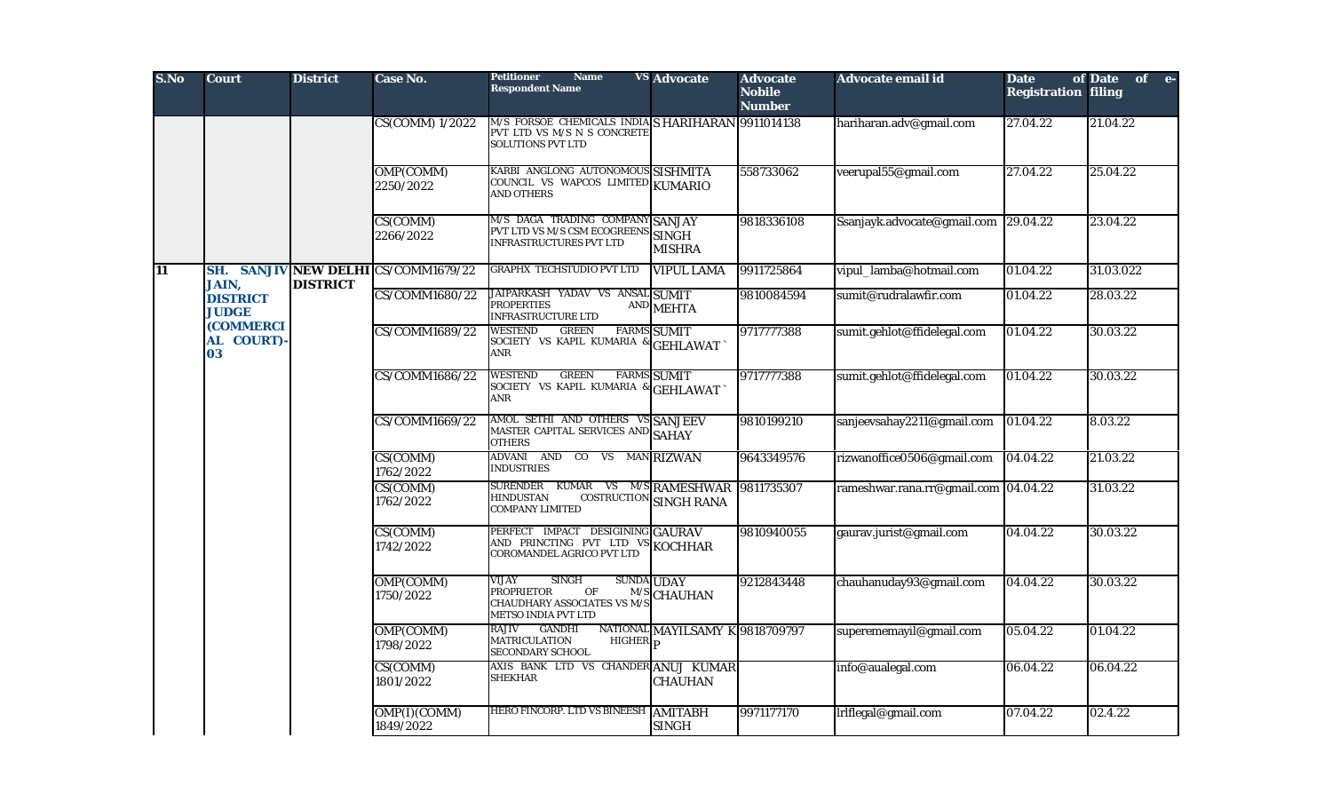| S.No | Court | District | Case No. | Petitioner Name VS Respondent Name | Advocate | Advocate Nobile Number | Advocate email id | Date of Registration | Date of e-filing |
|---|---|---|---|---|---|---|---|---|---|
| | | | CS(COMM) 1/2022 | M/S FORSOE CHEMICALS INDIA PVT LTD VS M/S N S CONCRETE SOLUTIONS PVT LTD | S HARIHARAN | 9911014138 | hariharan.adv@gmail.com | 27.04.22 | 21.04.22 |
| | | | OMP(COMM) 2250/2022 | KARBI ANGLONG AUTONOMOUS COUNCIL VS WAPCOS LIMITED AND OTHERS | SISHMITA KUMARIO | 558733062 | veerupal55@gmail.com | 27.04.22 | 25.04.22 |
| | | | CS(COMM) 2266/2022 | M/S DAGA TRADING COMPANY PVT LTD VS M/S CSM ECOGREENS INFRASTRUCTURES PVT LTD | SANJAY SINGH MISHRA | 9818336108 | Ssanjayk.advocate@gmail.com | 29.04.22 | 23.04.22 |
| 11 | SH. SANJIV JAIN, DISTRICT JUDGE (COMMERCIAL COURT)-03 | NEW DELHI DISTRICT | CS/COMM1679/22 | GRAPHX TECHSTUDIO PVT LTD | VIPUL LAMA | 9911725864 | vipul_lamba@hotmail.com | 01.04.22 | 31.03.022 |
| | | | CS/COMM1680/22 | JAIPARKASH YADAV VS ANSAL PROPERTIES AND INFRASTRUCTURE LTD | SUMIT MEHTA | 9810084594 | sumit@rudralawfir.com | 01.04.22 | 28.03.22 |
| | | | CS/COMM1689/22 | WESTEND GREEN FARMS SOCIETY VS KAPIL KUMARIA & ANR | SUMIT GEHLAWAT ` | 9717777388 | sumit.gehlot@ffidelegal.com | 01.04.22 | 30.03.22 |
| | | | CS/COMM1686/22 | WESTEND GREEN FARMS SOCIETY VS KAPIL KUMARIA & ANR | SUMIT GEHLAWAT ` | 9717777388 | sumit.gehlot@ffidelegal.com | 01.04.22 | 30.03.22 |
| | | | CS/COMM1669/22 | AMOL SETHI AND OTHERS VS MASTER CAPITAL SERVICES AND OTHERS | SANJEEV SAHAY | 9810199210 | sanjeevsahay2211@gmail.com | 01.04.22 | 8.03.22 |
| | | | CS(COMM) 1762/2022 | ADVANI AND CO VS MAN INDUSTRIES | RIZWAN | 9643349576 | rizwanoffice0506@gmail.com | 04.04.22 | 21.03.22 |
| | | | CS(COMM) 1762/2022 | SURENDER KUMAR VS M/S HINDUSTAN COSTRUCTION COMPANY LIMITED | RAMESHWAR SINGH RANA | 9811735307 | rameshwar.rana.rr@gmail.com | 04.04.22 | 31.03.22 |
| | | | CS(COMM) 1742/2022 | PERFECT IMPACT DESIGINING AND PRINCTING PVT LTD VS COROMANDEL AGRICO PVT LTD | GAURAV KOCHHAR | 9810940055 | gaurav.jurist@gmail.com | 04.04.22 | 30.03.22 |
| | | | OMP(COMM) 1750/2022 | VIJAY SINGH SUNDA PROPRIETOR OF M/S CHAUDHARY ASSOCIATES VS M/S METSO INDIA PVT LTD | UDAY CHAUHAN | 9212843448 | chauhanuday93@gmail.com | 04.04.22 | 30.03.22 |
| | | | OMP(COMM) 1798/2022 | RAJIV GANDHI NATIONAL MATRICULATION HIGHER SECONDARY SCHOOL | MAYILSAMY K P | 9818709797 | superememayil@gmail.com | 05.04.22 | 01.04.22 |
| | | | CS(COMM) 1801/2022 | AXIS BANK LTD VS CHANDER SHEKHAR | ANUJ KUMAR CHAUHAN | | info@aualegal.com | 06.04.22 | 06.04.22 |
| | | | OMP(I)(COMM) 1849/2022 | HERO FINCORP. LTD VS BINEESH | AMITABH SINGH | 9971177170 | lrlflegal@gmail.com | 07.04.22 | 02.4.22 |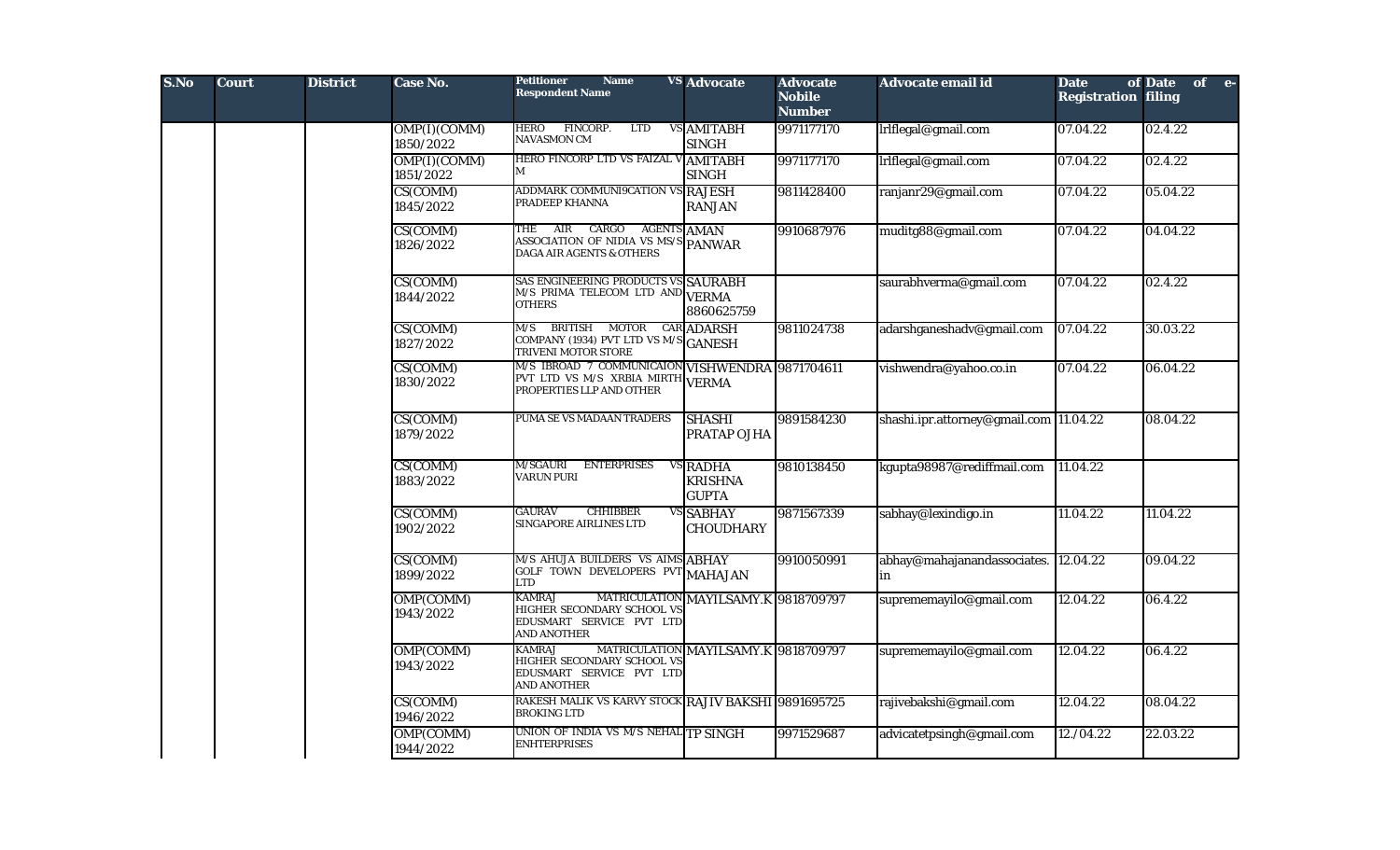| S.No | Court | District | Case No. | Petitioner Name VS Respondent Name | Advocate | Advocate Nobile Number | Advocate email id | Date of Registration | Date of e-filing |
|---|---|---|---|---|---|---|---|---|---|
| | | | OMP(I)(COMM) 1850/2022 | HERO FINCORP. LTD VS NAVASMON CM | AMITABH SINGH | 9971177170 | lrlflegal@gmail.com | 07.04.22 | 02.4.22 |
| | | | OMP(I)(COMM) 1851/2022 | HERO FINCORP LTD VS FAIZAL V M | AMITABH SINGH | 9971177170 | lrlflegal@gmail.com | 07.04.22 | 02.4.22 |
| | | | CS(COMM) 1845/2022 | ADDMARK COMMUNI9CATION VS PRADEEP KHANNA | RAJESH RANJAN | 9811428400 | ranjanr29@gmail.com | 07.04.22 | 05.04.22 |
| | | | CS(COMM) 1826/2022 | THE AIR CARGO AGENTS ASSOCIATION OF NIDIA VS MS/S DAGA AIR AGENTS & OTHERS | AMAN PANWAR | 9910687976 | muditg88@gmail.com | 07.04.22 | 04.04.22 |
| | | | CS(COMM) 1844/2022 | SAS ENGINEERING PRODUCTS VS M/S PRIMA TELECOM LTD AND OTHERS | SAURABH VERMA 8860625759 | | saurabhverma@gmail.com | 07.04.22 | 02.4.22 |
| | | | CS(COMM) 1827/2022 | M/S BRITISH MOTOR CAR COMPANY (1934) PVT LTD VS M/S TRIVENI MOTOR STORE | ADARSH GANESH | 9811024738 | adarshganeshadv@gmail.com | 07.04.22 | 30.03.22 |
| | | | CS(COMM) 1830/2022 | M/S IBROAD 7 COMMUNICAION PVT LTD VS M/S XRBIA MIRTH PROPERTIES LLP AND OTHER | VISHWENDRA VERMA | 9871704611 | vishwendra@yahoo.co.in | 07.04.22 | 06.04.22 |
| | | | CS(COMM) 1879/2022 | PUMA SE VS MADAAN TRADERS | SHASHI PRATAP OJHA | 9891584230 | shashi.ipr.attorney@gmail.com | 11.04.22 | 08.04.22 |
| | | | CS(COMM) 1883/2022 | M/SGAURI ENTERPRISES VS VARUN PURI | RADHA KRISHNA GUPTA | 9810138450 | kgupta98987@rediffmail.com | 11.04.22 | |
| | | | CS(COMM) 1902/2022 | GAURAV CHHIBBER VS SINGAPORE AIRLINES LTD | SABHAY CHOUDHARY | 9871567339 | sabhay@lexindigo.in | 11.04.22 | 11.04.22 |
| | | | CS(COMM) 1899/2022 | M/S AHUJA BUILDERS VS AIMS GOLF TOWN DEVELOPERS PVT LTD | ABHAY MAHAJAN | 9910050991 | abhay@mahajanandassociates.in | 12.04.22 | 09.04.22 |
| | | | OMP(COMM) 1943/2022 | KAMRAJ MATRICULATION HIGHER SECONDARY SCHOOL VS EDUSMART SERVICE PVT LTD AND ANOTHER | MAYILSAMY.K | 9818709797 | suprememayilo@gmail.com | 12.04.22 | 06.4.22 |
| | | | OMP(COMM) 1943/2022 | KAMRAJ MATRICULATION HIGHER SECONDARY SCHOOL VS EDUSMART SERVICE PVT LTD AND ANOTHER | MAYILSAMY.K | 9818709797 | suprememayilo@gmail.com | 12.04.22 | 06.4.22 |
| | | | CS(COMM) 1946/2022 | RAKESH MALIK VS KARVY STOCK BROKING LTD | RAJIV BAKSHI | 9891695725 | rajivebakshi@gmail.com | 12.04.22 | 08.04.22 |
| | | | OMP(COMM) 1944/2022 | UNION OF INDIA VS M/S NEHAL ENHTERPRISES | TP SINGH | 9971529687 | advicatetpsingh@gmail.com | 12./04.22 | 22.03.22 |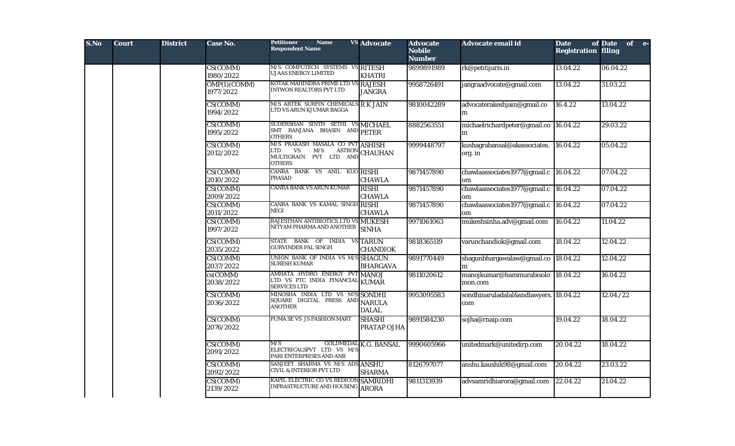| S.No | Court | District | Case No. | Petitioner Name VS Respondent Name | Advocate | Advocate Nobile Number | Advocate email id | Date of Registration | Date of e-filing |
|---|---|---|---|---|---|---|---|---|---|
| | | | CS(COMM) 1980/2022 | M/S COMPUTECH SYSTEMS VS UJAAS ENERGY LIMITED | RITESH KHATRI | 9899891989 | rk@petitijuris.in | 13.04.22 | 06.04.22 |
| | | | OMP(I)(COMM) 1977/2022 | KOTAK MAHINDRA PRIME LTD VS INTWON REALTORS PVT LTD | RAJESH JANGRA | 9958726491 | jangraadvocate@gmail.com | 13.04.22 | 31.03.22 |
| | | | CS(COMM) 1994/2022 | M/S ARTEK SURFIN CHEMICALS LTD VS ARUN KJUMAR BAGGA | R K JAIN | 9810042289 | advocaterakeshjain@gmail.com | 16.4.22 | 13.04.22 |
| | | | CS(COMM) 1995/2022 | SUDERSHAN SINTH SETHI VS SMT RANJANA BHASIN AND OTHERS | MICHAEL PETER | 8882563551 | michaelrichardpeter@gmail.com | 16.04.22 | 29.03.22 |
| | | | CS(COMM) 2012/2022 | M/S PRAKASH MASALA CO PVT LTD VS M/S ASTRON MULTIGRAIN PVT LTD AND OTHERS | ASHISH CHAUHAN | 9999448797 | kushagrabansal@akassociates.org. in | 16.04.22 | 05.04.22 |
| | | | CS(COMM) 2010/2022 | CANRA BANK VS ANIL KUO PRASAD | RISHI CHAWLA | 9871457890 | chawlaassociates1977@gmail.com | 16.04.22 | 07.04.22 |
| | | | CS(COMM) 2009/2022 | CANRA BANK VS ARUN KUMAR | RISHI CHAWLA | 9871457890 | chawlaassociates1977@gmail.com | 16.04.22 | 07.04.22 |
| | | | CS(COMM) 2011/2022 | CANRA BANK VS KAMAL SINGH NEGI | RISHI CHAWLA | 9871457890 | chawlaassociates1977@gmail.com | 16.04.22 | 07.04.22 |
| | | | CS(COMM) 1997/2022 | RAJESTHAN ANTIBIOTICS LTD VS NITYAM PHARMA AND ANOTHER | MUKESH SINHA | 9971061063 | mukeshsinha.adv@gmail.com | 16.04.22 | 11.04.22 |
| | | | CS(COMM) 2035/2022 | STATE BANK OF INDIA VS GURVINDER PAL SINGH | TARUN CHANDIOK | 9818365119 | varunchandiok@gmail.com | 18.04.22 | 12.04.22 |
| | | | CS(COMM) 2037/2022 | UNION BANK OF INDIA VS M/S SURESH KUMAR | SHAGUN BHARGAVA | 9891770449 | shagunbhargawalaw@gmail.com | 18.04.22 | 12.04.22 |
| | | | cs(COMM) 2038/2022 | AMHATA HYDRO ENERGY PVT LTD VS PTC INDIA FINANCIAL SERVICES LTD | MANOJ KUMAR | 9811020612 | manojkumar@hammurabisolomon.com | 18.04.22 | 16.04.22 |
| | | | CS(COMM) 2036/2022 | MINOSHA INDIA LTD VS M?S SQUARE DIGITAL PRESS AND ANOTHER | SONDHI NARULA DALAL | 9953095583 | sondhinaruladalal&sndlawyers.com | 18.04.22 | 12.04./22 |
| | | | CS(COMM) 2076/2022 | PUMA SE VS J S FASHION MART | SHASHI PRATAP OJHA | 9891584230 | sojha@rnaip.com | 19.04.22 | 18.04.22 |
| | | | CS(COMM) 2091/2022 | M/S GOLDMEDAL ELECTRICALSPVT LTD VS M/S PARI ENTERPRISES AND ANR | K.G. BANSAL | 9990605966 | unitedmark@unitedirp.com | 20.04.22 | 18.04.22 |
| | | | CS(COMM) 2092/2022 | SANJEET SHARMA VS M/S ADS CIVIL & INTERIOR PVT LTD | ANSHU SHARMA | 8126797077 | anshu.kaushik98@gmail.com | 20.04.22 | 23.03.22 |
| | | | CS(COMM) 2139/2022 | KAPIL ELECTRIC CO VS REDICON INFRASTRUCTURE AND HOUSING | SAMRIDHI ARORA | 9811313939 | advsamridhiarora@gmail.com | 22.04.22 | 21.04.22 |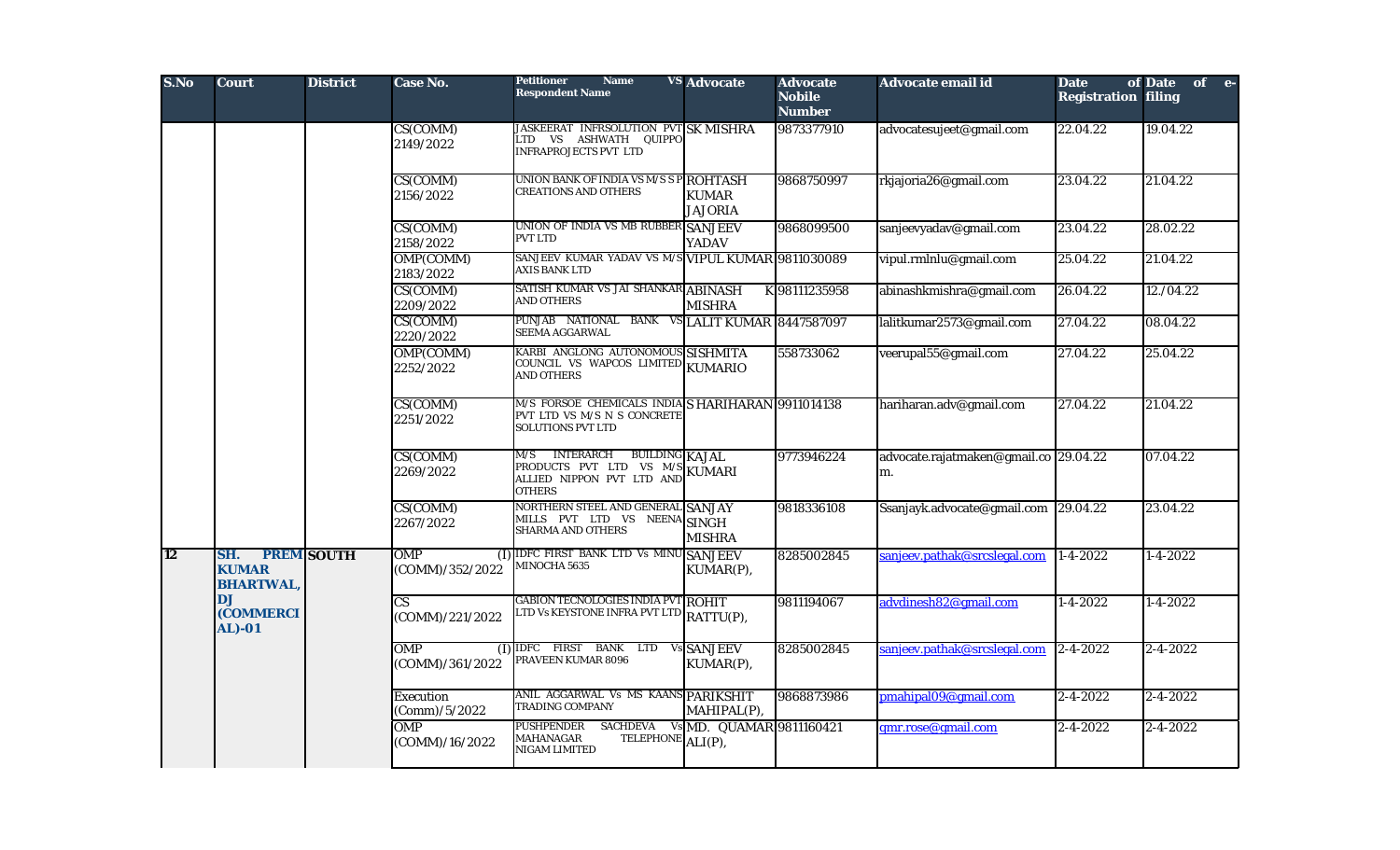| S.No | Court | District | Case No. | Petitioner Name VS Respondent Name | Advocate | Advocate Nobile Number | Advocate email id | Date of Registration | Date of e-filing |
|---|---|---|---|---|---|---|---|---|---|
| | | | CS(COMM) 2149/2022 | JASKEERAT INFRSOLUTION PVT LTD VS ASHWATH QUIPPO INFRAPROJECTS PVT LTD | SK MISHRA | 9873377910 | advocatesujeet@gmail.com | 22.04.22 | 19.04.22 |
| | | | CS(COMM) 2156/2022 | UNION BANK OF INDIA VS M/S S P CREATIONS AND OTHERS | ROHTASH KUMAR JAJORIA | 9868750997 | rkjajoria26@gmail.com | 23.04.22 | 21.04.22 |
| | | | CS(COMM) 2158/2022 | UNION OF INDIA VS MB RUBBER PVT LTD | SANJEEV YADAV | 9868099500 | sanjeevyadav@gmail.com | 23.04.22 | 28.02.22 |
| | | | OMP(COMM) 2183/2022 | SANJEEV KUMAR YADAV VS M/S AXIS BANK LTD | VIPUL KUMAR | 9811030089 | vipul.rmlnlu@gmail.com | 25.04.22 | 21.04.22 |
| | | | CS(COMM) 2209/2022 | SATISH KUMAR VS JAI SHANKAR AND OTHERS | ABINASH K MISHRA | 98111235958 | abinashkmishra@gmail.com | 26.04.22 | 12./04.22 |
| | | | CS(COMM) 2220/2022 | PUNJAB NATIONAL BANK VS SEEMA AGGARWAL | LALIT KUMAR | 8447587097 | lalitkumar2573@gmail.com | 27.04.22 | 08.04.22 |
| | | | OMP(COMM) 2252/2022 | KARBI ANGLONG AUTONOMOUS COUNCIL VS WAPCOS LIMITED AND OTHERS | SISHMITA KUMARIO | 558733062 | veerupal55@gmail.com | 27.04.22 | 25.04.22 |
| | | | CS(COMM) 2251/2022 | M/S FORSOE CHEMICALS INDIA PVT LTD VS M/S N S CONCRETE SOLUTIONS PVT LTD | S HARIHARAN | 9911014138 | hariharan.adv@gmail.com | 27.04.22 | 21.04.22 |
| | | | CS(COMM) 2269/2022 | M/S INTERARCH BUILDING PRODUCTS PVT LTD VS M/S ALLIED NIPPON PVT LTD AND OTHERS | KAJAL KUMARI | 9773946224 | advocate.rajatmaken@gmail.com. | 29.04.22 | 07.04.22 |
| | | | CS(COMM) 2267/2022 | NORTHERN STEEL AND GENERAL MILLS PVT LTD VS NEENA SHARMA AND OTHERS | SANJAY SINGH MISHRA | 9818336108 | Ssanjayk.advocate@gmail.com | 29.04.22 | 23.04.22 |
| 12 | **SH. PREM KUMAR BHARTWAL, DJ (COMMERCIAL)-01** | **SOUTH** | OMP (I) (COMM)/352/2022 | IDFC FIRST BANK LTD Vs MINU MINOCHA 5635 | SANJEEV KUMAR(P), | 8285002845 | sanjeev.pathak@srcslegal.com | 1-4-2022 | 1-4-2022 |
| | | | CS (COMM)/221/2022 | GABION TECNOLOGIES INDIA PVT LTD Vs KEYSTONE INFRA PVT LTD | ROHIT RATTU(P), | 9811194067 | advdinesh82@gmail.com | 1-4-2022 | 1-4-2022 |
| | | | OMP (I) (COMM)/361/2022 | IDFC FIRST BANK LTD Vs PRAVEEN KUMAR 8096 | SANJEEV KUMAR(P), | 8285002845 | sanjeev.pathak@srcslegal.com | 2-4-2022 | 2-4-2022 |
| | | | Execution (Comm)/5/2022 | ANIL AGGARWAL Vs MS KAANS TRADING COMPANY | PARIKSHIT MAHIPAL(P), | 9868873986 | pmahipal09@gmail.com | 2-4-2022 | 2-4-2022 |
| | | | OMP (COMM)/16/2022 | PUSHPENDER SACHDEVA Vs MAHANAGAR TELEPHONE NIGAM LIMITED | MD. QUAMAR ALI(P), | 9811160421 | qmr.rose@gmail.com | 2-4-2022 | 2-4-2022 |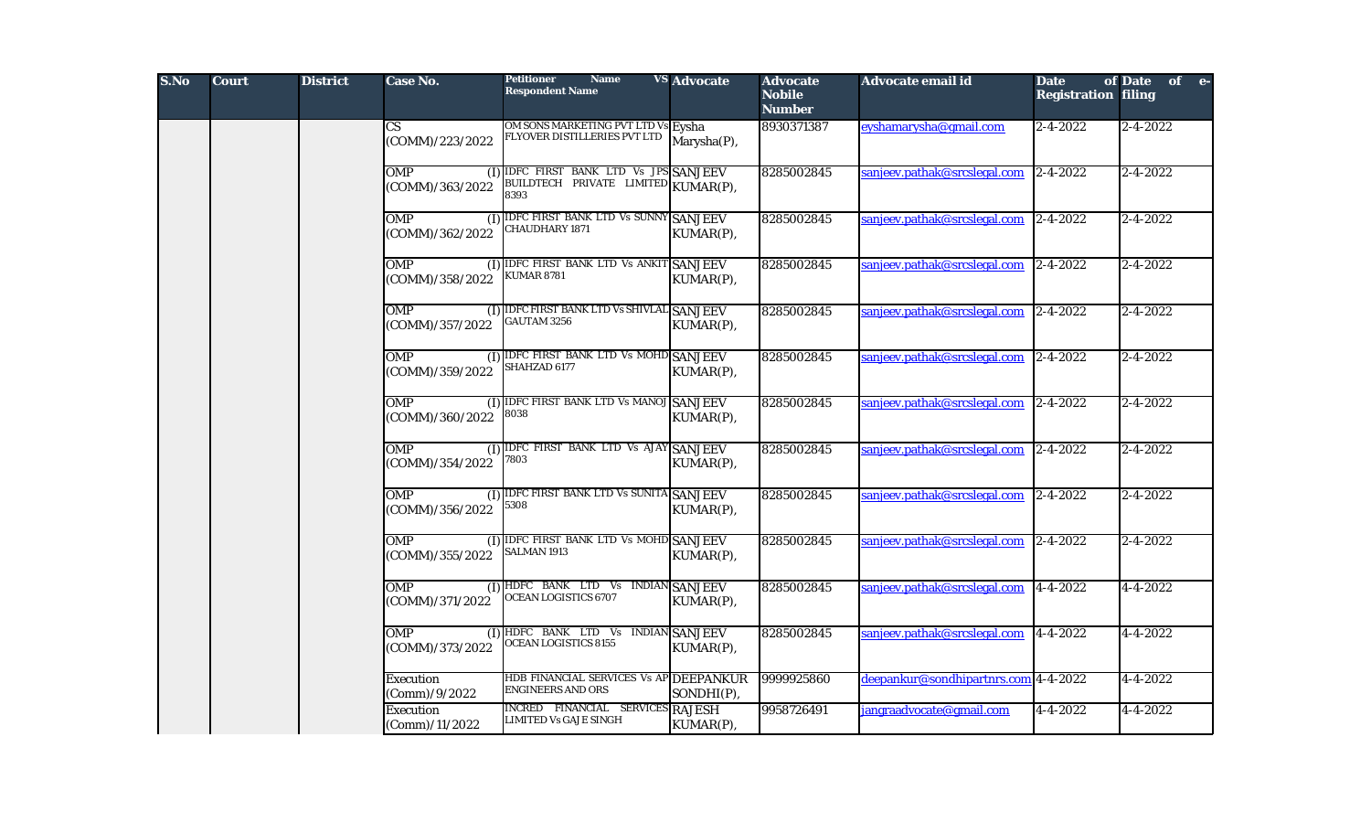| S.No | Court | District | Case No. | Petitioner Name VS Respondent Name | Advocate | Advocate Nobile Number | Advocate email id | Date of Registration | Date of e-filing |
|---|---|---|---|---|---|---|---|---|---|
| | | | CS (COMM)/223/2022 | OM SONS MARKETING PVT LTD Vs FLYOVER DISTILLERIES PVT LTD | Eysha Marysha(P), | 8930371387 | eyshamarysha@gmail.com | 2-4-2022 | 2-4-2022 |
| | | | OMP (I) (COMM)/363/2022 | IDFC FIRST BANK LTD Vs JPS BUILDTECH PRIVATE LIMITED 8393 | SANJEEV KUMAR(P), | 8285002845 | sanjeev.pathak@srcslegal.com | 2-4-2022 | 2-4-2022 |
| | | | OMP (I) (COMM)/362/2022 | IDFC FIRST BANK LTD Vs SUNNY CHAUDHARY 1871 | SANJEEV KUMAR(P), | 8285002845 | sanjeev.pathak@srcslegal.com | 2-4-2022 | 2-4-2022 |
| | | | OMP (I) (COMM)/358/2022 | IDFC FIRST BANK LTD Vs ANKIT KUMAR 8781 | SANJEEV KUMAR(P), | 8285002845 | sanjeev.pathak@srcslegal.com | 2-4-2022 | 2-4-2022 |
| | | | OMP (I) (COMM)/357/2022 | IDFC FIRST BANK LTD Vs SHIVLAL GAUTAM 3256 | SANJEEV KUMAR(P), | 8285002845 | sanjeev.pathak@srcslegal.com | 2-4-2022 | 2-4-2022 |
| | | | OMP (I) (COMM)/359/2022 | IDFC FIRST BANK LTD Vs MOHD SHAHZAD 6177 | SANJEEV KUMAR(P), | 8285002845 | sanjeev.pathak@srcslegal.com | 2-4-2022 | 2-4-2022 |
| | | | OMP (I) (COMM)/360/2022 | IDFC FIRST BANK LTD Vs MANOJ 8038 | SANJEEV KUMAR(P), | 8285002845 | sanjeev.pathak@srcslegal.com | 2-4-2022 | 2-4-2022 |
| | | | OMP (I) (COMM)/354/2022 | IDFC FIRST BANK LTD Vs AJAY 7803 | SANJEEV KUMAR(P), | 8285002845 | sanjeev.pathak@srcslegal.com | 2-4-2022 | 2-4-2022 |
| | | | OMP (I) (COMM)/356/2022 | IDFC FIRST BANK LTD Vs SUNITA 5308 | SANJEEV KUMAR(P), | 8285002845 | sanjeev.pathak@srcslegal.com | 2-4-2022 | 2-4-2022 |
| | | | OMP (I) (COMM)/355/2022 | IDFC FIRST BANK LTD Vs MOHD SALMAN 1913 | SANJEEV KUMAR(P), | 8285002845 | sanjeev.pathak@srcslegal.com | 2-4-2022 | 2-4-2022 |
| | | | OMP (I) (COMM)/371/2022 | HDFC BANK LTD Vs INDIAN OCEAN LOGISTICS 6707 | SANJEEV KUMAR(P), | 8285002845 | sanjeev.pathak@srcslegal.com | 4-4-2022 | 4-4-2022 |
| | | | OMP (I) (COMM)/373/2022 | HDFC BANK LTD Vs INDIAN OCEAN LOGISTICS 8155 | SANJEEV KUMAR(P), | 8285002845 | sanjeev.pathak@srcslegal.com | 4-4-2022 | 4-4-2022 |
| | | | Execution (Comm)/9/2022 | HDB FINANCIAL SERVICES Vs AP ENGINEERS AND ORS | DEEPANKUR SONDHI(P), | 9999925860 | deepankur@sondhipartnrs.com | 4-4-2022 | 4-4-2022 |
| | | | Execution (Comm)/11/2022 | INCRED FINANCIAL SERVICES LIMITED Vs GAJE SINGH | RAJESH KUMAR(P), | 9958726491 | jangraadvocate@gmail.com | 4-4-2022 | 4-4-2022 |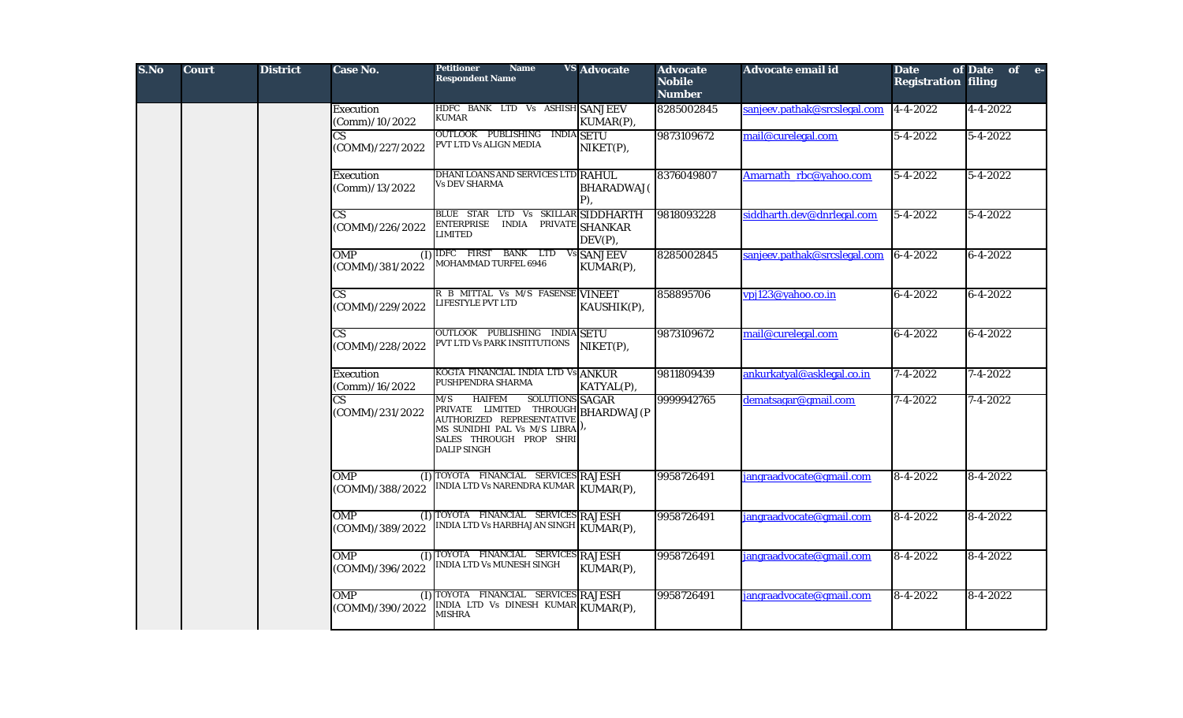| S.No | Court | District | Case No. | Petitioner Name VS Respondent Name | Advocate | Advocate Nobile Number | Advocate email id | Date of Registration | Date of e-filing |
|---|---|---|---|---|---|---|---|---|---|
| | | | Execution (Comm)/10/2022 | HDFC BANK LTD Vs ASHISH KUMAR | SANJEEV KUMAR(P), | 8285002845 | sanjeev.pathak@srcslegal.com | 4-4-2022 | 4-4-2022 |
| | | | CS (COMM)/227/2022 | OUTLOOK PUBLISHING INDIA PVT LTD Vs ALIGN MEDIA | SETU NIKET(P), | 9873109672 | mail@curelegal.com | 5-4-2022 | 5-4-2022 |
| | | | Execution (Comm)/13/2022 | DHANI LOANS AND SERVICES LTD Vs DEV SHARMA | RAHUL BHARADWAJ(P), | 8376049807 | Amarnath_rbc@yahoo.com | 5-4-2022 | 5-4-2022 |
| | | | CS (COMM)/226/2022 | BLUE STAR LTD Vs SKILLAR ENTERPRISE INDIA PRIVATE LIMITED | SIDDHARTH SHANKAR DEV(P), | 9818093228 | siddharth.dev@dnrlegal.com | 5-4-2022 | 5-4-2022 |
| | | | OMP (I) (COMM)/381/2022 | IDFC FIRST BANK LTD Vs MOHAMMAD TURFEL 6946 | SANJEEV KUMAR(P), | 8285002845 | sanjeev.pathak@srcslegal.com | 6-4-2022 | 6-4-2022 |
| | | | CS (COMM)/229/2022 | R B MITTAL Vs M/S FASENSE LIFESTYLE PVT LTD | VINEET KAUSHIK(P), | 858895706 | vpj123@yahoo.co.in | 6-4-2022 | 6-4-2022 |
| | | | CS (COMM)/228/2022 | OUTLOOK PUBLISHING INDIA PVT LTD Vs PARK INSTITUTIONS | SETU NIKET(P), | 9873109672 | mail@curelegal.com | 6-4-2022 | 6-4-2022 |
| | | | Execution (Comm)/16/2022 | KOGTA FINANCIAL INDIA LTD Vs PUSHPENDRA SHARMA | ANKUR KATYAL(P), | 9811809439 | ankurkatyal@asklegal.co.in | 7-4-2022 | 7-4-2022 |
| | | | CS (COMM)/231/2022 | M/S HAIFEM SOLUTIONS PRIVATE LIMITED THROUGH AUTHORIZED REPRESENTATIVE MS SUNIDHI PAL Vs M/S LIBRA SALES THROUGH PROP SHRI DALIP SINGH | SAGAR BHARDWAJ(P), | 9999942765 | dematsagar@gmail.com | 7-4-2022 | 7-4-2022 |
| | | | OMP (I) (COMM)/388/2022 | TOYOTA FINANCIAL SERVICES INDIA LTD Vs NARENDRA KUMAR | RAJESH KUMAR(P), | 9958726491 | jangraadvocate@gmail.com | 8-4-2022 | 8-4-2022 |
| | | | OMP (I) (COMM)/389/2022 | TOYOTA FINANCIAL SERVICES INDIA LTD Vs HARBHAJAN SINGH | RAJESH KUMAR(P), | 9958726491 | jangraadvocate@gmail.com | 8-4-2022 | 8-4-2022 |
| | | | OMP (I) (COMM)/396/2022 | TOYOTA FINANCIAL SERVICES INDIA LTD Vs MUNESH SINGH | RAJESH KUMAR(P), | 9958726491 | jangraadvocate@gmail.com | 8-4-2022 | 8-4-2022 |
| | | | OMP (I) (COMM)/390/2022 | TOYOTA FINANCIAL SERVICES INDIA LTD Vs DINESH KUMAR MISHRA | RAJESH KUMAR(P), | 9958726491 | jangraadvocate@gmail.com | 8-4-2022 | 8-4-2022 |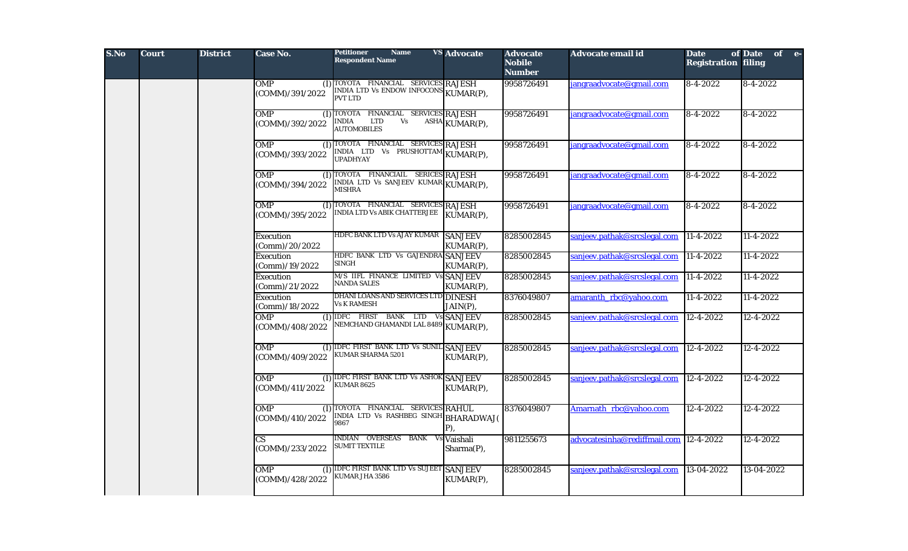| S.No | Court | District | Case No. | Petitioner Name VS Respondent Name | Advocate | Advocate Nobile Number | Advocate email id | Date of Registration | Date of e-filing |
|---|---|---|---|---|---|---|---|---|---|
| | | | OMP (I) (COMM)/391/2022 | TOYOTA FINANCIAL SERVICES INDIA LTD Vs ENDOW INFOCONS PVT LTD | RAJESH KUMAR(P), | 9958726491 | jangraadvocate@gmail.com | 8-4-2022 | 8-4-2022 |
| | | | OMP (I) (COMM)/392/2022 | TOYOTA FINANCIAL SERVICES INDIA LTD Vs ASHA AUTOMOBILES | RAJESH KUMAR(P), | 9958726491 | jangraadvocate@gmail.com | 8-4-2022 | 8-4-2022 |
| | | | OMP (I) (COMM)/393/2022 | TOYOTA FINANCIAL SERVICES INDIA LTD Vs PRUSHOTTAM UPADHYAY | RAJESH KUMAR(P), | 9958726491 | jangraadvocate@gmail.com | 8-4-2022 | 8-4-2022 |
| | | | OMP (I) (COMM)/394/2022 | TOYOTA FINANCIAIL SERICES INDIA LTD Vs SANJEEV KUMAR MISHRA | RAJESH KUMAR(P), | 9958726491 | jangraadvocate@gmail.com | 8-4-2022 | 8-4-2022 |
| | | | OMP (I) (COMM)/395/2022 | TOYOTA FINANCIAL SERVICES INDIA LTD Vs ABIK CHATTERJEE | RAJESH KUMAR(P), | 9958726491 | jangraadvocate@gmail.com | 8-4-2022 | 8-4-2022 |
| | | | Execution (Comm)/20/2022 | HDFC BANK LTD Vs AJAY KUMAR | SANJEEV KUMAR(P), | 8285002845 | sanjeev.pathak@srcslegal.com | 11-4-2022 | 11-4-2022 |
| | | | Execution (Comm)/19/2022 | HDFC BANK LTD Vs GAJENDRA SINGH | SANJEEV KUMAR(P), | 8285002845 | sanjeev.pathak@srcslegal.com | 11-4-2022 | 11-4-2022 |
| | | | Execution (Comm)/21/2022 | M/S IIFL FINANCE LIMITED Vs NANDA SALES | SANJEEV KUMAR(P), | 8285002845 | sanjeev.pathak@srcslegal.com | 11-4-2022 | 11-4-2022 |
| | | | Execution (Comm)/18/2022 | DHANI LOANS AND SERVICES LTD Vs K RAMESH | DINESH JAIN(P), | 8376049807 | amaranth_rbc@yahoo.com | 11-4-2022 | 11-4-2022 |
| | | | OMP (I) (COMM)/408/2022 | IDFC FIRST BANK LTD Vs NEMCHAND GHAMANDI LAL 8489 | SANJEEV KUMAR(P), | 8285002845 | sanjeev.pathak@srcslegal.com | 12-4-2022 | 12-4-2022 |
| | | | OMP (I) (COMM)/409/2022 | IDFC FIRST BANK LTD Vs SUNIL KUMAR SHARMA 5201 | SANJEEV KUMAR(P), | 8285002845 | sanjeev.pathak@srcslegal.com | 12-4-2022 | 12-4-2022 |
| | | | OMP (I) (COMM)/411/2022 | IDFC FIRST BANK LTD Vs ASHOK KUMAR 8625 | SANJEEV KUMAR(P), | 8285002845 | sanjeev.pathak@srcslegal.com | 12-4-2022 | 12-4-2022 |
| | | | OMP (I) (COMM)/410/2022 | TOYOTA FINANCIAL SERVICES INDIA LTD Vs RASHBEG SINGH 9867 | RAHUL BHARADWAJ(P), | 8376049807 | Amarnath_rbc@yahoo.com | 12-4-2022 | 12-4-2022 |
| | | | CS (COMM)/233/2022 | INDIAN OVERSEAS BANK Vs SUMIT TEXTILE | Vaishali Sharma(P), | 9811255673 | advocatesinha@rediffmail.com | 12-4-2022 | 12-4-2022 |
| | | | OMP (I) (COMM)/428/2022 | IDFC FIRST BANK LTD Vs SUJEET KUMAR JHA 3586 | SANJEEV KUMAR(P), | 8285002845 | sanjeev.pathak@srcslegal.com | 13-04-2022 | 13-04-2022 |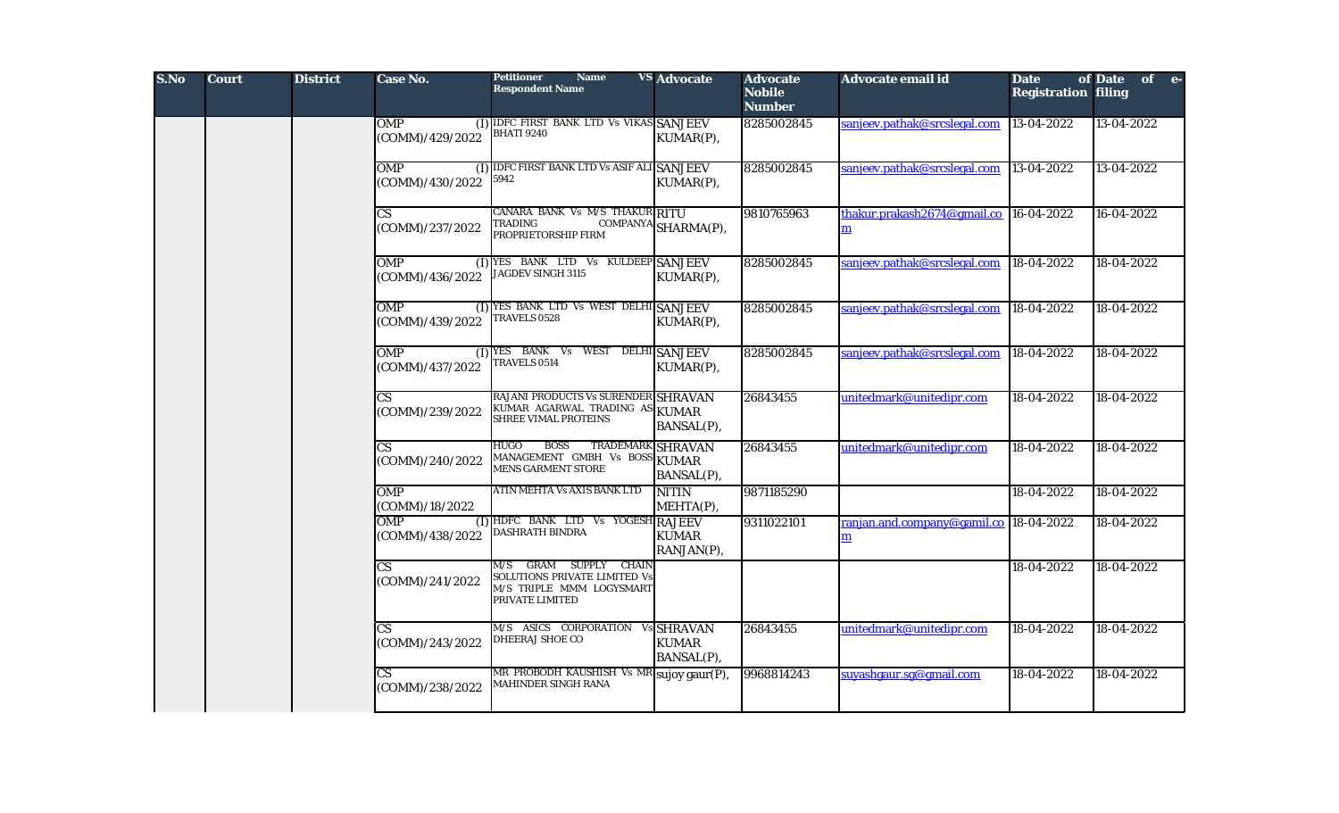| S.No | Court | District | Case No. | Petitioner Name VS Respondent Name | Advocate | Advocate Nobile Number | Advocate email id | Date of Registration | Date of e-filing |
|---|---|---|---|---|---|---|---|---|---|
| | | | OMP (I) (COMM)/429/2022 | IDFC FIRST BANK LTD Vs VIKAS BHATI 9240 | SANJEEV KUMAR(P), | 8285002845 | sanjeev.pathak@srcslegal.com | 13-04-2022 | 13-04-2022 |
| | | | OMP (I) (COMM)/430/2022 | IDFC FIRST BANK LTD Vs ASIF ALI 5942 | SANJEEV KUMAR(P), | 8285002845 | sanjeev.pathak@srcslegal.com | 13-04-2022 | 13-04-2022 |
| | | | CS (COMM)/237/2022 | CANARA BANK Vs M/S THAKUR TRADING COMPANYA PROPRIETORSHIP FIRM | RITU SHARMA(P), | 9810765963 | thakur.prakash2674@gmail.com | 16-04-2022 | 16-04-2022 |
| | | | OMP (I) (COMM)/436/2022 | YES BANK LTD Vs KULDEEP JAGDEV SINGH 3115 | SANJEEV KUMAR(P), | 8285002845 | sanjeev.pathak@srcslegal.com | 18-04-2022 | 18-04-2022 |
| | | | OMP (I) (COMM)/439/2022 | YES BANK LTD Vs WEST DELHI TRAVELS 0528 | SANJEEV KUMAR(P), | 8285002845 | sanjeev.pathak@srcslegal.com | 18-04-2022 | 18-04-2022 |
| | | | OMP (I) (COMM)/437/2022 | YES BANK Vs WEST DELHI TRAVELS 0514 | SANJEEV KUMAR(P), | 8285002845 | sanjeev.pathak@srcslegal.com | 18-04-2022 | 18-04-2022 |
| | | | CS (COMM)/239/2022 | RAJANI PRODUCTS Vs SURENDER KUMAR AGARWAL TRADING AS SHREE VIMAL PROTEINS | SHRAVAN KUMAR BANSAL(P), | 26843455 | unitedmark@unitedipr.com | 18-04-2022 | 18-04-2022 |
| | | | CS (COMM)/240/2022 | HUGO BOSS TRADEMARK MANAGEMENT GMBH Vs BOSS MENS GARMENT STORE | SHRAVAN KUMAR BANSAL(P), | 26843455 | unitedmark@unitedipr.com | 18-04-2022 | 18-04-2022 |
| | | | OMP (COMM)/18/2022 | ATIN MEHTA Vs AXIS BANK LTD | NITIN MEHTA(P), | 9871185290 | | 18-04-2022 | 18-04-2022 |
| | | | OMP (I) (COMM)/438/2022 | HDFC BANK LTD Vs YOGESH DASHRATH BINDRA | RAJEEV KUMAR RANJAN(P), | 9311022101 | ranjan.and.company@gamil.com | 18-04-2022 | 18-04-2022 |
| | | | CS (COMM)/241/2022 | M/S GRAM SUPPLY CHAIN SOLUTIONS PRIVATE LIMITED Vs M/S TRIPLE MMM LOGYSMART PRIVATE LIMITED | | | | 18-04-2022 | 18-04-2022 |
| | | | CS (COMM)/243/2022 | M/S ASICS CORPORATION Vs DHEERAJ SHOE CO | SHRAVAN KUMAR BANSAL(P), | 26843455 | unitedmark@unitedipr.com | 18-04-2022 | 18-04-2022 |
| | | | CS (COMM)/238/2022 | MR PROBODH KAUSHISH Vs MR MAHINDER SINGH RANA | sujoy gaur(P), | 9968814243 | suyashgaur.sg@gmail.com | 18-04-2022 | 18-04-2022 |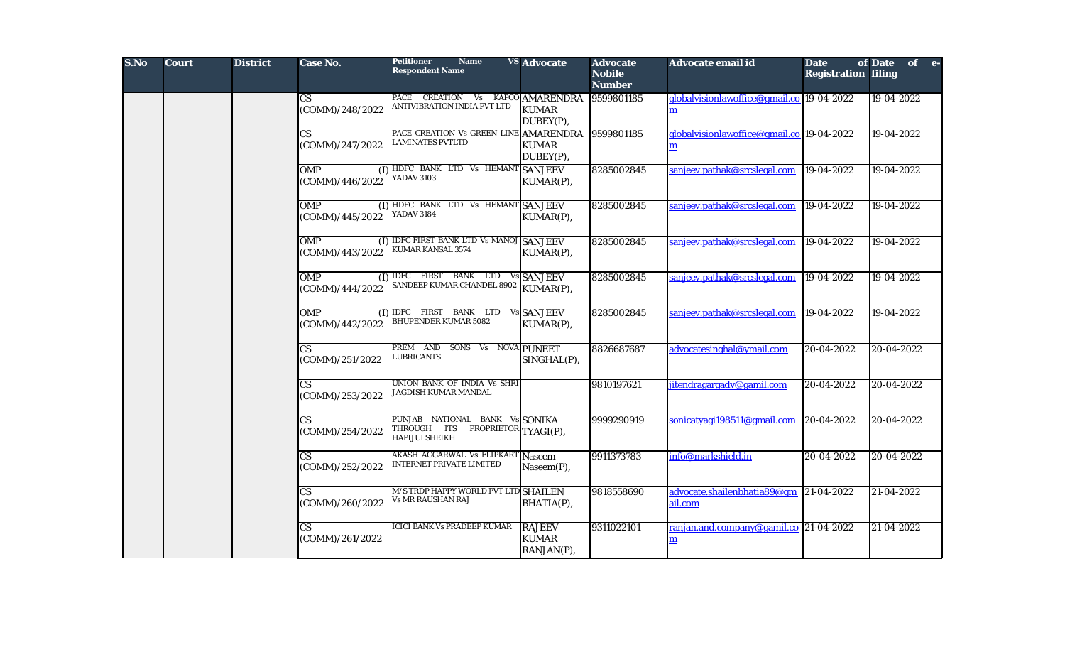| S.No | Court | District | Case No. | Petitioner Name VS Respondent Name | Advocate | Advocate Nobile Number | Advocate email id | Date of Registration | Date of e-filing |
|---|---|---|---|---|---|---|---|---|---|
| | | | CS (COMM)/248/2022 | PACE CREATION Vs KAPCO ANTIVIBRATION INDIA PVT LTD | AMARENDRA KUMAR DUBEY(P), | 9599801185 | globalvisionlawoffice@gmail.com | 19-04-2022 | 19-04-2022 |
| | | | CS (COMM)/247/2022 | PACE CREATION Vs GREEN LINE LAMINATES PVTLTD | AMARENDRA KUMAR DUBEY(P), | 9599801185 | globalvisionlawoffice@gmail.com | 19-04-2022 | 19-04-2022 |
| | | | OMP (I) (COMM)/446/2022 | HDFC BANK LTD Vs HEMANT YADAV 3103 | SANJEEV KUMAR(P), | 8285002845 | sanjeev.pathak@srcslegal.com | 19-04-2022 | 19-04-2022 |
| | | | OMP (I) (COMM)/445/2022 | HDFC BANK LTD Vs HEMANT YADAV 3184 | SANJEEV KUMAR(P), | 8285002845 | sanjeev.pathak@srcslegal.com | 19-04-2022 | 19-04-2022 |
| | | | OMP (I) (COMM)/443/2022 | IDFC FIRST BANK LTD Vs MANOJ KUMAR KANSAL 3574 | SANJEEV KUMAR(P), | 8285002845 | sanjeev.pathak@srcslegal.com | 19-04-2022 | 19-04-2022 |
| | | | OMP (I) (COMM)/444/2022 | IDFC FIRST BANK LTD Vs SANDEEP KUMAR CHANDEL 8902 | SANJEEV KUMAR(P), | 8285002845 | sanjeev.pathak@srcslegal.com | 19-04-2022 | 19-04-2022 |
| | | | OMP (I) (COMM)/442/2022 | IDFC FIRST BANK LTD Vs BHUPENDER KUMAR 5082 | SANJEEV KUMAR(P), | 8285002845 | sanjeev.pathak@srcslegal.com | 19-04-2022 | 19-04-2022 |
| | | | CS (COMM)/251/2022 | PREM AND SONS Vs NOVA LUBRICANTS | PUNEET SINGHAL(P), | 8826687687 | advocatesinghal@ymail.com | 20-04-2022 | 20-04-2022 |
| | | | CS (COMM)/253/2022 | UNION BANK OF INDIA Vs SHRI JAGDISH KUMAR MANDAL | | 9810197621 | jitendragargadv@gamil.com | 20-04-2022 | 20-04-2022 |
| | | | CS (COMM)/254/2022 | PUNJAB NATIONAL BANK Vs THROUGH ITS PROPRIETOR HAPIJULSHEIKH | SONIKA TYAGI(P), | 9999290919 | sonicatyagi198511@gmail.com | 20-04-2022 | 20-04-2022 |
| | | | CS (COMM)/252/2022 | AKASH AGGARWAL Vs FLIPKART INTERNET PRIVATE LIMITED | Naseem Naseem(P), | 9911373783 | info@markshield.in | 20-04-2022 | 20-04-2022 |
| | | | CS (COMM)/260/2022 | M/S TRDP HAPPY WORLD PVT LTD Vs MR RAUSHAN RAJ | SHAILEN BHATIA(P), | 9818558690 | advocate.shailenbhatia89@gmail.com | 21-04-2022 | 21-04-2022 |
| | | | CS (COMM)/261/2022 | ICICI BANK Vs PRADEEP KUMAR | RAJEEV KUMAR RANJAN(P), | 9311022101 | ranjan.and.company@gamil.com | 21-04-2022 | 21-04-2022 |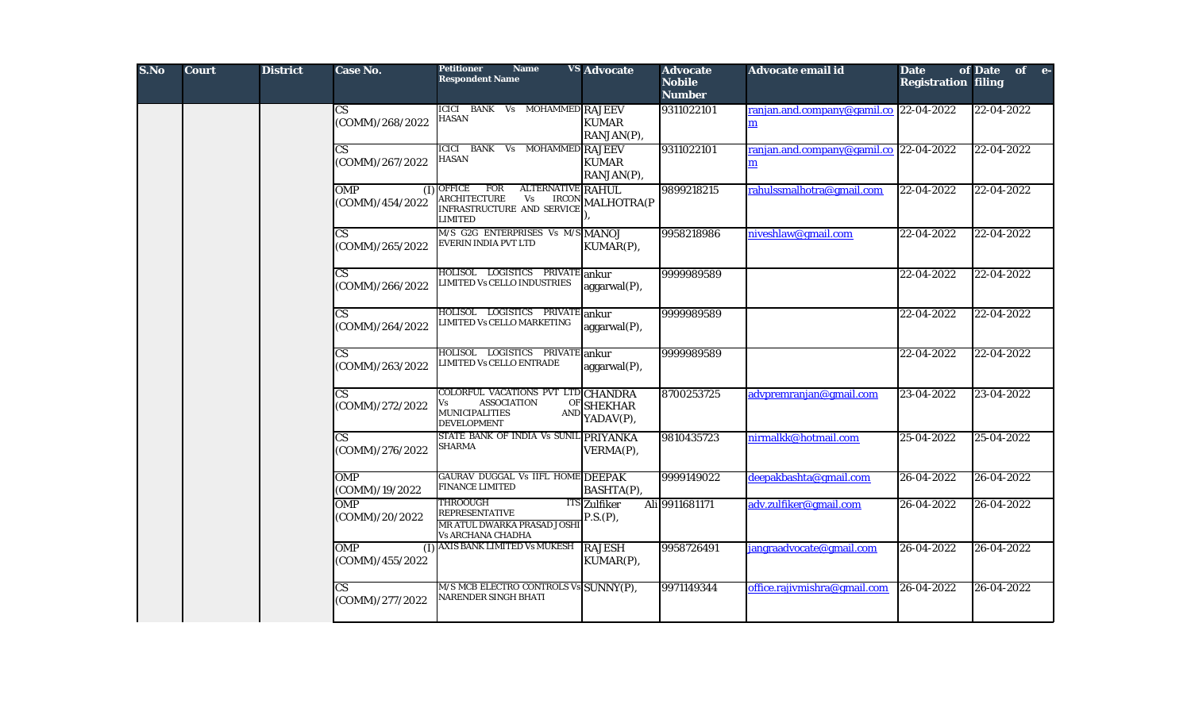| S.No | Court | District | Case No. | Petitioner Name VS Respondent Name | Advocate | Advocate Nobile Number | Advocate email id | Date of Registration | Date of e-filing |
|---|---|---|---|---|---|---|---|---|---|
| | | | CS (COMM)/268/2022 | ICICI BANK Vs MOHAMMED HASAN | RAJEEV KUMAR RANJAN(P), | 9311022101 | ranjan.and.company@gamil.com | 22-04-2022 | 22-04-2022 |
| | | | CS (COMM)/267/2022 | ICICI BANK Vs MOHAMMED HASAN | RAJEEV KUMAR RANJAN(P), | 9311022101 | ranjan.and.company@gamil.com | 22-04-2022 | 22-04-2022 |
| | | | OMP (I) (COMM)/454/2022 | OFFICE FOR ALTERNATIVE ARCHITECTURE Vs IRCON INFRASTRUCTURE AND SERVICE LIMITED | RAHUL MALHOTRA(P), | 9899218215 | rahulssmalhotra@gmail.com | 22-04-2022 | 22-04-2022 |
| | | | CS (COMM)/265/2022 | M/S G2G ENTERPRISES Vs M/S EVERIN INDIA PVT LTD | MANOJ KUMAR(P), | 9958218986 | niveshlaw@gmail.com | 22-04-2022 | 22-04-2022 |
| | | | CS (COMM)/266/2022 | HOLISOL LOGISTICS PRIVATE LIMITED Vs CELLO INDUSTRIES | ankur aggarwal(P), | 9999989589 | | 22-04-2022 | 22-04-2022 |
| | | | CS (COMM)/264/2022 | HOLISOL LOGISTICS PRIVATE LIMITED Vs CELLO MARKETING | ankur aggarwal(P), | 9999989589 | | 22-04-2022 | 22-04-2022 |
| | | | CS (COMM)/263/2022 | HOLISOL LOGISTICS PRIVATE LIMITED Vs CELLO ENTRADE | ankur aggarwal(P), | 9999989589 | | 22-04-2022 | 22-04-2022 |
| | | | CS (COMM)/272/2022 | COLORFUL VACATIONS PVT LTD Vs ASSOCIATION OF MUNICIPALITIES AND DEVELOPMENT | CHANDRA SHEKHAR YADAV(P), | 8700253725 | advpremranjan@gmail.com | 23-04-2022 | 23-04-2022 |
| | | | CS (COMM)/276/2022 | STATE BANK OF INDIA Vs SUNIL SHARMA | PRIYANKA VERMA(P), | 9810435723 | nirmalkk@hotmail.com | 25-04-2022 | 25-04-2022 |
| | | | OMP (COMM)/19/2022 | GAURAV DUGGAL Vs IIFL HOME FINANCE LIMITED | DEEPAK BASHTA(P), | 9999149022 | deepakbashta@gmail.com | 26-04-2022 | 26-04-2022 |
| | | | OMP (COMM)/20/2022 | THROOUGH ITS REPRESENTATIVE MR ATUL DWARKA PRASAD JOSHI Vs ARCHANA CHADHA | Zulfiker Ali P.S.(P), | 9911681171 | adv.zulfiker@gmail.com | 26-04-2022 | 26-04-2022 |
| | | | OMP (I) (COMM)/455/2022 | AXIS BANK LIMITED Vs MUKESH | RAJESH KUMAR(P), | 9958726491 | jangraadvocate@gmail.com | 26-04-2022 | 26-04-2022 |
| | | | CS (COMM)/277/2022 | M/S MCB ELECTRO CONTROLS Vs NARENDER SINGH BHATI | SUNNY(P), | 9971149344 | office.rajivmishra@gmail.com | 26-04-2022 | 26-04-2022 |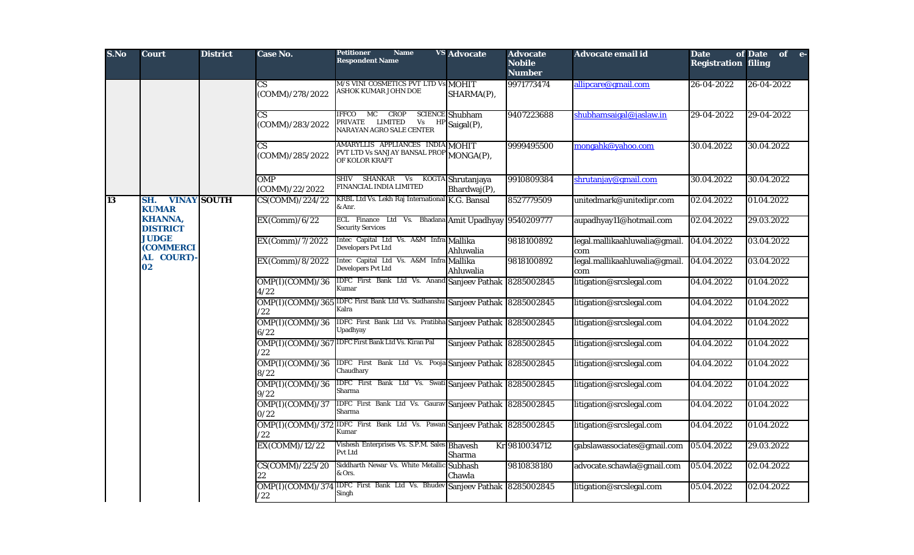| S.No | Court | District | Case No. | Petitioner Name VS Respondent Name | Advocate | Advocate Nobile Number | Advocate email id | Date of Registration | Date of e-filing |
|---|---|---|---|---|---|---|---|---|---|
| | | | CS (COMM)/278/2022 | M/S VINI COSMETICS PVT LTD Vs ASHOK KUMAR JOHN DOE | MOHIT SHARMA(P), | 9971773474 | allipcare@gmail.com | 26-04-2022 | 26-04-2022 |
| | | | CS (COMM)/283/2022 | IFFCO MC CROP SCIENCE PRIVATE LIMITED Vs HP NARAYAN AGRO SALE CENTER | Shubham Saigal(P), | 9407223688 | shubhamsaigal@jaslaw.in | 29-04-2022 | 29-04-2022 |
| | | | CS (COMM)/285/2022 | AMARYLLIS APPLIANCES INDIA PVT LTD Vs SANJAY BANSAL PROP OF KOLOR KRAFT | MOHIT MONGA(P), | 9999495500 | mongahk@yahoo.com | 30.04.2022 | 30.04.2022 |
| | | | OMP (COMM)/22/2022 | SHIV SHANKAR Vs KOGTA FINANCIAL INDIA LIMITED | Shrutanjaya Bhardwaj(P), | 9910809384 | shrutanjay@gmail.com | 30.04.2022 | 30.04.2022 |
| 13 | SH. VINAY KUMAR KHANNA, DISTRICT JUDGE (COMMERCIAL COURT)-02 | SOUTH | CS(COMM)/224/22 | KRBL Ltd Vs. Lekh Raj International & Anr. | K.G. Bansal | 8527779509 | unitedmark@unitedipr.com | 02.04.2022 | 01.04.2022 |
| | | | EX(Comm)/6/22 | ECL Finance Ltd Vs. Bhadana Security Services | Amit Upadhyay | 9540209777 | aupadhyay11@hotmail.com | 02.04.2022 | 29.03.2022 |
| | | | EX(Comm)/7/2022 | Intec Capital Ltd Vs. A&M Infra Developers Pvt Ltd | Mallika Ahluwalia | 9818100892 | legal.mallikaahluwalia@gmail.com | 04.04.2022 | 03.04.2022 |
| | | | EX(Comm)/8/2022 | Intec Capital Ltd Vs. A&M Infra Developers Pvt Ltd | Mallika Ahluwalia | 9818100892 | legal.mallikaahluwalia@gmail.com | 04.04.2022 | 03.04.2022 |
| | | | OMP(I)(COMM)/364/22 | IDFC First Bank Ltd Vs. Anand Kumar | Sanjeev Pathak | 8285002845 | litigation@srcslegal.com | 04.04.2022 | 01.04.2022 |
| | | | OMP(I)(COMM)/365/22 | IDFC First Bank Ltd Vs. Sudhanshu Kalra | Sanjeev Pathak | 8285002845 | litigation@srcslegal.com | 04.04.2022 | 01.04.2022 |
| | | | OMP(I)(COMM)/366/22 | IDFC First Bank Ltd Vs. Pratibha Upadhyay | Sanjeev Pathak | 8285002845 | litigation@srcslegal.com | 04.04.2022 | 01.04.2022 |
| | | | OMP(I)(COMM)/367/22 | IDFC First Bank Ltd Vs. Kiran Pal | Sanjeev Pathak | 8285002845 | litigation@srcslegal.com | 04.04.2022 | 01.04.2022 |
| | | | OMP(I)(COMM)/368/22 | IDFC First Bank Ltd Vs. Pooja Chaudhary | Sanjeev Pathak | 8285002845 | litigation@srcslegal.com | 04.04.2022 | 01.04.2022 |
| | | | OMP(I)(COMM)/369/22 | IDFC First Bank Ltd Vs. Swati Sharma | Sanjeev Pathak | 8285002845 | litigation@srcslegal.com | 04.04.2022 | 01.04.2022 |
| | | | OMP(I)(COMM)/370/22 | IDFC First Bank Ltd Vs. Gaurav Sharma | Sanjeev Pathak | 8285002845 | litigation@srcslegal.com | 04.04.2022 | 01.04.2022 |
| | | | OMP(I)(COMM)/372/22 | IDFC First Bank Ltd Vs. Pawan Kumar | Sanjeev Pathak | 8285002845 | litigation@srcslegal.com | 04.04.2022 | 01.04.2022 |
| | | | EX(COMM)/12/22 | Vishesh Enterprises Vs. S.P.M. Sales Pvt Ltd | Bhavesh Kr Sharma | 9810034712 | gabslawassociates@gmail.com | 05.04.2022 | 29.03.2022 |
| | | | CS(COMM)/225/2022 | Siddharth Newar Vs. White Metallic & Ors. | Subhash Chawla | 9810838180 | advocate.schawla@gmail.com | 05.04.2022 | 02.04.2022 |
| | | | OMP(I)(COMM)/374/22 | IDFC First Bank Ltd Vs. Bhudev Singh | Sanjeev Pathak | 8285002845 | litigation@srcslegal.com | 05.04.2022 | 02.04.2022 |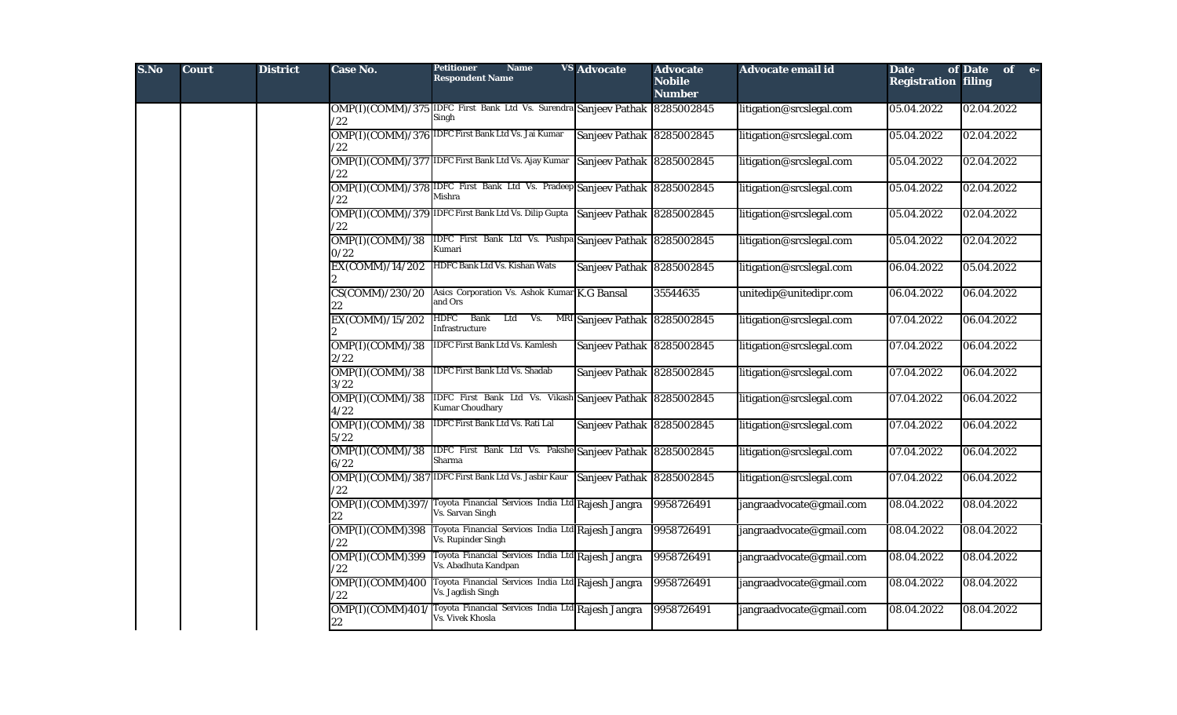| S.No | Court | District | Case No. | Petitioner Name VS Respondent Name | Advocate | Advocate Nobile Number | Advocate email id | Date of Registration | Date of e-filing |
|---|---|---|---|---|---|---|---|---|---|
| | | | OMP(I)(COMM)/375/22 | IDFC First Bank Ltd Vs. Surendra Singh | Sanjeev Pathak | 8285002845 | litigation@srcslegal.com | 05.04.2022 | 02.04.2022 |
| | | | OMP(I)(COMM)/376/22 | IDFC First Bank Ltd Vs. Jai Kumar | Sanjeev Pathak | 8285002845 | litigation@srcslegal.com | 05.04.2022 | 02.04.2022 |
| | | | OMP(I)(COMM)/377/22 | IDFC First Bank Ltd Vs. Ajay Kumar | Sanjeev Pathak | 8285002845 | litigation@srcslegal.com | 05.04.2022 | 02.04.2022 |
| | | | OMP(I)(COMM)/378/22 | IDFC First Bank Ltd Vs. Pradeep Mishra | Sanjeev Pathak | 8285002845 | litigation@srcslegal.com | 05.04.2022 | 02.04.2022 |
| | | | OMP(I)(COMM)/379/22 | IDFC First Bank Ltd Vs. Dilip Gupta | Sanjeev Pathak | 8285002845 | litigation@srcslegal.com | 05.04.2022 | 02.04.2022 |
| | | | OMP(I)(COMM)/380/22 | IDFC First Bank Ltd Vs. Pushpa Kumari | Sanjeev Pathak | 8285002845 | litigation@srcslegal.com | 05.04.2022 | 02.04.2022 |
| | | | EX(COMM)/14/2022 | HDFC Bank Ltd Vs. Kishan Wats | Sanjeev Pathak | 8285002845 | litigation@srcslegal.com | 06.04.2022 | 05.04.2022 |
| | | | CS(COMM)/230/2022 | Asics Corporation Vs. Ashok Kumar and Ors | K.G Bansal | 35544635 | unitedip@unitedipr.com | 06.04.2022 | 06.04.2022 |
| | | | EX(COMM)/15/2022 | HDFC Bank Ltd Vs. MRI Infrastructure | Sanjeev Pathak | 8285002845 | litigation@srcslegal.com | 07.04.2022 | 06.04.2022 |
| | | | OMP(I)(COMM)/382/22 | IDFC First Bank Ltd Vs. Kamlesh | Sanjeev Pathak | 8285002845 | litigation@srcslegal.com | 07.04.2022 | 06.04.2022 |
| | | | OMP(I)(COMM)/383/22 | IDFC First Bank Ltd Vs. Shadab | Sanjeev Pathak | 8285002845 | litigation@srcslegal.com | 07.04.2022 | 06.04.2022 |
| | | | OMP(I)(COMM)/384/22 | IDFC First Bank Ltd Vs. Vikash Kumar Choudhary | Sanjeev Pathak | 8285002845 | litigation@srcslegal.com | 07.04.2022 | 06.04.2022 |
| | | | OMP(I)(COMM)/385/22 | IDFC First Bank Ltd Vs. Rati Lal | Sanjeev Pathak | 8285002845 | litigation@srcslegal.com | 07.04.2022 | 06.04.2022 |
| | | | OMP(I)(COMM)/386/22 | IDFC First Bank Ltd Vs. Pakshe Sharma | Sanjeev Pathak | 8285002845 | litigation@srcslegal.com | 07.04.2022 | 06.04.2022 |
| | | | OMP(I)(COMM)/387/22 | IDFC First Bank Ltd Vs. Jasbir Kaur | Sanjeev Pathak | 8285002845 | litigation@srcslegal.com | 07.04.2022 | 06.04.2022 |
| | | | OMP(I)(COMM)397/22 | Toyota Financial Services India Ltd Vs. Sarvan Singh | Rajesh Jangra | 9958726491 | jangraadvocate@gmail.com | 08.04.2022 | 08.04.2022 |
| | | | OMP(I)(COMM)398/22 | Toyota Financial Services India Ltd Vs. Rupinder Singh | Rajesh Jangra | 9958726491 | jangraadvocate@gmail.com | 08.04.2022 | 08.04.2022 |
| | | | OMP(I)(COMM)399/22 | Toyota Financial Services India Ltd Vs. Abadhuta Kandpan | Rajesh Jangra | 9958726491 | jangraadvocate@gmail.com | 08.04.2022 | 08.04.2022 |
| | | | OMP(I)(COMM)400/22 | Toyota Financial Services India Ltd Vs. Jagdish Singh | Rajesh Jangra | 9958726491 | jangraadvocate@gmail.com | 08.04.2022 | 08.04.2022 |
| | | | OMP(I)(COMM)401/22 | Toyota Financial Services India Ltd Vs. Vivek Khosla | Rajesh Jangra | 9958726491 | jangraadvocate@gmail.com | 08.04.2022 | 08.04.2022 |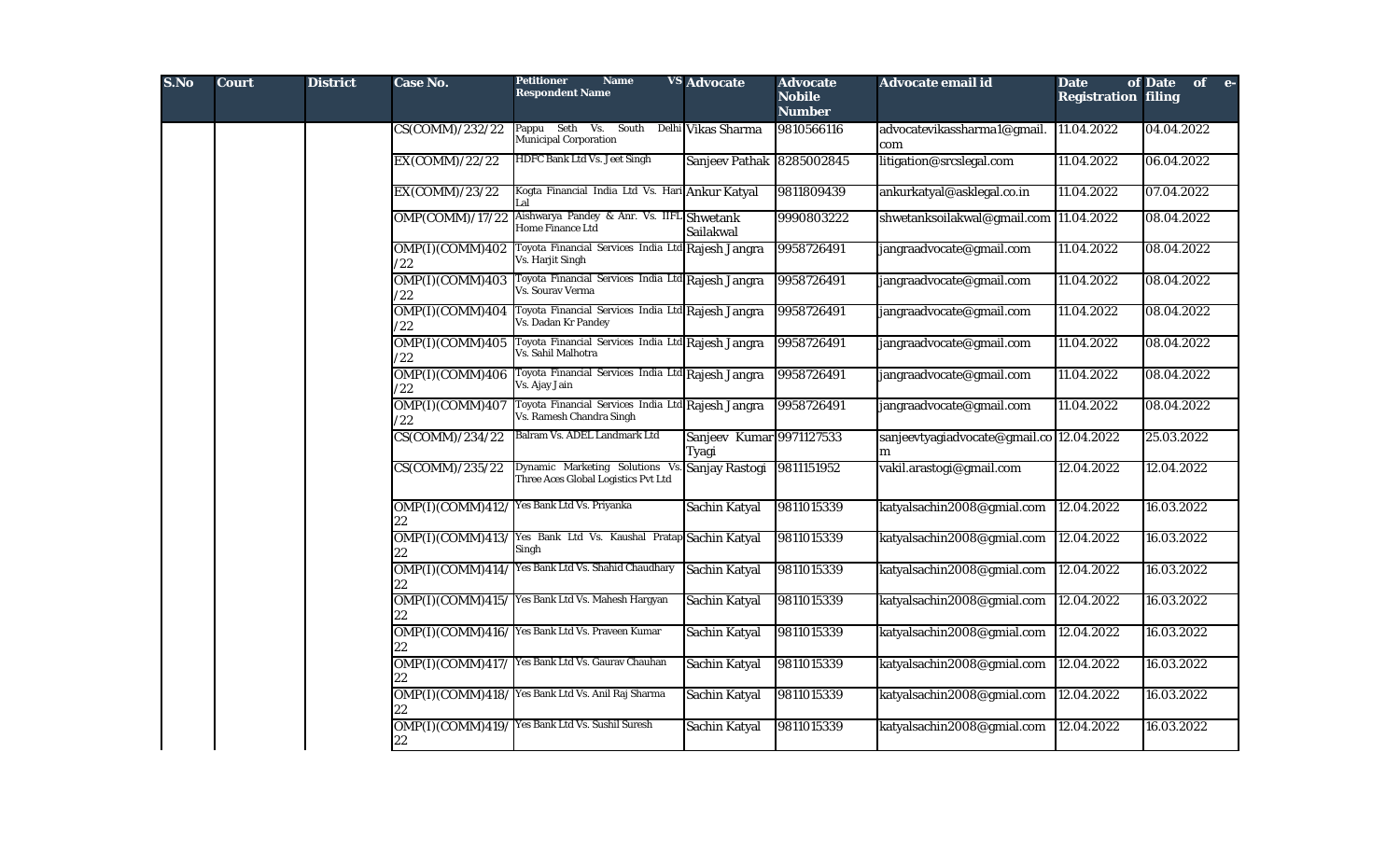| S.No | Court | District | Case No. | Petitioner Name VS Respondent Name | Advocate | Advocate Nobile Number | Advocate email id | Date of Registration | Date of e-filing |
|---|---|---|---|---|---|---|---|---|---|
| | | | CS(COMM)/232/22 | Pappu Seth Vs. South Delhi Municipal Corporation | Vikas Sharma | 9810566116 | advocatevikassharma1@gmail.com | 11.04.2022 | 04.04.2022 |
| | | | EX(COMM)/22/22 | HDFC Bank Ltd Vs. Jeet Singh | Sanjeev Pathak | 8285002845 | litigation@srcslegal.com | 11.04.2022 | 06.04.2022 |
| | | | EX(COMM)/23/22 | Kogta Financial India Ltd Vs. Hari Lal | Ankur Katyal | 9811809439 | ankurkatyal@asklegal.co.in | 11.04.2022 | 07.04.2022 |
| | | | OMP(COMM)/17/22 | Aishwarya Pandey & Anr. Vs. IIFL Home Finance Ltd | Shwetank Sailakwal | 9990803222 | shwetanksoilakwal@gmail.com | 11.04.2022 | 08.04.2022 |
| | | | OMP(I)(COMM)402/22 | Toyota Financial Services India Ltd Vs. Harjit Singh | Rajesh Jangra | 9958726491 | jangraadvocate@gmail.com | 11.04.2022 | 08.04.2022 |
| | | | OMP(I)(COMM)403/22 | Toyota Financial Services India Ltd Vs. Sourav Verma | Rajesh Jangra | 9958726491 | jangraadvocate@gmail.com | 11.04.2022 | 08.04.2022 |
| | | | OMP(I)(COMM)404/22 | Toyota Financial Services India Ltd Vs. Dadan Kr Pandey | Rajesh Jangra | 9958726491 | jangraadvocate@gmail.com | 11.04.2022 | 08.04.2022 |
| | | | OMP(I)(COMM)405/22 | Toyota Financial Services India Ltd Vs. Sahil Malhotra | Rajesh Jangra | 9958726491 | jangraadvocate@gmail.com | 11.04.2022 | 08.04.2022 |
| | | | OMP(I)(COMM)406/22 | Toyota Financial Services India Ltd Vs. Ajay Jain | Rajesh Jangra | 9958726491 | jangraadvocate@gmail.com | 11.04.2022 | 08.04.2022 |
| | | | OMP(I)(COMM)407/22 | Toyota Financial Services India Ltd Vs. Ramesh Chandra Singh | Rajesh Jangra | 9958726491 | jangraadvocate@gmail.com | 11.04.2022 | 08.04.2022 |
| | | | CS(COMM)/234/22 | Balram Vs. ADEL Landmark Ltd | Sanjeev Kumar Tyagi | 9971127533 | sanjeevtyagiadvocate@gmail.com | 12.04.2022 | 25.03.2022 |
| | | | CS(COMM)/235/22 | Dynamic Marketing Solutions Vs. Three Aces Global Logistics Pvt Ltd | Sanjay Rastogi | 9811151952 | vakil.arastogi@gmail.com | 12.04.2022 | 12.04.2022 |
| | | | OMP(I)(COMM)412/22 | Yes Bank Ltd Vs. Priyanka | Sachin Katyal | 9811015339 | katyalsachin2008@gmial.com | 12.04.2022 | 16.03.2022 |
| | | | OMP(I)(COMM)413/22 | Yes Bank Ltd Vs. Kaushal Pratap Singh | Sachin Katyal | 9811015339 | katyalsachin2008@gmial.com | 12.04.2022 | 16.03.2022 |
| | | | OMP(I)(COMM)414/22 | Yes Bank Ltd Vs. Shahid Chaudhary | Sachin Katyal | 9811015339 | katyalsachin2008@gmial.com | 12.04.2022 | 16.03.2022 |
| | | | OMP(I)(COMM)415/22 | Yes Bank Ltd Vs. Mahesh Hargyan | Sachin Katyal | 9811015339 | katyalsachin2008@gmial.com | 12.04.2022 | 16.03.2022 |
| | | | OMP(I)(COMM)416/22 | Yes Bank Ltd Vs. Praveen Kumar | Sachin Katyal | 9811015339 | katyalsachin2008@gmial.com | 12.04.2022 | 16.03.2022 |
| | | | OMP(I)(COMM)417/22 | Yes Bank Ltd Vs. Gaurav Chauhan | Sachin Katyal | 9811015339 | katyalsachin2008@gmial.com | 12.04.2022 | 16.03.2022 |
| | | | OMP(I)(COMM)418/22 | Yes Bank Ltd Vs. Anil Raj Sharma | Sachin Katyal | 9811015339 | katyalsachin2008@gmial.com | 12.04.2022 | 16.03.2022 |
| | | | OMP(I)(COMM)419/22 | Yes Bank Ltd Vs. Sushil Suresh | Sachin Katyal | 9811015339 | katyalsachin2008@gmial.com | 12.04.2022 | 16.03.2022 |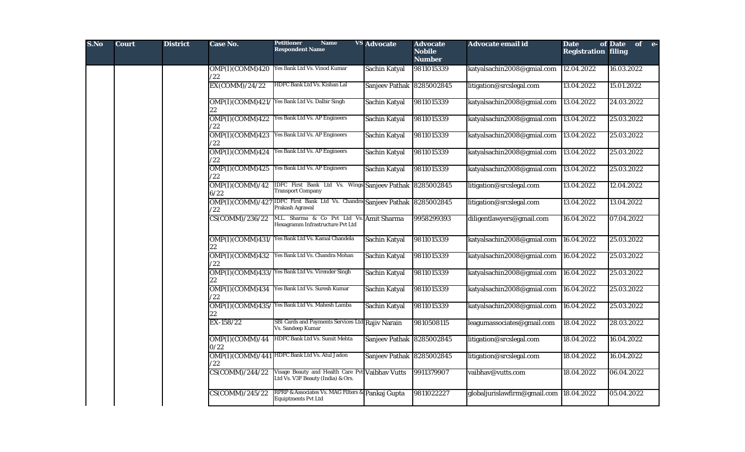| S.No | Court | District | Case No. | Petitioner Name VS Respondent Name | Advocate | Advocate Nobile Number | Advocate email id | Date of Registration | Date of e-filing |
|---|---|---|---|---|---|---|---|---|---|
| | | | OMP(I)(COMM)420/22 | Yes Bank Ltd Vs. Vinod Kumar | Sachin Katyal | 9811015339 | katyalsachin2008@gmial.com | 12.04.2022 | 16.03.2022 |
| | | | EX(COMM)/24/22 | HDFC Bank Ltd Vs. Kishan Lal | Sanjeev Pathak | 8285002845 | litigation@srcslegal.com | 13.04.2022 | 15.01.2022 |
| | | | OMP(I)(COMM)421/22 | Yes Bank Ltd Vs. Dalbir Singh | Sachin Katyal | 9811015339 | katyalsachin2008@gmial.com | 13.04.2022 | 24.03.2022 |
| | | | OMP(I)(COMM)422/22 | Yes Bank Ltd Vs. AP Engineers | Sachin Katyal | 9811015339 | katyalsachin2008@gmial.com | 13.04.2022 | 25.03.2022 |
| | | | OMP(I)(COMM)423/22 | Yes Bank Ltd Vs. AP Engineers | Sachin Katyal | 9811015339 | katyalsachin2008@gmial.com | 13.04.2022 | 25.03.2022 |
| | | | OMP(I)(COMM)424/22 | Yes Bank Ltd Vs. AP Engineers | Sachin Katyal | 9811015339 | katyalsachin2008@gmial.com | 13.04.2022 | 25.03.2022 |
| | | | OMP(I)(COMM)425/22 | Yes Bank Ltd Vs. AP Engineers | Sachin Katyal | 9811015339 | katyalsachin2008@gmial.com | 13.04.2022 | 25.03.2022 |
| | | | OMP(I)(COMM)/426/22 | IDFC First Bank Ltd Vs. Wings Transport Company | Sanjeev Pathak | 8285002845 | litigation@srcslegal.com | 13.04.2022 | 12.04.2022 |
| | | | OMP(I)(COMM)/427/22 | IDFC First Bank Ltd Vs. Chandra Prakash Agrawal | Sanjeev Pathak | 8285002845 | litigation@srcslegal.com | 13.04.2022 | 13.04.2022 |
| | | | CS(COMM)/236/22 | M.L. Sharma & Co Pvt Ltd Vs. Hexagramm Infrastructure Pvt Ltd | Amit Sharma | 9958299393 | diligentlawyers@gmail.com | 16.04.2022 | 07.04.2022 |
| | | | OMP(I)(COMM)431/22 | Yes Bank Ltd Vs. Kamal Chandela | Sachin Katyal | 9811015339 | katyalsachin2008@gmial.com | 16.04.2022 | 25.03.2022 |
| | | | OMP(I)(COMM)432/22 | Yes Bank Ltd Vs. Chandra Mohan | Sachin Katyal | 9811015339 | katyalsachin2008@gmial.com | 16.04.2022 | 25.03.2022 |
| | | | OMP(I)(COMM)433/22 | Yes Bank Ltd Vs. Virender Singh | Sachin Katyal | 9811015339 | katyalsachin2008@gmial.com | 16.04.2022 | 25.03.2022 |
| | | | OMP(I)(COMM)434/22 | Yes Bank Ltd Vs. Suresh Kumar | Sachin Katyal | 9811015339 | katyalsachin2008@gmial.com | 16.04.2022 | 25.03.2022 |
| | | | OMP(I)(COMM)435/22 | Yes Bank Ltd Vs. Mahesh Lamba | Sachin Katyal | 9811015339 | katyalsachin2008@gmial.com | 16.04.2022 | 25.03.2022 |
| | | | EX-158/22 | SBI Cards and Payments Services Ltd Vs. Sandeep Kumar | Rajiv Narain | 9810508115 | leagumassociates@gmail.com | 18.04.2022 | 28.03.2022 |
| | | | OMP(I)(COMM)/440/22 | HDFC Bank Ltd Vs. Sumit Mehta | Sanjeev Pathak | 8285002845 | litigation@srcslegal.com | 18.04.2022 | 16.04.2022 |
| | | | OMP(I)(COMM)/441/22 | HDFC Bank Ltd Vs. Atul Jadon | Sanjeev Pathak | 8285002845 | litigation@srcslegal.com | 18.04.2022 | 16.04.2022 |
| | | | CS(COMM)/244/22 | Visage Beauty and Health Care Pvt Ltd Vs. V3F Beauty (India) & Ors. | Vaibhav Vutts | 9911379907 | vaibhav@vutts.com | 18.04.2022 | 06.04.2022 |
| | | | CS(COMM)/245/22 | RPRP & Associates Vs. MAG Filters & Equiptments Pvt Ltd | Pankaj Gupta | 9811022227 | globaljurislawfirm@gmail.com | 18.04.2022 | 05.04.2022 |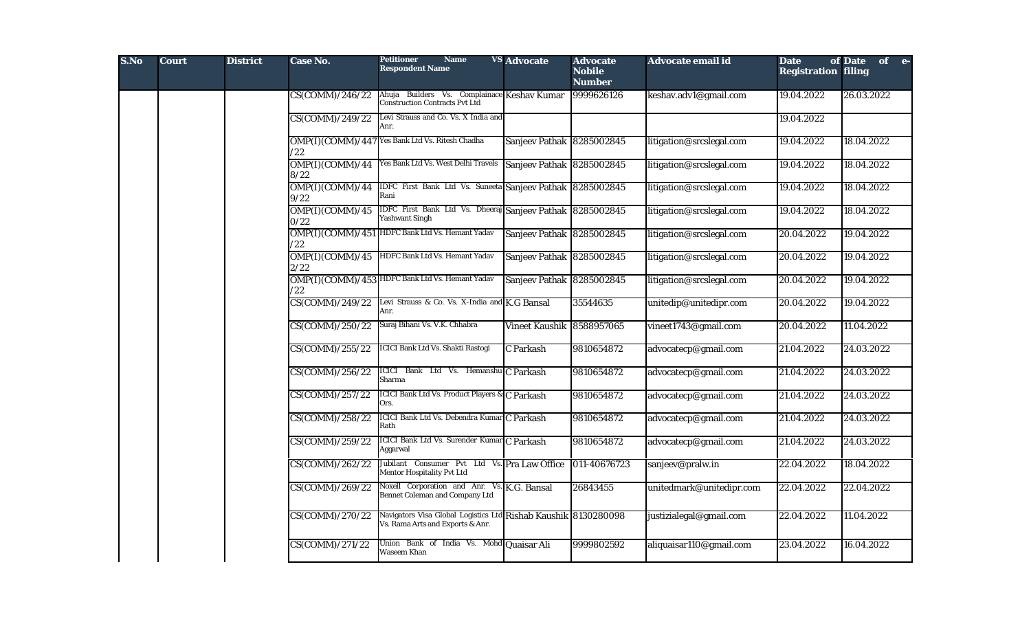| S.No | Court | District | Case No. | Petitioner Name VS Respondent Name | Advocate | Advocate Nobile Number | Advocate email id | Date of Registration | Date of e-filing |
|---|---|---|---|---|---|---|---|---|---|
| | | | CS(COMM)/246/22 | Ahuja Builders Vs. Complainace Construction Contracts Pvt Ltd | Keshav Kumar | 9999626126 | keshav.adv1@gmail.com | 19.04.2022 | 26.03.2022 |
| | | | CS(COMM)/249/22 | Levi Strauss and Co. Vs. X India and Anr. | | | | 19.04.2022 | |
| | | | OMP(I)(COMM)/447/22 | Yes Bank Ltd Vs. Ritesh Chadha | Sanjeev Pathak | 8285002845 | litigation@srcslegal.com | 19.04.2022 | 18.04.2022 |
| | | | OMP(I)(COMM)/448/22 | Yes Bank Ltd Vs. West Delhi Travels | Sanjeev Pathak | 8285002845 | litigation@srcslegal.com | 19.04.2022 | 18.04.2022 |
| | | | OMP(I)(COMM)/449/22 | IDFC First Bank Ltd Vs. Suneeta Rani | Sanjeev Pathak | 8285002845 | litigation@srcslegal.com | 19.04.2022 | 18.04.2022 |
| | | | OMP(I)(COMM)/450/22 | IDFC First Bank Ltd Vs. Dheeraj Yashwant Singh | Sanjeev Pathak | 8285002845 | litigation@srcslegal.com | 19.04.2022 | 18.04.2022 |
| | | | OMP(I)(COMM)/451/22 | HDFC Bank Ltd Vs. Hemant Yadav | Sanjeev Pathak | 8285002845 | litigation@srcslegal.com | 20.04.2022 | 19.04.2022 |
| | | | OMP(I)(COMM)/452/22 | HDFC Bank Ltd Vs. Hemant Yadav | Sanjeev Pathak | 8285002845 | litigation@srcslegal.com | 20.04.2022 | 19.04.2022 |
| | | | OMP(I)(COMM)/453/22 | HDFC Bank Ltd Vs. Hemant Yadav | Sanjeev Pathak | 8285002845 | litigation@srcslegal.com | 20.04.2022 | 19.04.2022 |
| | | | CS(COMM)/249/22 | Levi Strauss & Co. Vs. X-India and Anr. | K.G Bansal | 35544635 | unitedip@unitedipr.com | 20.04.2022 | 19.04.2022 |
| | | | CS(COMM)/250/22 | Suraj Bihani Vs. V.K. Chhabra | Vineet Kaushik | 8588957065 | vineet1743@gmail.com | 20.04.2022 | 11.04.2022 |
| | | | CS(COMM)/255/22 | ICICI Bank Ltd Vs. Shakti Rastogi | C Parkash | 9810654872 | advocatecp@gmail.com | 21.04.2022 | 24.03.2022 |
| | | | CS(COMM)/256/22 | ICICI Bank Ltd Vs. Hemanshu Sharma | C Parkash | 9810654872 | advocatecp@gmail.com | 21.04.2022 | 24.03.2022 |
| | | | CS(COMM)/257/22 | ICICI Bank Ltd Vs. Product Players & Ors. | C Parkash | 9810654872 | advocatecp@gmail.com | 21.04.2022 | 24.03.2022 |
| | | | CS(COMM)/258/22 | ICICI Bank Ltd Vs. Debendra Kumar Rath | C Parkash | 9810654872 | advocatecp@gmail.com | 21.04.2022 | 24.03.2022 |
| | | | CS(COMM)/259/22 | ICICI Bank Ltd Vs. Surender Kumar Aggarwal | C Parkash | 9810654872 | advocatecp@gmail.com | 21.04.2022 | 24.03.2022 |
| | | | CS(COMM)/262/22 | Jubilant Consumer Pvt Ltd Vs. Mentor Hospitality Pvt Ltd | Pra Law Office | 011-40676723 | sanjeev@pralw.in | 22.04.2022 | 18.04.2022 |
| | | | CS(COMM)/269/22 | Noxell Corporation and Anr. Vs. Bennet Coleman and Company Ltd | K.G. Bansal | 26843455 | unitedmark@unitedipr.com | 22.04.2022 | 22.04.2022 |
| | | | CS(COMM)/270/22 | Navigators Visa Global Logistics Ltd Vs. Rama Arts and Exports & Anr. | Rishab Kaushik | 8130280098 | justizialegal@gmail.com | 22.04.2022 | 11.04.2022 |
| | | | CS(COMM)/271/22 | Union Bank of India Vs. Mohd Waseem Khan | Quaisar Ali | 9999802592 | aliquaisar110@gmail.com | 23.04.2022 | 16.04.2022 |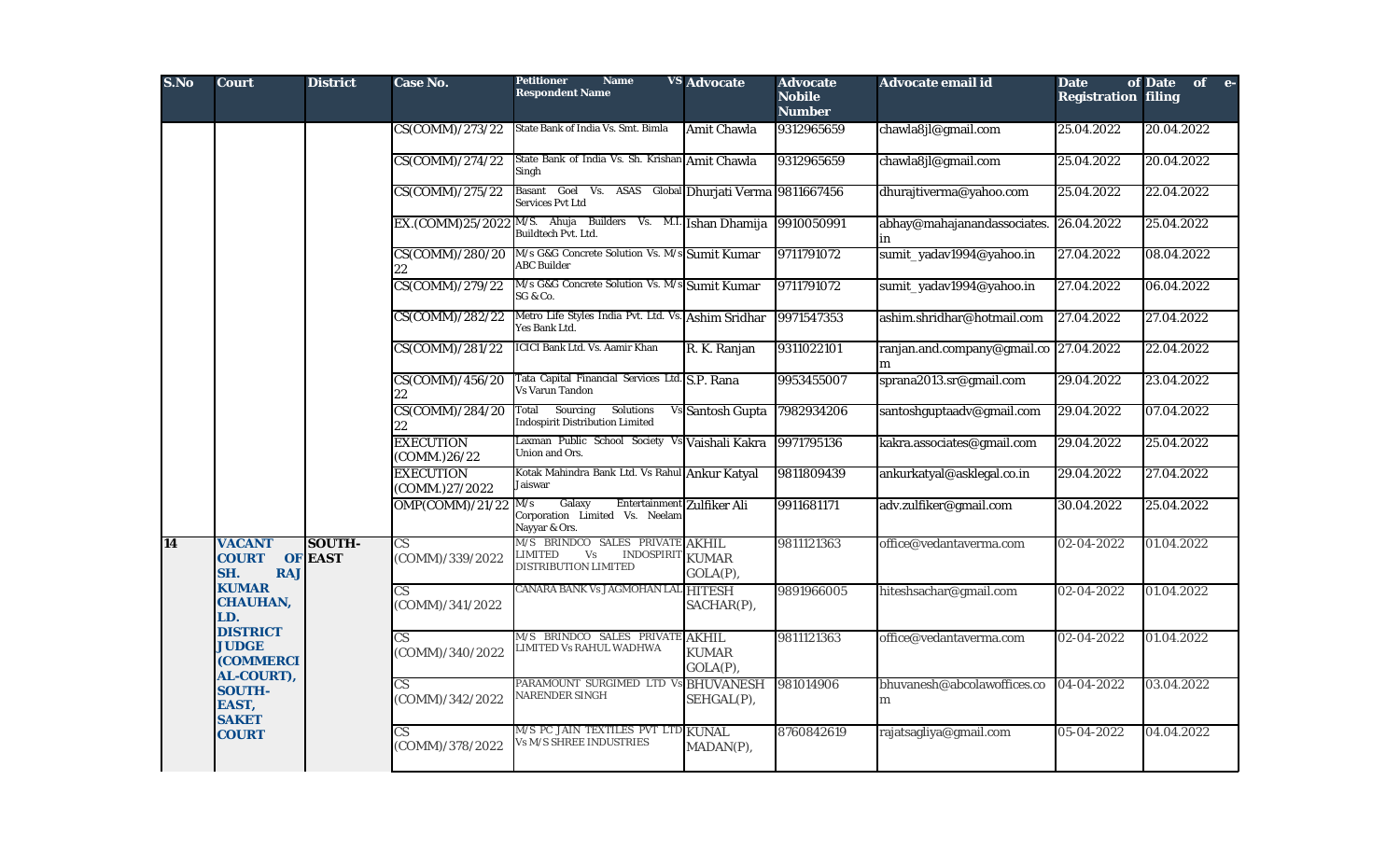| S.No | Court | District | Case No. | Petitioner Name VS Respondent Name | Advocate | Advocate Nobile Number | Advocate email id | Date of Registration | Date of e-filing |
|---|---|---|---|---|---|---|---|---|---|
| | | | CS(COMM)/273/22 | State Bank of India Vs. Smt. Bimla | Amit Chawla | 9312965659 | chawla8jl@gmail.com | 25.04.2022 | 20.04.2022 |
| | | | CS(COMM)/274/22 | State Bank of India Vs. Sh. Krishan Singh | Amit Chawla | 9312965659 | chawla8jl@gmail.com | 25.04.2022 | 20.04.2022 |
| | | | CS(COMM)/275/22 | Basant Goel Vs. ASAS Global Services Pvt Ltd | Dhurjati Verma | 9811667456 | dhurajtiverma@yahoo.com | 25.04.2022 | 22.04.2022 |
| | | | EX.(COMM)25/2022 | M/S. Ahuja Builders Vs. M.I. Buildtech Pvt. Ltd. | Ishan Dhamija | 9910050991 | abhay@mahajanandassociates.in | 26.04.2022 | 25.04.2022 |
| | | | CS(COMM)/280/2022 | M/s G&G Concrete Solution Vs. M/s ABC Builder | Sumit Kumar | 9711791072 | sumit_yadav1994@yahoo.in | 27.04.2022 | 08.04.2022 |
| | | | CS(COMM)/279/22 | M/s G&G Concrete Solution Vs. M/s SG & Co. | Sumit Kumar | 9711791072 | sumit_yadav1994@yahoo.in | 27.04.2022 | 06.04.2022 |
| | | | CS(COMM)/282/22 | Metro Life Styles India Pvt. Ltd. Vs. Yes Bank Ltd. | Ashim Sridhar | 9971547353 | ashim.shridhar@hotmail.com | 27.04.2022 | 27.04.2022 |
| | | | CS(COMM)/281/22 | ICICI Bank Ltd. Vs. Aamir Khan | R. K. Ranjan | 9311022101 | ranjan.and.company@gmail.com | 27.04.2022 | 22.04.2022 |
| | | | CS(COMM)/456/2022 | Tata Capital Financial Services Ltd. Vs Varun Tandon | S.P. Rana | 9953455007 | sprana2013.sr@gmail.com | 29.04.2022 | 23.04.2022 |
| | | | CS(COMM)/284/2022 | Total Sourcing Solutions Vs Indospirit Distribution Limited | Santosh Gupta | 7982934206 | santoshguptaadv@gmail.com | 29.04.2022 | 07.04.2022 |
| | | | EXECUTION (COMM.)26/22 | Laxman Public School Society Vs Union and Ors. | Vaishali Kakra | 9971795136 | kakra.associates@gmail.com | 29.04.2022 | 25.04.2022 |
| | | | EXECUTION (COMM.)27/2022 | Kotak Mahindra Bank Ltd. Vs Rahul Jaiswar | Ankur Katyal | 9811809439 | ankurkatyal@asklegal.co.in | 29.04.2022 | 27.04.2022 |
| | | | OMP(COMM)/21/22 | M/s Galaxy Entertainment Corporation Limited Vs. Neelam Nayyar & Ors. | Zulfiker Ali | 9911681171 | adv.zulfiker@gmail.com | 30.04.2022 | 25.04.2022 |
| 14 | VACANT COURT OF SH. RAJ KUMAR CHAUHAN, LD. DISTRICT JUDGE (COMMERCIAL-COURT), SOUTH-EAST, SAKET COURT | SOUTH-EAST | CS (COMM)/339/2022 | M/S BRINDCO SALES PRIVATE LIMITED Vs INDOSPIRIT DISTRIBUTION LIMITED | AKHIL KUMAR GOLA(P), | 9811121363 | office@vedantaverma.com | 02-04-2022 | 01.04.2022 |
| | | | CS (COMM)/341/2022 | CANARA BANK Vs JAGMOHAN LAL | HITESH SACHAR(P), | 9891966005 | hiteshsachar@gmail.com | 02-04-2022 | 01.04.2022 |
| | | | CS (COMM)/340/2022 | M/S BRINDCO SALES PRIVATE LIMITED Vs RAHUL WADHWA | AKHIL KUMAR GOLA(P), | 9811121363 | office@vedantaverma.com | 02-04-2022 | 01.04.2022 |
| | | | CS (COMM)/342/2022 | PARAMOUNT SURGIMED LTD Vs NARENDER SINGH | BHUVANESH SEHGAL(P), | 981014906 | bhuvanesh@abcolawoffices.com | 04-04-2022 | 03.04.2022 |
| | | | CS (COMM)/378/2022 | M/S PC JAIN TEXTILES PVT LTD Vs M/S SHREE INDUSTRIES | KUNAL MADAN(P), | 8760842619 | rajatsagliya@gmail.com | 05-04-2022 | 04.04.2022 |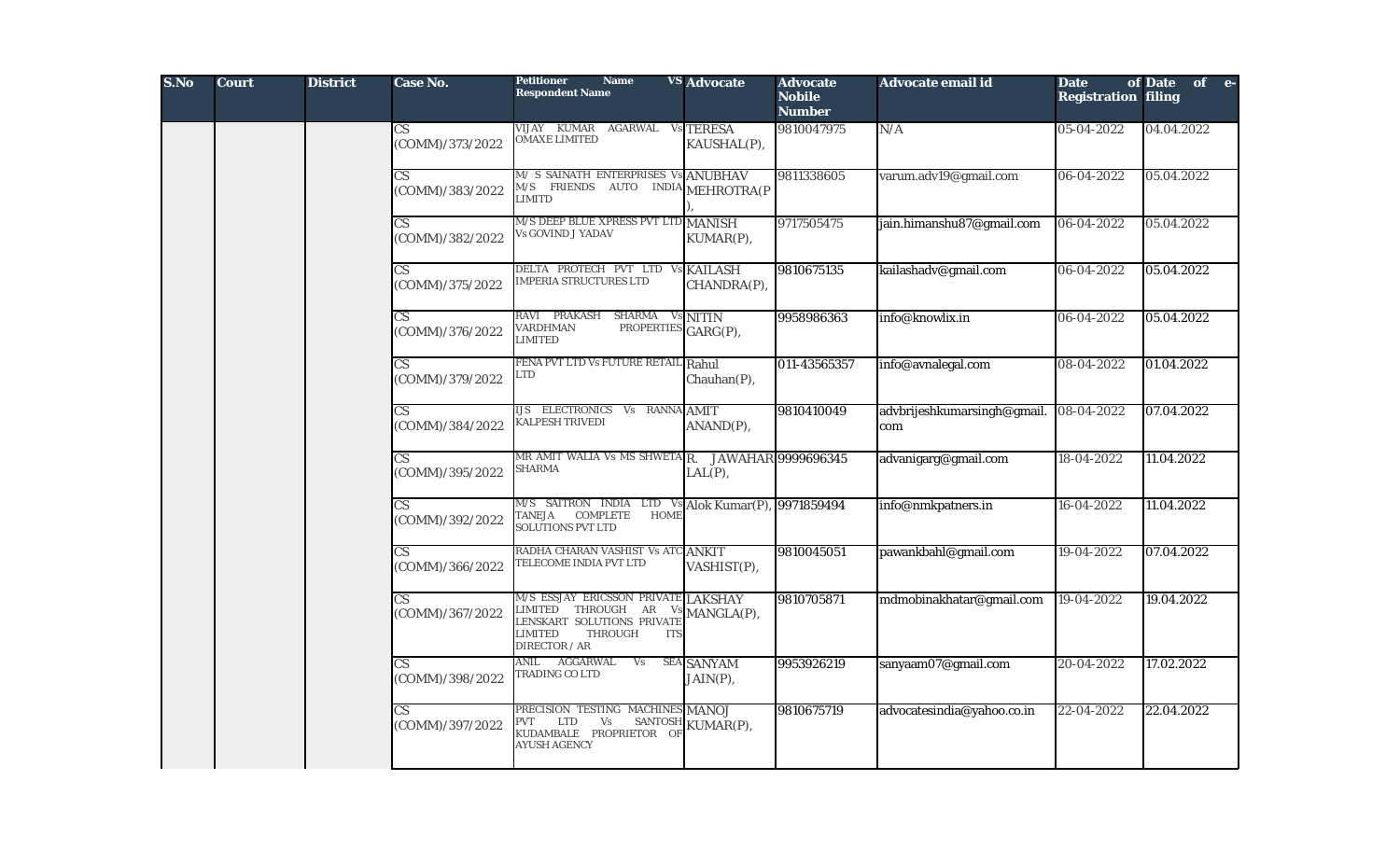| S.No | Court | District | Case No. | Petitioner Name VS Respondent Name | Advocate | Advocate Nobile Number | Advocate email id | Date of Registration | Date of e-filing |
|---|---|---|---|---|---|---|---|---|---|
| | | | CS (COMM)/373/2022 | VIJAY KUMAR AGARWAL Vs OMAXE LIMITED | TERESA KAUSHAL(P), | 9810047975 | N/A | 05-04-2022 | 04.04.2022 |
| | | | CS (COMM)/383/2022 | M/ S SAINATH ENTERPRISES Vs M/S FRIENDS AUTO INDIA LIMITD | ANUBHAV MEHROTRA(P), | 9811338605 | varum.adv19@gmail.com | 06-04-2022 | 05.04.2022 |
| | | | CS (COMM)/382/2022 | M/S DEEP BLUE XPRESS PVT LTD Vs GOVIND J YADAV | MANISH KUMAR(P), | 9717505475 | jain.himanshu87@gmail.com | 06-04-2022 | 05.04.2022 |
| | | | CS (COMM)/375/2022 | DELTA PROTECH PVT LTD Vs IMPERIA STRUCTURES LTD | KAILASH CHANDRA(P), | 9810675135 | kailashadv@gmail.com | 06-04-2022 | 05.04.2022 |
| | | | CS (COMM)/376/2022 | RAVI PRAKASH SHARMA Vs VARDHMAN PROPERTIES LIMITED | NITIN GARG(P), | 9958986363 | info@knowlix.in | 06-04-2022 | 05.04.2022 |
| | | | CS (COMM)/379/2022 | FENA PVT LTD Vs FUTURE RETAIL LTD | Rahul Chauhan(P), | 011-43565357 | info@avnalegal.com | 08-04-2022 | 01.04.2022 |
| | | | CS (COMM)/384/2022 | IJS ELECTRONICS Vs RANNA KALPESH TRIVEDI | AMIT ANAND(P), | 9810410049 | advbrijeshkumarsingh@gmail.com | 08-04-2022 | 07.04.2022 |
| | | | CS (COMM)/395/2022 | MR AMIT WALIA Vs MS SHWETA SHARMA | R. JAWAHAR LAL(P), | 9999696345 | advanigarg@gmail.com | 18-04-2022 | 11.04.2022 |
| | | | CS (COMM)/392/2022 | M/S SAITRON INDIA LTD Vs TANEJA COMPLETE HOME SOLUTIONS PVT LTD | Alok Kumar(P), | 9971859494 | info@nmkpatners.in | 16-04-2022 | 11.04.2022 |
| | | | CS (COMM)/366/2022 | RADHA CHARAN VASHIST Vs ATC TELECOME INDIA PVT LTD | ANKIT VASHIST(P), | 9810045051 | pawankbahl@gmail.com | 19-04-2022 | 07.04.2022 |
| | | | CS (COMM)/367/2022 | M/S ESSJAY ERICSSON PRIVATE LIMITED THROUGH AR Vs LENSKART SOLUTIONS PRIVATE LIMITED THROUGH ITS DIRECTOR / AR | LAKSHAY MANGLA(P), | 9810705871 | mdmobinakhatar@gmail.com | 19-04-2022 | 19.04.2022 |
| | | | CS (COMM)/398/2022 | ANIL AGGARWAL Vs SEA TRADING CO LTD | SANYAM JAIN(P), | 9953926219 | sanyaam07@gmail.com | 20-04-2022 | 17.02.2022 |
| | | | CS (COMM)/397/2022 | PRECISION TESTING MACHINES PVT LTD Vs SANTOSH KUDAMBALE PROPRIETOR OF AYUSH AGENCY | MANOJ KUMAR(P), | 9810675719 | advocatesindia@yahoo.co.in | 22-04-2022 | 22.04.2022 |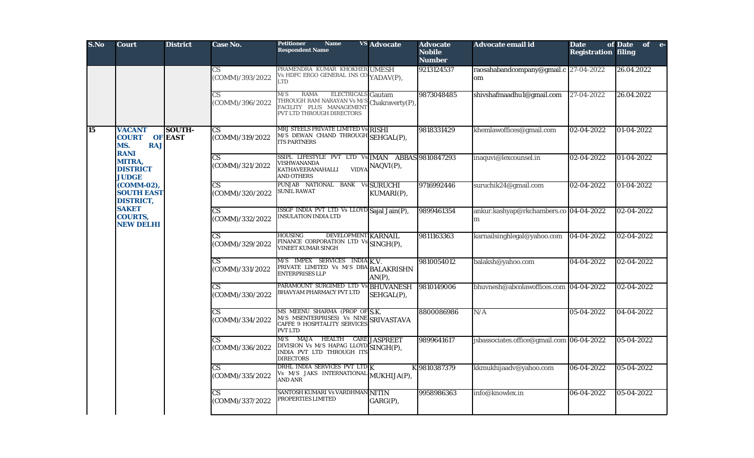| S.No | Court | District | Case No. | Petitioner Name VS Respondent Name | Advocate | Advocate Nobile Number | Advocate email id | Date of Registration | Date of e-filing |
|---|---|---|---|---|---|---|---|---|---|
| | | | CS (COMM)/393/2022 | PRAMENDRA KUMAR KHOKHER Vs HDFC ERGO GENERAL INS CO LTD | UMESH YADAV(P), | 9213124537 | raosahabandcompany@gmail.com | 27-04-2022 | 26.04.2022 |
| | | | CS (COMM)/396/2022 | M/S RAMA ELECTRICALS THROUGH RAM NARAYAN Vs M/S FACILITY PLUS MANAGEMENT PVT LTD THROUGH DIRECTORS | Gautam Chakraverty(P), | 9873048485 | shivshafmaadhu1@gmail.com | 27-04-2022 | 26.04.2022 |
| 15 | VACANT COURT OF MS. RAJ RANI MITRA, DISTRICT JUDGE (COMM-02), SOUTH EAST DISTRICT, SAKET COURTS, NEW DELHI | SOUTH-EAST | CS (COMM)/319/2022 | MRJ STEELS PRIVATE LIMITED Vs M/S DEWAN CHAND THROUGH ITS PARTNERS | RISHI SEHGAL(P), | 9818331429 | khemlawoffices@gmail.com | 02-04-2022 | 01-04-2022 |
| | | | CS (COMM)/321/2022 | SSIPL LIFESTYLE PVT LTD Vs VISHWANANDA KATHAVEERANAHALLI VIDYA AND OTHERS | IMAN ABBAS NAQVI(P), | 9810847293 | inaquvi@lexcounsel.in | 02-04-2022 | 01-04-2022 |
| | | | CS (COMM)/320/2022 | PUNJAB NATIONAL BANK Vs SUNIL RAWAT | SURUCHI KUMARI(P), | 9716992446 | suruchik24@gmail.com | 02-04-2022 | 01-04-2022 |
| | | | CS (COMM)/332/2022 | ISSGF INDIA PVT LTD Vs LLOYD INSULATION INDIA LTD | Sajal Jain(P), | 9899461354 | ankur.kashyap@rkchambers.com | 04-04-2022 | 02-04-2022 |
| | | | CS (COMM)/329/2022 | HOUSING DEVELOPMENT FINANCE CORPORATION LTD Vs VINEET KUMAR SINGH | KARNAIL SINGH(P), | 9811163363 | karnailsinghlegal@yahoo.com | 04-04-2022 | 02-04-2022 |
| | | | CS (COMM)/331/2022 | M/S IMPEX SERVICES INDIA PRIVATE LIMITED Vs M/S DBA ENTERPRISES LLP | K.V. BALAKRISHNAN(P), | 9810054012 | balaksh@yahoo.com | 04-04-2022 | 02-04-2022 |
| | | | CS (COMM)/330/2022 | PARAMOUNT SURGIMED LTD Vs BHAVYAM PHARMACY PVT LTD | BHUVANESH SEHGAL(P), | 9810149006 | bhuvnesh@abcolawoffices.com | 04-04-2022 | 02-04-2022 |
| | | | CS (COMM)/334/2022 | MS MEENU SHARMA (PROP OF M/S MSENTERPRISES) Vs NINE CAFFE 9 HOSPITALITY SERVICES PVT LTD | S.K. SRIVASTAVA | 8800086986 | N/A | 05-04-2022 | 04-04-2022 |
| | | | CS (COMM)/336/2022 | M/S MAJA HEALTH CARE DIVISION Vs M/S HAPAG LLOYD INDIA PVT LTD THROUGH ITS DIRECTORS | JASPREET SINGH(P), | 9899641617 | jsbassociates.office@gmail.com | 06-04-2022 | 05-04-2022 |
| | | | CS (COMM)/335/2022 | DRHL INDIA SERVICES PVT LTD Vs M/S JAKS INTERNATIONAL AND ANR | K K MUKHIJA(P), | 9810387379 | kkmukhijaadv@yahoo.com | 06-04-2022 | 05-04-2022 |
| | | | CS (COMM)/337/2022 | SANTOSH KUMARI Vs VARDHMAN PROPERTIES LIMITED | NITIN GARG(P), | 9958986363 | info@knowlex.in | 06-04-2022 | 05-04-2022 |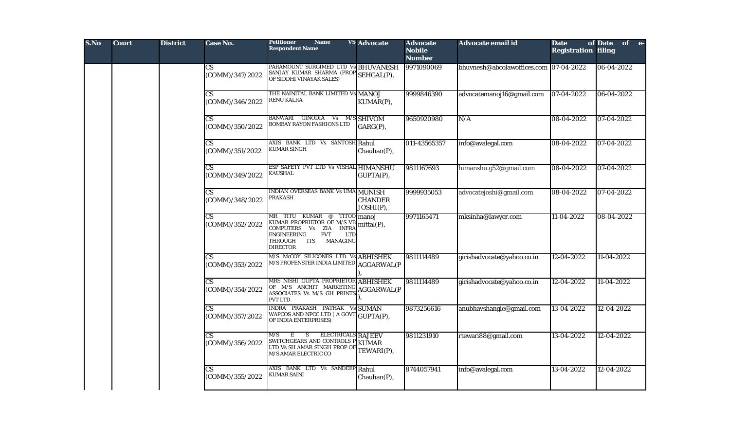| S.No | Court | District | Case No. | Petitioner Name VS Respondent Name | Advocate | Advocate Nobile Number | Advocate email id | Date of Registration | Date of e-filing |
|---|---|---|---|---|---|---|---|---|---|
| | | | CS (COMM)/347/2022 | PARAMOUNT SURGIMED LTD Vs SANJAY KUMAR SHARMA (PROP OF SIDDHI VINAYAK SALES) | BHUVANESH SEHGAL(P), | 9971090069 | bhuvnesh@abcolawoffices.com | 07-04-2022 | 06-04-2022 |
| | | | CS (COMM)/346/2022 | THE NAINITAL BANK LIMITED Vs RENU KALRA | MANOJ KUMAR(P), | 9999846390 | advocatemanoj16@gmail.com | 07-04-2022 | 06-04-2022 |
| | | | CS (COMM)/350/2022 | BANWARI GINODIA Vs M/S BOMBAY RAYON FASHIONS LTD | SHIVOM GARG(P), | 9650920980 | N/A | 08-04-2022 | 07-04-2022 |
| | | | CS (COMM)/351/2022 | AXIS BANK LTD Vs SANTOSH KUMAR SINGH | Rahul Chauhan(P), | 011-43565357 | info@avalegal.com | 08-04-2022 | 07-04-2022 |
| | | | CS (COMM)/349/2022 | ESP SAFETY PVT LTD Vs VISHAL KAUSHAL | HIMANSHU GUPTA(P), | 9811167693 | himanshu.g52@gmail.com | 08-04-2022 | 07-04-2022 |
| | | | CS (COMM)/348/2022 | INDIAN OVERSEAS BANK Vs UMA PRAKASH | MUNISH CHANDER JOSHI(P), | 9999935053 | advocatejoshi@gmail.com | 08-04-2022 | 07-04-2022 |
| | | | CS (COMM)/352/2022 | MR TITU KUMAR @ TITOO KUMAR PROPRIETOR OF M/S VB COMPUTERS Vs ZIA INFRA ENGINEERING PVT LTD THROUGH ITS MANAGING DIRECTOR | manoj mittal(P), | 9971165471 | mksinha@lawyer.com | 11-04-2022 | 08-04-2022 |
| | | | CS (COMM)/353/2022 | M/S McCOY SILICONES LTD Vs M/S PROFENSTER INDIA LIMITED | ABHISHEK AGGARWAL(P), | 9811114489 | girishadvocate@yahoo.co.in | 12-04-2022 | 11-04-2022 |
| | | | CS (COMM)/354/2022 | MRS NISHI GUPTA PROPRIETOR OF M/S ANCHIT MARKETING ASSOCIATES Vs M/S GH PRINTS PVT LTD | ABHISHEK AGGARWAL(P), | 9811114489 | girishadvocate@yahoo.co.in | 12-04-2022 | 11-04-2022 |
| | | | CS (COMM)/357/2022 | INDRA PRAKASH PATHAK Vs WAPCOS AND NPCC LTD ( A GOVT OF INDIA ENTERPRISES) | SUMAN GUPTA(P), | 9873256616 | anubhavshangle@gmail.com | 13-04-2022 | 12-04-2022 |
| | | | CS (COMM)/356/2022 | M/S E S ELECTRICALS SWITCHGEARS AND CONTROLS P LTD Vs SH AMAR SINGH PROP OF M/S AMAR ELECTRIC CO | RAJEEV KUMAR TEWARI(P), | 9811231910 | rtewari88@gmail.com | 13-04-2022 | 12-04-2022 |
| | | | CS (COMM)/355/2022 | AXIS BANK LTD Vs SANDEEP KUMAR SAINI | Rahul Chauhan(P), | 8744057941 | info@avalegal.com | 13-04-2022 | 12-04-2022 |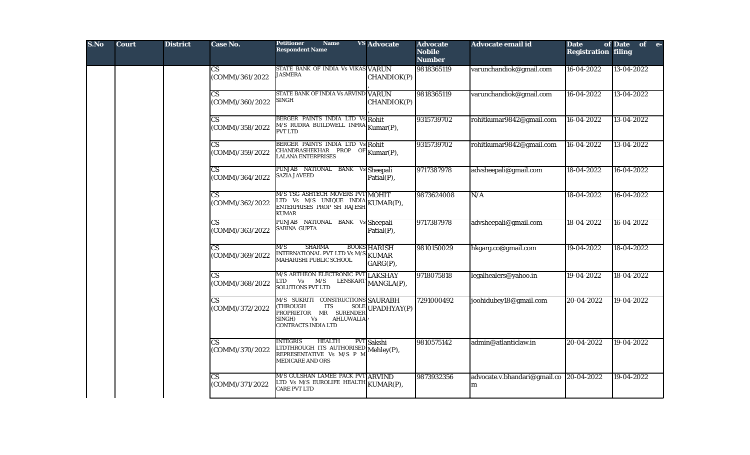| S.No | Court | District | Case No. | Petitioner Name VS Respondent Name | Advocate | Advocate Nobile Number | Advocate email id | Date of Registration | Date of e-filing |
|---|---|---|---|---|---|---|---|---|---|
| | | | CS (COMM)/361/2022 | STATE BANK OF INDIA Vs VIKAS JASMERA | VARUN CHANDIOK(P) , | 9818365119 | varunchandiok@gmail.com | 16-04-2022 | 13-04-2022 |
| | | | CS (COMM)/360/2022 | STATE BANK OF INDIA Vs ARVIND SINGH | VARUN CHANDIOK(P) , | 9818365119 | varunchandiok@gmail.com | 16-04-2022 | 13-04-2022 |
| | | | CS (COMM)/358/2022 | BERGER PAINTS INDIA LTD Vs M/S RUDRA BUILDWELL INFRA PVT LTD | Rohit Kumar(P), | 9315739702 | rohitkumar9842@gmail.com | 16-04-2022 | 13-04-2022 |
| | | | CS (COMM)/359/2022 | BERGER PAINTS INDIA LTD Vs CHANDRASHEKHAR PROP OF LALANA ENTERPRISES | Rohit Kumar(P), | 9315739702 | rohitkumar9842@gmail.com | 16-04-2022 | 13-04-2022 |
| | | | CS (COMM)/364/2022 | PUNJAB NATIONAL BANK Vs SAZIA JAVEED | Sheepali Patial(P), | 9717387978 | advsheepali@gmail.com | 18-04-2022 | 16-04-2022 |
| | | | CS (COMM)/362/2022 | M/S TSG ASHTECH MOVERS PVT LTD Vs M/S UNIQUE INDIA ENTERPRISES PROP SH RAJESH KUMAR | MOHIT KUMAR(P), | 9873624008 | N/A | 18-04-2022 | 16-04-2022 |
| | | | CS (COMM)/363/2022 | PUNJAB NATIONAL BANK Vs SABINA GUPTA | Sheepali Patial(P), | 9717387978 | advsheepali@gmail.com | 18-04-2022 | 16-04-2022 |
| | | | CS (COMM)/369/2022 | M/S SHARMA BOOKS INTERNATIONAL PVT LTD Vs M/S MAHARISHI PUBLIC SCHOOL | HARISH KUMAR GARG(P), | 9810150029 | hkgarg.co@gmail.com | 19-04-2022 | 18-04-2022 |
| | | | CS (COMM)/368/2022 | M/S ARTHEON ELECTRONIC PVT LTD Vs M/S LENSKART SOLUTIONS PVT LTD | LAKSHAY MANGLA(P), | 9718075818 | legalhealers@yahoo.in | 19-04-2022 | 18-04-2022 |
| | | | CS (COMM)/372/2022 | M/S SUKRITI CONSTRUCTIONS (THROUGH ITS SOLE PROPRIETOR MR SURENDER SINGH) Vs AHLUWALIA CONTRACTS INDIA LTD | SAURABH UPADHYAY(P) , | 7291000492 | joohidubey18@gmail.com | 20-04-2022 | 19-04-2022 |
| | | | CS (COMM)/370/2022 | INTEGRIS HEALTH PVT LTDTHROUGH ITS AUTHORISED REPRESENTATIVE Vs M/S P M MEDICARE AND ORS | Sakshi Mehley(P), | 9810575142 | admin@atlanticlaw.in | 20-04-2022 | 19-04-2022 |
| | | | CS (COMM)/371/2022 | M/S GULSHAN LAMEE PACK PVT LTD Vs M/S EUROLIFE HEALTH CARE PVT LTD | ARVIND KUMAR(P), | 9873932356 | advocate.v.bhandari@gmail.com | 20-04-2022 | 19-04-2022 |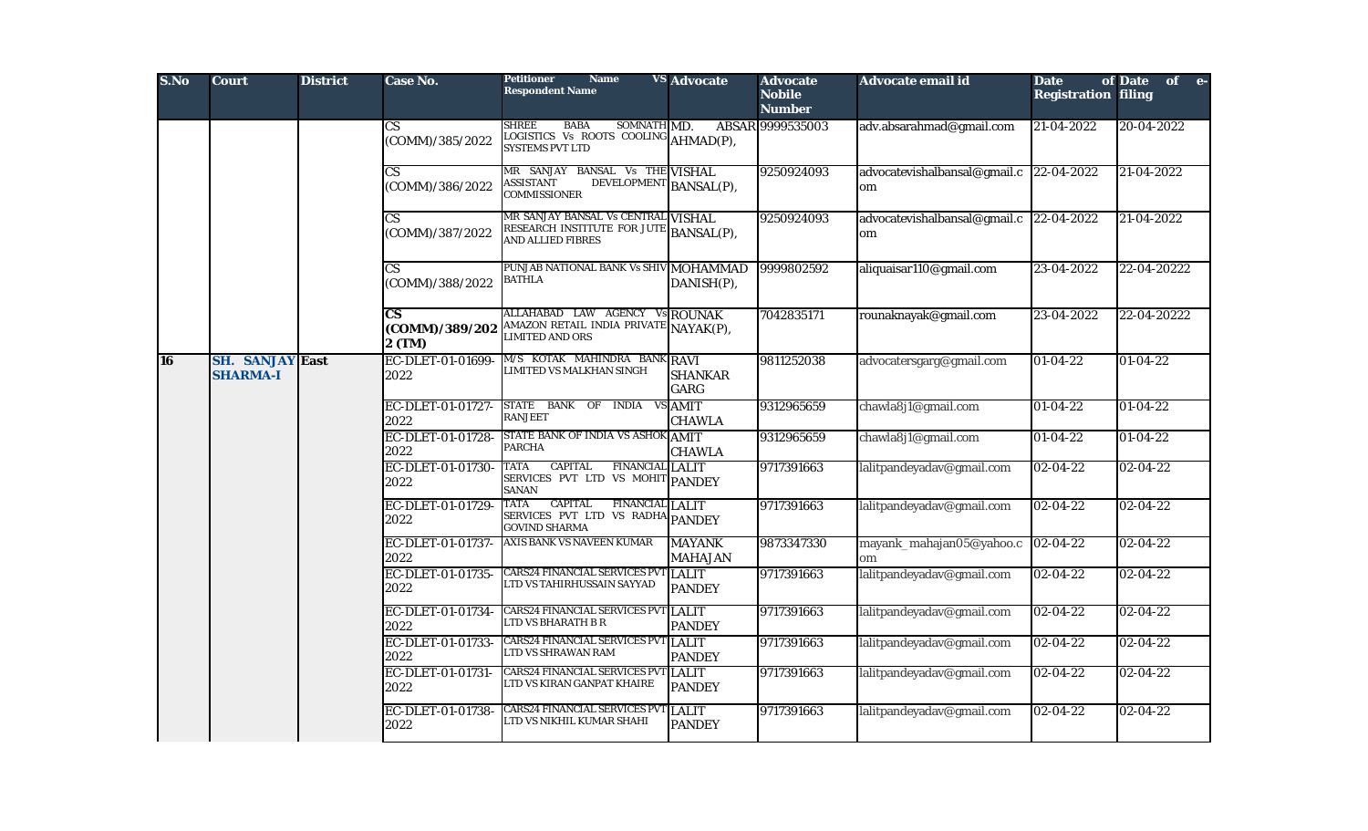| S.No | Court | District | Case No. | Petitioner Name VS Respondent Name | Advocate | Advocate Nobile Number | Advocate email id | Date of Registration | Date of e-filing |
|---|---|---|---|---|---|---|---|---|---|
| | | | CS (COMM)/385/2022 | SHREE BABA SOMNATH LOGISTICS Vs ROOTS COOLING SYSTEMS PVT LTD | MD. ABSAR AHMAD(P), | 9999535003 | adv.absarahmad@gmail.com | 21-04-2022 | 20-04-2022 |
| | | | CS (COMM)/386/2022 | MR SANJAY BANSAL Vs THE ASSISTANT DEVELOPMENT COMMISSIONER | VISHAL BANSAL(P), | 9250924093 | advocatevishalbansal@gmail.com | 22-04-2022 | 21-04-2022 |
| | | | CS (COMM)/387/2022 | MR SANJAY BANSAL Vs CENTRAL RESEARCH INSTITUTE FOR JUTE AND ALLIED FIBRES | VISHAL BANSAL(P), | 9250924093 | advocatevishalbansal@gmail.com | 22-04-2022 | 21-04-2022 |
| | | | CS (COMM)/388/2022 | PUNJAB NATIONAL BANK Vs SHIV BATHLA | MOHAMMAD DANISH(P), | 9999802592 | aliquaisar110@gmail.com | 23-04-2022 | 22-04-20222 |
| | | | **CS (COMM)/389/2022 (TM)** | ALLAHABAD LAW AGENCY Vs AMAZON RETAIL INDIA PRIVATE LIMITED AND ORS | ROUNAK NAYAK(P), | 7042835171 | rounaknayak@gmail.com | 23-04-2022 | 22-04-20222 |
| **16** | **SH. SANJAY SHARMA-I** | **East** | EC-DLET-01-01699-2022 | M/S KOTAK MAHINDRA BANK LIMITED VS MALKHAN SINGH | RAVI SHANKAR GARG | 9811252038 | advocatersgarg@gmail.com | 01-04-22 | 01-04-22 |
| | | | EC-DLET-01-01727-2022 | STATE BANK OF INDIA VS RANJEET | AMIT CHAWLA | 9312965659 | chawla8j1@gmail.com | 01-04-22 | 01-04-22 |
| | | | EC-DLET-01-01728-2022 | STATE BANK OF INDIA VS ASHOK PARCHA | AMIT CHAWLA | 9312965659 | chawla8j1@gmail.com | 01-04-22 | 01-04-22 |
| | | | EC-DLET-01-01730-2022 | TATA CAPITAL FINANCIAL SERVICES PVT LTD VS MOHIT SANAN | LALIT PANDEY | 9717391663 | lalitpandeyadav@gmail.com | 02-04-22 | 02-04-22 |
| | | | EC-DLET-01-01729-2022 | TATA CAPITAL FINANCIAL SERVICES PVT LTD VS RADHA GOVIND SHARMA | LALIT PANDEY | 9717391663 | lalitpandeyadav@gmail.com | 02-04-22 | 02-04-22 |
| | | | EC-DLET-01-01737-2022 | AXIS BANK VS NAVEEN KUMAR | MAYANK MAHAJAN | 9873347330 | mayank_mahajan05@yahoo.com | 02-04-22 | 02-04-22 |
| | | | EC-DLET-01-01735-2022 | CARS24 FINANCIAL SERVICES PVT LTD VS TAHIRHUSSAIN SAYYAD | LALIT PANDEY | 9717391663 | lalitpandeyadav@gmail.com | 02-04-22 | 02-04-22 |
| | | | EC-DLET-01-01734-2022 | CARS24 FINANCIAL SERVICES PVT LTD VS BHARATH B R | LALIT PANDEY | 9717391663 | lalitpandeyadav@gmail.com | 02-04-22 | 02-04-22 |
| | | | EC-DLET-01-01733-2022 | CARS24 FINANCIAL SERVICES PVT LTD VS SHRAWAN RAM | LALIT PANDEY | 9717391663 | lalitpandeyadav@gmail.com | 02-04-22 | 02-04-22 |
| | | | EC-DLET-01-01731-2022 | CARS24 FINANCIAL SERVICES PVT LTD VS KIRAN GANPAT KHAIRE | LALIT PANDEY | 9717391663 | lalitpandeyadav@gmail.com | 02-04-22 | 02-04-22 |
| | | | EC-DLET-01-01738-2022 | CARS24 FINANCIAL SERVICES PVT LTD VS NIKHIL KUMAR SHAHI | LALIT PANDEY | 9717391663 | lalitpandeyadav@gmail.com | 02-04-22 | 02-04-22 |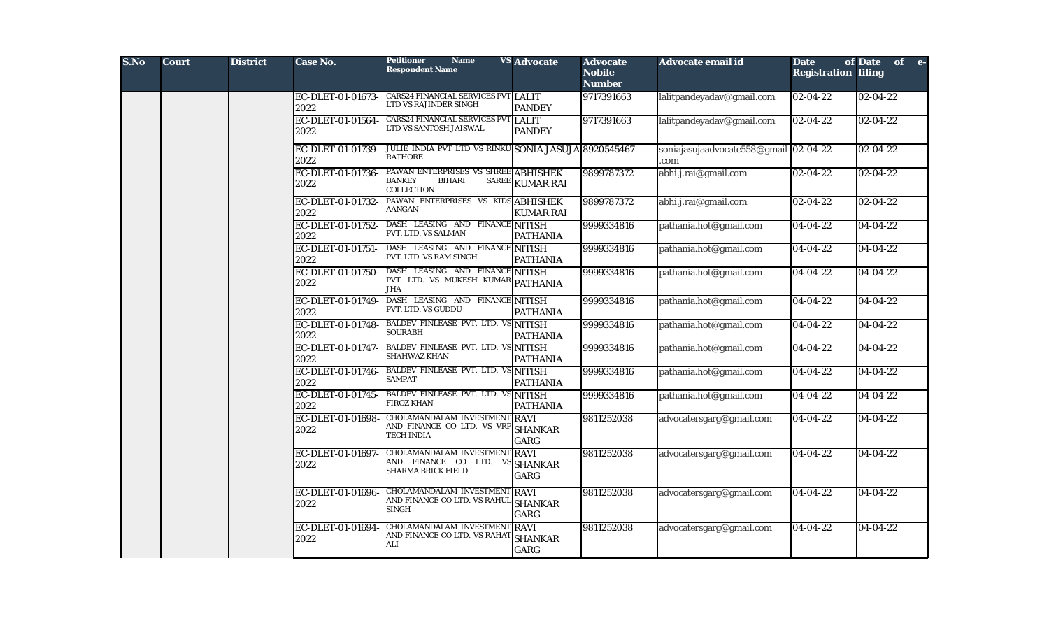| S.No | Court | District | Case No. | Petitioner Name VS Respondent Name | Advocate | Advocate Nobile Number | Advocate email id | Date of Registration | Date of e-filing |
|---|---|---|---|---|---|---|---|---|---|
| | | | EC-DLET-01-01673-2022 | CARS24 FINANCIAL SERVICES PVT LTD VS RAJINDER SINGH | LALIT PANDEY | 9717391663 | lalitpandeyadav@gmail.com | 02-04-22 | 02-04-22 |
| | | | EC-DLET-01-01564-2022 | CARS24 FINANCIAL SERVICES PVT LTD VS SANTOSH JAISWAL | LALIT PANDEY | 9717391663 | lalitpandeyadav@gmail.com | 02-04-22 | 02-04-22 |
| | | | EC-DLET-01-01739-2022 | JULIE INDIA PVT LTD VS RINKU RATHORE | SONIA JASUJA | 8920545467 | soniajasujaadvocate558@gmail.com | 02-04-22 | 02-04-22 |
| | | | EC-DLET-01-01736-2022 | PAWAN ENTERPRISES VS SHREE BANKEY BIHARI SAREE COLLECTION | ABHISHEK KUMAR RAI | 9899787372 | abhi.j.rai@gmail.com | 02-04-22 | 02-04-22 |
| | | | EC-DLET-01-01732-2022 | PAWAN ENTERPRISES VS KIDS AANGAN | ABHISHEK KUMAR RAI | 9899787372 | abhi.j.rai@gmail.com | 02-04-22 | 02-04-22 |
| | | | EC-DLET-01-01752-2022 | DASH LEASING AND FINANCE PVT. LTD. VS SALMAN | NITISH PATHANIA | 9999334816 | pathania.hot@gmail.com | 04-04-22 | 04-04-22 |
| | | | EC-DLET-01-01751-2022 | DASH LEASING AND FINANCE PVT. LTD. VS RAM SINGH | NITISH PATHANIA | 9999334816 | pathania.hot@gmail.com | 04-04-22 | 04-04-22 |
| | | | EC-DLET-01-01750-2022 | DASH LEASING AND FINANCE PVT. LTD. VS MUKESH KUMAR JHA | NITISH PATHANIA | 9999334816 | pathania.hot@gmail.com | 04-04-22 | 04-04-22 |
| | | | EC-DLET-01-01749-2022 | DASH LEASING AND FINANCE PVT. LTD. VS GUDDU | NITISH PATHANIA | 9999334816 | pathania.hot@gmail.com | 04-04-22 | 04-04-22 |
| | | | EC-DLET-01-01748-2022 | BALDEV FINLEASE PVT. LTD. VS SOURABH | NITISH PATHANIA | 9999334816 | pathania.hot@gmail.com | 04-04-22 | 04-04-22 |
| | | | EC-DLET-01-01747-2022 | BALDEV FINLEASE PVT. LTD. VS SHAHWAZ KHAN | NITISH PATHANIA | 9999334816 | pathania.hot@gmail.com | 04-04-22 | 04-04-22 |
| | | | EC-DLET-01-01746-2022 | BALDEV FINLEASE PVT. LTD. VS SAMPAT | NITISH PATHANIA | 9999334816 | pathania.hot@gmail.com | 04-04-22 | 04-04-22 |
| | | | EC-DLET-01-01745-2022 | BALDEV FINLEASE PVT. LTD. VS FIROZ KHAN | NITISH PATHANIA | 9999334816 | pathania.hot@gmail.com | 04-04-22 | 04-04-22 |
| | | | EC-DLET-01-01698-2022 | CHOLAMANDALAM INVESTMENT AND FINANCE CO LTD. VS VRP TECH INDIA | RAVI SHANKAR GARG | 9811252038 | advocatersgarg@gmail.com | 04-04-22 | 04-04-22 |
| | | | EC-DLET-01-01697-2022 | CHOLAMANDALAM INVESTMENT AND FINANCE CO LTD. VS SHARMA BRICK FIELD | RAVI SHANKAR GARG | 9811252038 | advocatersgarg@gmail.com | 04-04-22 | 04-04-22 |
| | | | EC-DLET-01-01696-2022 | CHOLAMANDALAM INVESTMENT AND FINANCE CO LTD. VS RAHUL SINGH | RAVI SHANKAR GARG | 9811252038 | advocatersgarg@gmail.com | 04-04-22 | 04-04-22 |
| | | | EC-DLET-01-01694-2022 | CHOLAMANDALAM INVESTMENT AND FINANCE CO LTD. VS RAHAT ALI | RAVI SHANKAR GARG | 9811252038 | advocatersgarg@gmail.com | 04-04-22 | 04-04-22 |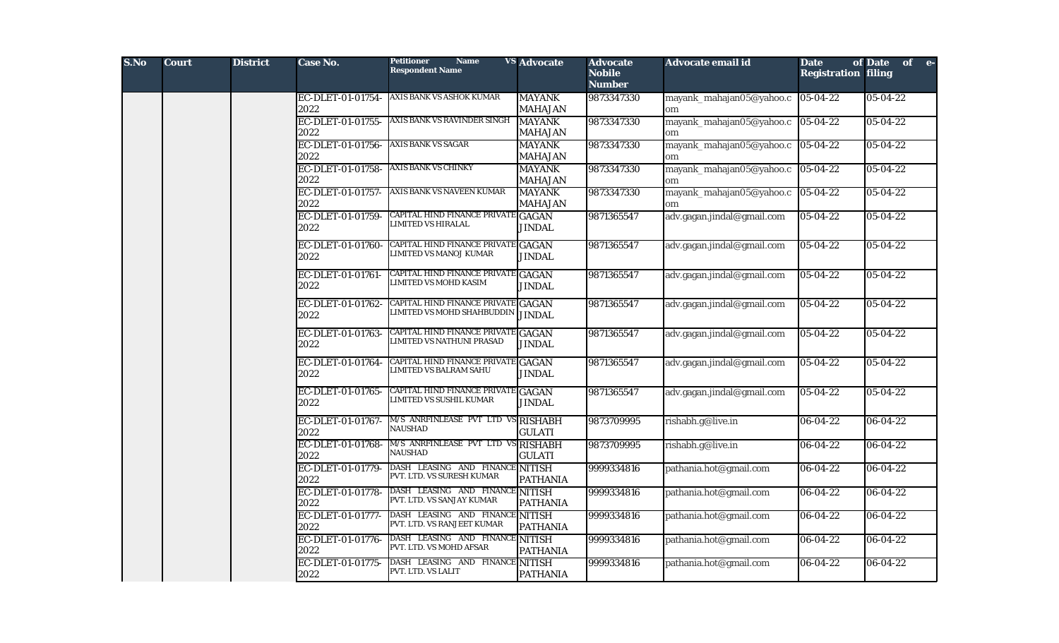| S.No | Court | District | Case No. | Petitioner Name VS Respondent Name | Advocate | Advocate Nobile Number | Advocate email id | Date of Registration | Date of e-filing |
|---|---|---|---|---|---|---|---|---|---|
| | | | EC-DLET-01-01754-2022 | AXIS BANK VS ASHOK KUMAR | MAYANK MAHAJAN | 9873347330 | mayank_mahajan05@yahoo.com | 05-04-22 | 05-04-22 |
| | | | EC-DLET-01-01755-2022 | AXIS BANK VS RAVINDER SINGH | MAYANK MAHAJAN | 9873347330 | mayank_mahajan05@yahoo.com | 05-04-22 | 05-04-22 |
| | | | EC-DLET-01-01756-2022 | AXIS BANK VS SAGAR | MAYANK MAHAJAN | 9873347330 | mayank_mahajan05@yahoo.com | 05-04-22 | 05-04-22 |
| | | | EC-DLET-01-01758-2022 | AXIS BANK VS CHINKY | MAYANK MAHAJAN | 9873347330 | mayank_mahajan05@yahoo.com | 05-04-22 | 05-04-22 |
| | | | EC-DLET-01-01757-2022 | AXIS BANK VS NAVEEN KUMAR | MAYANK MAHAJAN | 9873347330 | mayank_mahajan05@yahoo.com | 05-04-22 | 05-04-22 |
| | | | EC-DLET-01-01759-2022 | CAPITAL HIND FINANCE PRIVATE LIMITED VS HIRALAL | GAGAN JINDAL | 9871365547 | adv.gagan.jindal@gmail.com | 05-04-22 | 05-04-22 |
| | | | EC-DLET-01-01760-2022 | CAPITAL HIND FINANCE PRIVATE LIMITED VS MANOJ KUMAR | GAGAN JINDAL | 9871365547 | adv.gagan.jindal@gmail.com | 05-04-22 | 05-04-22 |
| | | | EC-DLET-01-01761-2022 | CAPITAL HIND FINANCE PRIVATE LIMITED VS MOHD KASIM | GAGAN JINDAL | 9871365547 | adv.gagan.jindal@gmail.com | 05-04-22 | 05-04-22 |
| | | | EC-DLET-01-01762-2022 | CAPITAL HIND FINANCE PRIVATE LIMITED VS MOHD SHAHBUDDIN | GAGAN JINDAL | 9871365547 | adv.gagan.jindal@gmail.com | 05-04-22 | 05-04-22 |
| | | | EC-DLET-01-01763-2022 | CAPITAL HIND FINANCE PRIVATE LIMITED VS NATHUNI PRASAD | GAGAN JINDAL | 9871365547 | adv.gagan.jindal@gmail.com | 05-04-22 | 05-04-22 |
| | | | EC-DLET-01-01764-2022 | CAPITAL HIND FINANCE PRIVATE LIMITED VS BALRAM SAHU | GAGAN JINDAL | 9871365547 | adv.gagan.jindal@gmail.com | 05-04-22 | 05-04-22 |
| | | | EC-DLET-01-01765-2022 | CAPITAL HIND FINANCE PRIVATE LIMITED VS SUSHIL KUMAR | GAGAN JINDAL | 9871365547 | adv.gagan.jindal@gmail.com | 05-04-22 | 05-04-22 |
| | | | EC-DLET-01-01767-2022 | M/S ANRFINLEASE PVT LTD VS NAUSHAD | RISHABH GULATI | 9873709995 | rishabh.g@live.in | 06-04-22 | 06-04-22 |
| | | | EC-DLET-01-01768-2022 | M/S ANRFINLEASE PVT LTD VS NAUSHAD | RISHABH GULATI | 9873709995 | rishabh.g@live.in | 06-04-22 | 06-04-22 |
| | | | EC-DLET-01-01779-2022 | DASH LEASING AND FINANCE PVT. LTD. VS SURESH KUMAR | NITISH PATHANIA | 9999334816 | pathania.hot@gmail.com | 06-04-22 | 06-04-22 |
| | | | EC-DLET-01-01778-2022 | DASH LEASING AND FINANCE PVT. LTD. VS SANJAY KUMAR | NITISH PATHANIA | 9999334816 | pathania.hot@gmail.com | 06-04-22 | 06-04-22 |
| | | | EC-DLET-01-01777-2022 | DASH LEASING AND FINANCE PVT. LTD. VS RANJEET KUMAR | NITISH PATHANIA | 9999334816 | pathania.hot@gmail.com | 06-04-22 | 06-04-22 |
| | | | EC-DLET-01-01776-2022 | DASH LEASING AND FINANCE PVT. LTD. VS MOHD AFSAR | NITISH PATHANIA | 9999334816 | pathania.hot@gmail.com | 06-04-22 | 06-04-22 |
| | | | EC-DLET-01-01775-2022 | DASH LEASING AND FINANCE PVT. LTD. VS LALIT | NITISH PATHANIA | 9999334816 | pathania.hot@gmail.com | 06-04-22 | 06-04-22 |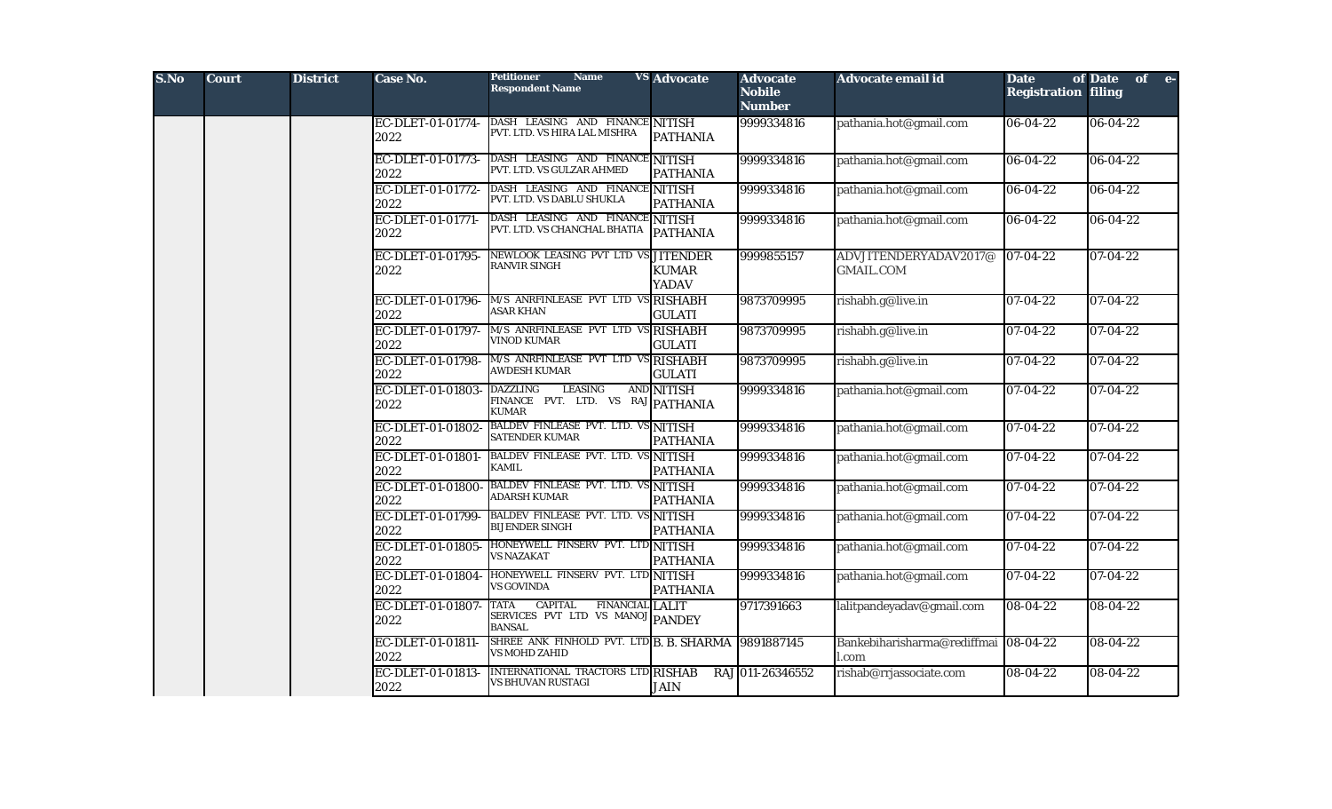| S.No | Court | District | Case No. | Petitioner Name VS Respondent Name | Advocate | Advocate Nobile Number | Advocate email id | Date of Registration | Date of e-filing |
|---|---|---|---|---|---|---|---|---|---|
| | | | EC-DLET-01-01774-2022 | DASH LEASING AND FINANCE PVT. LTD. VS HIRA LAL MISHRA | NITISH PATHANIA | 9999334816 | pathania.hot@gmail.com | 06-04-22 | 06-04-22 |
| | | | EC-DLET-01-01773-2022 | DASH LEASING AND FINANCE PVT. LTD. VS GULZAR AHMED | NITISH PATHANIA | 9999334816 | pathania.hot@gmail.com | 06-04-22 | 06-04-22 |
| | | | EC-DLET-01-01772-2022 | DASH LEASING AND FINANCE PVT. LTD. VS DABLU SHUKLA | NITISH PATHANIA | 9999334816 | pathania.hot@gmail.com | 06-04-22 | 06-04-22 |
| | | | EC-DLET-01-01771-2022 | DASH LEASING AND FINANCE PVT. LTD. VS CHANCHAL BHATIA | NITISH PATHANIA | 9999334816 | pathania.hot@gmail.com | 06-04-22 | 06-04-22 |
| | | | EC-DLET-01-01795-2022 | NEWLOOK LEASING PVT LTD VS RANVIR SINGH | JITENDER KUMAR YADAV | 9999855157 | ADVJITENDERYADAV2017@GMAIL.COM | 07-04-22 | 07-04-22 |
| | | | EC-DLET-01-01796-2022 | M/S ANRFINLEASE PVT LTD VS ASAR KHAN | RISHABH GULATI | 9873709995 | rishabh.g@live.in | 07-04-22 | 07-04-22 |
| | | | EC-DLET-01-01797-2022 | M/S ANRFINLEASE PVT LTD VS VINOD KUMAR | RISHABH GULATI | 9873709995 | rishabh.g@live.in | 07-04-22 | 07-04-22 |
| | | | EC-DLET-01-01798-2022 | M/S ANRFINLEASE PVT LTD VS AWDESH KUMAR | RISHABH GULATI | 9873709995 | rishabh.g@live.in | 07-04-22 | 07-04-22 |
| | | | EC-DLET-01-01803-2022 | DAZZLING LEASING AND FINANCE PVT. LTD. VS RAJ KUMAR | NITISH PATHANIA | 9999334816 | pathania.hot@gmail.com | 07-04-22 | 07-04-22 |
| | | | EC-DLET-01-01802-2022 | BALDEV FINLEASE PVT. LTD. VS SATENDER KUMAR | NITISH PATHANIA | 9999334816 | pathania.hot@gmail.com | 07-04-22 | 07-04-22 |
| | | | EC-DLET-01-01801-2022 | BALDEV FINLEASE PVT. LTD. VS KAMIL | NITISH PATHANIA | 9999334816 | pathania.hot@gmail.com | 07-04-22 | 07-04-22 |
| | | | EC-DLET-01-01800-2022 | BALDEV FINLEASE PVT. LTD. VS ADARSH KUMAR | NITISH PATHANIA | 9999334816 | pathania.hot@gmail.com | 07-04-22 | 07-04-22 |
| | | | EC-DLET-01-01799-2022 | BALDEV FINLEASE PVT. LTD. VS BIJENDER SINGH | NITISH PATHANIA | 9999334816 | pathania.hot@gmail.com | 07-04-22 | 07-04-22 |
| | | | EC-DLET-01-01805-2022 | HONEYWELL FINSERV PVT. LTD VS NAZAKAT | NITISH PATHANIA | 9999334816 | pathania.hot@gmail.com | 07-04-22 | 07-04-22 |
| | | | EC-DLET-01-01804-2022 | HONEYWELL FINSERV PVT. LTD VS GOVINDA | NITISH PATHANIA | 9999334816 | pathania.hot@gmail.com | 07-04-22 | 07-04-22 |
| | | | EC-DLET-01-01807-2022 | TATA CAPITAL FINANCIAL SERVICES PVT LTD VS MANOJ BANSAL | LALIT PANDEY | 9717391663 | lalitpandeyadav@gmail.com | 08-04-22 | 08-04-22 |
| | | | EC-DLET-01-01811-2022 | SHREE ANK FINHOLD PVT. LTD VS MOHD ZAHID | B. B. SHARMA | 9891887145 | Bankebiharisharma@rediffmail.com | 08-04-22 | 08-04-22 |
| | | | EC-DLET-01-01813-2022 | INTERNATIONAL TRACTORS LTD VS BHUVAN RUSTAGI | RISHAB RAJ JAIN | 011-26346552 | rishab@rrjassociate.com | 08-04-22 | 08-04-22 |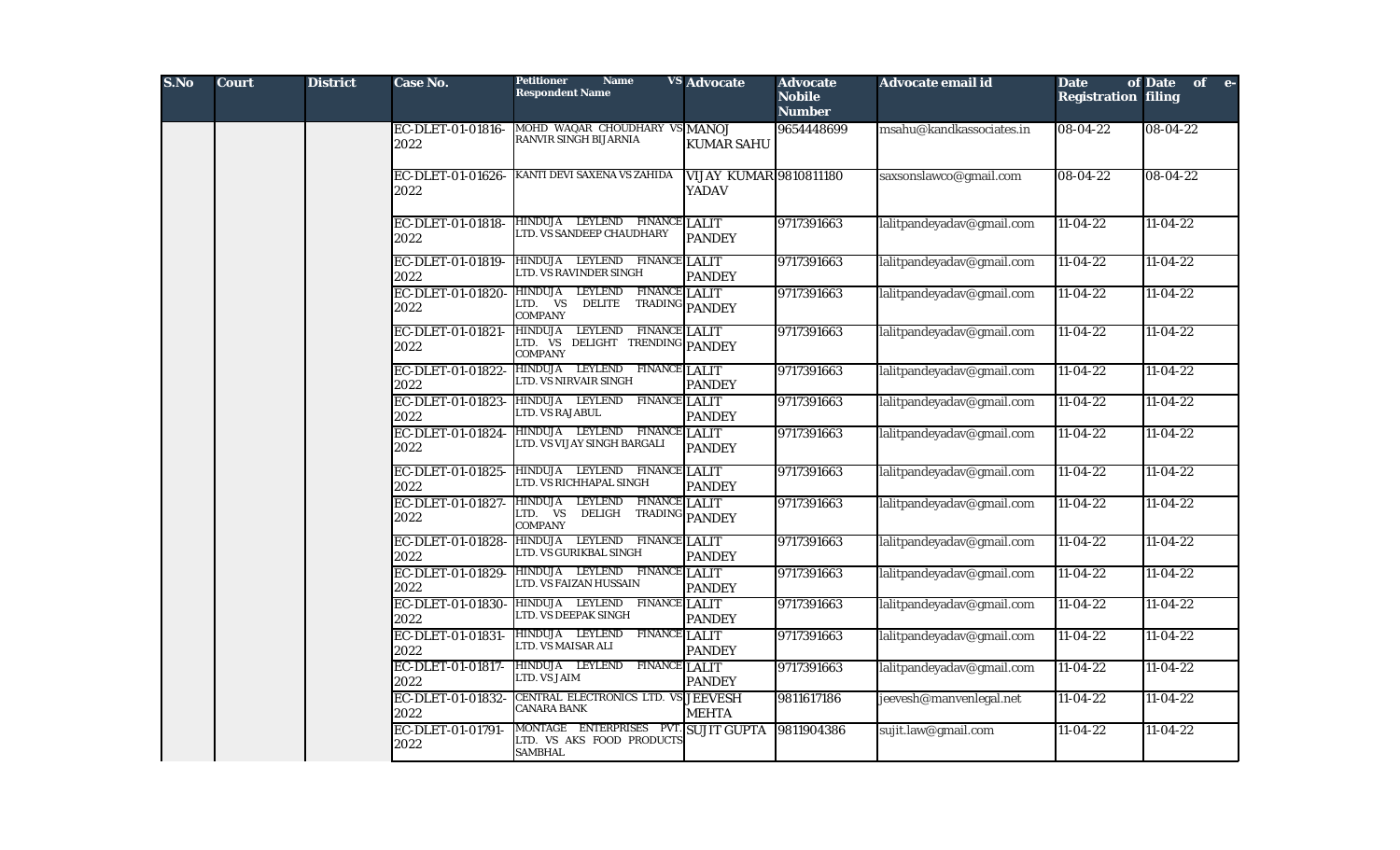| S.No | Court | District | Case No. | Petitioner Name VS Respondent Name | Advocate | Advocate Nobile Number | Advocate email id | Date of Registration | Date of e-filing |
|---|---|---|---|---|---|---|---|---|---|
| | | | EC-DLET-01-01816-2022 | MOHD WAQAR CHOUDHARY VS RANVIR SINGH BIJARNIA | MANOJ KUMAR SAHU | 9654448699 | msahu@kandkassociates.in | 08-04-22 | 08-04-22 |
| | | | EC-DLET-01-01626-2022 | KANTI DEVI SAXENA VS ZAHIDA | VIJAY KUMAR YADAV | 9810811180 | saxsonslawco@gmail.com | 08-04-22 | 08-04-22 |
| | | | EC-DLET-01-01818-2022 | HINDUJA LEYLEND FINANCE LTD. VS SANDEEP CHAUDHARY | LALIT PANDEY | 9717391663 | lalitpandeyadav@gmail.com | 11-04-22 | 11-04-22 |
| | | | EC-DLET-01-01819-2022 | HINDUJA LEYLEND FINANCE LTD. VS RAVINDER SINGH | LALIT PANDEY | 9717391663 | lalitpandeyadav@gmail.com | 11-04-22 | 11-04-22 |
| | | | EC-DLET-01-01820-2022 | HINDUJA LEYLEND FINANCE LTD. VS DELITE TRADING COMPANY | LALIT PANDEY | 9717391663 | lalitpandeyadav@gmail.com | 11-04-22 | 11-04-22 |
| | | | EC-DLET-01-01821-2022 | HINDUJA LEYLEND FINANCE LTD. VS DELIGHT TRENDING COMPANY | LALIT PANDEY | 9717391663 | lalitpandeyadav@gmail.com | 11-04-22 | 11-04-22 |
| | | | EC-DLET-01-01822-2022 | HINDUJA LEYLEND FINANCE LTD. VS NIRVAIR SINGH | LALIT PANDEY | 9717391663 | lalitpandeyadav@gmail.com | 11-04-22 | 11-04-22 |
| | | | EC-DLET-01-01823-2022 | HINDUJA LEYLEND FINANCE LTD. VS RAJABUL | LALIT PANDEY | 9717391663 | lalitpandeyadav@gmail.com | 11-04-22 | 11-04-22 |
| | | | EC-DLET-01-01824-2022 | HINDUJA LEYLEND FINANCE LTD. VS VIJAY SINGH BARGALI | LALIT PANDEY | 9717391663 | lalitpandeyadav@gmail.com | 11-04-22 | 11-04-22 |
| | | | EC-DLET-01-01825-2022 | HINDUJA LEYLEND FINANCE LTD. VS RICHHAPAL SINGH | LALIT PANDEY | 9717391663 | lalitpandeyadav@gmail.com | 11-04-22 | 11-04-22 |
| | | | EC-DLET-01-01827-2022 | HINDUJA LEYLEND FINANCE LTD. VS DELIGH TRADING COMPANY | LALIT PANDEY | 9717391663 | lalitpandeyadav@gmail.com | 11-04-22 | 11-04-22 |
| | | | EC-DLET-01-01828-2022 | HINDUJA LEYLEND FINANCE LTD. VS GURIKBAL SINGH | LALIT PANDEY | 9717391663 | lalitpandeyadav@gmail.com | 11-04-22 | 11-04-22 |
| | | | EC-DLET-01-01829-2022 | HINDUJA LEYLEND FINANCE LTD. VS FAIZAN HUSSAIN | LALIT PANDEY | 9717391663 | lalitpandeyadav@gmail.com | 11-04-22 | 11-04-22 |
| | | | EC-DLET-01-01830-2022 | HINDUJA LEYLEND FINANCE LTD. VS DEEPAK SINGH | LALIT PANDEY | 9717391663 | lalitpandeyadav@gmail.com | 11-04-22 | 11-04-22 |
| | | | EC-DLET-01-01831-2022 | HINDUJA LEYLEND FINANCE LTD. VS MAISAR ALI | LALIT PANDEY | 9717391663 | lalitpandeyadav@gmail.com | 11-04-22 | 11-04-22 |
| | | | EC-DLET-01-01817-2022 | HINDUJA LEYLEND FINANCE LTD. VS JAIM | LALIT PANDEY | 9717391663 | lalitpandeyadav@gmail.com | 11-04-22 | 11-04-22 |
| | | | EC-DLET-01-01832-2022 | CENTRAL ELECTRONICS LTD. VS CANARA BANK | JEEVESH MEHTA | 9811617186 | jeevesh@manvenlegal.net | 11-04-22 | 11-04-22 |
| | | | EC-DLET-01-01791-2022 | MONTAGE ENTERPRISES PVT. LTD. VS AKS FOOD PRODUCTS SAMBHAL | SUJIT GUPTA | 9811904386 | sujit.law@gmail.com | 11-04-22 | 11-04-22 |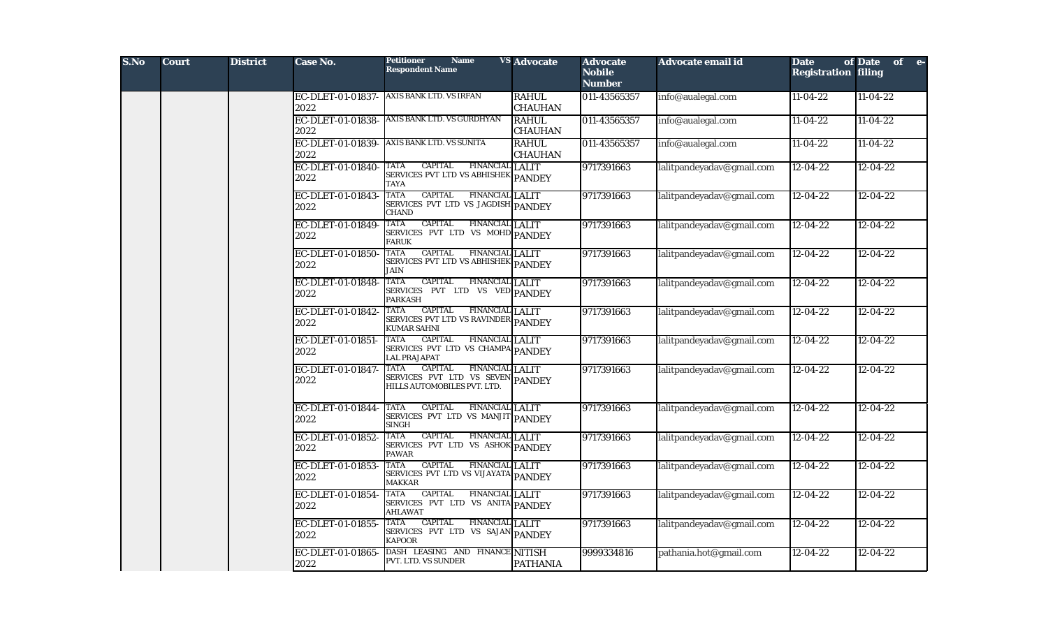| S.No | Court | District | Case No. | Petitioner Name VS Respondent Name | Advocate | Advocate Nobile Number | Advocate email id | Date of Registration | Date of e-filing |
|---|---|---|---|---|---|---|---|---|---|
| | | | EC-DLET-01-01837-2022 | AXIS BANK LTD. VS IRFAN | RAHUL CHAUHAN | 011-43565357 | info@aualegal.com | 11-04-22 | 11-04-22 |
| | | | EC-DLET-01-01838-2022 | AXIS BANK LTD. VS GURDHYAN | RAHUL CHAUHAN | 011-43565357 | info@aualegal.com | 11-04-22 | 11-04-22 |
| | | | EC-DLET-01-01839-2022 | AXIS BANK LTD. VS SUNITA | RAHUL CHAUHAN | 011-43565357 | info@aualegal.com | 11-04-22 | 11-04-22 |
| | | | EC-DLET-01-01840-2022 | TATA CAPITAL FINANCIAL SERVICES PVT LTD VS ABHISHEK TAYA | LALIT PANDEY | 9717391663 | lalitpandeyadav@gmail.com | 12-04-22 | 12-04-22 |
| | | | EC-DLET-01-01843-2022 | TATA CAPITAL FINANCIAL SERVICES PVT LTD VS JAGDISH CHAND | LALIT PANDEY | 9717391663 | lalitpandeyadav@gmail.com | 12-04-22 | 12-04-22 |
| | | | EC-DLET-01-01849-2022 | TATA CAPITAL FINANCIAL SERVICES PVT LTD VS MOHD FARUK | LALIT PANDEY | 9717391663 | lalitpandeyadav@gmail.com | 12-04-22 | 12-04-22 |
| | | | EC-DLET-01-01850-2022 | TATA CAPITAL FINANCIAL SERVICES PVT LTD VS ABHISHEK JAIN | LALIT PANDEY | 9717391663 | lalitpandeyadav@gmail.com | 12-04-22 | 12-04-22 |
| | | | EC-DLET-01-01848-2022 | TATA CAPITAL FINANCIAL SERVICES PVT LTD VS VED PARKASH | LALIT PANDEY | 9717391663 | lalitpandeyadav@gmail.com | 12-04-22 | 12-04-22 |
| | | | EC-DLET-01-01842-2022 | TATA CAPITAL FINANCIAL SERVICES PVT LTD VS RAVINDER KUMAR SAHNI | LALIT PANDEY | 9717391663 | lalitpandeyadav@gmail.com | 12-04-22 | 12-04-22 |
| | | | EC-DLET-01-01851-2022 | TATA CAPITAL FINANCIAL SERVICES PVT LTD VS CHAMPA LAL PRAJAPAT | LALIT PANDEY | 9717391663 | lalitpandeyadav@gmail.com | 12-04-22 | 12-04-22 |
| | | | EC-DLET-01-01847-2022 | TATA CAPITAL FINANCIAL SERVICES PVT LTD VS SEVEN HILLS AUTOMOBILES PVT. LTD. | LALIT PANDEY | 9717391663 | lalitpandeyadav@gmail.com | 12-04-22 | 12-04-22 |
| | | | EC-DLET-01-01844-2022 | TATA CAPITAL FINANCIAL SERVICES PVT LTD VS MANJIT SINGH | LALIT PANDEY | 9717391663 | lalitpandeyadav@gmail.com | 12-04-22 | 12-04-22 |
| | | | EC-DLET-01-01852-2022 | TATA CAPITAL FINANCIAL SERVICES PVT LTD VS ASHOK PAWAR | LALIT PANDEY | 9717391663 | lalitpandeyadav@gmail.com | 12-04-22 | 12-04-22 |
| | | | EC-DLET-01-01853-2022 | TATA CAPITAL FINANCIAL SERVICES PVT LTD VS VIJAYATA MAKKAR | LALIT PANDEY | 9717391663 | lalitpandeyadav@gmail.com | 12-04-22 | 12-04-22 |
| | | | EC-DLET-01-01854-2022 | TATA CAPITAL FINANCIAL SERVICES PVT LTD VS ANITA AHLAWAT | LALIT PANDEY | 9717391663 | lalitpandeyadav@gmail.com | 12-04-22 | 12-04-22 |
| | | | EC-DLET-01-01855-2022 | TATA CAPITAL FINANCIAL SERVICES PVT LTD VS SAJAN KAPOOR | LALIT PANDEY | 9717391663 | lalitpandeyadav@gmail.com | 12-04-22 | 12-04-22 |
| | | | EC-DLET-01-01865-2022 | DASH LEASING AND FINANCE PVT. LTD. VS SUNDER | NITISH PATHANIA | 9999334816 | pathania.hot@gmail.com | 12-04-22 | 12-04-22 |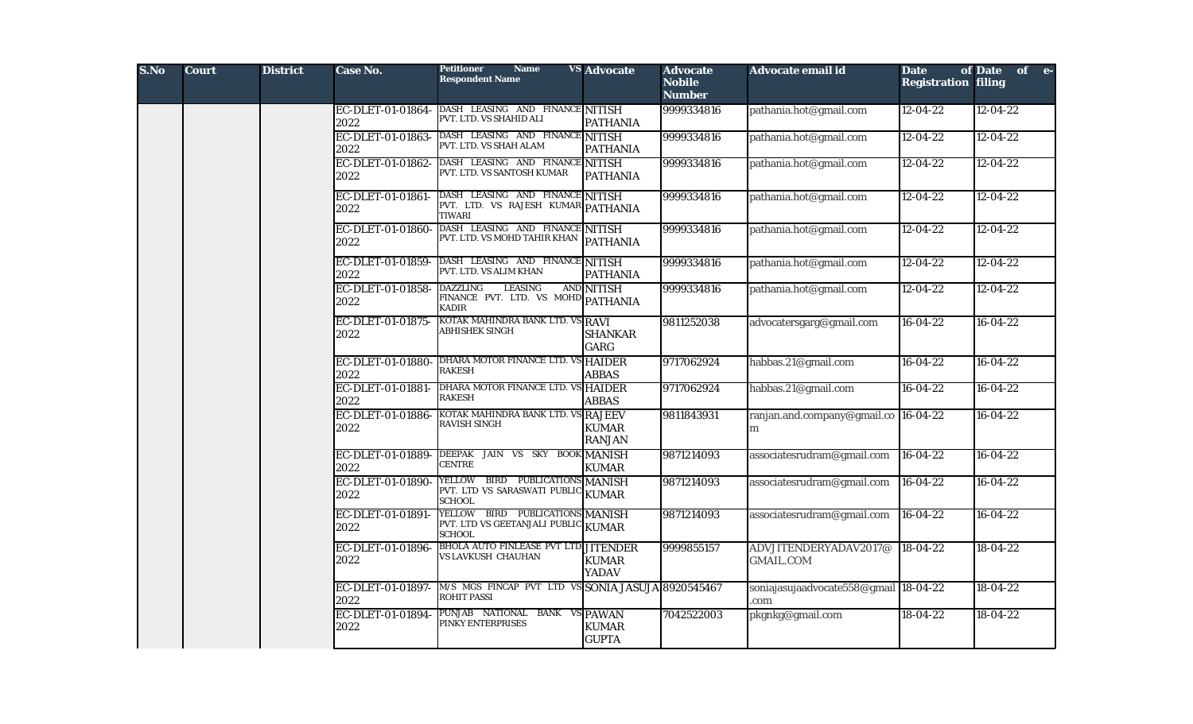| S.No | Court | District | Case No. | Petitioner Name VS Respondent Name | Advocate | Advocate Nobile Number | Advocate email id | Date of Registration | Date of e-filing |
|---|---|---|---|---|---|---|---|---|---|
| | | | EC-DLET-01-01864-2022 | DASH LEASING AND FINANCE PVT. LTD. VS SHAHID ALI | NITISH PATHANIA | 9999334816 | pathania.hot@gmail.com | 12-04-22 | 12-04-22 |
| | | | EC-DLET-01-01863-2022 | DASH LEASING AND FINANCE PVT. LTD. VS SHAH ALAM | NITISH PATHANIA | 9999334816 | pathania.hot@gmail.com | 12-04-22 | 12-04-22 |
| | | | EC-DLET-01-01862-2022 | DASH LEASING AND FINANCE PVT. LTD. VS SANTOSH KUMAR | NITISH PATHANIA | 9999334816 | pathania.hot@gmail.com | 12-04-22 | 12-04-22 |
| | | | EC-DLET-01-01861-2022 | DASH LEASING AND FINANCE PVT. LTD. VS RAJESH KUMAR TIWARI | NITISH PATHANIA | 9999334816 | pathania.hot@gmail.com | 12-04-22 | 12-04-22 |
| | | | EC-DLET-01-01860-2022 | DASH LEASING AND FINANCE PVT. LTD. VS MOHD TAHIR KHAN | NITISH PATHANIA | 9999334816 | pathania.hot@gmail.com | 12-04-22 | 12-04-22 |
| | | | EC-DLET-01-01859-2022 | DASH LEASING AND FINANCE PVT. LTD. VS ALIM KHAN | NITISH PATHANIA | 9999334816 | pathania.hot@gmail.com | 12-04-22 | 12-04-22 |
| | | | EC-DLET-01-01858-2022 | DAZZLING LEASING AND FINANCE PVT. LTD. VS MOHD KADIR | NITISH PATHANIA | 9999334816 | pathania.hot@gmail.com | 12-04-22 | 12-04-22 |
| | | | EC-DLET-01-01875-2022 | KOTAK MAHINDRA BANK LTD. VS ABHISHEK SINGH | RAVI SHANKAR GARG | 9811252038 | advocatersgarg@gmail.com | 16-04-22 | 16-04-22 |
| | | | EC-DLET-01-01880-2022 | DHARA MOTOR FINANCE LTD. VS RAKESH | HAIDER ABBAS | 9717062924 | habbas.21@gmail.com | 16-04-22 | 16-04-22 |
| | | | EC-DLET-01-01881-2022 | DHARA MOTOR FINANCE LTD. VS RAKESH | HAIDER ABBAS | 9717062924 | habbas.21@gmail.com | 16-04-22 | 16-04-22 |
| | | | EC-DLET-01-01886-2022 | KOTAK MAHINDRA BANK LTD. VS RAVISH SINGH | RAJEEV KUMAR RANJAN | 9811843931 | ranjan.and.company@gmail.com | 16-04-22 | 16-04-22 |
| | | | EC-DLET-01-01889-2022 | DEEPAK JAIN VS SKY BOOK CENTRE | MANISH KUMAR | 9871214093 | associatesrudram@gmail.com | 16-04-22 | 16-04-22 |
| | | | EC-DLET-01-01890-2022 | YELLOW BIRD PUBLICATIONS PVT. LTD VS SARASWATI PUBLIC SCHOOL | MANISH KUMAR | 9871214093 | associatesrudram@gmail.com | 16-04-22 | 16-04-22 |
| | | | EC-DLET-01-01891-2022 | YELLOW BIRD PUBLICATIONS PVT. LTD VS GEETANJALI PUBLIC SCHOOL | MANISH KUMAR | 9871214093 | associatesrudram@gmail.com | 16-04-22 | 16-04-22 |
| | | | EC-DLET-01-01896-2022 | BHOLA AUTO FINLEASE PVT LTD VS LAVKUSH CHAUHAN | JITENDER KUMAR YADAV | 9999855157 | ADVJITENDERYADAV2017@GMAIL.COM | 18-04-22 | 18-04-22 |
| | | | EC-DLET-01-01897-2022 | M/S MGS FINCAP PVT LTD VS ROHIT PASSI | SONIA JASUJA | 8920545467 | soniajasujaadvocate558@gmail.com | 18-04-22 | 18-04-22 |
| | | | EC-DLET-01-01894-2022 | PUNJAB NATIONAL BANK VS PINKY ENTERPRISES | PAWAN KUMAR GUPTA | 7042522003 | pkgnkg@gmail.com | 18-04-22 | 18-04-22 |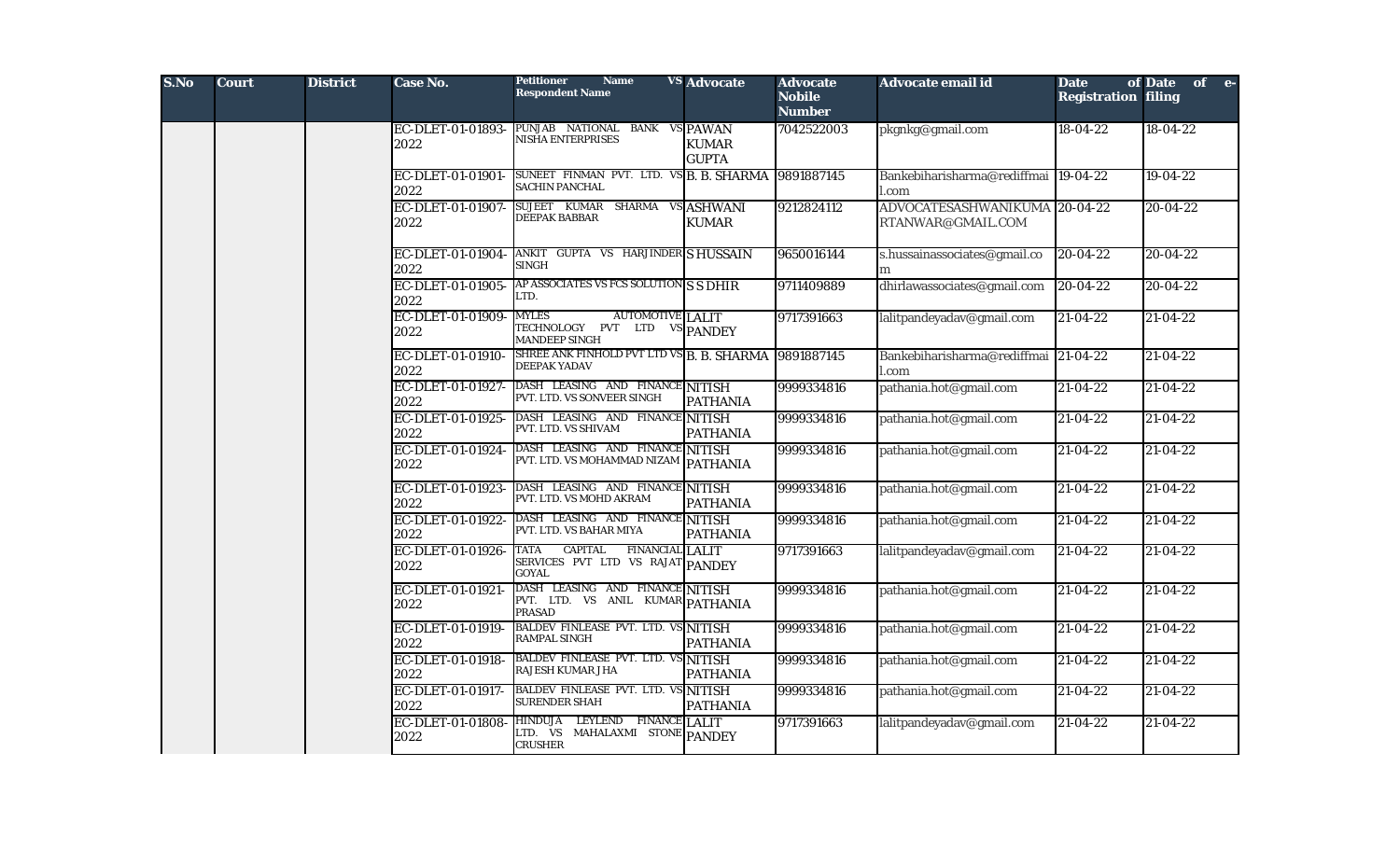| S.No | Court | District | Case No. | Petitioner Name VS Respondent Name | Advocate | Advocate Nobile Number | Advocate email id | Date of Registration | Date of e-filing |
|---|---|---|---|---|---|---|---|---|---|
| | | | EC-DLET-01-01893-2022 | PUNJAB NATIONAL BANK VS NISHA ENTERPRISES | PAWAN KUMAR GUPTA | 7042522003 | pkgnkg@gmail.com | 18-04-22 | 18-04-22 |
| | | | EC-DLET-01-01901-2022 | SUNEET FINMAN PVT. LTD. VS SACHIN PANCHAL | B. B. SHARMA | 9891887145 | Bankebiharisharma@rediffmail.com | 19-04-22 | 19-04-22 |
| | | | EC-DLET-01-01907-2022 | SUJEET KUMAR SHARMA VS DEEPAK BABBAR | ASHWANI KUMAR | 9212824112 | ADVOCATESASHWANIKUMARTANWAR@GMAIL.COM | 20-04-22 | 20-04-22 |
| | | | EC-DLET-01-01904-2022 | ANKIT GUPTA VS HARJINDER SINGH | S HUSSAIN | 9650016144 | s.hussainassociates@gmail.com | 20-04-22 | 20-04-22 |
| | | | EC-DLET-01-01905-2022 | AP ASSOCIATES VS FCS SOLUTION LTD. | S S DHIR | 9711409889 | dhirlawassociates@gmail.com | 20-04-22 | 20-04-22 |
| | | | EC-DLET-01-01909-2022 | MYLES AUTOMOTIVE TECHNOLOGY PVT LTD VS MANDEEP SINGH | LALIT PANDEY | 9717391663 | lalitpandeyadav@gmail.com | 21-04-22 | 21-04-22 |
| | | | EC-DLET-01-01910-2022 | SHREE ANK FINHOLD PVT LTD VS DEEPAK YADAV | B. B. SHARMA | 9891887145 | Bankebiharisharma@rediffmail.com | 21-04-22 | 21-04-22 |
| | | | EC-DLET-01-01927-2022 | DASH LEASING AND FINANCE PVT. LTD. VS SONVEER SINGH | NITISH PATHANIA | 9999334816 | pathania.hot@gmail.com | 21-04-22 | 21-04-22 |
| | | | EC-DLET-01-01925-2022 | DASH LEASING AND FINANCE PVT. LTD. VS SHIVAM | NITISH PATHANIA | 9999334816 | pathania.hot@gmail.com | 21-04-22 | 21-04-22 |
| | | | EC-DLET-01-01924-2022 | DASH LEASING AND FINANCE PVT. LTD. VS MOHAMMAD NIZAM | NITISH PATHANIA | 9999334816 | pathania.hot@gmail.com | 21-04-22 | 21-04-22 |
| | | | EC-DLET-01-01923-2022 | DASH LEASING AND FINANCE PVT. LTD. VS MOHD AKRAM | NITISH PATHANIA | 9999334816 | pathania.hot@gmail.com | 21-04-22 | 21-04-22 |
| | | | EC-DLET-01-01922-2022 | DASH LEASING AND FINANCE PVT. LTD. VS BAHAR MIYA | NITISH PATHANIA | 9999334816 | pathania.hot@gmail.com | 21-04-22 | 21-04-22 |
| | | | EC-DLET-01-01926-2022 | TATA CAPITAL FINANCIAL SERVICES PVT LTD VS RAJAT GOYAL | LALIT PANDEY | 9717391663 | lalitpandeyadav@gmail.com | 21-04-22 | 21-04-22 |
| | | | EC-DLET-01-01921-2022 | DASH LEASING AND FINANCE PVT. LTD. VS ANIL KUMAR PRASAD | NITISH PATHANIA | 9999334816 | pathania.hot@gmail.com | 21-04-22 | 21-04-22 |
| | | | EC-DLET-01-01919-2022 | BALDEV FINLEASE PVT. LTD. VS RAMPAL SINGH | NITISH PATHANIA | 9999334816 | pathania.hot@gmail.com | 21-04-22 | 21-04-22 |
| | | | EC-DLET-01-01918-2022 | BALDEV FINLEASE PVT. LTD. VS RAJESH KUMAR JHA | NITISH PATHANIA | 9999334816 | pathania.hot@gmail.com | 21-04-22 | 21-04-22 |
| | | | EC-DLET-01-01917-2022 | BALDEV FINLEASE PVT. LTD. VS SURENDER SHAH | NITISH PATHANIA | 9999334816 | pathania.hot@gmail.com | 21-04-22 | 21-04-22 |
| | | | EC-DLET-01-01808-2022 | HINDUJA LEYLEND FINANCE LTD. VS MAHALAXMI STONE CRUSHER | LALIT PANDEY | 9717391663 | lalitpandeyadav@gmail.com | 21-04-22 | 21-04-22 |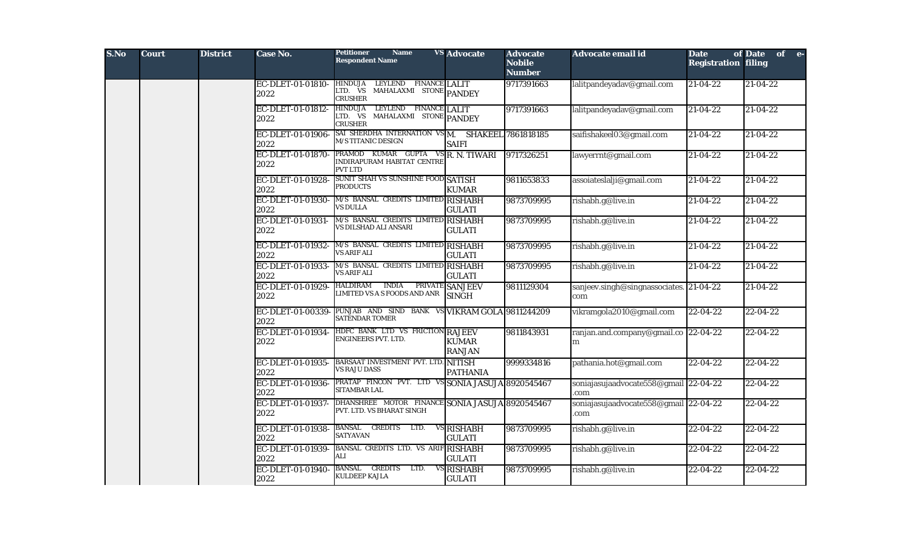| S.No | Court | District | Case No. | Petitioner Name VS Respondent Name | Advocate | Advocate Nobile Number | Advocate email id | Date of Registration | Date of e-filing |
|---|---|---|---|---|---|---|---|---|---|
| | | | EC-DLET-01-01810-2022 | HINDUJA LEYLEND FINANCE LTD. VS MAHALAXMI STONE CRUSHER | LALIT PANDEY | 9717391663 | lalitpandeyadav@gmail.com | 21-04-22 | 21-04-22 |
| | | | EC-DLET-01-01812-2022 | HINDUJA LEYLEND FINANCE LTD. VS MAHALAXMI STONE CRUSHER | LALIT PANDEY | 9717391663 | lalitpandeyadav@gmail.com | 21-04-22 | 21-04-22 |
| | | | EC-DLET-01-01906-2022 | SAI SHERDHA INTERNATION VS M/S TITANIC DESIGN | M. SHAKEEL SAIFI | 7861818185 | saifishakeel03@gmail.com | 21-04-22 | 21-04-22 |
| | | | EC-DLET-01-01870-2022 | PRAMOD KUMAR GUPTA VS INDIRAPURAM HABITAT CENTRE PVT LTD | R. N. TIWARI | 9717326251 | lawyerrnt@gmail.com | 21-04-22 | 21-04-22 |
| | | | EC-DLET-01-01928-2022 | SUNIT SHAH VS SUNSHINE FOOD PRODUCTS | SATISH KUMAR | 9811653833 | assoiateslalji@gmail.com | 21-04-22 | 21-04-22 |
| | | | EC-DLET-01-01930-2022 | M/S BANSAL CREDITS LIMITED VS DULLA | RISHABH GULATI | 9873709995 | rishabh.g@live.in | 21-04-22 | 21-04-22 |
| | | | EC-DLET-01-01931-2022 | M/S BANSAL CREDITS LIMITED VS DILSHAD ALI ANSARI | RISHABH GULATI | 9873709995 | rishabh.g@live.in | 21-04-22 | 21-04-22 |
| | | | EC-DLET-01-01932-2022 | M/S BANSAL CREDITS LIMITED VS ARIF ALI | RISHABH GULATI | 9873709995 | rishabh.g@live.in | 21-04-22 | 21-04-22 |
| | | | EC-DLET-01-01933-2022 | M/S BANSAL CREDITS LIMITED VS ARIF ALI | RISHABH GULATI | 9873709995 | rishabh.g@live.in | 21-04-22 | 21-04-22 |
| | | | EC-DLET-01-01929-2022 | HALDIRAM INDIA PRIVATE LIMITED VS A S FOODS AND ANR | SANJEEV SINGH | 9811129304 | sanjeev.singh@singnassociates.com | 21-04-22 | 21-04-22 |
| | | | EC-DLET-01-00339-2022 | PUNJAB AND SIND BANK VS SATENDAR TOMER | VIKRAM GOLA | 9811244209 | vikramgola2010@gmail.com | 22-04-22 | 22-04-22 |
| | | | EC-DLET-01-01934-2022 | HDFC BANK LTD VS FRICTION ENGINEERS PVT. LTD. | RAJEEV KUMAR RANJAN | 9811843931 | ranjan.and.company@gmail.com | 22-04-22 | 22-04-22 |
| | | | EC-DLET-01-01935-2022 | BARSAAT INVESTMENT PVT. LTD. VS RAJU DASS | NITISH PATHANIA | 9999334816 | pathania.hot@gmail.com | 22-04-22 | 22-04-22 |
| | | | EC-DLET-01-01936-2022 | PRATAP FINCON PVT. LTD VS SITAMBAR LAL | SONIA JASUJA | 8920545467 | soniajasujaadvocate558@gmail.com | 22-04-22 | 22-04-22 |
| | | | EC-DLET-01-01937-2022 | DHANSHREE MOTOR FINANCE PVT. LTD. VS BHARAT SINGH | SONIA JASUJA | 8920545467 | soniajasujaadvocate558@gmail.com | 22-04-22 | 22-04-22 |
| | | | EC-DLET-01-01938-2022 | BANSAL CREDITS LTD. VS SATYAVAN | RISHABH GULATI | 9873709995 | rishabh.g@live.in | 22-04-22 | 22-04-22 |
| | | | EC-DLET-01-01939-2022 | BANSAL CREDITS LTD. VS ARIF ALI | RISHABH GULATI | 9873709995 | rishabh.g@live.in | 22-04-22 | 22-04-22 |
| | | | EC-DLET-01-01940-2022 | BANSAL CREDITS LTD. VS KULDEEP KAJLA | RISHABH GULATI | 9873709995 | rishabh.g@live.in | 22-04-22 | 22-04-22 |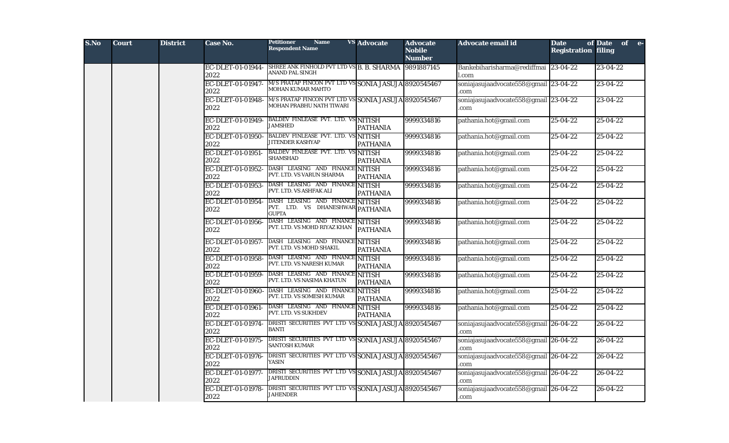| S.No | Court | District | Case No. | Petitioner Name VS Respondent Name | Advocate | Advocate Nobile Number | Advocate email id | Date of Registration | Date of e-filing |
|---|---|---|---|---|---|---|---|---|---|
| | | | EC-DLET-01-01944-2022 | SHREE ANK FINHOLD PVT LTD VS ANAND PAL SINGH | B. B. SHARMA | 9891887145 | Bankebiharisharma@rediffmail.com | 23-04-22 | 23-04-22 |
| | | | EC-DLET-01-01947-2022 | M/S PRATAP FINCON PVT LTD VS MOHAN KUMAR MAHTO | SONIA JASUJA | 8920545467 | soniajasujaadvocate558@gmail.com | 23-04-22 | 23-04-22 |
| | | | EC-DLET-01-01948-2022 | M/S PRATAP FINCON PVT LTD VS MOHAN PRABHU NATH TIWARI | SONIA JASUJA | 8920545467 | soniajasujaadvocate558@gmail.com | 23-04-22 | 23-04-22 |
| | | | EC-DLET-01-01949-2022 | BALDEV FINLEASE PVT. LTD. VS JAMSHED | NITISH PATHANIA | 9999334816 | pathania.hot@gmail.com | 25-04-22 | 25-04-22 |
| | | | EC-DLET-01-01950-2022 | BALDEV FINLEASE PVT. LTD. VS JITENDER KASHYAP | NITISH PATHANIA | 9999334816 | pathania.hot@gmail.com | 25-04-22 | 25-04-22 |
| | | | EC-DLET-01-01951-2022 | BALDEV FINLEASE PVT. LTD. VS SHAMSHAD | NITISH PATHANIA | 9999334816 | pathania.hot@gmail.com | 25-04-22 | 25-04-22 |
| | | | EC-DLET-01-01952-2022 | DASH LEASING AND FINANCE PVT. LTD. VS VARUN SHARMA | NITISH PATHANIA | 9999334816 | pathania.hot@gmail.com | 25-04-22 | 25-04-22 |
| | | | EC-DLET-01-01953-2022 | DASH LEASING AND FINANCE PVT. LTD. VS ASHFAK ALI | NITISH PATHANIA | 9999334816 | pathania.hot@gmail.com | 25-04-22 | 25-04-22 |
| | | | EC-DLET-01-01954-2022 | DASH LEASING AND FINANCE PVT. LTD. VS DHANESHWAR GUPTA | NITISH PATHANIA | 9999334816 | pathania.hot@gmail.com | 25-04-22 | 25-04-22 |
| | | | EC-DLET-01-01956-2022 | DASH LEASING AND FINANCE PVT. LTD. VS MOHD RIYAZ KHAN | NITISH PATHANIA | 9999334816 | pathania.hot@gmail.com | 25-04-22 | 25-04-22 |
| | | | EC-DLET-01-01957-2022 | DASH LEASING AND FINANCE PVT. LTD. VS MOHD SHAKIL | NITISH PATHANIA | 9999334816 | pathania.hot@gmail.com | 25-04-22 | 25-04-22 |
| | | | EC-DLET-01-01958-2022 | DASH LEASING AND FINANCE PVT. LTD. VS NARESH KUMAR | NITISH PATHANIA | 9999334816 | pathania.hot@gmail.com | 25-04-22 | 25-04-22 |
| | | | EC-DLET-01-01959-2022 | DASH LEASING AND FINANCE PVT. LTD. VS NASIMA KHATUN | NITISH PATHANIA | 9999334816 | pathania.hot@gmail.com | 25-04-22 | 25-04-22 |
| | | | EC-DLET-01-01960-2022 | DASH LEASING AND FINANCE PVT. LTD. VS SOMESH KUMAR | NITISH PATHANIA | 9999334816 | pathania.hot@gmail.com | 25-04-22 | 25-04-22 |
| | | | EC-DLET-01-01961-2022 | DASH LEASING AND FINANCE PVT. LTD. VS SUKHDEV | NITISH PATHANIA | 9999334816 | pathania.hot@gmail.com | 25-04-22 | 25-04-22 |
| | | | EC-DLET-01-01974-2022 | DRISTI SECURITIES PVT LTD VS BANTI | SONIA JASUJA | 8920545467 | soniajasujaadvocate558@gmail.com | 26-04-22 | 26-04-22 |
| | | | EC-DLET-01-01975-2022 | DRISTI SECURITIES PVT LTD VS SANTOSH KUMAR | SONIA JASUJA | 8920545467 | soniajasujaadvocate558@gmail.com | 26-04-22 | 26-04-22 |
| | | | EC-DLET-01-01976-2022 | DRISTI SECURITIES PVT LTD VS YASIN | SONIA JASUJA | 8920545467 | soniajasujaadvocate558@gmail.com | 26-04-22 | 26-04-22 |
| | | | EC-DLET-01-01977-2022 | DRISTI SECURITIES PVT LTD VS JAFRUDDIN | SONIA JASUJA | 8920545467 | soniajasujaadvocate558@gmail.com | 26-04-22 | 26-04-22 |
| | | | EC-DLET-01-01978-2022 | DRISTI SECURITIES PVT LTD VS JAHENDER | SONIA JASUJA | 8920545467 | soniajasujaadvocate558@gmail.com | 26-04-22 | 26-04-22 |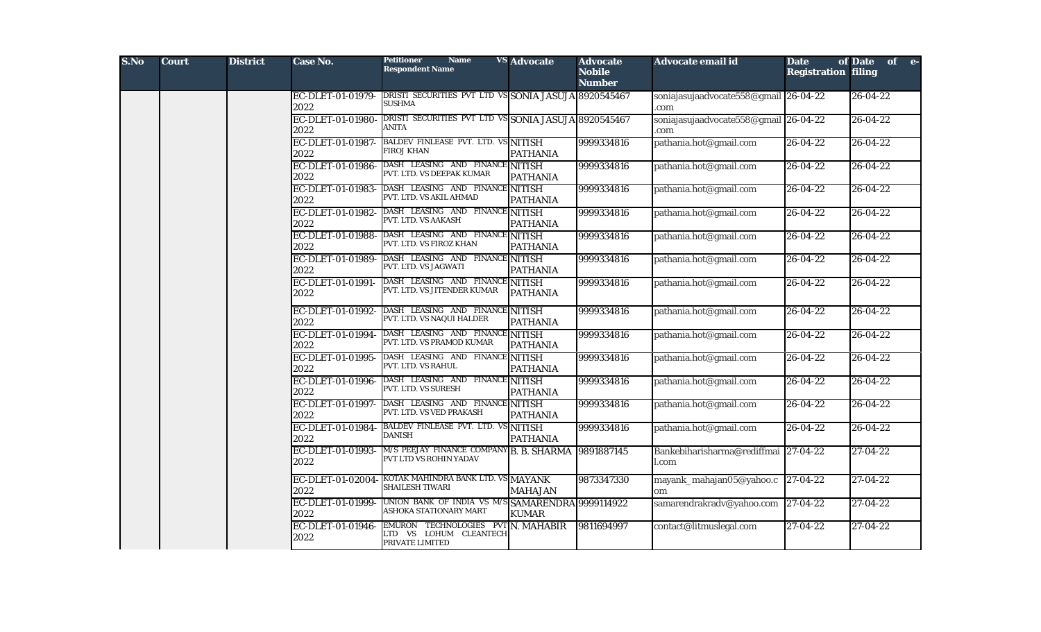| S.No | Court | District | Case No. | Petitioner Name VS Respondent Name | Advocate | Advocate Nobile Number | Advocate email id | Date of Registration | Date of e-filing |
|---|---|---|---|---|---|---|---|---|---|
| | | | EC-DLET-01-01979-2022 | DRISTI SECURITIES PVT LTD VS SUSHMA | SONIA JASUJA | 8920545467 | soniajasujaadvocate558@gmail.com | 26-04-22 | 26-04-22 |
| | | | EC-DLET-01-01980-2022 | DRISTI SECURITIES PVT LTD VS ANITA | SONIA JASUJA | 8920545467 | soniajasujaadvocate558@gmail.com | 26-04-22 | 26-04-22 |
| | | | EC-DLET-01-01987-2022 | BALDEV FINLEASE PVT. LTD. VS FIROJ KHAN | NITISH PATHANIA | 9999334816 | pathania.hot@gmail.com | 26-04-22 | 26-04-22 |
| | | | EC-DLET-01-01986-2022 | DASH LEASING AND FINANCE PVT. LTD. VS DEEPAK KUMAR | NITISH PATHANIA | 9999334816 | pathania.hot@gmail.com | 26-04-22 | 26-04-22 |
| | | | EC-DLET-01-01983-2022 | DASH LEASING AND FINANCE PVT. LTD. VS AKIL AHMAD | NITISH PATHANIA | 9999334816 | pathania.hot@gmail.com | 26-04-22 | 26-04-22 |
| | | | EC-DLET-01-01982-2022 | DASH LEASING AND FINANCE PVT. LTD. VS AAKASH | NITISH PATHANIA | 9999334816 | pathania.hot@gmail.com | 26-04-22 | 26-04-22 |
| | | | EC-DLET-01-01988-2022 | DASH LEASING AND FINANCE PVT. LTD. VS FIROZ KHAN | NITISH PATHANIA | 9999334816 | pathania.hot@gmail.com | 26-04-22 | 26-04-22 |
| | | | EC-DLET-01-01989-2022 | DASH LEASING AND FINANCE PVT. LTD. VS JAGWATI | NITISH PATHANIA | 9999334816 | pathania.hot@gmail.com | 26-04-22 | 26-04-22 |
| | | | EC-DLET-01-01991-2022 | DASH LEASING AND FINANCE PVT. LTD. VS JITENDER KUMAR | NITISH PATHANIA | 9999334816 | pathania.hot@gmail.com | 26-04-22 | 26-04-22 |
| | | | EC-DLET-01-01992-2022 | DASH LEASING AND FINANCE PVT. LTD. VS NAQUI HALDER | NITISH PATHANIA | 9999334816 | pathania.hot@gmail.com | 26-04-22 | 26-04-22 |
| | | | EC-DLET-01-01994-2022 | DASH LEASING AND FINANCE PVT. LTD. VS PRAMOD KUMAR | NITISH PATHANIA | 9999334816 | pathania.hot@gmail.com | 26-04-22 | 26-04-22 |
| | | | EC-DLET-01-01995-2022 | DASH LEASING AND FINANCE PVT. LTD. VS RAHUL | NITISH PATHANIA | 9999334816 | pathania.hot@gmail.com | 26-04-22 | 26-04-22 |
| | | | EC-DLET-01-01996-2022 | DASH LEASING AND FINANCE PVT. LTD. VS SURESH | NITISH PATHANIA | 9999334816 | pathania.hot@gmail.com | 26-04-22 | 26-04-22 |
| | | | EC-DLET-01-01997-2022 | DASH LEASING AND FINANCE PVT. LTD. VS VED PRAKASH | NITISH PATHANIA | 9999334816 | pathania.hot@gmail.com | 26-04-22 | 26-04-22 |
| | | | EC-DLET-01-01984-2022 | BALDEV FINLEASE PVT. LTD. VS DANISH | NITISH PATHANIA | 9999334816 | pathania.hot@gmail.com | 26-04-22 | 26-04-22 |
| | | | EC-DLET-01-01993-2022 | M/S PEEJAY FINANCE COMPANY PVT LTD VS ROHIN YADAV | B. B. SHARMA | 9891887145 | Bankebiharisharma@rediffmail.com | 27-04-22 | 27-04-22 |
| | | | EC-DLET-01-02004-2022 | KOTAK MAHINDRA BANK LTD. VS SHAILESH TIWARI | MAYANK MAHAJAN | 9873347330 | mayank_mahajan05@yahoo.com | 27-04-22 | 27-04-22 |
| | | | EC-DLET-01-01999-2022 | UNION BANK OF INDIA VS M/S ASHOKA STATIONARY MART | SAMARENDRA KUMAR | 9999114922 | samarendrakradv@yahoo.com | 27-04-22 | 27-04-22 |
| | | | EC-DLET-01-01946-2022 | EMURON TECHNOLOGIES PVT LTD VS LOHUM CLEANTECH PRIVATE LIMITED | N. MAHABIR | 9811694997 | contact@litmuslegal.com | 27-04-22 | 27-04-22 |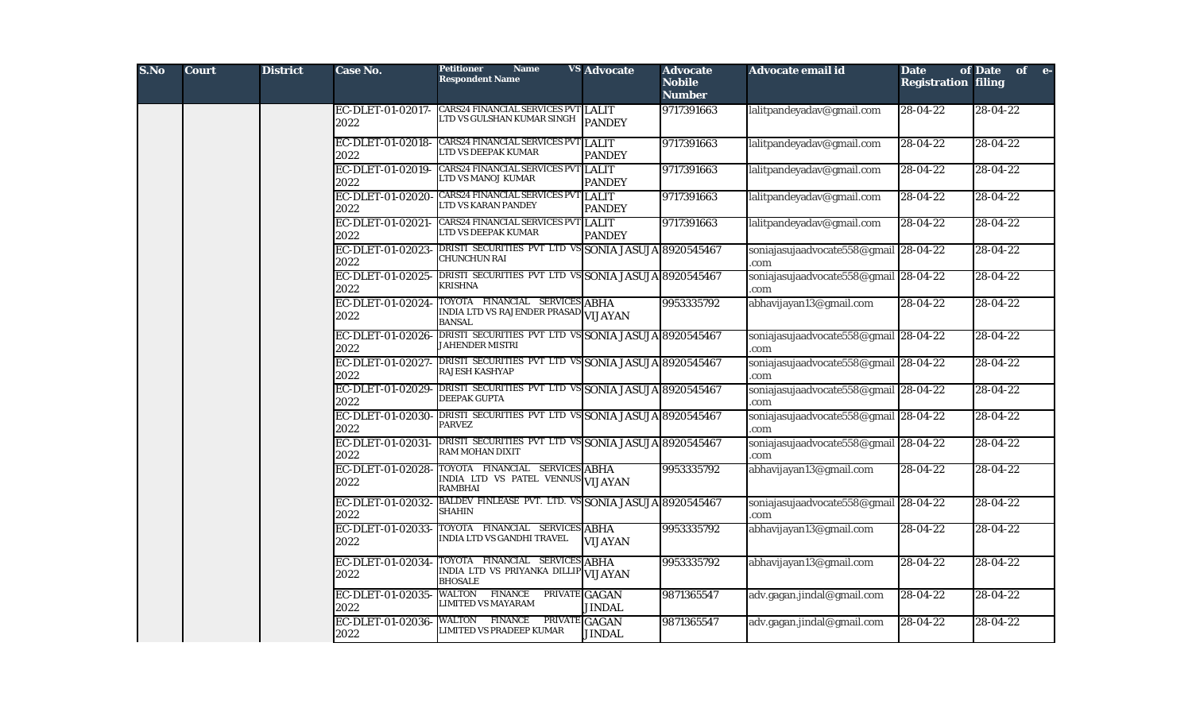| S.No | Court | District | Case No. | Petitioner Name VS Respondent Name | Advocate | Advocate Nobile Number | Advocate email id | Date of Registration | Date of e-filing |
|---|---|---|---|---|---|---|---|---|---|
| | | | EC-DLET-01-02017-2022 | CARS24 FINANCIAL SERVICES PVT LTD VS GULSHAN KUMAR SINGH | LALIT PANDEY | 9717391663 | lalitpandeyadav@gmail.com | 28-04-22 | 28-04-22 |
| | | | EC-DLET-01-02018-2022 | CARS24 FINANCIAL SERVICES PVT LTD VS DEEPAK KUMAR | LALIT PANDEY | 9717391663 | lalitpandeyadav@gmail.com | 28-04-22 | 28-04-22 |
| | | | EC-DLET-01-02019-2022 | CARS24 FINANCIAL SERVICES PVT LTD VS MANOJ KUMAR | LALIT PANDEY | 9717391663 | lalitpandeyadav@gmail.com | 28-04-22 | 28-04-22 |
| | | | EC-DLET-01-02020-2022 | CARS24 FINANCIAL SERVICES PVT LTD VS KARAN PANDEY | LALIT PANDEY | 9717391663 | lalitpandeyadav@gmail.com | 28-04-22 | 28-04-22 |
| | | | EC-DLET-01-02021-2022 | CARS24 FINANCIAL SERVICES PVT LTD VS DEEPAK KUMAR | LALIT PANDEY | 9717391663 | lalitpandeyadav@gmail.com | 28-04-22 | 28-04-22 |
| | | | EC-DLET-01-02023-2022 | DRISTI SECURITIES PVT LTD VS CHUNCHUN RAI | SONIA JASUJA | 8920545467 | soniajasujaadvocate558@gmail.com | 28-04-22 | 28-04-22 |
| | | | EC-DLET-01-02025-2022 | DRISTI SECURITIES PVT LTD VS KRISHNA | SONIA JASUJA | 8920545467 | soniajasujaadvocate558@gmail.com | 28-04-22 | 28-04-22 |
| | | | EC-DLET-01-02024-2022 | TOYOTA FINANCIAL SERVICES INDIA LTD VS RAJENDER PRASAD BANSAL | ABHA VIJAYAN | 9953335792 | abhavijayan13@gmail.com | 28-04-22 | 28-04-22 |
| | | | EC-DLET-01-02026-2022 | DRISTI SECURITIES PVT LTD VS JAHENDER MISTRI | SONIA JASUJA | 8920545467 | soniajasujaadvocate558@gmail.com | 28-04-22 | 28-04-22 |
| | | | EC-DLET-01-02027-2022 | DRISTI SECURITIES PVT LTD VS RAJESH KASHYAP | SONIA JASUJA | 8920545467 | soniajasujaadvocate558@gmail.com | 28-04-22 | 28-04-22 |
| | | | EC-DLET-01-02029-2022 | DRISTI SECURITIES PVT LTD VS DEEPAK GUPTA | SONIA JASUJA | 8920545467 | soniajasujaadvocate558@gmail.com | 28-04-22 | 28-04-22 |
| | | | EC-DLET-01-02030-2022 | DRISTI SECURITIES PVT LTD VS PARVEZ | SONIA JASUJA | 8920545467 | soniajasujaadvocate558@gmail.com | 28-04-22 | 28-04-22 |
| | | | EC-DLET-01-02031-2022 | DRISTI SECURITIES PVT LTD VS RAM MOHAN DIXIT | SONIA JASUJA | 8920545467 | soniajasujaadvocate558@gmail.com | 28-04-22 | 28-04-22 |
| | | | EC-DLET-01-02028-2022 | TOYOTA FINANCIAL SERVICES INDIA LTD VS PATEL VENNUS RAMBHAI | ABHA VIJAYAN | 9953335792 | abhavijayan13@gmail.com | 28-04-22 | 28-04-22 |
| | | | EC-DLET-01-02032-2022 | BALDEV FINLEASE PVT. LTD. VS SHAHIN | SONIA JASUJA | 8920545467 | soniajasujaadvocate558@gmail.com | 28-04-22 | 28-04-22 |
| | | | EC-DLET-01-02033-2022 | TOYOTA FINANCIAL SERVICES INDIA LTD VS GANDHI TRAVEL | ABHA VIJAYAN | 9953335792 | abhavijayan13@gmail.com | 28-04-22 | 28-04-22 |
| | | | EC-DLET-01-02034-2022 | TOYOTA FINANCIAL SERVICES INDIA LTD VS PRIYANKA DILLIP BHOSALE | ABHA VIJAYAN | 9953335792 | abhavijayan13@gmail.com | 28-04-22 | 28-04-22 |
| | | | EC-DLET-01-02035-2022 | WALTON FINANCE PRIVATE LIMITED VS MAYARAM | GAGAN JINDAL | 9871365547 | adv.gagan.jindal@gmail.com | 28-04-22 | 28-04-22 |
| | | | EC-DLET-01-02036-2022 | WALTON FINANCE PRIVATE LIMITED VS PRADEEP KUMAR | GAGAN JINDAL | 9871365547 | adv.gagan.jindal@gmail.com | 28-04-22 | 28-04-22 |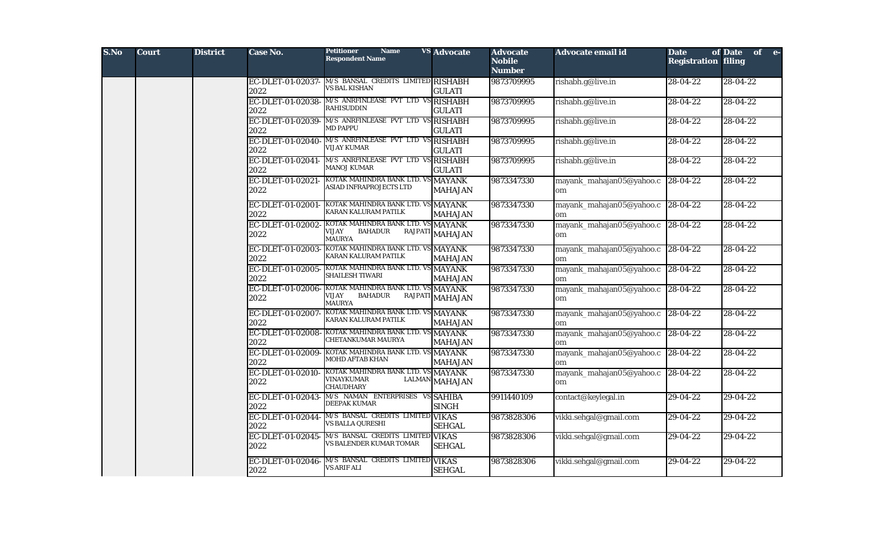| S.No | Court | District | Case No. | Petitioner Name VS Respondent Name | Advocate | Advocate Nobile Number | Advocate email id | Date of Registration | Date of e-filing |
|---|---|---|---|---|---|---|---|---|---|
| | | | EC-DLET-01-02037-2022 | M/S BANSAL CREDITS LIMITED VS BAL KISHAN | RISHABH GULATI | 9873709995 | rishabh.g@live.in | 28-04-22 | 28-04-22 |
| | | | EC-DLET-01-02038-2022 | M/S ANRFINLEASE PVT LTD VS RAHISUDDIN | RISHABH GULATI | 9873709995 | rishabh.g@live.in | 28-04-22 | 28-04-22 |
| | | | EC-DLET-01-02039-2022 | M/S ANRFINLEASE PVT LTD VS MD PAPPU | RISHABH GULATI | 9873709995 | rishabh.g@live.in | 28-04-22 | 28-04-22 |
| | | | EC-DLET-01-02040-2022 | M/S ANRFINLEASE PVT LTD VS VIJAY KUMAR | RISHABH GULATI | 9873709995 | rishabh.g@live.in | 28-04-22 | 28-04-22 |
| | | | EC-DLET-01-02041-2022 | M/S ANRFINLEASE PVT LTD VS MANOJ KUMAR | RISHABH GULATI | 9873709995 | rishabh.g@live.in | 28-04-22 | 28-04-22 |
| | | | EC-DLET-01-02021-2022 | KOTAK MAHINDRA BANK LTD. VS ASIAD INFRAPROJECTS LTD | MAYANK MAHAJAN | 9873347330 | mayank_mahajan05@yahoo.com | 28-04-22 | 28-04-22 |
| | | | EC-DLET-01-02001-2022 | KOTAK MAHINDRA BANK LTD. VS KARAN KALURAM PATILK | MAYANK MAHAJAN | 9873347330 | mayank_mahajan05@yahoo.com | 28-04-22 | 28-04-22 |
| | | | EC-DLET-01-02002-2022 | KOTAK MAHINDRA BANK LTD. VS VIJAY BAHADUR RAJPATI MAURYA | MAYANK MAHAJAN | 9873347330 | mayank_mahajan05@yahoo.com | 28-04-22 | 28-04-22 |
| | | | EC-DLET-01-02003-2022 | KOTAK MAHINDRA BANK LTD. VS KARAN KALURAM PATILK | MAYANK MAHAJAN | 9873347330 | mayank_mahajan05@yahoo.com | 28-04-22 | 28-04-22 |
| | | | EC-DLET-01-02005-2022 | KOTAK MAHINDRA BANK LTD. VS SHAILESH TIWARI | MAYANK MAHAJAN | 9873347330 | mayank_mahajan05@yahoo.com | 28-04-22 | 28-04-22 |
| | | | EC-DLET-01-02006-2022 | KOTAK MAHINDRA BANK LTD. VS VIJAY BAHADUR RAJPATI MAURYA | MAYANK MAHAJAN | 9873347330 | mayank_mahajan05@yahoo.com | 28-04-22 | 28-04-22 |
| | | | EC-DLET-01-02007-2022 | KOTAK MAHINDRA BANK LTD. VS KARAN KALURAM PATILK | MAYANK MAHAJAN | 9873347330 | mayank_mahajan05@yahoo.com | 28-04-22 | 28-04-22 |
| | | | EC-DLET-01-02008-2022 | KOTAK MAHINDRA BANK LTD. VS CHETANKUMAR MAURYA | MAYANK MAHAJAN | 9873347330 | mayank_mahajan05@yahoo.com | 28-04-22 | 28-04-22 |
| | | | EC-DLET-01-02009-2022 | KOTAK MAHINDRA BANK LTD. VS MOHD AFTAB KHAN | MAYANK MAHAJAN | 9873347330 | mayank_mahajan05@yahoo.com | 28-04-22 | 28-04-22 |
| | | | EC-DLET-01-02010-2022 | KOTAK MAHINDRA BANK LTD. VS VINAYKUMAR LALMAN CHAUDHARY | MAYANK MAHAJAN | 9873347330 | mayank_mahajan05@yahoo.com | 28-04-22 | 28-04-22 |
| | | | EC-DLET-01-02043-2022 | M/S NAMAN ENTERPRISES VS DEEPAK KUMAR | SAHIBA SINGH | 9911440109 | contact@keylegal.in | 29-04-22 | 29-04-22 |
| | | | EC-DLET-01-02044-2022 | M/S BANSAL CREDITS LIMITED VS BALLA QURESHI | VIKAS SEHGAL | 9873828306 | vikki.sehgal@gmail.com | 29-04-22 | 29-04-22 |
| | | | EC-DLET-01-02045-2022 | M/S BANSAL CREDITS LIMITED VS BALENDER KUMAR TOMAR | VIKAS SEHGAL | 9873828306 | vikki.sehgal@gmail.com | 29-04-22 | 29-04-22 |
| | | | EC-DLET-01-02046-2022 | M/S BANSAL CREDITS LIMITED VS ARIF ALI | VIKAS SEHGAL | 9873828306 | vikki.sehgal@gmail.com | 29-04-22 | 29-04-22 |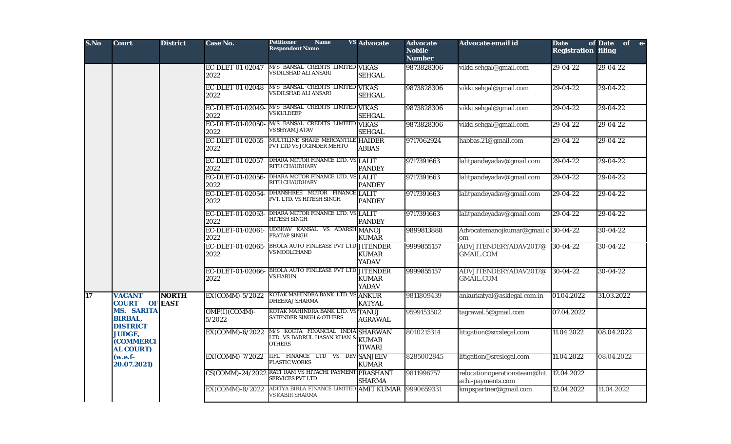| S.No | Court | District | Case No. | Petitioner Name VS Respondent Name | Advocate | Advocate Nobile Number | Advocate email id | Date of Registration | Date of e-filing |
|---|---|---|---|---|---|---|---|---|---|
| | | | EC-DLET-01-02047-2022 | M/S BANSAL CREDITS LIMITED VS DILSHAD ALI ANSARI | VIKAS SEHGAL | 9873828306 | vikki.sehgal@gmail.com | 29-04-22 | 29-04-22 |
| | | | EC-DLET-01-02048-2022 | M/S BANSAL CREDITS LIMITED VS DILSHAD ALI ANSARI | VIKAS SEHGAL | 9873828306 | vikki.sehgal@gmail.com | 29-04-22 | 29-04-22 |
| | | | EC-DLET-01-02049-2022 | M/S BANSAL CREDITS LIMITED VS KULDEEP | VIKAS SEHGAL | 9873828306 | vikki.sehgal@gmail.com | 29-04-22 | 29-04-22 |
| | | | EC-DLET-01-02050-2022 | M/S BANSAL CREDITS LIMITED VS SHYAM JATAV | VIKAS SEHGAL | 9873828306 | vikki.sehgal@gmail.com | 29-04-22 | 29-04-22 |
| | | | EC-DLET-01-02055-2022 | MULTILINE SHARE MERCANTILE PVT LTD VS JOGINDER MEHTO | HAIDER ABBAS | 9717062924 | habbas.21@gmail.com | 29-04-22 | 29-04-22 |
| | | | EC-DLET-01-02057-2022 | DHARA MOTOR FINANCE LTD. VS RITU CHAUDHARY | LALIT PANDEY | 9717391663 | lalitpandeyadav@gmail.com | 29-04-22 | 29-04-22 |
| | | | EC-DLET-01-02056-2022 | DHARA MOTOR FINANCE LTD. VS RITU CHAUDHARY | LALIT PANDEY | 9717391663 | lalitpandeyadav@gmail.com | 29-04-22 | 29-04-22 |
| | | | EC-DLET-01-02054-2022 | DHANSHREE MOTOR FINANCE PVT. LTD. VS HITESH SINGH | LALIT PANDEY | 9717391663 | lalitpandeyadav@gmail.com | 29-04-22 | 29-04-22 |
| | | | EC-DLET-01-02053-2022 | DHARA MOTOR FINANCE LTD. VS HITESH SINGH | LALIT PANDEY | 9717391663 | lalitpandeyadav@gmail.com | 29-04-22 | 29-04-22 |
| | | | EC-DLET-01-02061-2022 | UDBHAV KANSAL VS ADARSH PRATAP SINGH | MANOJ KUMAR | 9899813888 | Advocatemanojkumar@gmail.com | 30-04-22 | 30-04-22 |
| | | | EC-DLET-01-02065-2022 | BHOLA AUTO FINLEASE PVT LTD VS MOOLCHAND | JITENDER KUMAR YADAV | 9999855157 | ADVJITENDERYADAV2017@GMAIL.COM | 30-04-22 | 30-04-22 |
| | | | EC-DLET-01-02066-2022 | BHOLA AUTO FINLEASE PVT LTD VS HARUN | JITENDER KUMAR YADAV | 9999855157 | ADVJITENDERYADAV2017@GMAIL.COM | 30-04-22 | 30-04-22 |
| 17 | VACANT COURT OF MS. SARITA BIRBAL, DISTRICT JUDGE, (COMMERCIAL COURT) (w.e.f-20.07.2021) | NORTH EAST | EX(COMM)-5/2022 | KOTAK MAHINDRA BANK LTD. VS DHEERAJ SHARMA | ANKUR KATYAL | 9811809439 | ankurkatyal@asklegal.com.in | 01.04.2022 | 31.03.2022 |
| | | | OMP(I)(COMM)-5/2022 | KOTAK MAHINDRA BANK LTD. VS SATENDER SINGH & OTHERS | TANUJ AGRAWAL | 9599153502 | tagrawal.5@gmail.com | 07.04.2022 | |
| | | | EX(COMM)-6/2022 | M/S KOGTA FINANCIAL INDIA LTD. VS BADRUL HASAN KHAN & OTHERS | SHARWAN KUMAR TIWARI | 8010215314 | litigation@srcslegal.com | 11.04.2022 | 08.04.2022 |
| | | | EX(COMM)-7/2022 | IIFL FINANCE LTD VS DEV PLASTIC WORKS | SANJEEV KUMAR | 8285002845 | litigation@srcslegal.com | 11.04.2022 | 08.04.2022 |
| | | | CS(COMM)-24/2022 | RATI RAM VS HITACHI PAYMENT SERVICES PVT LTD | PRASHANT SHARMA | 9811996757 | relocationoperationsteam@hitachi-payments.com | 12.04.2022 | |
| | | | EX(COMM)-8/2022 | ADITYA BIRLA FINANCE LIMITED VS KABIR SHARMA | AMIT KUMAR | 9990659331 | kmpspartner@gmail.com | 12.04.2022 | 11.04.2022 |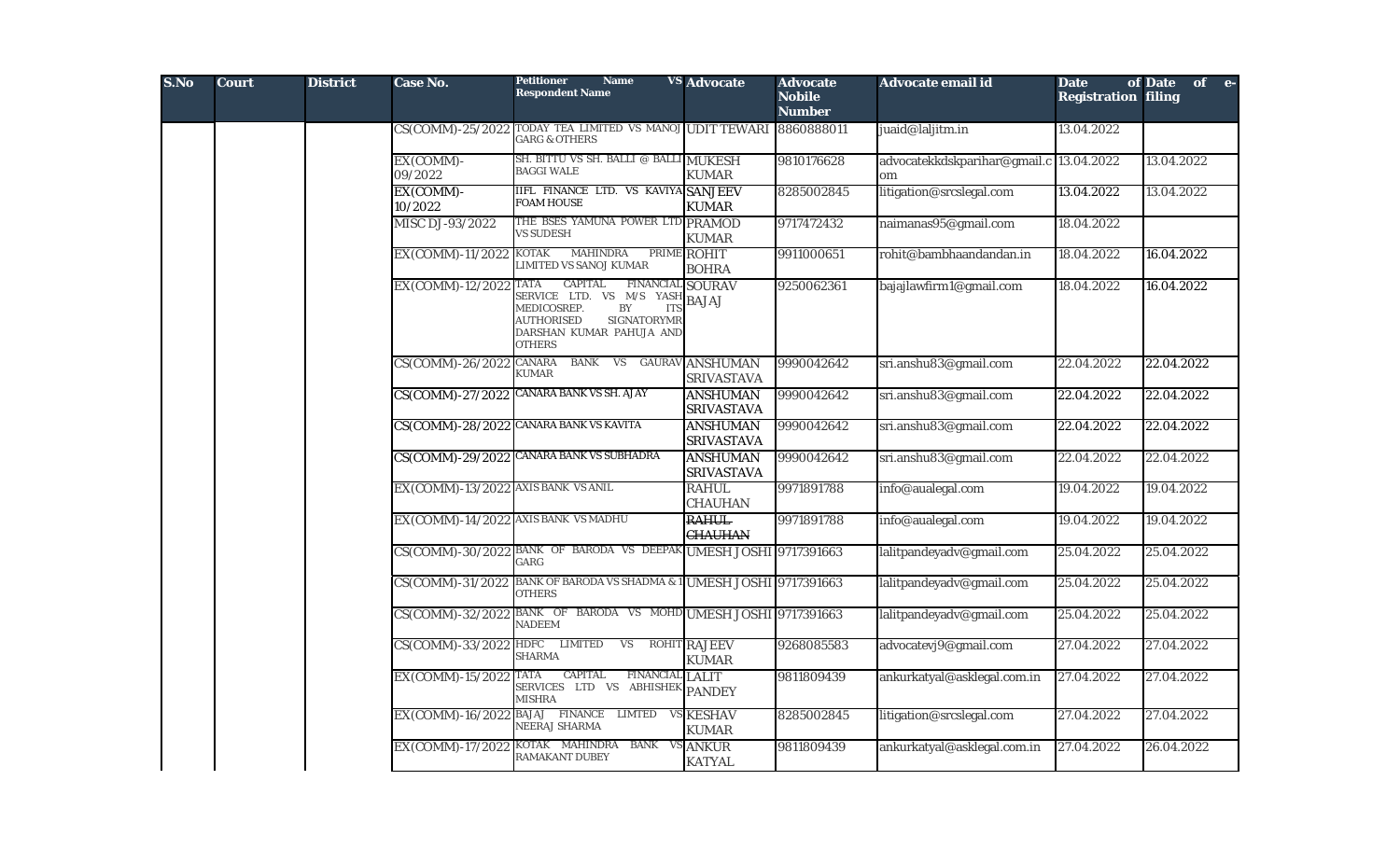| S.No | Court | District | Case No. | Petitioner Name VS Respondent Name | Advocate | Advocate Nobile Number | Advocate email id | Date of Registration | Date of e-filing |
|---|---|---|---|---|---|---|---|---|---|
| | | | CS(COMM)-25/2022 | TODAY TEA LIMITED VS MANOJ GARG & OTHERS | UDIT TEWARI | 8860888011 | juaid@laljitm.in | 13.04.2022 | |
| | | | EX(COMM)-09/2022 | SH. BITTU VS SH. BALLI @ BALLI BAGGI WALE | MUKESH KUMAR | 9810176628 | advocatekkdskparihar@gmail.com | 13.04.2022 | 13.04.2022 |
| | | | EX(COMM)-10/2022 | IIFL FINANCE LTD. VS KAVIYA FOAM HOUSE | SANJEEV KUMAR | 8285002845 | litigation@srcslegal.com | 13.04.2022 | 13.04.2022 |
| | | | MISC DJ-93/2022 | THE BSES YAMUNA POWER LTD VS SUDESH | PRAMOD KUMAR | 9717472432 | naimanas95@gmail.com | 18.04.2022 | |
| | | | EX(COMM)-11/2022 | KOTAK MAHINDRA PRIME LIMITED VS SANOJ KUMAR | ROHIT BOHRA | 9911000651 | rohit@bambhaandandan.in | 18.04.2022 | 16.04.2022 |
| | | | EX(COMM)-12/2022 | TATA CAPITAL FINANCIAL SERVICE LTD. VS M/S YASH MEDICOSREP. BY ITS AUTHORISED SIGNATORYMR DARSHAN KUMAR PAHUJA AND OTHERS | SOURAV BAJAJ | 9250062361 | bajajlawfirm1@gmail.com | 18.04.2022 | 16.04.2022 |
| | | | CS(COMM)-26/2022 | CANARA BANK VS GAURAV KUMAR | ANSHUMAN SRIVASTAVA | 9990042642 | sri.anshu83@gmail.com | 22.04.2022 | 22.04.2022 |
| | | | CS(COMM)-27/2022 | CANARA BANK VS SH. AJAY | ANSHUMAN SRIVASTAVA | 9990042642 | sri.anshu83@gmail.com | 22.04.2022 | 22.04.2022 |
| | | | CS(COMM)-28/2022 | CANARA BANK VS KAVITA | ANSHUMAN SRIVASTAVA | 9990042642 | sri.anshu83@gmail.com | 22.04.2022 | 22.04.2022 |
| | | | CS(COMM)-29/2022 | CANARA BANK VS SUBHADRA | ANSHUMAN SRIVASTAVA | 9990042642 | sri.anshu83@gmail.com | 22.04.2022 | 22.04.2022 |
| | | | EX(COMM)-13/2022 | AXIS BANK VS ANIL | RAHUL CHAUHAN | 9971891788 | info@aualegal.com | 19.04.2022 | 19.04.2022 |
| | | | EX(COMM)-14/2022 | AXIS BANK VS MADHU | ~~RAHUL CHAUHAN~~ | 9971891788 | info@aualegal.com | 19.04.2022 | 19.04.2022 |
| | | | CS(COMM)-30/2022 | BANK OF BARODA VS DEEPAK GARG | UMESH JOSHI | 9717391663 | lalitpandeyadv@gmail.com | 25.04.2022 | 25.04.2022 |
| | | | CS(COMM)-31/2022 | BANK OF BARODA VS SHADMA & 1 OTHERS | UMESH JOSHI | 9717391663 | lalitpandeyadv@gmail.com | 25.04.2022 | 25.04.2022 |
| | | | CS(COMM)-32/2022 | BANK OF BARODA VS MOHD NADEEM | UMESH JOSHI | 9717391663 | lalitpandeyadv@gmail.com | 25.04.2022 | 25.04.2022 |
| | | | CS(COMM)-33/2022 | HDFC LIMITED VS ROHIT SHARMA | RAJEEV KUMAR | 9268085583 | advocatevj9@gmail.com | 27.04.2022 | 27.04.2022 |
| | | | EX(COMM)-15/2022 | TATA CAPITAL FINANCIAL SERVICES LTD VS ABHISHEK MISHRA | LALIT PANDEY | 9811809439 | ankurkatyal@asklegal.com.in | 27.04.2022 | 27.04.2022 |
| | | | EX(COMM)-16/2022 | BAJAJ FINANCE LIMTED VS NEERAJ SHARMA | KESHAV KUMAR | 8285002845 | litigation@srcslegal.com | 27.04.2022 | 27.04.2022 |
| | | | EX(COMM)-17/2022 | KOTAK MAHINDRA BANK VS RAMAKANT DUBEY | ANKUR KATYAL | 9811809439 | ankurkatyal@asklegal.com.in | 27.04.2022 | 26.04.2022 |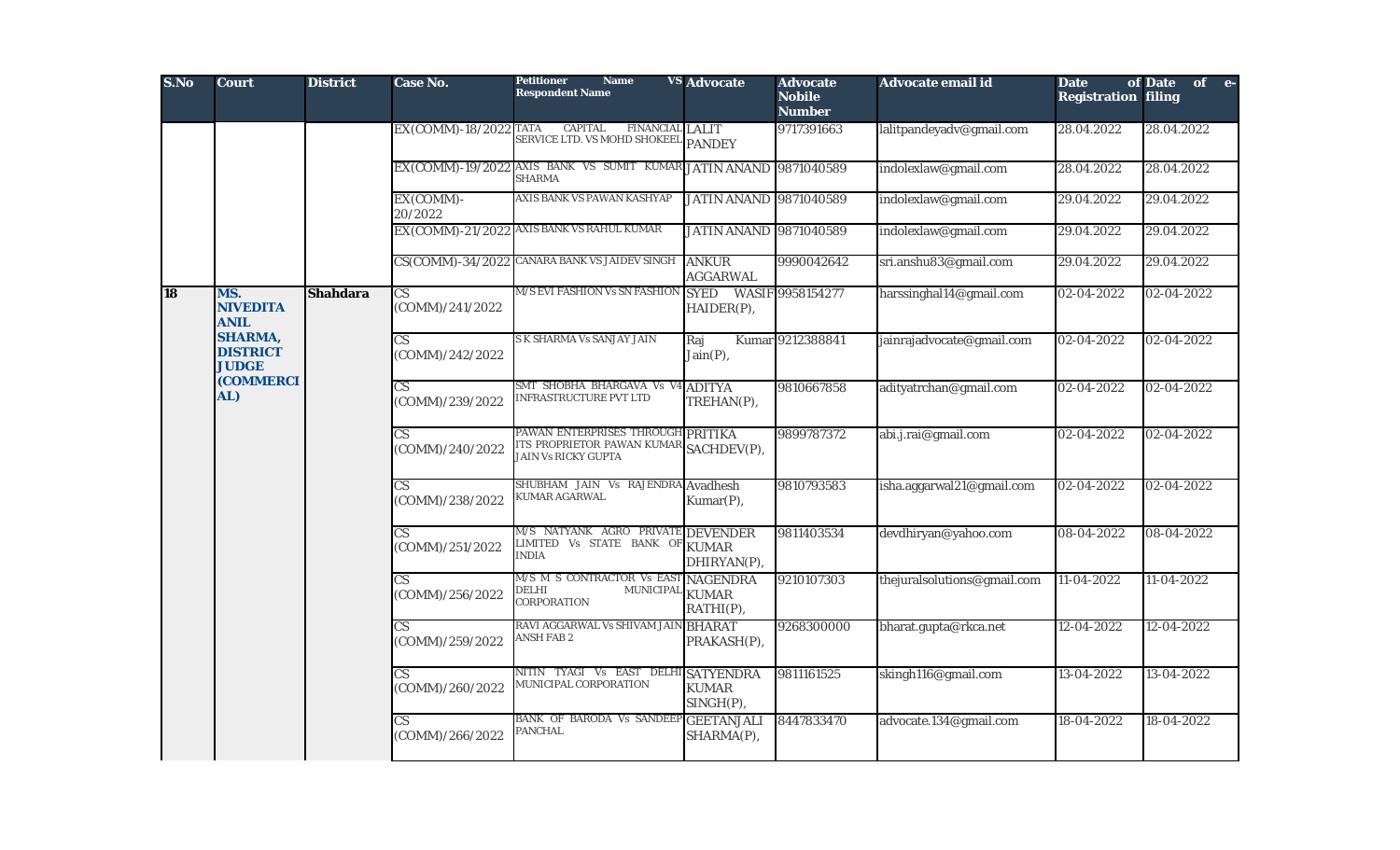| S.No | Court | District | Case No. | Petitioner Name VS Respondent Name | Advocate | Advocate Nobile Number | Advocate email id | Date of Registration | Date of e-filing |
|---|---|---|---|---|---|---|---|---|---|
| | | | EX(COMM)-18/2022 | TATA CAPITAL FINANCIAL SERVICE LTD. VS MOHD SHOKEEL | LALIT PANDEY | 9717391663 | lalitpandeyadv@gmail.com | 28.04.2022 | 28.04.2022 |
| | | | EX(COMM)-19/2022 | AXIS BANK VS SUMIT KUMAR SHARMA | JATIN ANAND | 9871040589 | indolexlaw@gmail.com | 28.04.2022 | 28.04.2022 |
| | | | EX(COMM)-20/2022 | AXIS BANK VS PAWAN KASHYAP | JATIN ANAND | 9871040589 | indolexlaw@gmail.com | 29.04.2022 | 29.04.2022 |
| | | | EX(COMM)-21/2022 | AXIS BANK VS RAHUL KUMAR | JATIN ANAND | 9871040589 | indolexlaw@gmail.com | 29.04.2022 | 29.04.2022 |
| | | | CS(COMM)-34/2022 | CANARA BANK VS JAIDEV SINGH | ANKUR AGGARWAL | 9990042642 | sri.anshu83@gmail.com | 29.04.2022 | 29.04.2022 |
| 18 | MS. NIVEDITA ANIL SHARMA, DISTRICT JUDGE (COMMERCIAL) | Shahdara | CS (COMM)/241/2022 | M/S EVI FASHION Vs SN FASHION | SYED WASIF HAIDER(P), | 9958154277 | harssinghal14@gmail.com | 02-04-2022 | 02-04-2022 |
| | | | CS (COMM)/242/2022 | S K SHARMA Vs SANJAY JAIN | Raj Kumar Jain(P), | 9212388841 | jainrajadvocate@gmail.com | 02-04-2022 | 02-04-2022 |
| | | | CS (COMM)/239/2022 | SMT SHOBHA BHARGAVA Vs V4 INFRASTRUCTURE PVT LTD | ADITYA TREHAN(P), | 9810667858 | adityatrchan@gmail.com | 02-04-2022 | 02-04-2022 |
| | | | CS (COMM)/240/2022 | PAWAN ENTERPRISES THROUGH ITS PROPRIETOR PAWAN KUMAR JAIN Vs RICKY GUPTA | PRITIKA SACHDEV(P), | 9899787372 | abi.j.rai@gmail.com | 02-04-2022 | 02-04-2022 |
| | | | CS (COMM)/238/2022 | SHUBHAM JAIN Vs RAJENDRA KUMAR AGARWAL | Avadhesh Kumar(P), | 9810793583 | isha.aggarwal21@gmail.com | 02-04-2022 | 02-04-2022 |
| | | | CS (COMM)/251/2022 | M/S NATYANK AGRO PRIVATE LIMITED Vs STATE BANK OF INDIA | DEVENDER KUMAR DHIRYAN(P), | 9811403534 | devdhiryan@yahoo.com | 08-04-2022 | 08-04-2022 |
| | | | CS (COMM)/256/2022 | M/S M S CONTRACTOR Vs EAST DELHI MUNICIPAL CORPORATION | NAGENDRA KUMAR RATHI(P), | 9210107303 | thejuralsolutions@gmail.com | 11-04-2022 | 11-04-2022 |
| | | | CS (COMM)/259/2022 | RAVI AGGARWAL Vs SHIVAM JAIN ANSH FAB 2 | BHARAT PRAKASH(P), | 9268300000 | bharat.gupta@rkca.net | 12-04-2022 | 12-04-2022 |
| | | | CS (COMM)/260/2022 | NITIN TYAGI Vs EAST DELHI MUNICIPAL CORPORATION | SATYENDRA KUMAR SINGH(P), | 9811161525 | skingh116@gmail.com | 13-04-2022 | 13-04-2022 |
| | | | CS (COMM)/266/2022 | BANK OF BARODA Vs SANDEEP PANCHAL | GEETANJALI SHARMA(P), | 8447833470 | advocate.134@gmail.com | 18-04-2022 | 18-04-2022 |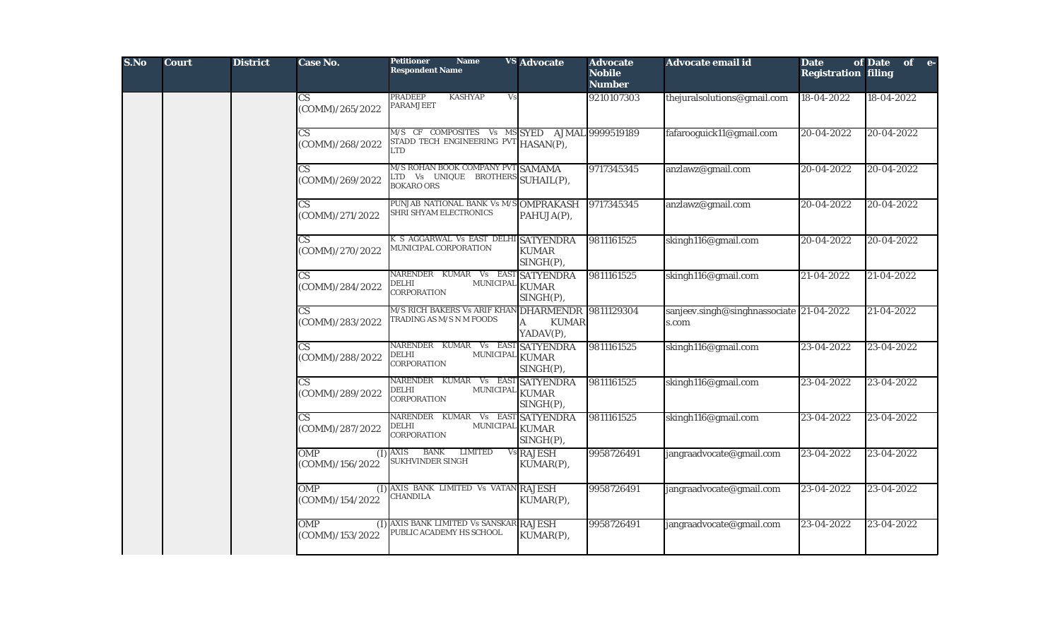| S.No | Court | District | Case No. | Petitioner Name VS Respondent Name | Advocate | Advocate Nobile Number | Advocate email id | Date of Registration | Date of e-filing |
|---|---|---|---|---|---|---|---|---|---|
| | | | CS (COMM)/265/2022 | PRADEEP KASHYAP Vs PARAMJEET | | 9210107303 | thejuralsolutions@gmail.com | 18-04-2022 | 18-04-2022 |
| | | | CS (COMM)/268/2022 | M/S CF COMPOSITES Vs MS STADD TECH ENGINEERING PVT LTD | SYED AJMAL HASAN(P), | 9999519189 | fafarooguick11@gmail.com | 20-04-2022 | 20-04-2022 |
| | | | CS (COMM)/269/2022 | M/S ROHAN BOOK COMPANY PVT LTD Vs UNIQUE BROTHERS BOKARO ORS | SAMAMA SUHAIL(P), | 9717345345 | anzlawz@gmail.com | 20-04-2022 | 20-04-2022 |
| | | | CS (COMM)/271/2022 | PUNJAB NATIONAL BANK Vs M/S SHRI SHYAM ELECTRONICS | OMPRAKASH PAHUJA(P), | 9717345345 | anzlawz@gmail.com | 20-04-2022 | 20-04-2022 |
| | | | CS (COMM)/270/2022 | K S AGGARWAL Vs EAST DELHI MUNICIPAL CORPORATION | SATYENDRA KUMAR SINGH(P), | 9811161525 | skingh116@gmail.com | 20-04-2022 | 20-04-2022 |
| | | | CS (COMM)/284/2022 | NARENDER KUMAR Vs EAST DELHI MUNICIPAL CORPORATION | SATYENDRA KUMAR SINGH(P), | 9811161525 | skingh116@gmail.com | 21-04-2022 | 21-04-2022 |
| | | | CS (COMM)/283/2022 | M/S RICH BAKERS Vs ARIF KHAN TRADING AS M/S N M FOODS | DHARMENDRA KUMAR YADAV(P), | 9811129304 | sanjeev.singh@singhnassociates.com | 21-04-2022 | 21-04-2022 |
| | | | CS (COMM)/288/2022 | NARENDER KUMAR Vs EAST DELHI MUNICIPAL CORPORATION | SATYENDRA KUMAR SINGH(P), | 9811161525 | skingh116@gmail.com | 23-04-2022 | 23-04-2022 |
| | | | CS (COMM)/289/2022 | NARENDER KUMAR Vs EAST DELHI MUNICIPAL CORPORATION | SATYENDRA KUMAR SINGH(P), | 9811161525 | skingh116@gmail.com | 23-04-2022 | 23-04-2022 |
| | | | CS (COMM)/287/2022 | NARENDER KUMAR Vs EAST DELHI MUNICIPAL CORPORATION | SATYENDRA KUMAR SINGH(P), | 9811161525 | skingh116@gmail.com | 23-04-2022 | 23-04-2022 |
| | | | OMP (I) (COMM)/156/2022 | AXIS BANK LIMITED Vs SUKHVINDER SINGH | RAJESH KUMAR(P), | 9958726491 | jangraadvocate@gmail.com | 23-04-2022 | 23-04-2022 |
| | | | OMP (I) (COMM)/154/2022 | AXIS BANK LIMITED Vs VATAN CHANDILA | RAJESH KUMAR(P), | 9958726491 | jangraadvocate@gmail.com | 23-04-2022 | 23-04-2022 |
| | | | OMP (I) (COMM)/153/2022 | AXIS BANK LIMITED Vs SANSKAR PUBLIC ACADEMY HS SCHOOL | RAJESH KUMAR(P), | 9958726491 | jangraadvocate@gmail.com | 23-04-2022 | 23-04-2022 |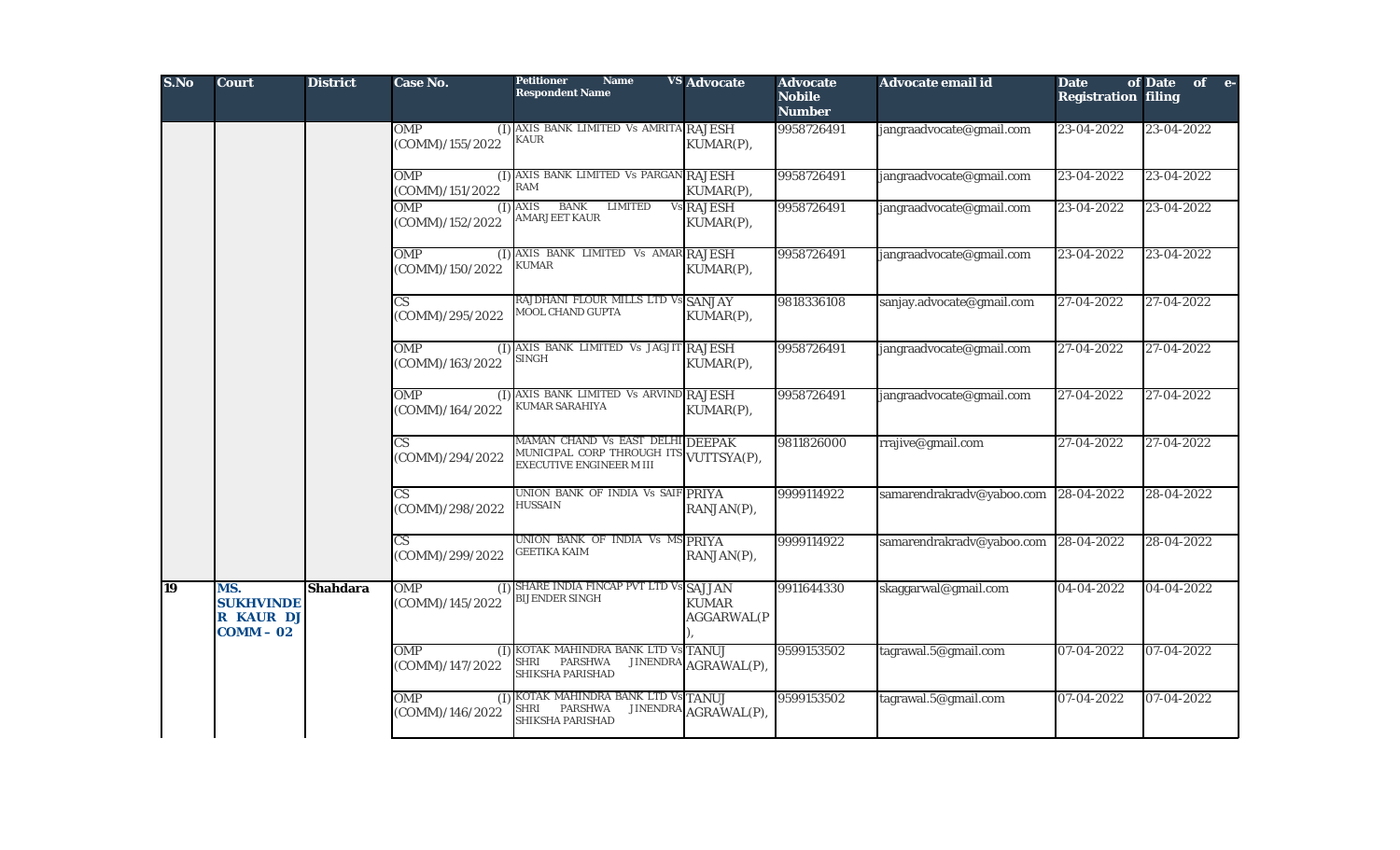| S.No | Court | District | Case No. | Petitioner Name VS Respondent Name | Advocate | Advocate Nobile Number | Advocate email id | Date of Registration | Date of e-filing |
|---|---|---|---|---|---|---|---|---|---|
| | | | OMP (I) (COMM)/155/2022 | AXIS BANK LIMITED Vs AMRITA KAUR | RAJESH KUMAR(P), | 9958726491 | jangraadvocate@gmail.com | 23-04-2022 | 23-04-2022 |
| | | | OMP (I) (COMM)/151/2022 | AXIS BANK LIMITED Vs PARGAN RAM | RAJESH KUMAR(P), | 9958726491 | jangraadvocate@gmail.com | 23-04-2022 | 23-04-2022 |
| | | | OMP (I) (COMM)/152/2022 | AXIS BANK LIMITED Vs AMARJEET KAUR | RAJESH KUMAR(P), | 9958726491 | jangraadvocate@gmail.com | 23-04-2022 | 23-04-2022 |
| | | | OMP (I) (COMM)/150/2022 | AXIS BANK LIMITED Vs AMAR KUMAR | RAJESH KUMAR(P), | 9958726491 | jangraadvocate@gmail.com | 23-04-2022 | 23-04-2022 |
| | | | CS (COMM)/295/2022 | RAJDHANI FLOUR MILLS LTD Vs MOOL CHAND GUPTA | SANJAY KUMAR(P), | 9818336108 | sanjay.advocate@gmail.com | 27-04-2022 | 27-04-2022 |
| | | | OMP (I) (COMM)/163/2022 | AXIS BANK LIMITED Vs JAGJIT SINGH | RAJESH KUMAR(P), | 9958726491 | jangraadvocate@gmail.com | 27-04-2022 | 27-04-2022 |
| | | | OMP (I) (COMM)/164/2022 | AXIS BANK LIMITED Vs ARVIND KUMAR SARAHIYA | RAJESH KUMAR(P), | 9958726491 | jangraadvocate@gmail.com | 27-04-2022 | 27-04-2022 |
| | | | CS (COMM)/294/2022 | MAMAN CHAND Vs EAST DELHI MUNICIPAL CORP THROUGH ITS EXECUTIVE ENGINEER M III | DEEPAK VUTTSYA(P), | 9811826000 | rrajive@gmail.com | 27-04-2022 | 27-04-2022 |
| | | | CS (COMM)/298/2022 | UNION BANK OF INDIA Vs SAIF HUSSAIN | PRIYA RANJAN(P), | 9999114922 | samarendrakradv@yaboo.com | 28-04-2022 | 28-04-2022 |
| | | | CS (COMM)/299/2022 | UNION BANK OF INDIA Vs MS GEETIKA KAIM | PRIYA RANJAN(P), | 9999114922 | samarendrakradv@yaboo.com | 28-04-2022 | 28-04-2022 |
| 19 | MS. SUKHVINDER KAUR DJ COMM – 02 | Shahdara | OMP (I) (COMM)/145/2022 | SHARE INDIA FINCAP PVT LTD Vs BIJENDER SINGH | SAJJAN KUMAR AGGARWAL(P), | 9911644330 | skaggarwal@gmail.com | 04-04-2022 | 04-04-2022 |
| | | | OMP (I) (COMM)/147/2022 | KOTAK MAHINDRA BANK LTD Vs SHRI PARSHWA JINENDRA SHIKSHA PARISHAD | TANUJ AGRAWAL(P), | 9599153502 | tagrawal.5@gmail.com | 07-04-2022 | 07-04-2022 |
| | | | OMP (I) (COMM)/146/2022 | KOTAK MAHINDRA BANK LTD Vs SHRI PARSHWA JINENDRA SHIKSHA PARISHAD | TANUJ AGRAWAL(P), | 9599153502 | tagrawal.5@gmail.com | 07-04-2022 | 07-04-2022 |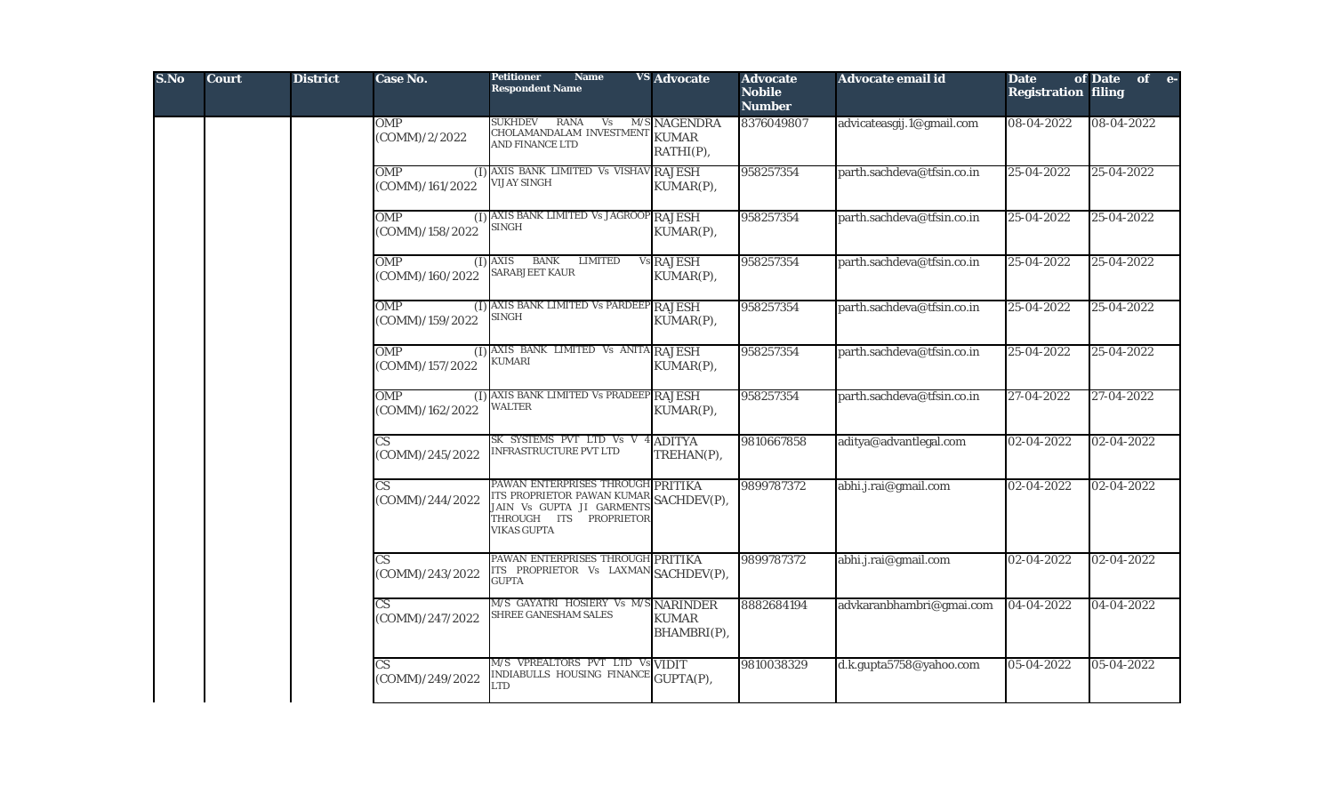| S.No | Court | District | Case No. | Petitioner Name VS Respondent Name | Advocate | Advocate Nobile Number | Advocate email id | Date of Registration | Date of e-filing |
|---|---|---|---|---|---|---|---|---|---|
| | | | OMP (COMM)/2/2022 | SUKHDEV RANA Vs M/S CHOLAMANDALAM INVESTMENT AND FINANCE LTD | NAGENDRA KUMAR RATHI(P), | 8376049807 | advicateasgij.1@gmail.com | 08-04-2022 | 08-04-2022 |
| | | | OMP (I) (COMM)/161/2022 | AXIS BANK LIMITED Vs VISHAV VIJAY SINGH | RAJESH KUMAR(P), | 958257354 | parth.sachdeva@tfsin.co.in | 25-04-2022 | 25-04-2022 |
| | | | OMP (I) (COMM)/158/2022 | AXIS BANK LIMITED Vs JAGROOP SINGH | RAJESH KUMAR(P), | 958257354 | parth.sachdeva@tfsin.co.in | 25-04-2022 | 25-04-2022 |
| | | | OMP (I) (COMM)/160/2022 | AXIS BANK LIMITED Vs SARABJEET KAUR | RAJESH KUMAR(P), | 958257354 | parth.sachdeva@tfsin.co.in | 25-04-2022 | 25-04-2022 |
| | | | OMP (I) (COMM)/159/2022 | AXIS BANK LIMITED Vs PARDEEP SINGH | RAJESH KUMAR(P), | 958257354 | parth.sachdeva@tfsin.co.in | 25-04-2022 | 25-04-2022 |
| | | | OMP (I) (COMM)/157/2022 | AXIS BANK LIMITED Vs ANITA KUMARI | RAJESH KUMAR(P), | 958257354 | parth.sachdeva@tfsin.co.in | 25-04-2022 | 25-04-2022 |
| | | | OMP (I) (COMM)/162/2022 | AXIS BANK LIMITED Vs PRADEEP WALTER | RAJESH KUMAR(P), | 958257354 | parth.sachdeva@tfsin.co.in | 27-04-2022 | 27-04-2022 |
| | | | CS (COMM)/245/2022 | SK SYSTEMS PVT LTD Vs V 4 INFRASTRUCTURE PVT LTD | ADITYA TREHAN(P), | 9810667858 | aditya@advantlegal.com | 02-04-2022 | 02-04-2022 |
| | | | CS (COMM)/244/2022 | PAWAN ENTERPRISES THROUGH ITS PROPRIETOR PAWAN KUMAR JAIN Vs GUPTA JI GARMENTS THROUGH ITS PROPRIETOR VIKAS GUPTA | PRITIKA SACHDEV(P), | 9899787372 | abhi.j.rai@gmail.com | 02-04-2022 | 02-04-2022 |
| | | | CS (COMM)/243/2022 | PAWAN ENTERPRISES THROUGH ITS PROPRIETOR Vs LAXMAN GUPTA | PRITIKA SACHDEV(P), | 9899787372 | abhi.j.rai@gmail.com | 02-04-2022 | 02-04-2022 |
| | | | CS (COMM)/247/2022 | M/S GAYATRI HOSIERY Vs M/S SHREE GANESHAM SALES | NARINDER KUMAR BHAMBRI(P), | 8882684194 | advkaranbhambri@gmai.com | 04-04-2022 | 04-04-2022 |
| | | | CS (COMM)/249/2022 | M/S VPREALTORS PVT LTD Vs INDIABULLS HOUSING FINANCE LTD | VIDIT GUPTA(P), | 9810038329 | d.k.gupta5758@yahoo.com | 05-04-2022 | 05-04-2022 |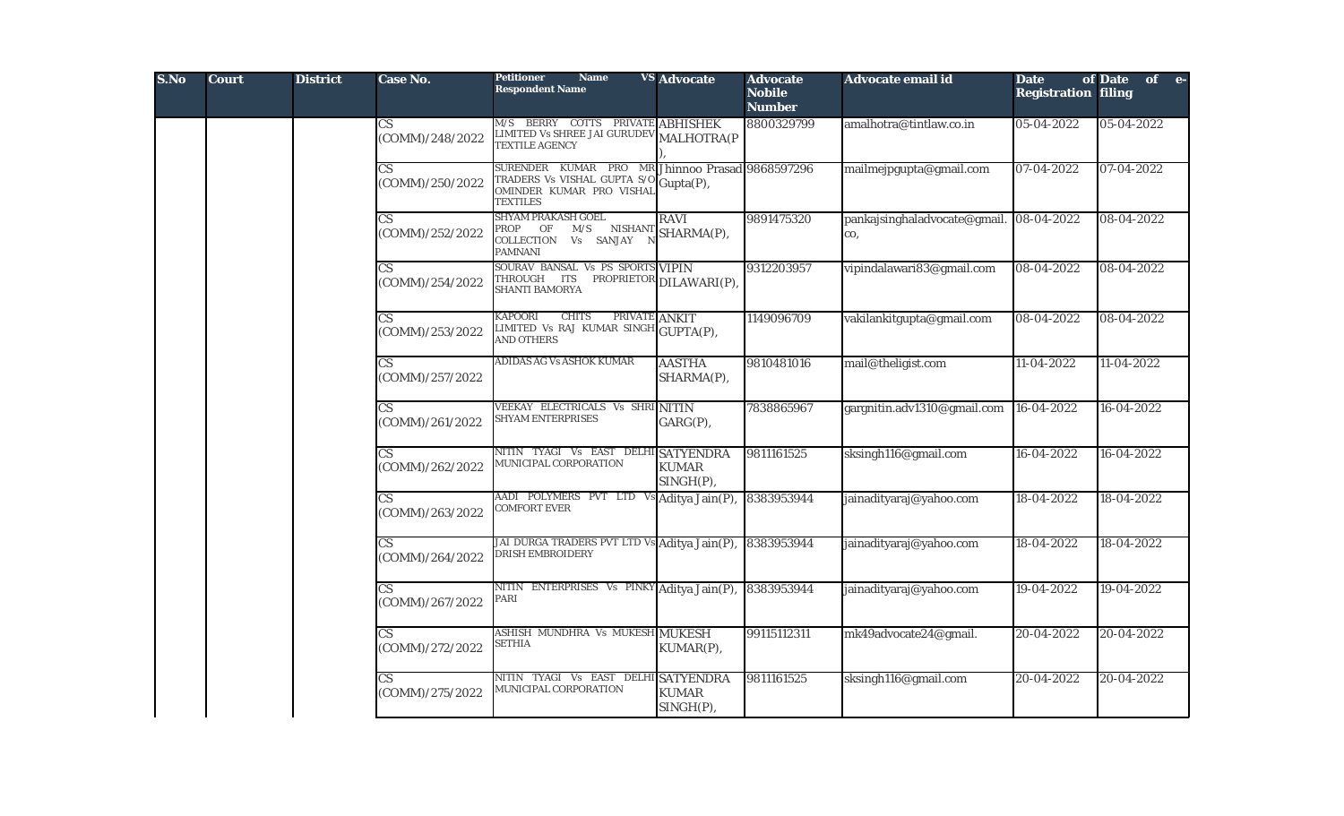| S.No | Court | District | Case No. | Petitioner Name VS Respondent Name | Advocate | Advocate Nobile Number | Advocate email id | Date of Registration | Date of e-filing |
|---|---|---|---|---|---|---|---|---|---|
| | | | CS (COMM)/248/2022 | M/S BERRY COTTS PRIVATE LIMITED Vs SHREE JAI GURUDEV TEXTILE AGENCY | ABHISHEK MALHOTRA(P), | 8800329799 | amalhotra@tintlaw.co.in | 05-04-2022 | 05-04-2022 |
| | | | CS (COMM)/250/2022 | SURENDER KUMAR PRO MR TRADERS Vs VISHAL GUPTA S/O OMINDER KUMAR PRO VISHAL TEXTILES | Jhinnoo Prasad Gupta(P), | 9868597296 | mailmejpgupta@gmail.com | 07-04-2022 | 07-04-2022 |
| | | | CS (COMM)/252/2022 | SHYAM PRAKASH GOEL PROP OF M/S NISHANI COLLECTION Vs SANJAY N PAMNANI | RAVI SHARMA(P), | 9891475320 | pankajsinghaladvocate@gmail.co, | 08-04-2022 | 08-04-2022 |
| | | | CS (COMM)/254/2022 | SOURAV BANSAL Vs PS SPORTS THROUGH ITS PROPRIETOR SHANTI BAMORYA | VIPIN DILAWARI(P), | 9312203957 | vipindalawari83@gmail.com | 08-04-2022 | 08-04-2022 |
| | | | CS (COMM)/253/2022 | KAPOORI CHITS PRIVATE LIMITED Vs RAJ KUMAR SINGH AND OTHERS | ANKIT GUPTA(P), | 1149096709 | vakilankitgupta@gmail.com | 08-04-2022 | 08-04-2022 |
| | | | CS (COMM)/257/2022 | ADIDAS AG Vs ASHOK KUMAR | AASTHA SHARMA(P), | 9810481016 | mail@theligist.com | 11-04-2022 | 11-04-2022 |
| | | | CS (COMM)/261/2022 | VEEKAY ELECTRICALS Vs SHRI SHYAM ENTERPRISES | NITIN GARG(P), | 7838865967 | gargnitin.adv1310@gmail.com | 16-04-2022 | 16-04-2022 |
| | | | CS (COMM)/262/2022 | NITIN TYAGI Vs EAST DELHI MUNICIPAL CORPORATION | SATYENDRA KUMAR SINGH(P), | 9811161525 | sksingh116@gmail.com | 16-04-2022 | 16-04-2022 |
| | | | CS (COMM)/263/2022 | AADI POLYMERS PVT LTD Vs COMFORT EVER | Aditya Jain(P), | 8383953944 | jainadityaraj@yahoo.com | 18-04-2022 | 18-04-2022 |
| | | | CS (COMM)/264/2022 | JAI DURGA TRADERS PVT LTD Vs DRISH EMBROIDERY | Aditya Jain(P), | 8383953944 | jainadityaraj@yahoo.com | 18-04-2022 | 18-04-2022 |
| | | | CS (COMM)/267/2022 | NITIN ENTERPRISES Vs PINKY PARI | Aditya Jain(P), | 8383953944 | jainadityaraj@yahoo.com | 19-04-2022 | 19-04-2022 |
| | | | CS (COMM)/272/2022 | ASHISH MUNDHRA Vs MUKESH SETHIA | MUKESH KUMAR(P), | 99115112311 | mk49advocate24@gmail. | 20-04-2022 | 20-04-2022 |
| | | | CS (COMM)/275/2022 | NITIN TYAGI Vs EAST DELHI MUNICIPAL CORPORATION | SATYENDRA KUMAR SINGH(P), | 9811161525 | sksingh116@gmail.com | 20-04-2022 | 20-04-2022 |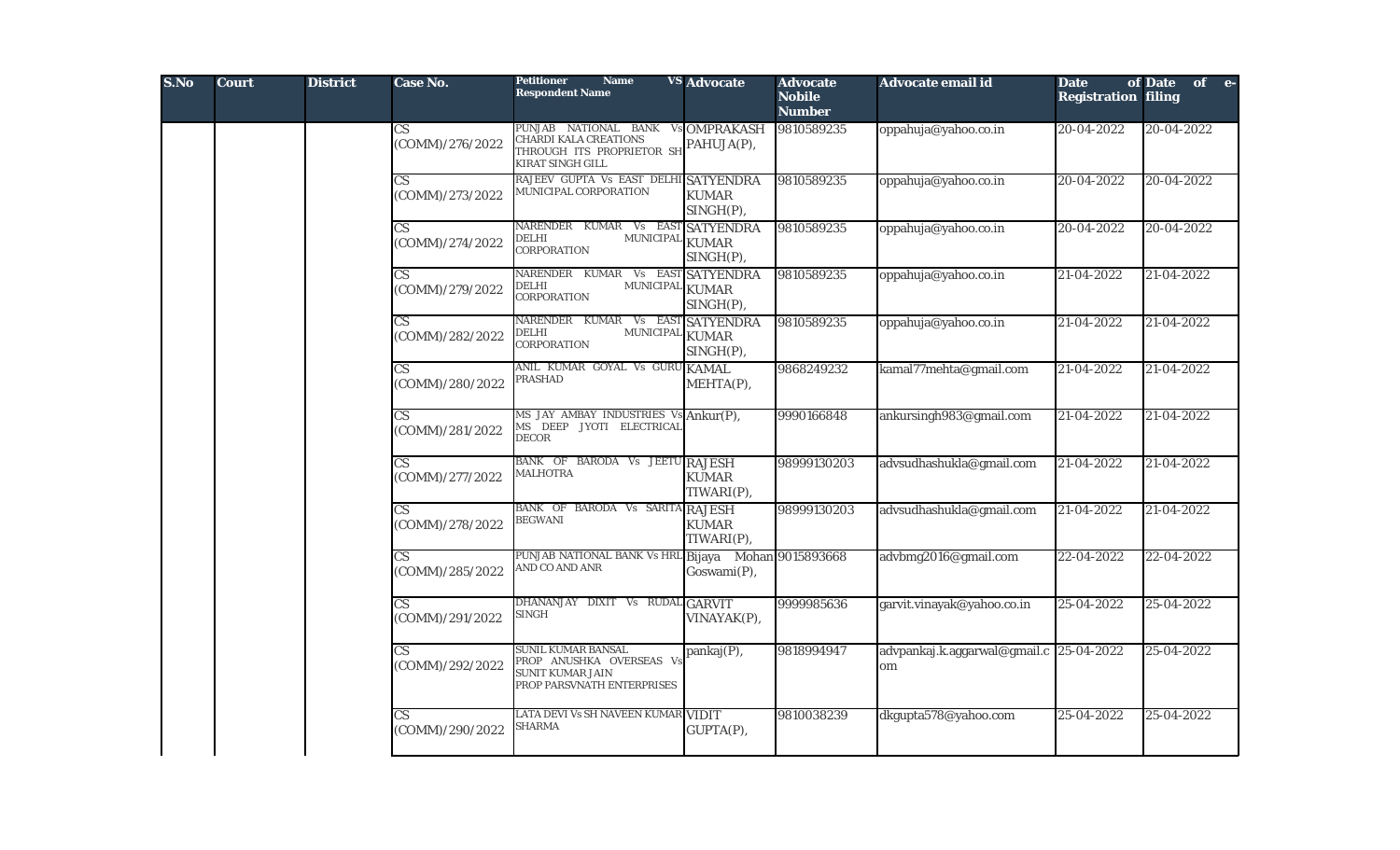| S.No | Court | District | Case No. | Petitioner Name VS Respondent Name | Advocate | Advocate Nobile Number | Advocate email id | Date of Registration | Date of e-filing |
|---|---|---|---|---|---|---|---|---|---|
| | | | CS (COMM)/276/2022 | PUNJAB NATIONAL BANK Vs CHARDI KALA CREATIONS THROUGH ITS PROPRIETOR SH KIRAT SINGH GILL | OMPRAKASH PAHUJA(P), | 9810589235 | oppahuja@yahoo.co.in | 20-04-2022 | 20-04-2022 |
| | | | CS (COMM)/273/2022 | RAJEEV GUPTA Vs EAST DELHI MUNICIPAL CORPORATION | SATYENDRA KUMAR SINGH(P), | 9810589235 | oppahuja@yahoo.co.in | 20-04-2022 | 20-04-2022 |
| | | | CS (COMM)/274/2022 | NARENDER KUMAR Vs EAST DELHI MUNICIPAL CORPORATION | SATYENDRA KUMAR SINGH(P), | 9810589235 | oppahuja@yahoo.co.in | 20-04-2022 | 20-04-2022 |
| | | | CS (COMM)/279/2022 | NARENDER KUMAR Vs EAST DELHI MUNICIPAL CORPORATION | SATYENDRA KUMAR SINGH(P), | 9810589235 | oppahuja@yahoo.co.in | 21-04-2022 | 21-04-2022 |
| | | | CS (COMM)/282/2022 | NARENDER KUMAR Vs EAST DELHI MUNICIPAL CORPORATION | SATYENDRA KUMAR SINGH(P), | 9810589235 | oppahuja@yahoo.co.in | 21-04-2022 | 21-04-2022 |
| | | | CS (COMM)/280/2022 | ANIL KUMAR GOYAL Vs GURU PRASHAD | KAMAL MEHTA(P), | 9868249232 | kamal77mehta@gmail.com | 21-04-2022 | 21-04-2022 |
| | | | CS (COMM)/281/2022 | MS JAY AMBAY INDUSTRIES Vs MS DEEP JYOTI ELECTRICAL DECOR | Ankur(P), | 9990166848 | ankursingh983@gmail.com | 21-04-2022 | 21-04-2022 |
| | | | CS (COMM)/277/2022 | BANK OF BARODA Vs JEETU MALHOTRA | RAJESH KUMAR TIWARI(P), | 98999130203 | advsudhashukla@gmail.com | 21-04-2022 | 21-04-2022 |
| | | | CS (COMM)/278/2022 | BANK OF BARODA Vs SARITA BEGWANI | RAJESH KUMAR TIWARI(P), | 98999130203 | advsudhashukla@gmail.com | 21-04-2022 | 21-04-2022 |
| | | | CS (COMM)/285/2022 | PUNJAB NATIONAL BANK Vs HRL AND CO AND ANR | Bijaya Mohan Goswami(P), | 9015893668 | advbmg2016@gmail.com | 22-04-2022 | 22-04-2022 |
| | | | CS (COMM)/291/2022 | DHANANJAY DIXIT Vs RUDAL SINGH | GARVIT VINAYAK(P), | 9999985636 | garvit.vinayak@yahoo.co.in | 25-04-2022 | 25-04-2022 |
| | | | CS (COMM)/292/2022 | SUNIL KUMAR BANSAL PROP ANUSHKA OVERSEAS Vs SUNIT KUMAR JAIN PROP PARSVNATH ENTERPRISES | pankaj(P), | 9818994947 | advpankaj.k.aggarwal@gmail.com | 25-04-2022 | 25-04-2022 |
| | | | CS (COMM)/290/2022 | LATA DEVI Vs SH NAVEEN KUMAR SHARMA | VIDIT GUPTA(P), | 9810038239 | dkgupta578@yahoo.com | 25-04-2022 | 25-04-2022 |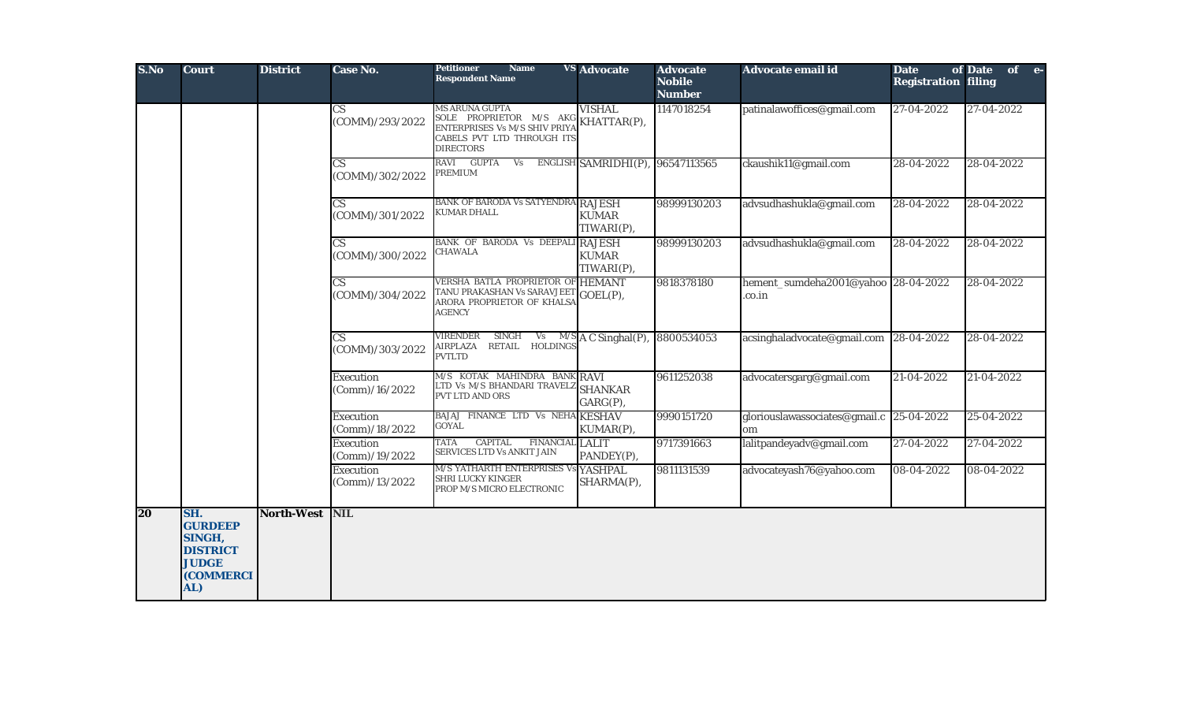| S.No | Court | District | Case No. | Petitioner Name VS Respondent Name | Advocate | Advocate Nobile Number | Advocate email id | Date of Registration | Date of e-filing |
|---|---|---|---|---|---|---|---|---|---|
| | | | CS (COMM)/293/2022 | MS ARUNA GUPTA SOLE PROPRIETOR M/S AKG ENTERPRISES Vs M/S SHIV PRIYA CABELS PVT LTD THROUGH ITS DIRECTORS | VISHAL KHATTAR(P), | 1147018254 | patinalawoffices@gmail.com | 27-04-2022 | 27-04-2022 |
| | | | CS (COMM)/302/2022 | RAVI GUPTA Vs ENGLISH PREMIUM | SAMRIDHI(P), | 96547113565 | ckaushik11@gmail.com | 28-04-2022 | 28-04-2022 |
| | | | CS (COMM)/301/2022 | BANK OF BARODA Vs SATYENDRA KUMAR DHALL | RAJESH KUMAR TIWARI(P), | 98999130203 | advsudhashukla@gmail.com | 28-04-2022 | 28-04-2022 |
| | | | CS (COMM)/300/2022 | BANK OF BARODA Vs DEEPALI CHAWALA | RAJESH KUMAR TIWARI(P), | 98999130203 | advsudhashukla@gmail.com | 28-04-2022 | 28-04-2022 |
| | | | CS (COMM)/304/2022 | VERSHA BATLA PROPRIETOR OF TANU PRAKASHAN Vs SARAVJEET ARORA PROPRIETOR OF KHALSA AGENCY | HEMANT GOEL(P), | 9818378180 | hement_sumdeha2001@yahoo.co.in | 28-04-2022 | 28-04-2022 |
| | | | CS (COMM)/303/2022 | VIRENDER SINGH Vs M/S AIRPLAZA RETAIL HOLDINGS PVTLTD | A C Singhal(P), | 8800534053 | acsinghaladvocate@gmail.com | 28-04-2022 | 28-04-2022 |
| | | | Execution (Comm)/16/2022 | M/S KOTAK MAHINDRA BANK LTD Vs M/S BHANDARI TRAVELZ PVT LTD AND ORS | RAVI SHANKAR GARG(P), | 9611252038 | advocatersgarg@gmail.com | 21-04-2022 | 21-04-2022 |
| | | | Execution (Comm)/18/2022 | BAJAJ FINANCE LTD Vs NEHA GOYAL | KESHAV KUMAR(P), | 9990151720 | gloriouslawassociates@gmail.com | 25-04-2022 | 25-04-2022 |
| | | | Execution (Comm)/19/2022 | TATA CAPITAL FINANCIAL SERVICES LTD Vs ANKIT JAIN | LALIT PANDEY(P), | 9717391663 | lalitpandeyadv@gmail.com | 27-04-2022 | 27-04-2022 |
| | | | Execution (Comm)/13/2022 | M/S YATHARTH ENTERPRISES Vs SHRI LUCKY KINGER PROP M/S MICRO ELECTRONIC | YASHPAL SHARMA(P), | 9811131539 | advocateyash76@yahoo.com | 08-04-2022 | 08-04-2022 |
| 20 | SH. GURDEEP SINGH, DISTRICT JUDGE (COMMERCIAL) | North-West | NIL | | | | | | |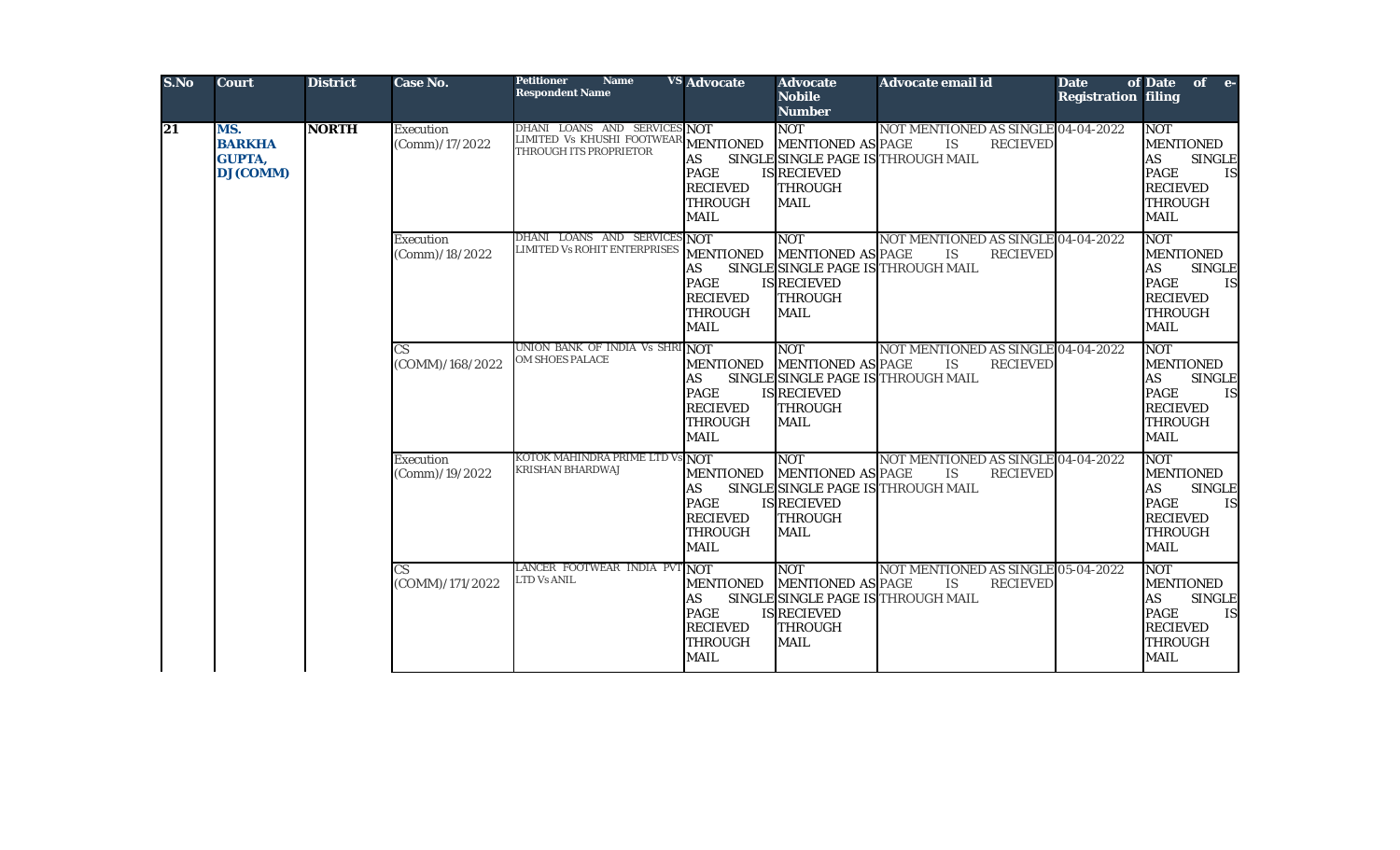| S.No | Court | District | Case No. | Petitioner Name VS Respondent Name | Advocate | Advocate Nobile Number | Advocate email id | Date of Registration | Date of e-filing |
|---|---|---|---|---|---|---|---|---|---|
| 21 | MS. BARKHA GUPTA, DJ (COMM) | NORTH | Execution (Comm)/17/2022 | DHANI LOANS AND SERVICES LIMITED Vs KHUSHI FOOTWEAR THROUGH ITS PROPRIETOR | NOT MENTIONED AS SINGLE PAGE IS RECIEVED THROUGH MAIL | NOT MENTIONED AS SINGLE PAGE IS RECIEVED THROUGH MAIL | NOT MENTIONED AS SINGLE PAGE IS RECIEVED THROUGH MAIL | 04-04-2022 | NOT MENTIONED AS SINGLE PAGE IS RECIEVED THROUGH MAIL |
| | | | Execution (Comm)/18/2022 | DHANI LOANS AND SERVICES LIMITED Vs ROHIT ENTERPRISES | NOT MENTIONED AS SINGLE PAGE IS RECIEVED THROUGH MAIL | NOT MENTIONED AS SINGLE PAGE IS RECIEVED THROUGH MAIL | NOT MENTIONED AS SINGLE PAGE IS RECIEVED THROUGH MAIL | 04-04-2022 | NOT MENTIONED AS SINGLE PAGE IS RECIEVED THROUGH MAIL |
| | | | CS (COMM)/168/2022 | UNION BANK OF INDIA Vs SHRI OM SHOES PALACE | NOT MENTIONED AS SINGLE PAGE IS RECIEVED THROUGH MAIL | NOT MENTIONED AS SINGLE PAGE IS RECIEVED THROUGH MAIL | NOT MENTIONED AS SINGLE PAGE IS RECIEVED THROUGH MAIL | 04-04-2022 | NOT MENTIONED AS SINGLE PAGE IS RECIEVED THROUGH MAIL |
| | | | Execution (Comm)/19/2022 | KOTOK MAHINDRA PRIME LTD Vs KRISHAN BHARDWAJ | NOT MENTIONED AS SINGLE PAGE IS RECIEVED THROUGH MAIL | NOT MENTIONED AS SINGLE PAGE IS RECIEVED THROUGH MAIL | NOT MENTIONED AS SINGLE PAGE IS RECIEVED THROUGH MAIL | 04-04-2022 | NOT MENTIONED AS SINGLE PAGE IS RECIEVED THROUGH MAIL |
| | | | CS (COMM)/171/2022 | LANCER FOOTWEAR INDIA PVT LTD Vs ANIL | NOT MENTIONED AS SINGLE PAGE IS RECIEVED THROUGH MAIL | NOT MENTIONED AS SINGLE PAGE IS RECIEVED THROUGH MAIL | NOT MENTIONED AS SINGLE PAGE IS RECIEVED THROUGH MAIL | 05-04-2022 | NOT MENTIONED AS SINGLE PAGE IS RECIEVED THROUGH MAIL |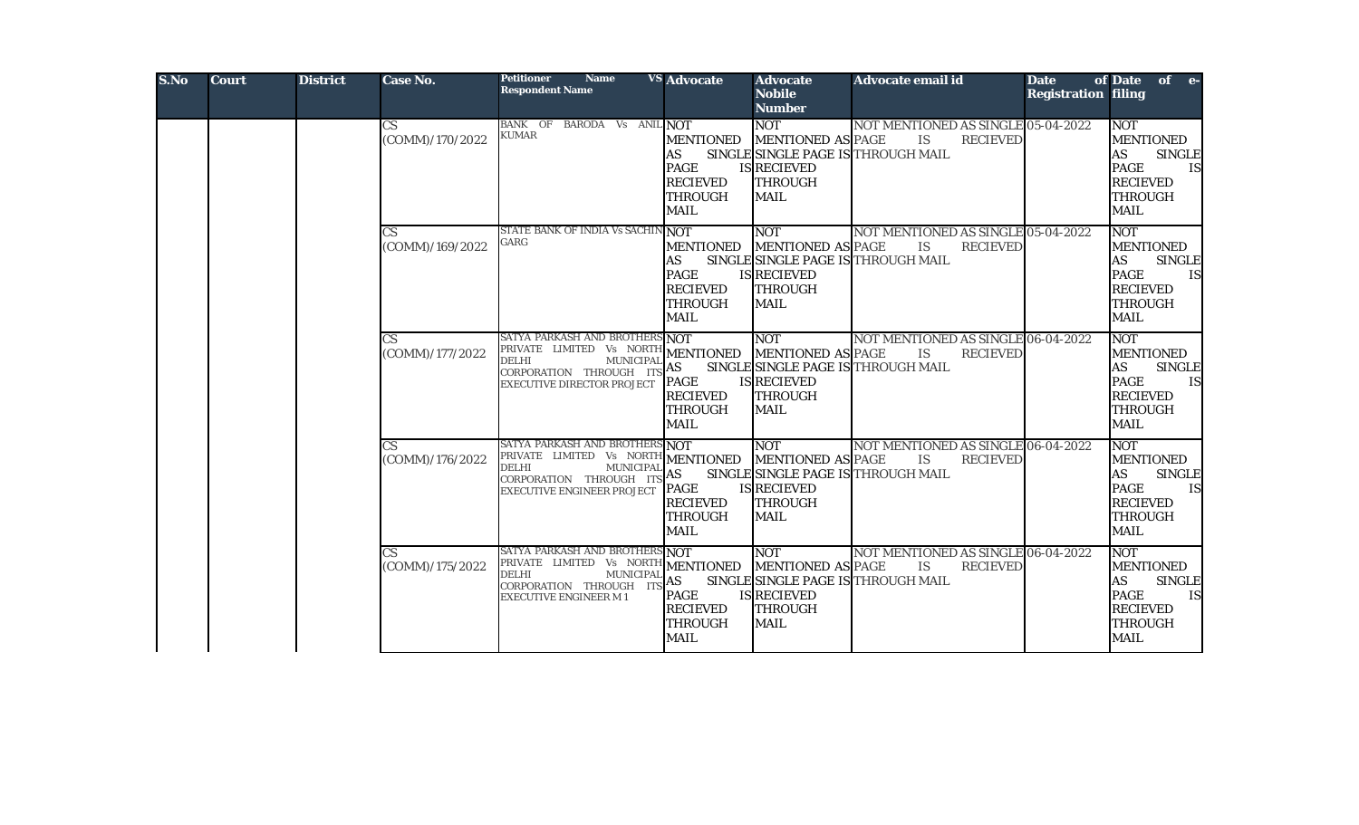| S.No | Court | District | Case No. | Petitioner Name VS Respondent Name | Advocate | Advocate Nobile Number | Advocate email id | Date of Registration | Date of e-filing |
|---|---|---|---|---|---|---|---|---|---|
| | | | CS (COMM)/170/2022 | BANK OF BARODA Vs ANIL KUMAR | NOT MENTIONED AS SINGLE PAGE IS RECIEVED THROUGH MAIL | NOT MENTIONED AS SINGLE PAGE IS RECIEVED THROUGH MAIL | NOT MENTIONED AS SINGLE PAGE IS RECIEVED THROUGH MAIL | 05-04-2022 | NOT MENTIONED AS SINGLE PAGE IS RECIEVED THROUGH MAIL |
| | | | CS (COMM)/169/2022 | STATE BANK OF INDIA Vs SACHIN GARG | NOT MENTIONED AS SINGLE PAGE IS RECIEVED THROUGH MAIL | NOT MENTIONED AS SINGLE PAGE IS RECIEVED THROUGH MAIL | NOT MENTIONED AS SINGLE PAGE IS RECIEVED THROUGH MAIL | 05-04-2022 | NOT MENTIONED AS SINGLE PAGE IS RECIEVED THROUGH MAIL |
| | | | CS (COMM)/177/2022 | SATYA PARKASH AND BROTHERS PRIVATE LIMITED Vs NORTH DELHI MUNICIPAL CORPORATION THROUGH ITS EXECUTIVE DIRECTOR PROJECT | NOT MENTIONED AS SINGLE PAGE IS RECIEVED THROUGH MAIL | NOT MENTIONED AS SINGLE PAGE IS RECIEVED THROUGH MAIL | NOT MENTIONED AS SINGLE PAGE IS RECIEVED THROUGH MAIL | 06-04-2022 | NOT MENTIONED AS SINGLE PAGE IS RECIEVED THROUGH MAIL |
| | | | CS (COMM)/176/2022 | SATYA PARKASH AND BROTHERS PRIVATE LIMITED Vs NORTH DELHI MUNICIPAL CORPORATION THROUGH ITS EXECUTIVE ENGINEER PROJECT | NOT MENTIONED AS SINGLE PAGE IS RECIEVED THROUGH MAIL | NOT MENTIONED AS SINGLE PAGE IS RECIEVED THROUGH MAIL | NOT MENTIONED AS SINGLE PAGE IS RECIEVED THROUGH MAIL | 06-04-2022 | NOT MENTIONED AS SINGLE PAGE IS RECIEVED THROUGH MAIL |
| | | | CS (COMM)/175/2022 | SATYA PARKASH AND BROTHERS PRIVATE LIMITED Vs NORTH DELHI MUNICIPAL CORPORATION THROUGH ITS EXECUTIVE ENGINEER M 1 | NOT MENTIONED AS SINGLE PAGE IS RECIEVED THROUGH MAIL | NOT MENTIONED AS SINGLE PAGE IS RECIEVED THROUGH MAIL | NOT MENTIONED AS SINGLE PAGE IS RECIEVED THROUGH MAIL | 06-04-2022 | NOT MENTIONED AS SINGLE PAGE IS RECIEVED THROUGH MAIL |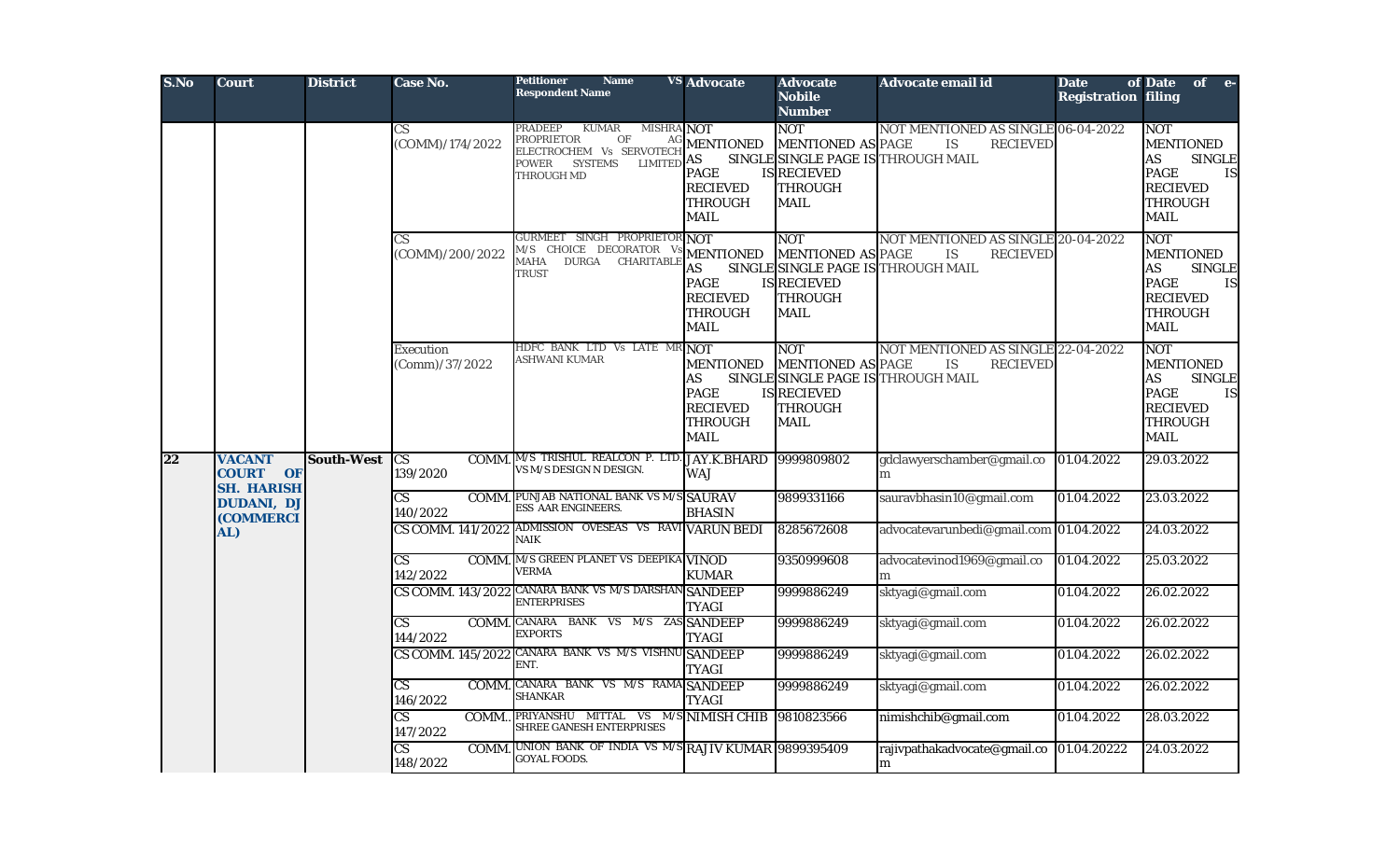| S.No | Court | District | Case No. | Petitioner Name VS Respondent Name | Advocate | Advocate Nobile Number | Advocate email id | Date of Registration | Date of e-filing |
|---|---|---|---|---|---|---|---|---|---|
| | | | CS (COMM)/174/2022 | PRADEEP KUMAR MISHRA PROPRIETOR OF AG ELECTROCHEM Vs SERVOTECH POWER SYSTEMS LIMITED THROUGH MD | NOT MENTIONED AS SINGLE PAGE IS RECIEVED THROUGH MAIL | NOT MENTIONED AS SINGLE PAGE IS RECIEVED THROUGH MAIL | NOT MENTIONED AS SINGLE PAGE IS RECIEVED THROUGH MAIL | 06-04-2022 | NOT MENTIONED AS SINGLE PAGE IS RECIEVED THROUGH MAIL |
| | | | CS (COMM)/200/2022 | GURMEET SINGH PROPRIETOR M/S CHOICE DECORATOR Vs MAHA DURGA CHARITABLE TRUST | NOT MENTIONED AS SINGLE PAGE IS RECIEVED THROUGH MAIL | NOT MENTIONED AS SINGLE PAGE IS RECIEVED THROUGH MAIL | NOT MENTIONED AS SINGLE PAGE IS RECIEVED THROUGH MAIL | 20-04-2022 | NOT MENTIONED AS SINGLE PAGE IS RECIEVED THROUGH MAIL |
| | | | Execution (Comm)/37/2022 | HDFC BANK LTD Vs LATE MR ASHWANI KUMAR | NOT MENTIONED AS SINGLE PAGE IS RECIEVED THROUGH MAIL | NOT MENTIONED AS SINGLE PAGE IS RECIEVED THROUGH MAIL | NOT MENTIONED AS SINGLE PAGE IS RECIEVED THROUGH MAIL | 22-04-2022 | NOT MENTIONED AS SINGLE PAGE IS RECIEVED THROUGH MAIL |
| 22 | VACANT COURT OF SH. HARISH DUDANI, DJ (COMMERCIAL) | South-West | CS COMM. 139/2020 | M/S TRISHUL REALCON P. LTD. VS M/S DESIGN N DESIGN. | JAY.K.BHARDWAJ | 9999809802 | gdclawyerschamber@gmail.com | 01.04.2022 | 29.03.2022 |
| | | | CS COMM. 140/2022 | PUNJAB NATIONAL BANK VS M/S ESS AAR ENGINEERS. | SAURAV BHASIN | 9899331166 | sauravbhasin10@gmail.com | 01.04.2022 | 23.03.2022 |
| | | | CS COMM. 141/2022 | ADMISSION OVESEAS VS RAVI NAIK | VARUN BEDI | 8285672608 | advocatevarunbedi@gmail.com | 01.04.2022 | 24.03.2022 |
| | | | CS COMM. 142/2022 | M/S GREEN PLANET VS DEEPIKA VERMA | VINOD KUMAR | 9350999608 | advocatevinod1969@gmail.com | 01.04.2022 | 25.03.2022 |
| | | | CS COMM. 143/2022 | CANARA BANK VS M/S DARSHAN ENTERPRISES | SANDEEP TYAGI | 9999886249 | sktyagi@gmail.com | 01.04.2022 | 26.02.2022 |
| | | | CS COMM. 144/2022 | CANARA BANK VS M/S ZAS EXPORTS | SANDEEP TYAGI | 9999886249 | sktyagi@gmail.com | 01.04.2022 | 26.02.2022 |
| | | | CS COMM. 145/2022 | CANARA BANK VS M/S VISHNU ENT. | SANDEEP TYAGI | 9999886249 | sktyagi@gmail.com | 01.04.2022 | 26.02.2022 |
| | | | CS COMM. 146/2022 | CANARA BANK VS M/S RAMA SHANKAR | SANDEEP TYAGI | 9999886249 | sktyagi@gmail.com | 01.04.2022 | 26.02.2022 |
| | | | CS COMM.. 147/2022 | PRIYANSHU MITTAL VS M/S SHREE GANESH ENTERPRISES | NIMISH CHIB | 9810823566 | nimishchib@gmail.com | 01.04.2022 | 28.03.2022 |
| | | | CS COMM. 148/2022 | UNION BANK OF INDIA VS M/S GOYAL FOODS. | RAJIV KUMAR | 9899395409 | rajivpathakadvocate@gmail.com | 01.04.20222 | 24.03.2022 |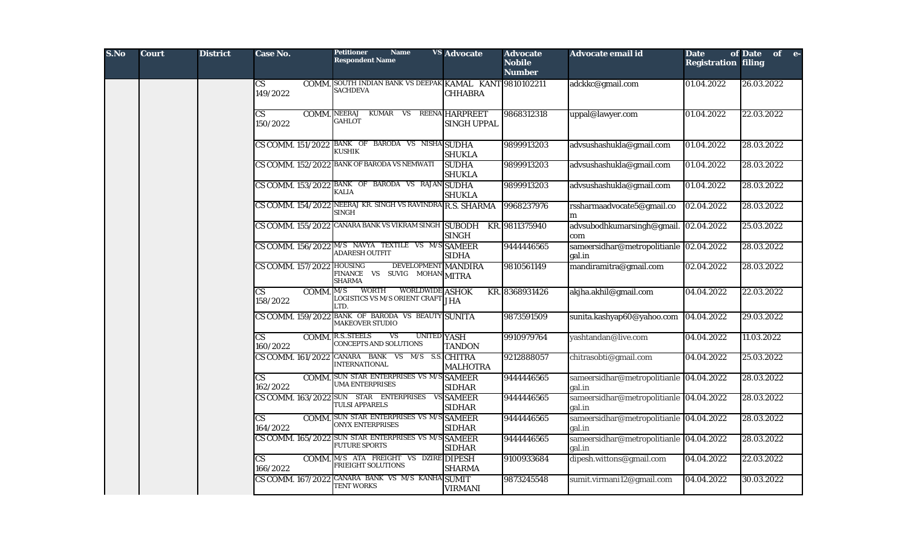| S.No | Court | District | Case No. | Petitioner Name VS Respondent Name | Advocate | Advocate Nobile Number | Advocate email id | Date of Registration | Date of e-filing |
|---|---|---|---|---|---|---|---|---|---|
| | | | CS COMM. 149/2022 | SOUTH INDIAN BANK VS DEEPAK SACHDEVA | KAMAL KANT CHHABRA | 9810102211 | adckkc@gmail.com | 01.04.2022 | 26.03.2022 |
| | | | CS COMM. 150/2022 | NEERAJ KUMAR VS REENA GAHLOT | HARPREET SINGH UPPAL | 9868312318 | uppal@lawyer.com | 01.04.2022 | 22.03.2022 |
| | | | CS COMM. 151/2022 | BANK OF BARODA VS NISHA KUSHIK | SUDHA SHUKLA | 9899913203 | advsushashukla@gmail.com | 01.04.2022 | 28.03.2022 |
| | | | CS COMM. 152/2022 | BANK OF BARODA VS NEMWATI | SUDHA SHUKLA | 9899913203 | advsushashukla@gmail.com | 01.04.2022 | 28.03.2022 |
| | | | CS COMM. 153/2022 | BANK OF BARODA VS RAJAN KALIA | SUDHA SHUKLA | 9899913203 | advsushashukla@gmail.com | 01.04.2022 | 28.03.2022 |
| | | | CS COMM. 154/2022 | NEERAJ KR. SINGH VS RAVINDRA SINGH | R.S. SHARMA | 9968237976 | rssharmaadvocate5@gmail.com | 02.04.2022 | 28.03.2022 |
| | | | CS COMM. 155/2022 | CANARA BANK VS VIKRAM SINGH | SUBODH KR. SINGH | 9811375940 | advsubodhkumarsingh@gmail.com | 02.04.2022 | 25.03.2022 |
| | | | CS COMM. 156/2022 | M/S NAVYA TEXTILE VS M/S ADARESH OUTFIT | SAMEER SIDHA | 9444446565 | sameersidhar@metropolitianlegal.in | 02.04.2022 | 28.03.2022 |
| | | | CS COMM. 157/2022 | HOUSING DEVELOPMENT FINANCE VS SUVIG MOHAN SHARMA | MANDIRA MITRA | 9810561149 | mandiramitra@gmail.com | 02.04.2022 | 28.03.2022 |
| | | | CS COMM. 158/2022 | M/S WORTH WORLDWIDE LOGISTICS VS M/S ORIENT CRAFT LTD. | ASHOK KR. JHA | 8368931426 | akjha.akhil@gmail.com | 04.04.2022 | 22.03.2022 |
| | | | CS COMM. 159/2022 | BANK OF BARODA VS BEAUTY MAKEOVER STUDIO | SUNITA | 9873591509 | sunita.kashyap60@yahoo.com | 04.04.2022 | 29.03.2022 |
| | | | CS COMM. 160/2022 | R.S..STEELS VS UNITED CONCEPTS AND SOLUTIONS | YASH TANDON | 9910979764 | yashtandan@live.com | 04.04.2022 | 11.03.2022 |
| | | | CS COMM. 161/2022 | CANARA BANK VS M/S S.S. INTERNATIONAL | CHITRA MALHOTRA | 9212888057 | chitrasobti@gmail.com | 04.04.2022 | 25.03.2022 |
| | | | CS COMM. 162/2022 | SUN STAR ENTERPRISES VS M/S UMA ENTERPRISES | SAMEER SIDHAR | 9444446565 | sameersidhar@metropolitianlegal.in | 04.04.2022 | 28.03.2022 |
| | | | CS COMM. 163/2022 | SUN STAR ENTERPRISES VS TULSI APPARELS | SAMEER SIDHAR | 9444446565 | sameersidhar@metropolitianlegal.in | 04.04.2022 | 28.03.2022 |
| | | | CS COMM. 164/2022 | SUN STAR ENTERPRISES VS M/S ONYX ENTERPRISES | SAMEER SIDHAR | 9444446565 | sameersidhar@metropolitianlegal.in | 04.04.2022 | 28.03.2022 |
| | | | CS COMM. 165/2022 | SUN STAR ENTERPRISES VS M/S FUTURE SPORTS | SAMEER SIDHAR | 9444446565 | sameersidhar@metropolitianlegal.in | 04.04.2022 | 28.03.2022 |
| | | | CS COMM. 166/2022 | M/S ATA FREIGHT VS DZIRE FRIEIGHT SOLUTIONS | DIPESH SHARMA | 9100933684 | dipesh.wittons@gmail.com | 04.04.2022 | 22.03.2022 |
| | | | CS COMM. 167/2022 | CANARA BANK VS M/S KANHA TENT WORKS | SUMIT VIRMANI | 9873245548 | sumit.virmani12@gmail.com | 04.04.2022 | 30.03.2022 |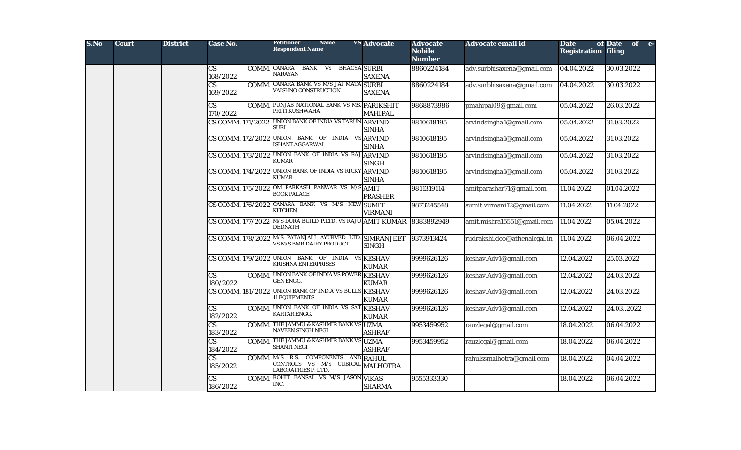| S.No | Court | District | Case No. | Petitioner Name VS Respondent Name | Advocate | Advocate Nobile Number | Advocate email id | Date of Registration | Date of e-filing |
|---|---|---|---|---|---|---|---|---|---|
| | | | CS COMM. 168/2022 | CANARA BANK VS BHAGYA NARAYAN | SURBI SAXENA | 8860224184 | adv.surbhisaxena@gmail.com | 04.04.2022 | 30.03.2022 |
| | | | CS COMM. 169/2022 | CANARA BANK VS M/S JAI MATA VAISHNO CONSTRUCTION | SURBI SAXENA | 8860224184 | adv.surbhisaxena@gmail.com | 04.04.2022 | 30.03.2022 |
| | | | CS COMM. 170/2022 | PUNJAB NATIONAL BANK VS MS. PRITI KUSHWAHA | PARIKSHIT MAHIPAL | 9868873986 | pmahipal09@gmail.com | 05.04.2022 | 26.03.2022 |
| | | | CS COMM. 171/2022 | UNION BANK OF INDIA VS TARUN SURI | ARVIND SINHA | 9810618195 | arvindsingha1@gmail.com | 05.04.2022 | 31.03.2022 |
| | | | CS COMM. 172/2022 | UNION BANK OF INDIA VS ISHANT AGGARWAL | ARVIND SINHA | 9810618195 | arvindsingha1@gmail.com | 05.04.2022 | 31.03.2022 |
| | | | CS COMM. 173/2022 | UNION BANK OF INDIA VS RAJ KUMAR | ARVIND SINGH | 9810618195 | arvindsingha1@gmail.com | 05.04.2022 | 31.03.2022 |
| | | | CS COMM. 174/2022 | UNION BANK OF INDIA VS RICKY KUMAR | ARVIND SINHA | 9810618195 | arvindsingha1@gmail.com | 05.04.2022 | 31.03.2022 |
| | | | CS COMM. 175/2022 | OM PARKASH PANWAR VS M/S BOOK PALACE | AMIT PRASHER | 9811319114 | amitparashar71@gmail.com | 11.04.2022 | 01.04.2022 |
| | | | CS COMM. 176/2022 | CANARA BANK VS M/S NEW KITCHEN | SUMIT VIRMANI | 9873245548 | sumit.virmani12@gmail.com | 11.04.2022 | 11.04.2022 |
| | | | CS COMM. 177/2022 | M/S DURA BUILD P.LTD. VS RAJU DEDNATH | AMIT KUMAR | 8383892949 | amit.mishra15551@gmail.com | 11.04.2022 | 05.04.2022 |
| | | | CS COMM. 178/2022 | M/S PATANJALI AYURVED LTD. VS M/S BMR DAIRY PRODUCT | SIMRANJEET SINGH | 9373913424 | rudrakshi.deo@athenalegal.in | 11.04.2022 | 06.04.2022 |
| | | | CS COMM. 179/2022 | UNION BANK OF INDIA VS KRISHNA ENTERPRISES | KESHAV KUMAR | 9999626126 | keshav.Adv1@gmail.com | 12.04.2022 | 25.03.2022 |
| | | | CS COMM. 180/2022 | UNION BANK OF INDIA VS POWER GEN ENGG. | KESHAV KUMAR | 9999626126 | keshav.Adv1@gmail.com | 12.04.2022 | 24.03.2022 |
| | | | CS COMM. 181/2022 | UNION BANK OF INDIA VS BULLS 11 EQUIPMENTS | KESHAV KUMAR | 9999626126 | keshav.Adv1@gmail.com | 12.04.2022 | 24.03.2022 |
| | | | CS COMM. 182/2022 | UNION BANK OF INDIA VS SAT KARTAR ENGG. | KESHAV KUMAR | 9999626126 | keshav.Adv1@gmail.com | 12.04.2022 | 24.03..2022 |
| | | | CS COMM. 183/2022 | THE JAMMU & KASHMIR BANK VS NAVEEN SINGH NEGI | UZMA ASHRAF | 9953459952 | rauzlegal@gmail.com | 18.04.2022 | 06.04.2022 |
| | | | CS COMM. 184/2022 | THE JAMMU & KASHMIR BANK VS SHANTI NEGI | UZMA ASHRAF | 9953459952 | rauzlegal@gmail.com | 18.04.2022 | 06.04.2022 |
| | | | CS COMM. 185/2022 | M/S R.S. COMPONENTS AND CONTROLS VS M/S CUBICAL LABORATRIES P. LTD. | RAHUL MALHOTRA | | rahulssmalhotra@gmail.com | 18.04.2022 | 04.04.2022 |
| | | | CS COMM. 186/2022 | ROHIT BANSAL VS M/S JASON INC. | VIKAS SHARMA | 9555333330 | | 18.04.2022 | 06.04.2022 |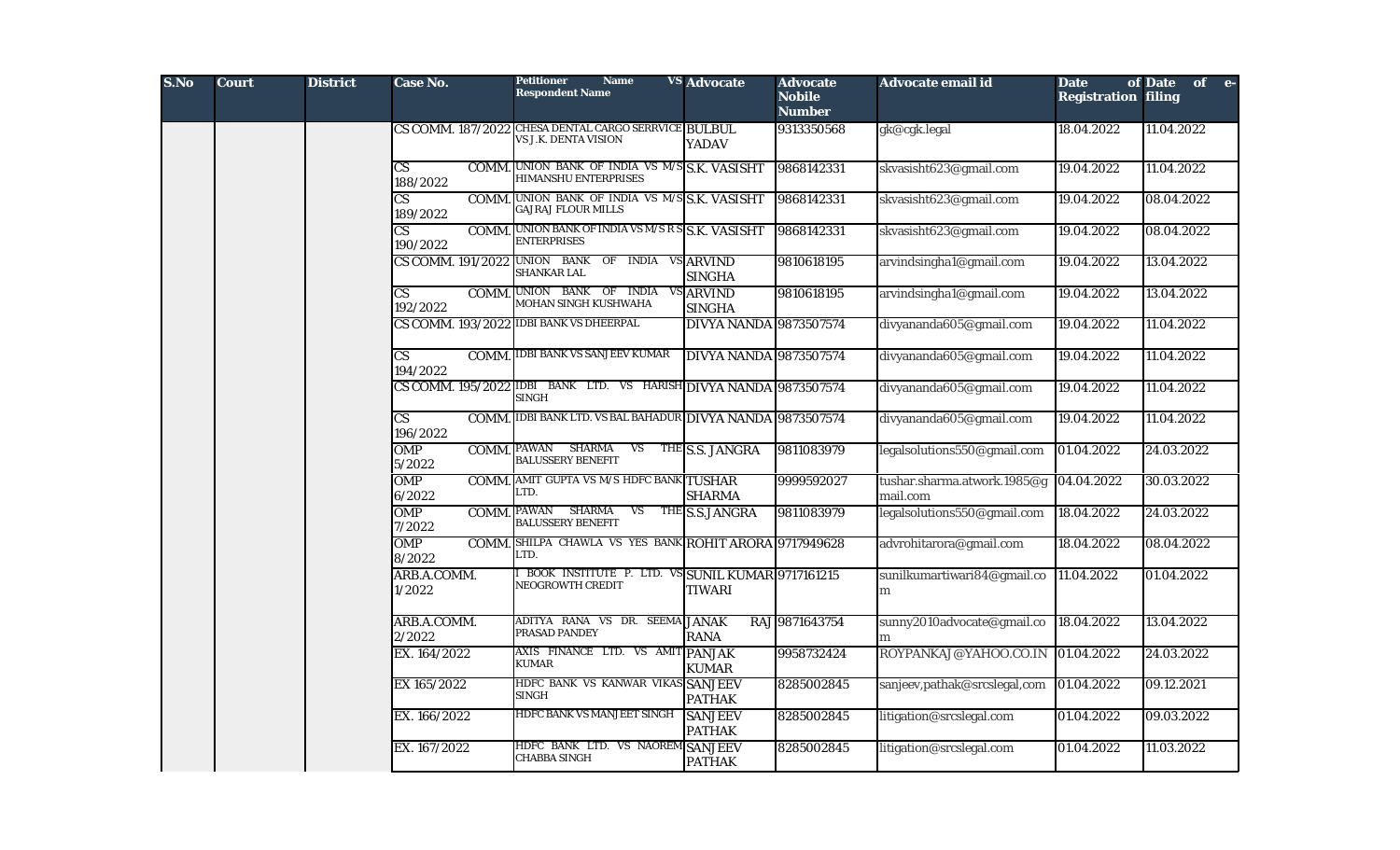| S.No | Court | District | Case No. | Petitioner Name VS Respondent Name | Advocate | Advocate Nobile Number | Advocate email id | Date of Registration | Date of e-filing |
|---|---|---|---|---|---|---|---|---|---|
| | | | CS COMM. 187/2022 | CHESA DENTAL CARGO SERRVICE VS J.K. DENTA VISION | BULBUL YADAV | 9313350568 | gk@cgk.legal | 18.04.2022 | 11.04.2022 |
| | | | CS COMM. 188/2022 | UNION BANK OF INDIA VS M/S HIMANSHU ENTERPRISES | S.K. VASISHT | 9868142331 | skvasisht623@gmail.com | 19.04.2022 | 11.04.2022 |
| | | | CS COMM. 189/2022 | UNION BANK OF INDIA VS M/S GAJRAJ FLOUR MILLS | S.K. VASISHT | 9868142331 | skvasisht623@gmail.com | 19.04.2022 | 08.04.2022 |
| | | | CS COMM. 190/2022 | UNION BANK OF INDIA VS M/S R S ENTERPRISES | S.K. VASISHT | 9868142331 | skvasisht623@gmail.com | 19.04.2022 | 08.04.2022 |
| | | | CS COMM. 191/2022 | UNION BANK OF INDIA VS SHANKAR LAL | ARVIND SINGHA | 9810618195 | arvindsingha1@gmail.com | 19.04.2022 | 13.04.2022 |
| | | | CS COMM. 192/2022 | UNION BANK OF INDIA VS MOHAN SINGH KUSHWAHA | ARVIND SINGHA | 9810618195 | arvindsingha1@gmail.com | 19.04.2022 | 13.04.2022 |
| | | | CS COMM. 193/2022 | IDBI BANK VS DHEERPAL | DIVYA NANDA | 9873507574 | divyananda605@gmail.com | 19.04.2022 | 11.04.2022 |
| | | | CS COMM. 194/2022 | IDBI BANK VS SANJEEV KUMAR | DIVYA NANDA | 9873507574 | divyananda605@gmail.com | 19.04.2022 | 11.04.2022 |
| | | | CS COMM. 195/2022 | IDBI BANK LTD. VS HARISH SINGH | DIVYA NANDA | 9873507574 | divyananda605@gmail.com | 19.04.2022 | 11.04.2022 |
| | | | CS COMM. 196/2022 | IDBI BANK LTD. VS BAL BAHADUR | DIVYA NANDA | 9873507574 | divyananda605@gmail.com | 19.04.2022 | 11.04.2022 |
| | | | OMP COMM. 5/2022 | PAWAN SHARMA VS THE BALUSSERY BENEFIT | S.S. JANGRA | 9811083979 | legalsolutions550@gmail.com | 01.04.2022 | 24.03.2022 |
| | | | OMP COMM. 6/2022 | AMIT GUPTA VS M/S HDFC BANK LTD. | TUSHAR SHARMA | 9999592027 | tushar.sharma.atwork.1985@gmail.com | 04.04.2022 | 30.03.2022 |
| | | | OMP COMM. 7/2022 | PAWAN SHARMA VS THE BALUSSERY BENEFIT | S.S.JANGRA | 9811083979 | legalsolutions550@gmail.com | 18.04.2022 | 24.03.2022 |
| | | | OMP COMM. 8/2022 | SHILPA CHAWLA VS YES BANK LTD. | ROHIT ARORA | 9717949628 | advrohitarora@gmail.com | 18.04.2022 | 08.04.2022 |
| | | | ARB.A.COMM. 1/2022 | I BOOK INSTITUTE P. LTD. VS NEOGROWTH CREDIT | SUNIL KUMAR TIWARI | 9717161215 | sunilkumartiwari84@gmail.com | 11.04.2022 | 01.04.2022 |
| | | | ARB.A.COMM. 2/2022 | ADITYA RANA VS DR. SEEMA PRASAD PANDEY | JANAK RAJ RANA | 9871643754 | sunny2010advocate@gmail.com | 18.04.2022 | 13.04.2022 |
| | | | EX. 164/2022 | AXIS FINANCE LTD. VS AMIT KUMAR | PANJAK KUMAR | 9958732424 | ROYPANKAJ@YAHOO.CO.IN | 01.04.2022 | 24.03.2022 |
| | | | EX 165/2022 | HDFC BANK VS KANWAR VIKAS SINGH | SANJEEV PATHAK | 8285002845 | sanjeev,pathak@srcslegal,com | 01.04.2022 | 09.12.2021 |
| | | | EX. 166/2022 | HDFC BANK VS MANJEET SINGH | SANJEEV PATHAK | 8285002845 | litigation@srcslegal.com | 01.04.2022 | 09.03.2022 |
| | | | EX. 167/2022 | HDFC BANK LTD. VS NAOREM CHABBA SINGH | SANJEEV PATHAK | 8285002845 | litigation@srcslegal.com | 01.04.2022 | 11.03.2022 |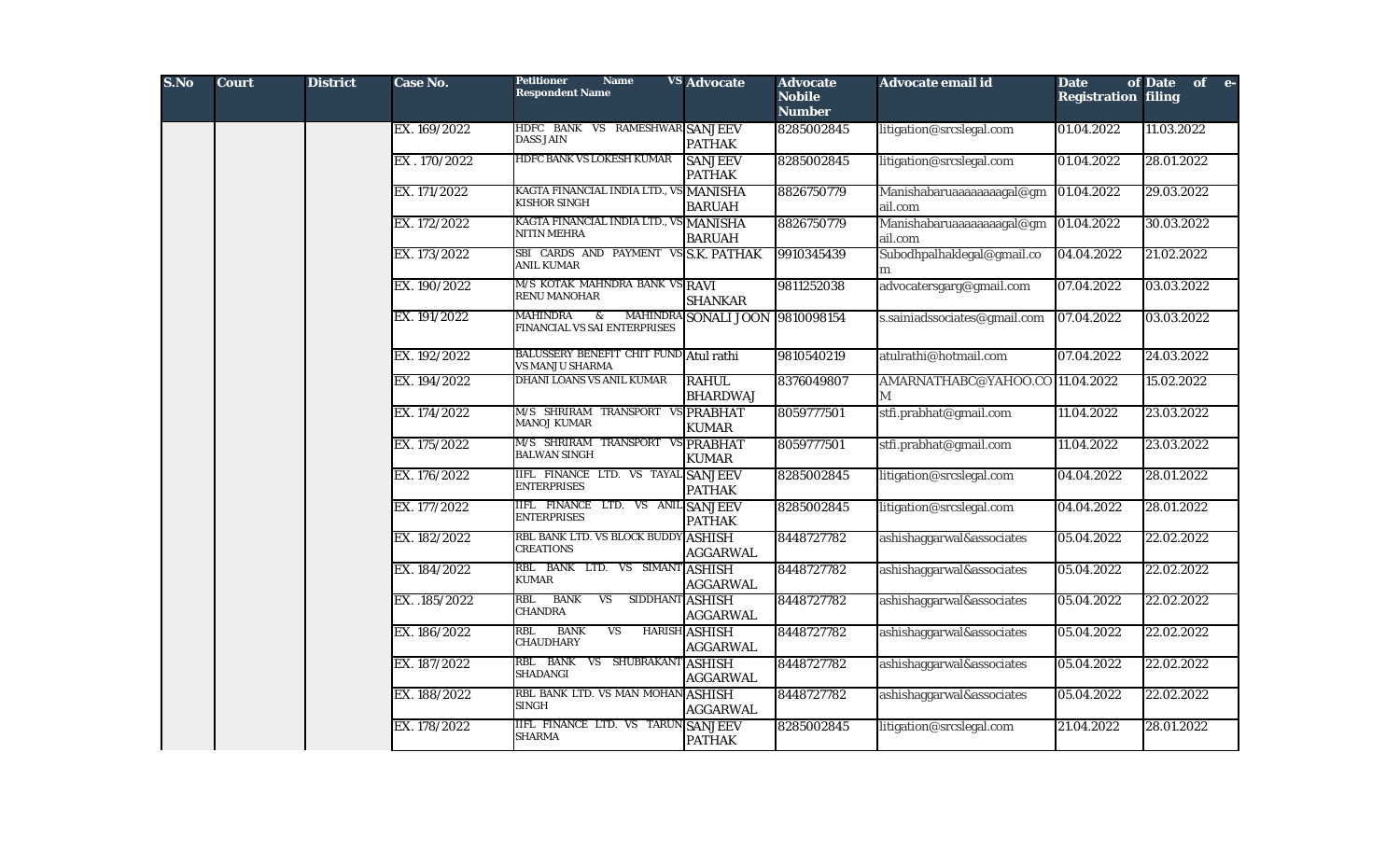| S.No | Court | District | Case No. | Petitioner Name VS Respondent Name | Advocate | Advocate Nobile Number | Advocate email id | Date of Registration | Date of e-filing |
|---|---|---|---|---|---|---|---|---|---|
| | | | EX. 169/2022 | HDFC BANK VS RAMESHWAR DASS JAIN | SANJEEV PATHAK | 8285002845 | litigation@srcslegal.com | 01.04.2022 | 11.03.2022 |
| | | | EX . 170/2022 | HDFC BANK VS LOKESH KUMAR | SANJEEV PATHAK | 8285002845 | litigation@srcslegal.com | 01.04.2022 | 28.01.2022 |
| | | | EX. 171/2022 | KAGTA FINANCIAL INDIA LTD., VS KISHOR SINGH | MANISHA BARUAH | 8826750779 | Manishabaruaaaaaaaagal@gmail.com | 01.04.2022 | 29.03.2022 |
| | | | EX. 172/2022 | KAGTA FINANCIAL INDIA LTD., VS NITIN MEHRA | MANISHA BARUAH | 8826750779 | Manishabaruaaaaaaaagal@gmail.com | 01.04.2022 | 30.03.2022 |
| | | | EX. 173/2022 | SBI CARDS AND PAYMENT VS ANIL KUMAR | S.K. PATHAK | 9910345439 | Subodhpalhaklegal@gmail.com | 04.04.2022 | 21.02.2022 |
| | | | EX. 190/2022 | M/S KOTAK MAHNDRA BANK VS RENU MANOHAR | RAVI SHANKAR | 9811252038 | advocatersgarg@gmail.com | 07.04.2022 | 03.03.2022 |
| | | | EX. 191/2022 | MAHINDRA & MAHINDRA FINANCIAL VS SAI ENTERPRISES | SONALI JOON | 9810098154 | s.sainiadssociates@gmail.com | 07.04.2022 | 03.03.2022 |
| | | | EX. 192/2022 | BALUSSERY BENEFIT CHIT FUND VS MANJU SHARMA | Atul rathi | 9810540219 | atulrathi@hotmail.com | 07.04.2022 | 24.03.2022 |
| | | | EX. 194/2022 | DHANI LOANS VS ANIL KUMAR | RAHUL BHARDWAJ | 8376049807 | AMARNATHABC@YAHOO.COM | 11.04.2022 | 15.02.2022 |
| | | | EX. 174/2022 | M/S SHRIRAM TRANSPORT VS MANOJ KUMAR | PRABHAT KUMAR | 8059777501 | stfi.prabhat@gmail.com | 11.04.2022 | 23.03.2022 |
| | | | EX. 175/2022 | M/S SHRIRAM TRANSPORT VS BALWAN SINGH | PRABHAT KUMAR | 8059777501 | stfi.prabhat@gmail.com | 11.04.2022 | 23.03.2022 |
| | | | EX. 176/2022 | IIFL FINANCE LTD. VS TAYAL ENTERPRISES | SANJEEV PATHAK | 8285002845 | litigation@srcslegal.com | 04.04.2022 | 28.01.2022 |
| | | | EX. 177/2022 | IIFL FINANCE LTD. VS ANIL ENTERPRISES | SANJEEV PATHAK | 8285002845 | litigation@srcslegal.com | 04.04.2022 | 28.01.2022 |
| | | | EX. 182/2022 | RBL BANK LTD. VS BLOCK BUDDY CREATIONS | ASHISH AGGARWAL | 8448727782 | ashishaggarwal&associates | 05.04.2022 | 22.02.2022 |
| | | | EX. 184/2022 | RBL BANK LTD. VS SIMANT KUMAR | ASHISH AGGARWAL | 8448727782 | ashishaggarwal&associates | 05.04.2022 | 22.02.2022 |
| | | | EX. .185/2022 | RBL BANK VS SIDDHANT CHANDRA | ASHISH AGGARWAL | 8448727782 | ashishaggarwal&associates | 05.04.2022 | 22.02.2022 |
| | | | EX. 186/2022 | RBL BANK VS HARISH CHAUDHARY | ASHISH AGGARWAL | 8448727782 | ashishaggarwal&associates | 05.04.2022 | 22.02.2022 |
| | | | EX. 187/2022 | RBL BANK VS SHUBRAKANT SHADANGI | ASHISH AGGARWAL | 8448727782 | ashishaggarwal&associates | 05.04.2022 | 22.02.2022 |
| | | | EX. 188/2022 | RBL BANK LTD. VS MAN MOHAN SINGH | ASHISH AGGARWAL | 8448727782 | ashishaggarwal&associates | 05.04.2022 | 22.02.2022 |
| | | | EX. 178/2022 | IIFL FINANCE LTD. VS TARUN SHARMA | SANJEEV PATHAK | 8285002845 | litigation@srcslegal.com | 21.04.2022 | 28.01.2022 |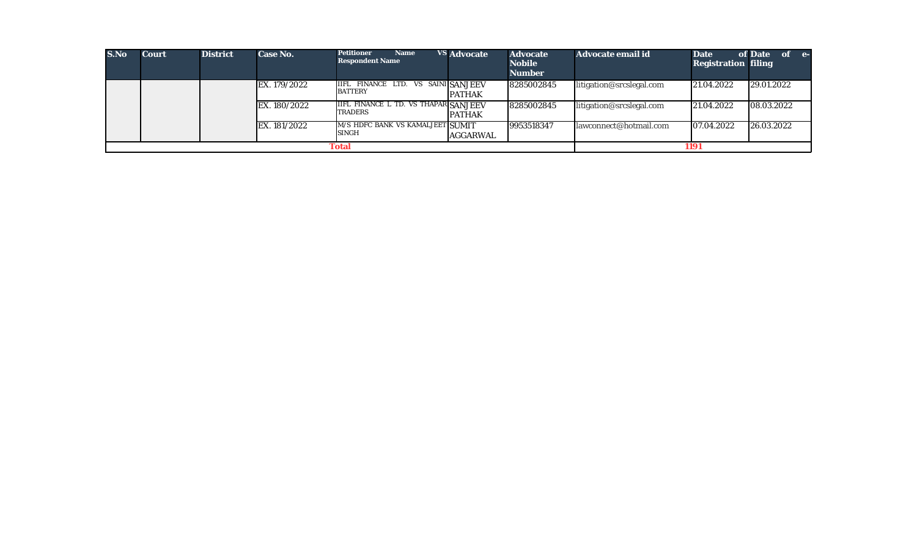| S.No | Court | District | Case No. | Petitioner Name VS Respondent Name | Advocate | Advocate Nobile Number | Advocate email id | Date of Registration | Date of e-filing |
|---|---|---|---|---|---|---|---|---|---|
| | | | EX. 179/2022 | IIFL FINANCE LTD. VS SAINI BATTERY | SANJEEV PATHAK | 8285002845 | litigation@srcslegal.com | 21.04.2022 | 29.01.2022 |
| | | | EX. 180/2022 | IIFL FINANCE L TD. VS THAPAR TRADERS | SANJEEV PATHAK | 8285002845 | litigation@srcslegal.com | 21.04.2022 | 08.03.2022 |
| | | | EX. 181/2022 | M/S HDFC BANK VS KAMALJEET SINGH | SUMIT AGGARWAL | 9953518347 | lawconnect@hotmail.com | 07.04.2022 | 26.03.2022 |
| **Total** | | | | | | | **1191** | | |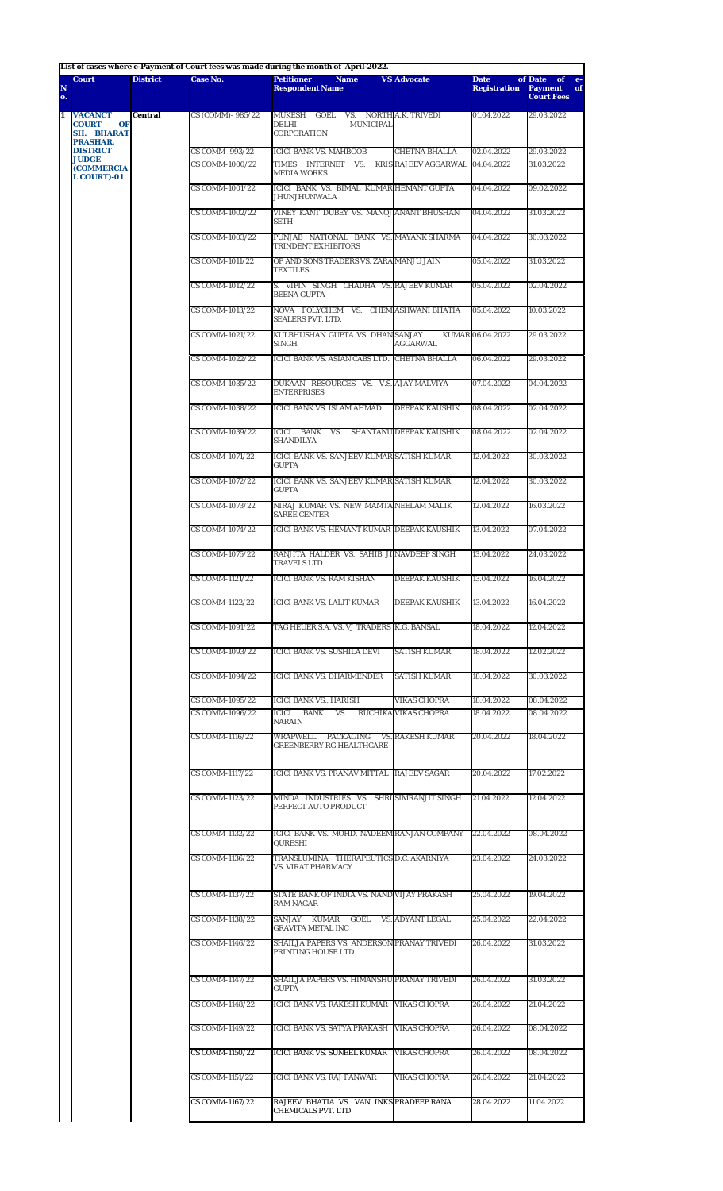**List of cases where e-Payment of Court fees was made during the month of April-2022.**

| N o. | Court | District | Case No. | Petitioner Name VS Respondent Name | Advocate | Date of Registration | Date of e-Payment of Court Fees |
|---|---|---|---|---|---|---|---|
| 1 | VACANCT COURT OF SH. BHARAT PRASHAR, DISTRICT JUDGE (COMMERCIAL COURT)-01 | Central | CS (COMM)- 985/22 | MUKESH GOEL VS. NORTH DELHI MUNICIPAL CORPORATION | A.K. TRIVEDI | 01.04.2022 | 29.03.2022 |
| | | | CS COMM- 993/22 | ICICI BANK VS. MAHBOOB | CHETNA BHALLA | 02.04.2022 | 29.03.2022 |
| | | | CS COMM-1000/22 | TIMES INTERNET VS. KRIS MEDIA WORKS | RAJEEV AGGARWAL | 04.04.2022 | 31.03.2022 |
| | | | CS COMM-1001/22 | ICICI BANK VS. BIMAL KUMAR JHUNJHUNWALA | HEMANT GUPTA | 04.04.2022 | 09.02.2022 |
| | | | CS COMM-1002/22 | VINEY KANT DUBEY VS. MANOJ SETH | ANANT BHUSHAN | 04.04.2022 | 31.03.2022 |
| | | | CS COMM-1003/22 | PUNJAB NATIONAL BANK VS. TRINDENT EXHIBITORS | MAYANK SHARMA | 04.04.2022 | 30.03.2022 |
| | | | CS COMM-1011/22 | OP AND SONS TRADERS VS. ZARA TEXTILES | MANJU JAIN | 05.04.2022 | 31.03.2022 |
| | | | CS COMM-1012/22 | S. VIPIN SINGH CHADHA VS. BEENA GUPTA | RAJEEV KUMAR | 05.04.2022 | 02.04.2022 |
| | | | CS COMM-1013/22 | NOVA POLYCHEM VS. CHEM SEALERS PVT. LTD. | ASHWANI BHATIA | 05.04.2022 | 10.03.2022 |
| | | | CS COMM-1021/22 | KULBHUSHAN GUPTA VS. DHAN SINGH | SANJAY KUMAR AGGARWAL | 06.04.2022 | 29.03.2022 |
| | | | CS COMM-1022/22 | ICICI BANK VS. ASIAN CABS LTD. | CHETNA BHALLA | 06.04.2022 | 29.03.2022 |
| | | | CS COMM-1035/22 | DUKAAN RESOURCES VS. V.S. ENTERPRISES | AJAY MALVIYA | 07.04.2022 | 04.04.2022 |
| | | | CS COMM-1038/22 | ICICI BANK VS. ISLAM AHMAD | DEEPAK KAUSHIK | 08.04.2022 | 02.04.2022 |
| | | | CS COMM-1039/22 | ICICI BANK VS. SHANTANU SHANDILYA | DEEPAK KAUSHIK | 08.04.2022 | 02.04.2022 |
| | | | CS COMM-1071/22 | ICICI BANK VS. SANJEEV KUMAR GUPTA | SATISH KUMAR | 12.04.2022 | 30.03.2022 |
| | | | CS COMM-1072/22 | ICICI BANK VS. SANJEEV KUMAR GUPTA | SATISH KUMAR | 12.04.2022 | 30.03.2022 |
| | | | CS COMM-1073/22 | NIRAJ KUMAR VS. NEW MAMTA SAREE CENTER | NEELAM MALIK | 12.04.2022 | 16.03.2022 |
| | | | CS COMM-1074/22 | ICICI BANK VS. HEMANT KUMAR | DEEPAK KAUSHIK | 13.04.2022 | 07.04.2022 |
| | | | CS COMM-1075/22 | RANJITA HALDER VS. SAHIB JI TRAVELS LTD. | NAVDEEP SINGH | 13.04.2022 | 24.03.2022 |
| | | | CS COMM-1121/22 | ICICI BANK VS. RAM KISHAN | DEEPAK KAUSHIK | 13.04.2022 | 16.04.2022 |
| | | | CS COMM-1122/22 | ICICI BANK VS. LALIT KUMAR | DEEPAK KAUSHIK | 13.04.2022 | 16.04.2022 |
| | | | CS COMM-1091/22 | TAG HEUER S.A. VS. VJ TRADERS | K.G. BANSAL | 18.04.2022 | 12.04.2022 |
| | | | CS COMM-1093/22 | ICICI BANK VS. SUSHILA DEVI | SATISH KUMAR | 18.04.2022 | 12.02.2022 |
| | | | CS COMM-1094/22 | ICICI BANK VS. DHARMENDER | SATISH KUMAR | 18.04.2022 | 30.03.2022 |
| | | | CS COMM-1095/22 | ICICI BANK VS., HARISH | VIKAS CHOPRA | 18.04.2022 | 08.04.2022 |
| | | | CS COMM-1096/22 | ICICI BANK VS. RUCHIKA NARAIN | VIKAS CHOPRA | 18.04.2022 | 08.04.2022 |
| | | | CS COMM-1116/22 | WRAPWELL PACKAGING VS. GREENBERRY RG HEALTHCARE | RAKESH KUMAR | 20.04.2022 | 18.04.2022 |
| | | | CS COMM-1117/22 | ICICI BANK VS. PRANAV MITTAL | RAJEEV SAGAR | 20.04.2022 | 17.02.2022 |
| | | | CS COMM-1123/22 | MINDA INDUSTRIES VS. SHRI PERFECT AUTO PRODUCT | SIMRANJIT SINGH | 21.04.2022 | 12.04.2022 |
| | | | CS COMM-1132/22 | ICICI BANK VS. MOHD. NADEEM QURESHI | RANJAN COMPANY | 22.04.2022 | 08.04.2022 |
| | | | CS COMM-1136/22 | TRANSLUMINA THERAPEUTICS VS. VIRAT PHARMACY | D.C. AKARNIYA | 23.04.2022 | 24.03.2022 |
| | | | CS COMM-1137/22 | STATE BANK OF INDIA VS. NAND RAM NAGAR | VIJAY PRAKASH | 25.04.2022 | 19.04.2022 |
| | | | CS COMM-1138/22 | SANJAY KUMAR GOEL VS. GRAVITA METAL INC | ADYANT LEGAL | 25.04.2022 | 22.04.2022 |
| | | | CS COMM-1146/22 | SHAILJA PAPERS VS. ANDERSON PRINTING HOUSE LTD. | PRANAY TRIVEDI | 26.04.2022 | 31.03.2022 |
| | | | CS COMM-1147/22 | SHAILJA PAPERS VS. HIMANSHU GUPTA | PRANAY TRIVEDI | 26.04.2022 | 31.03.2022 |
| | | | CS COMM-1148/22 | ICICI BANK VS. RAKESH KUMAR | VIKAS CHOPRA | 26.04.2022 | 21.04.2022 |
| | | | CS COMM-1149/22 | ICICI BANK VS. SATYA PRAKASH | VIKAS CHOPRA | 26.04.2022 | 08.04.2022 |
| | | | CS COMM-1150/22 | ICICI BANK VS. SUNEEL KUMAR | VIKAS CHOPRA | 26.04.2022 | 08.04.2022 |
| | | | CS COMM-1151/22 | ICICI BANK VS. RAJ PANWAR | VIKAS CHOPRA | 26.04.2022 | 21.04.2022 |
| | | | CS COMM-1167/22 | RAJEEV BHATIA VS. VAN INKS CHEMICALS PVT. LTD. | PRADEEP RANA | 28.04.2022 | 11.04.2022 |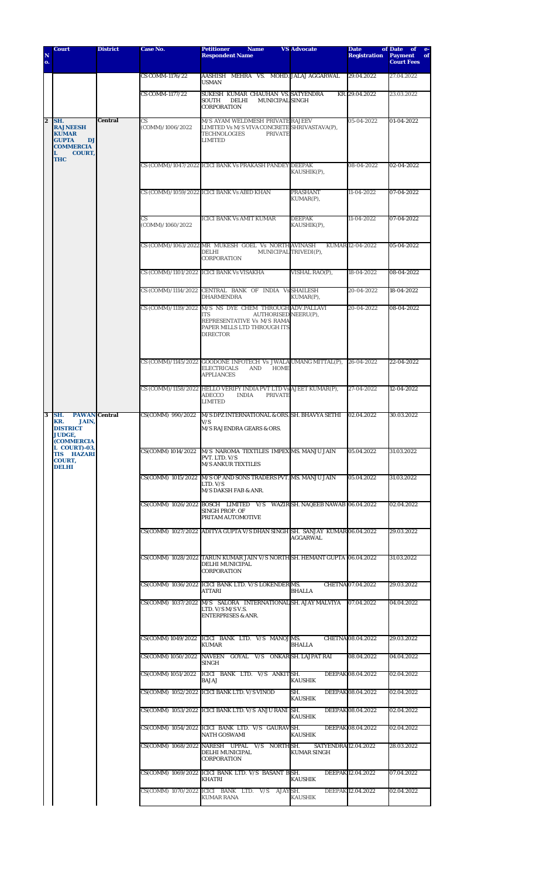| S. No. | Court | District | Case No. | Petitioner Name VS Respondent Name | Advocate | Date of Registration | Date of e-Payment of Court Fees |
|---|---|---|---|---|---|---|---|
| | | | CS COMM-1176/22 | AASHISH MEHRA VS. MOHD. USMAN | JALAJ AGGARWAL | 29.04.2022 | 27.04.2022 |
| | | | CS COMM-1177/22 | SUKESH KUMAR CHAUHAN VS. SOUTH DELHI MUNICIPAL CORPORATION | SATYENDRA KR. SINGH | 29.04.2022 | 23.03.2022 |
| 2 | SH. RAJNEESH KUMAR GUPTA DJ COMMERCIAL COURT, THC | Central | CS (COMM)/1006/2022 | M/S AYAM WELDMESH PRIVATE LIMITED Vs M/S VIVA CONCRETE TECHNOLOGIES PRIVATE LIMITED | RAJEEV SHRIVASTAVA(P), | 05-04-2022 | 01-04-2022 |
| | | | CS (COMM)/1047/2022 | ICICI BANK Vs PRAKASH PANDEY | DEEPAK KAUSHIK(P), | 08-04-2022 | 02-04-2022 |
| | | | CS (COMM)/1059/2022 | ICICI BANK Vs ABID KHAN | PRASHANT KUMAR(P), | 11-04-2022 | 07-04-2022 |
| | | | CS (COMM)/1060/2022 | ICICI BANK Vs AMIT KUMAR | DEEPAK KAUSHIK(P), | 11-04-2022 | 07-04-2022 |
| | | | CS (COMM)/1063/2022 | MR MUKESH GOEL Vs NORTH DELHI MUNICIPAL CORPORATION | AVINASH KUMAR TRIVEDI(P), | 12-04-2022 | 05-04-2022 |
| | | | CS (COMM)/1101/2022 | ICICI BANK Vs VISAKHA | VISHAL RAO(P), | 18-04-2022 | 08-04-2022 |
| | | | CS (COMM)/1114/2022 | CENTRAL BANK OF INDIA Vs DHARMENDRA | SHAILESH KUMAR(P), | 20-04-2022 | 18-04-2022 |
| | | | CS (COMM)/1119/2022 | M/S NS DYE CHEM THROUGH ITS AUTHORISED REPRESENTATIVE Vs M/S RAMA PAPER MILLS LTD THROUGH ITS DIRECTOR | ADV.PALLAVI NEERU(P), | 20-04-2022 | 08-04-2022 |
| | | | CS (COMM)/1145/2022 | GOODONE INFOTECH Vs JWALA ELECTRICALS AND HOME APPLIANCES | UMANG MITTAL(P), | 26-04-2022 | 22-04-2022 |
| | | | CS (COMM)/1158/2022 | HELLO VERIFY INDIA PVT LTD Vs ADECCO INDIA PRIVATE LIMITED | AJEET KUMAR(P), | 27-04-2022 | 12-04-2022 |
| 3 | SH. PAWAN KR. JAIN, DISTRICT JUDGE, (COMMERCIAL COURT)-03, TIS HAZARI COURT, DELHI | Central | CS(COMM) 990/2022 | M/S DPZ INTERNATIONAL & ORS. V/S M/S RAJENDRA GEARS & ORS. | SH. BHAVYA SETHI | 02.04.2022 | 30.03.2022 |
| | | | CS(COMM) 1014/2022 | M/S NAROMA TEXTILES IMPEX PVT. LTD. V/S M/S ANKUR TEXTILES | MS. MANJU JAIN | 05.04.2022 | 31.03.2022 |
| | | | CS(COMM) 1015/2022 | M/S OP AND SONS TRADERS PVT. LTD. V/S M/S DAKSH FAB & ANR. | MS. MANJU JAIN | 05.04.2022 | 31.03.2022 |
| | | | CS(COMM) 1026/2022 | BOSCH LIMITED V/S WAZIR SINGH PROP. OF PRITAM AUTOMOTIVE | SH. NAQEEB NAWAB | 06.04.2022 | 02.04.2022 |
| | | | CS(COMM) 1027/2022 | ADITYA GUPTA V/S DHAN SINGH | SH. SANJAY KUMAR AGGARWAL | 06.04.2022 | 29.03.2022 |
| | | | CS(COMM) 1028/2022 | TARUN KUMAR JAIN V/S NORTH DELHI MUNICIPAL CORPORATION | SH. HEMANT GUPTA | 06.04.2022 | 31.03.2022 |
| | | | CS(COMM) 1036/2022 | ICICI BANK LTD. V/S LOKENDER ATTARI | MS. CHETNA BHALLA | 07.04.2022 | 29.03.2022 |
| | | | CS(COMM) 1037/2022 | M/S SALORA INTERNATIONAL LTD. V/S M/S V.S. ENTERPRISES & ANR. | SH. AJAY MALVIYA | 07.04.2022 | 04.04.2022 |
| | | | CS(COMM) 1049/2022 | ICICI BANK LTD. V/S MANOJ KUMAR | MS. CHETNA BHALLA | 08.04.2022 | 29.03.2022 |
| | | | CS(COMM) 1050/2022 | NAVEEN GOYAL V/S ONKAR SINGH | SH. LAJPAT RAI | 08.04.2022 | 04.04.2022 |
| | | | CS(COMM) 1051/2022 | ICICI BANK LTD. V/S ANKIT BAJAJ | SH. DEEPAK KAUSHIK | 08.04.2022 | 02.04.2022 |
| | | | CS(COMM) 1052/2022 | ICICI BANK LTD. V/S VINOD | SH. DEEPAK KAUSHIK | 08.04.2022 | 02.04.2022 |
| | | | CS(COMM) 1053/2022 | ICICI BANK LTD. V/S ANJU RANI | SH. DEEPAK KAUSHIK | 08.04.2022 | 02.04.2022 |
| | | | CS(COMM) 1054/2022 | ICICI BANK LTD. V/S GAURAV NATH GOSWAMI | SH. DEEPAK KAUSHIK | 08.04.2022 | 02.04.2022 |
| | | | CS(COMM) 1068/2022 | NARESH UPPAL V/S NORTH DELHI MUNICIPAL CORPORATION | SH. SATYENDRA KUMAR SINGH | 12.04.2022 | 28.03.2022 |
| | | | CS(COMM) 1069/2022 | ICICI BANK LTD. V/S BASANT B KHATRI | SH. DEEPAK KAUSHIK | 12.04.2022 | 07.04.2022 |
| | | | CS(COMM) 1070/2022 | ICICI BANK LTD. V/S AJAY KUMAR RANA | SH. DEEPAK KAUSHIK | 12.04.2022 | 02.04.2022 |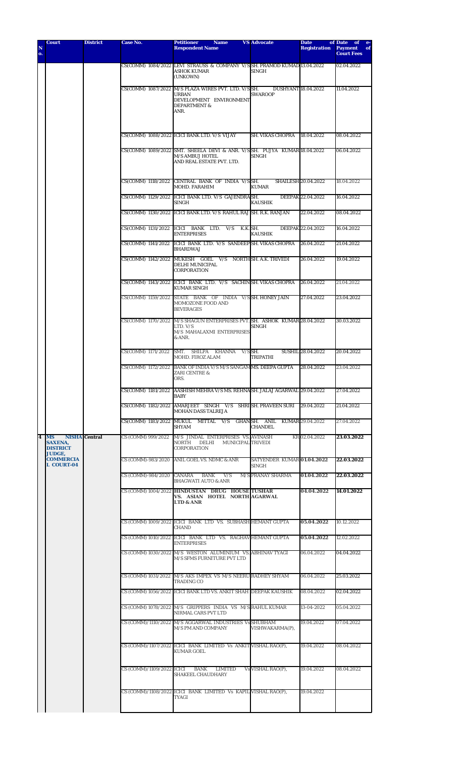| S. No. | Court | District | Case No. | Petitioner Name VS Respondent Name | Advocate | Date of Registration | Date of e-Payment of Court Fees |
|---|---|---|---|---|---|---|---|
| | | | CS(COMM) 1084/2022 | LEVI STRAUSS & COMPANY V/S ASHOK KUMAR (UNKOWN) | SH. PRAMOD KUMAR SINGH | 13.04.2022 | 02.04.2022 |
| | | | CS(COMM) 1087/2022 | M/S PLAZA WIRES PVT. LTD. V/S URBAN DEVELOPMENT ENVIRONMENT DEPARTMENT & ANR. | SH. DUSHYANT SWAROOP | 18.04.2022 | 11.04.2022 |
| | | | CS(COMM) 1088/2022 | ICICI BANK LTD. V/S VIJAY | SH. VIKAS CHOPRA | 18.04.2022 | 08.04.2022 |
| | | | CS(COMM) 1089/2022 | SMT. SHEELA DEVI & ANR. V/S M/S AMBUJ HOTEL AND REAL ESTATE PVT. LTD. | SH. PUJYA KUMAR SINGH | 18.04.2022 | 06.04.2022 |
| | | | CS(COMM) 1118/2022 | CENTRAL BANK OF INDIA V/S MOHD. FARAHIM | SH. SHAILESH KUMAR | 20.04.2022 | 18.04.2022 |
| | | | CS(COMM) 1129/2022 | ICICI BANK LTD. V/S GAJENDRA SINGH | SH. DEEPAK KAUSHIK | 22.04.2022 | 16.04.2022 |
| | | | CS(COMM) 1130/2022 | ICICI BANK LTD. V/S RAHUL RAJ | SH. R.K. RANJAN | 22.04.2022 | 08.04.2022 |
| | | | CS(COMM) 1131/2022 | ICICI BANK LTD. V/S K.K. ENTERPRISES | SH. DEEPAK KAUSHIK | 22.04.2022 | 16.04.2022 |
| | | | CS(COMM) 1141/2022 | ICICI BANK LTD. V/S SANDEEP BHARDWAJ | SH. VIKAS CHOPRA | 26.04.2022 | 21.04.2022 |
| | | | CS(COMM) 1142/2022 | MUKESH GOEL V/S NORTH DELHI MUNICIPAL CORPORATION | SH. A.K. TRIVEDI | 26.04.2022 | 19.04.2022 |
| | | | CS(COMM) 1143/2022 | ICICI BANK LTD. V/S SACHIN KUMAR SINGH | SH. VIKAS CHOPRA | 26.04.2022 | 21.04.2022 |
| | | | CS(COMM) 1159/2022 | STATE BANK OF INDIA V/S MOMOZONE FOOD AND BEVERAGES | SH. HONEY JAIN | 27.04.2022 | 23.04.2022 |
| | | | CS(COMM) 1170/2022 | M/S SHAGUN ENTERPRISES PVT. LTD. V/S M/S MAHALAXMI ENTERPRISES & ANR. | SH. ASHOK KUMAR SINGH | 28.04.2022 | 30.03.2022 |
| | | | CS(COMM) 1171/2022 | SMT. SHILPA KHANNA V/S MOHD. FIROZ ALAM | SH. SUSHIL TRIPATHI | 28.04.2022 | 20.04.2022 |
| | | | CS(COMM) 1172/2022 | BANK OF INDIA V/S M/S SANGAM ZARI CENTRE & ORS. | MS. DEEPA GUPTA | 28.04.2022 | 23.04.2022 |
| | | | CS(COMM) 1181/2022 | AASHISH MEHRA V/S MS. REHNA BABY | SH. JALAJ AGARWAL | 29.04.2022 | 27.04.2022 |
| | | | CS(COMM) 1182/2022 | AMARJEET SINGH V/S SHRI MOHAN DASS TALREJA | SH. PRAVEEN SURI | 29.04.2022 | 21.04.2022 |
| | | | CS(COMM) 1183/2022 | MUKUL MITTAL V/S GHAN SHYAM | SH. ANIL KUMAR CHANDEL | 29.04.2022 | 27.04.2022 |
| **4** | **MS NISHA SAXENA, DISTRICT JUDGE, COMMERCIAL COURT-04** | **Central** | CS (COMM) 999/2022 | M/S JINDAL ENTERPRISES VS NORTH DELHI MUNICIPAL CORPORATION | AVINASH KR TRIVEDI | 02.04.2022 | **23.03.2022** |
| | | | CS (COMM)-983/2020 | ANIL GOEL VS. NDMC & ANR | SATYENDER KUMAR SINGH | **01.04.2022** | **22.03.2022** |
| | | | CS (COMM)-984/2020 | CANARA BANK V/S M/S BHAGWATI AUTO & ANR | PRANAY SHARMA | **01.04.2022** | **22.03.2022** |
| | | | CS (COMM) 1004/2022 | **HINDUSTAN DRUG HOUSE VS. ASIAN HOTEL NORTH LTD & ANR** | **TUSHAR AGARWAL** | **04.04.2022** | **14.01.2022** |
| | | | CS (COMM) 1009/2022 | ICICI BANK LTD VS. SUBHASH CHAND | HEMANT GUPTA | **05.04.2022** | 10.12.2022 |
| | | | CS (COMM) 1010/2022 | ICICI BANK LTD VS. RAGHAV ENTERPRISES | HEMANT GUPTA | **05.04.2022** | 12.02.2022 |
| | | | CS (COMM) 1030/2022 | M/S WESTON ALUMINIUM VS. M/S SFMS FURNITURE PVT LTD | ABHINAV TYAGI | 06.04.2022 | 04.04.2022 |
| | | | CS (COMM) 1031/2022 | M/S AKS IMPEX VS M/S NEERU TRADING CO | RADHEY SHYAM | 06.04.2022 | 25.03.2022 |
| | | | CS (COMM) 1056/2022 | ICICI BANK LTD VS. ANKIT SHAH | DEEPAK KAUSHIK | 08.04.2022 | 02.04.2022 |
| | | | CS (COMM) 1078/2022 | M/S GRIPPERS INDIA VS M/S NIRMAL CARS PVT LTD | RAHUL KUMAR | 13-04-2022 | 05.04.2022 |
| | | | CS (COMM)/1110/2022 | M/S AGGARWAL INDUSTRIES Vs M/S PM AND COMPANY | SHUBHAM VISHWAKARMA(P), | 19.04.2022 | 07.04.2022 |
| | | | CS (COMM)/1107/2022 | ICICI BANK LIMITED Vs ANKIT KUMAR GOEL | VISHAL RAO(P), | 19.04.2022 | 08.04.2022 |
| | | | CS (COMM)/1109/2022 | ICICI BANK LIMITED Vs SHAKEEL CHAUDHARY | VISHAL RAO(P), | 19.04.2022 | 08.04.2022 |
| | | | CS (COMM)/1108/2022 | ICICI BANK LIMITED Vs KAPIL TYAGI | VISHAL RAO(P), | 19.04.2022 | |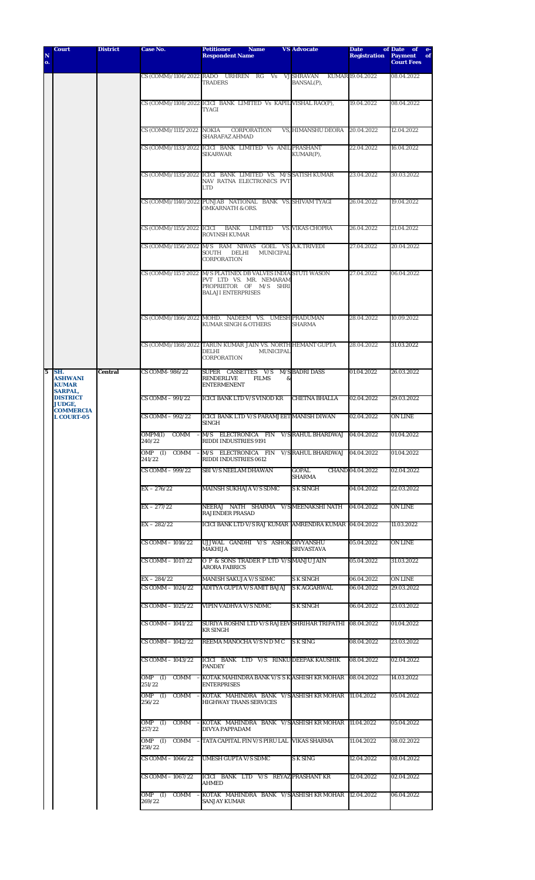| N o. | Court | District | Case No. | Petitioner Name VS Respondent Name | Advocate | Date of Registration | Date of e-Payment of Court Fees |
|---|---|---|---|---|---|---|---|
| | | | CS (COMM)/1106/2022 | RADO URHREN RG Vs VJ TRADERS | SHRAVAN KUMAR BANSAL(P), | 19.04.2022 | 08.04.2022 |
| | | | CS (COMM)/1108/2022 | ICICI BANK LIMITED Vs KAPIL TYAGI | VISHAL RAO(P), | 19.04.2022 | 08.04.2022 |
| | | | CS (COMM)/1115/2022 | NOKIA CORPORATION VS. SHARAFAZ AHMAD | HIMANSHU DEORA | 20.04.2022 | 12.04.2022 |
| | | | CS (COMM)/1133/2022 | ICICI BANK LIMITED Vs ANIL SIKARWAR | PRASHANT KUMAR(P), | 22.04.2022 | 16.04.2022 |
| | | | CS (COMM)/1135/2022 | ICICI BANK LIMITED VS. M/S NAV RATNA ELECTRONICS PVT LTD | SATISH KUMAR | 23.04.2022 | 30.03.2022 |
| | | | CS (COMM)/1140/2022 | PUNJAB NATIONAL BANK VS. OMKARNATH & ORS. | SHIVAM TYAGI | 26.04.2022 | 19.04.2022 |
| | | | CS (COMM)/1155/2022 | ICICI BANK LIMITED VS. ROVINSH KUMAR | VIKAS CHOPRA | 26.04.2022 | 21.04.2022 |
| | | | CS (COMM)/1156/2022 | M/S RAM NIWAS GOEL VS. SOUTH DELHI MUNICIPAL CORPORATION | A.K.TRIVEDI | 27.04.2022 | 20.04.2022 |
| | | | CS (COMM)/1157/2022 | M/S PLATINEX DB VALVES INDIA PVT LTD VS. MR. NEMARAM PROPRIETOR OF M/S SHRI BALAJI ENTERPRISES | STUTI WASON | 27.04.2022 | 06.04.2022 |
| | | | CS (COMM)/1166/2022 | MOHD. NADEEM VS. UMESH KUMAR SINGH & OTHERS | PRADUMAN SHARMA | 28.04.2022 | 10.09.2022 |
| | | | CS (COMM)/1168/2022 | TARUN KUMAR JAIN VS. NORTH DELHI MUNICIPAL CORPORATION | HEMANT GUPTA | 28.04.2022 | 31.03.2022 |
| 5 | SH. ASHWANI KUMAR SARPAL, DISTRICT JUDGE, COMMERCIAL COURT-05 | Central | CS COMM- 986/22 | SUPER CASSETTES V/S M/S RENDERLIVE FILMS & ENTERMENENT | BADRI DASS | 01.04.2022 | 26.03.2022 |
| | | | CS COMM – 991/22 | ICICI BANK LTD V/S VINOD KR | CHETNA BHALLA | 02.04.2022 | 29.03.2022 |
| | | | CS COMM – 992/22 | ICICI BANK LTD V/S PARAMJEET SINGH | MANISH DIWAN | 02.04.2022 | ON LINE |
| | | | OMPM(I) COMM – 240/22 | M/S ELECTRONICA FIN V/S RIDDI INDUSTRIES 9191 | RAHUL BHARDWAJ | 04.04.2022 | 01.04.2022 |
| | | | OMP (I) COMM – 241/22 | M/S ELECTRONICA FIN V/S RIDDI INDUSTRIES 0612 | RAHUL BHARDWAJ | 04.04.2022 | 01.04.2022 |
| | | | CS COMM – 999/22 | SBI V/S NEELAM DHAWAN | GOPAL CHAND SHARMA | 04.04.2022 | 02.04.2022 |
| | | | EX – 276/22 | MAINSH SUKHAJA V/S SDMC | S K SINGH | 04.04.2022 | 22.03.2022 |
| | | | EX – 277/22 | NEERAJ NATH SHARMA V/S RAJENDER PRASAD | MEENAKSHI NATH | 04.04.2022 | ON LINE |
| | | | EX – 282/22 | ICICI BANK LTD V/S RAJ KUMAR | AMRENDRA KUMAR | 04.04.2022 | 11.03.2022 |
| | | | CS COMM – 1016/22 | UJJWAL GANDHI V/S ASHOK MAKHIJA | DIVYANSHU SRIVASTAVA | 05.04.2022 | ON LINE |
| | | | CS COMM – 1017/22 | O P & SONS TRADER P LTD V/S ARORA FABRICS | MANJU JAIN | 05.04.2022 | 31.03.2022 |
| | | | EX – 284/22 | MANISH SAKUJA V/S SDMC | S K SINGH | 06.04.2022 | ON LINE |
| | | | CS COMM – 1024/22 | ADITYA GUPTA V/S AMIT BAJAJ | S K AGGARWAL | 06.04.2022 | 29.03.2022 |
| | | | CS COMM – 1025/22 | VIPIN VADHVA V/S NDMC | S K SINGH | 06.04.2022 | 23.03.2022 |
| | | | CS COMM – 1041/22 | SURIYA ROSHNI LTD V/S RAJEEV KR SINGH | SHRIHAR TRIPATHI | 08.04.2022 | 01.04.2022 |
| | | | CS COMM – 1042/22 | REEMA MANOCHA V/S N D M C | S K SING | 08.04.2022 | 23.03.2022 |
| | | | CS COMM – 1043/22 | ICICI BANK LTD V/S RINKU PANDEY | DEEPAK KAUSHIK | 08.04.2022 | 02.04.2022 |
| | | | OMP (I) COMM – 251/22 | KOTAK MAHINDRA BANK V/S S K ENTERPRISES | ASHISH KR MOHAR | 08.04.2022 | 14.03.2022 |
| | | | OMP (I) COMM – 256/22 | KOTAK MAHINDRA BANK V/S HIGHWAY TRANS SERVICES | ASHISH KR MOHAR | 11.04.2022 | 05.04.2022 |
| | | | OMP (I) COMM – 257/22 | KOTAK MAHINDRA BANK V/S DIVYA PAPPADAM | ASHISH KR MOHAR | 11.04.2022 | 05.04.2022 |
| | | | OMP (I) COMM – 258/22 | TATA CAPITAL FIN V/S PIRU LAL | VIKAS SHARMA | 11.04.2022 | 08.02.2022 |
| | | | CS COMM – 1066/22 | UMESH GUPTA V/S SDMC | S K SING | 12.04.2022 | 08.04.2022 |
| | | | CS COMM – 1067/22 | ICICI BANK LTD V/S REYAZ AHMED | PRASHANT KR | 12.04.2022 | 02.04.2022 |
| | | | OMP (I) COMM – 269/22 | KOTAK MAHINDRA BANK V/S SANJAY KUMAR | ASHISH KR MOHAR | 12.04.2022 | 06.04.2022 |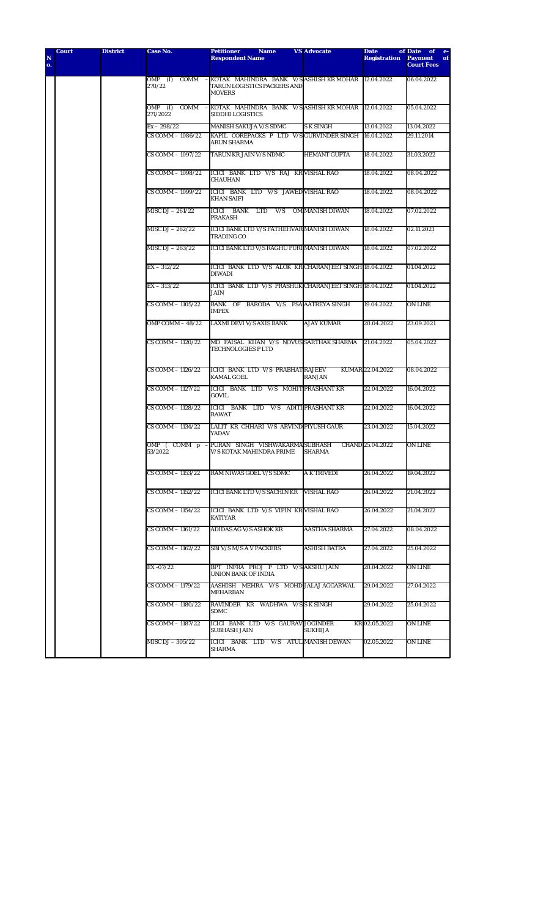| S. No. | Court | District | Case No. | Petitioner Name VS Respondent Name | Advocate | Date of Registration | Date of e-Payment of Court Fees |
|---|---|---|---|---|---|---|---|
| | | | OMP (I) COMM - 270/22 | KOTAK MAHINDRA BANK V/S TARUN LOGISTICS PACKERS AND MOVERS | ASHISH KR MOHAR | 12.04.2022 | 06.04.2022 |
| | | | OMP (I) COMM - 271/2022 | KOTAK MAHINDRA BANK V/S SIDDHI LOGISTICS | ASHISH KR MOHAR | 12.04.2022 | 05.04.2022 |
| | | | Ex – 298/22 | MANISH SAKUJA V/S SDMC | S K SINGH | 13.04.2022 | 13.04.2022 |
| | | | CS COMM – 1086/22 | KAPIL COREPACKS P LTD V/S ARUN SHARMA | GURVINDER SINGH | 16.04.2022 | 29.11.2014 |
| | | | CS COMM – 1097/22 | TARUN KR JAIN V/S NDMC | HEMANT GUPTA | 18.04.2022 | 31.03.2022 |
| | | | CS COMM – 1098/22 | ICICI BANK LTD V/S RAJ KR CHAUHAN | VISHAL RAO | 18.04.2022 | 08.04.2022 |
| | | | CS COMM – 1099/22 | ICICI BANK LTD V/S JAWED KHAN SAIFI | VISHAL RAO | 18.04.2022 | 08.04.2022 |
| | | | MISC DJ – 261/22 | ICICI BANK LTD V/S OM PRAKASH | MANISH DIWAN | 18.04.2022 | 07.02.2022 |
| | | | MISC DJ – 262/22 | ICICI BANK LTD V/S FATHEHVAR TRADING CO | MANISH DIWAN | 18.04.2022 | 02.11.2021 |
| | | | MISC DJ – 263/22 | ICICI BANK LTD V/S RAGHU PURI | MANISH DIWAN | 18.04.2022 | 07.02.2022 |
| | | | EX – 312/22 | ICICI BANK LTD V/S ALOK KR DIWADI | CHARANJEET SINGH | 18.04.2022 | 01.04.2022 |
| | | | EX – 313/22 | ICICI BANK LTD V/S PRASHUK JAIN | CHARANJEET SINGH | 18.04.2022 | 01.04.2022 |
| | | | CS COMM – 1105/22 | BANK OF BARODA V/S PSA IMPEX | AATREYA SINGH | 19.04.2022 | ON LINE |
| | | | OMP COMM – 48/22 | LAXMI DEVI V/S AXIS BANK | AJAY KUMAR | 20.04.2022 | 23.09.2021 |
| | | | CS COMM – 1120/22 | MD FAISAL KHAN V/S NOVUS TECHNOLOGIES P LTD | SARTHAK SHARMA | 21.04.2022 | 05.04.2022 |
| | | | CS COMM – 1126/22 | ICICI BANK LTD V/S PRABHAT KAMAL GOEL | RAJEEV KUMAR RANJAN | 22.04.2022 | 08.04.2022 |
| | | | CS COMM – 1127/22 | ICICI BANK LTD V/S MOHIT GOVIL | PRASHANT KR | 22.04.2022 | 16.04.2022 |
| | | | CS COMM – 1128/22 | ICICI BANK LTD V/S ADITI RAWAT | PRASHANT KR | 22.04.2022 | 16.04.2022 |
| | | | CS COMM – 1134/22 | LALIT KR CHHARI V/S ARVIND YADAV | PIYUSH GAUR | 23.04.2022 | 15.04.2022 |
| | | | OMP ( COMM p - 53/2022 | PURAN SINGH VISHWAKARMA V/S KOTAK MAHINDRA PRIME | SUBHASH CHAND SHARMA | 25.04.2022 | ON LINE |
| | | | CS COMM – 1153/22 | RAM NIWAS GOEL V/S SDMC | A K TRIVEDI | 26.04.2022 | 19.04.2022 |
| | | | CS COMM – 1152/22 | ICICI BANK LTD V/S SACHIN KR | VISHAL RAO | 26.04.2022 | 21.04.2022 |
| | | | CS COMM – 1154/22 | ICICI BANK LTD V/S VIPIN KR KATIYAR | VISHAL RAO | 26.04.2022 | 21.04.2022 |
| | | | CS COMM – 1161/22 | ADIDAS AG V/S ASHOK KR | AASTHA SHARMA | 27.04.2022 | 08.04.2022 |
| | | | CS COMM – 1162/22 | SBI V/S M/S A V PACKERS | ASHISH BATRA | 27.04.2022 | 25.04.2022 |
| | | | EX -07/22 | BPT INFRA PROJ P LTD V/S UNION BANK OF INDIA | AKSHU JAIN | 28.04.2022 | ON LINE |
| | | | CS COMM – 1179/22 | AASHISH MEHRA V/S MOHD MEHARBAN | JALAJ AGGARWAL | 29.04.2022 | 27.04.2022 |
| | | | CS COMM – 1180/22 | RAVINDER KR WADHWA V/S SDMC | S K SINGH | 29.04.2022 | 25.04.2022 |
| | | | CS COMM – 1187/22 | ICICI BANK LTD V/S GAURAV SUBHASH JAIN | JOGINDER KR SUKHIJA | 02.05.2022 | ON LINE |
| | | | MISC DJ – 305/22 | ICICI BANK LTD V/S ATUL SHARMA | MANISH DEWAN | 02.05.2022 | ON LINE |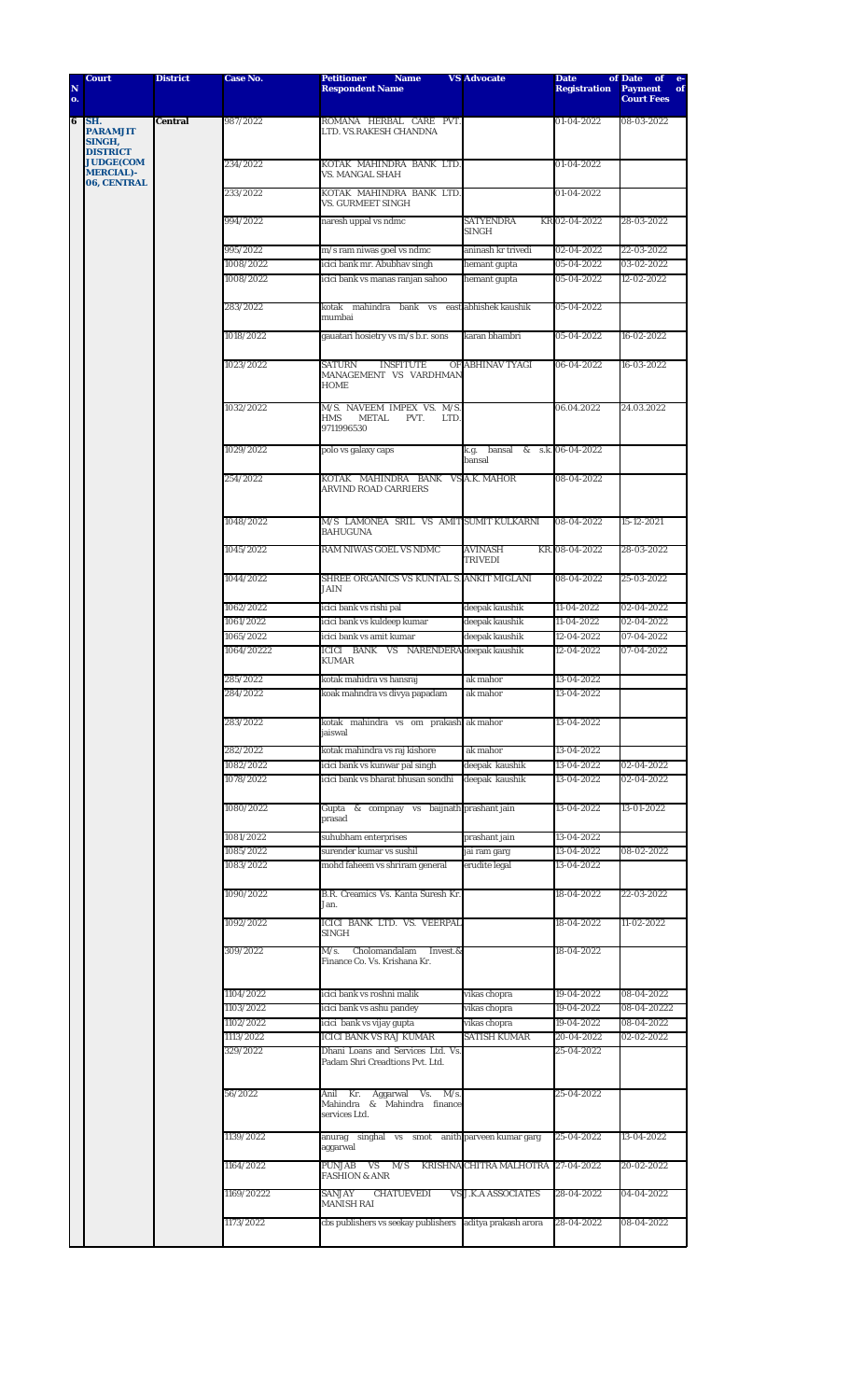| S. No. | Court | District | Case No. | Petitioner Name VS Respondent Name | Advocate | Date of Registration | Date of e-Payment of Court Fees |
|---|---|---|---|---|---|---|---|
| 6 | SH. PARAMJIT SINGH, DISTRICT JUDGE(COMMERCIAL)-06, CENTRAL | Central | 987/2022 | ROMANA HERBAL CARE PVT. LTD. VS.RAKESH CHANDNA | | 01-04-2022 | 08-03-2022 |
| | | | 234/2022 | KOTAK MAHINDRA BANK LTD. VS. MANGAL SHAH | | 01-04-2022 | |
| | | | 233/2022 | KOTAK MAHINDRA BANK LTD. VS. GURMEET SINGH | | 01-04-2022 | |
| | | | 994/2022 | naresh uppal vs ndmc | SATYENDRA KR SINGH | 02-04-2022 | 28-03-2022 |
| | | | 995/2022 | m/s ram niwas goel vs ndmc | aninash kr trivedi | 02-04-2022 | 22-03-2022 |
| | | | 1008/2022 | icici bank mr. Abubhav singh | hemant gupta | 05-04-2022 | 03-02-2022 |
| | | | 1008/2022 | icici bank vs manas ranjan sahoo | hemant gupta | 05-04-2022 | 12-02-2022 |
| | | | 283/2022 | kotak mahindra bank vs east mumbai | abhishek kaushik | 05-04-2022 | |
| | | | 1018/2022 | gauatari hosietry vs m/s b.r. sons | karan bhambri | 05-04-2022 | 16-02-2022 |
| | | | 1023/2022 | SATURN INSFITUTE OF MANAGEMENT VS VARDHMAN HOME | ABHINAV TYAGI | 06-04-2022 | 16-03-2022 |
| | | | 1032/2022 | M/S. NAVEEM IMPEX VS. M/S. HMS METAL PVT. LTD. 9711996530 | | 06.04.2022 | 24.03.2022 |
| | | | 1029/2022 | polo vs galaxy caps | k.g. bansal & s.k. bansal | 06-04-2022 | |
| | | | 254/2022 | KOTAK MAHINDRA BANK VS ARVIND ROAD CARRIERS | A.K. MAHOR | 08-04-2022 | |
| | | | 1048/2022 | M/S LAMONEA SRIL VS AMIT BAHUGUNA | SUMIT KULKARNI | 08-04-2022 | 15-12-2021 |
| | | | 1045/2022 | RAM NIWAS GOEL VS NDMC | AVINASH KR. TRIVEDI | 08-04-2022 | 28-03-2022 |
| | | | 1044/2022 | SHREE ORGANICS VS KUNTAL S. JAIN | ANKIT MIGLANI | 08-04-2022 | 25-03-2022 |
| | | | 1062/2022 | icici bank vs rishi pal | deepak kaushik | 11-04-2022 | 02-04-2022 |
| | | | 1061/2022 | icici bank vs kuldeep kumar | deepak kaushik | 11-04-2022 | 02-04-2022 |
| | | | 1065/2022 | icici bank vs amit kumar | deepak kaushik | 12-04-2022 | 07-04-2022 |
| | | | 1064/20222 | ICICI BANK VS NARENDERA KUMAR | deepak kaushik | 12-04-2022 | 07-04-2022 |
| | | | 285/2022 | kotak mahidra vs hansraj | ak mahor | 13-04-2022 | |
| | | | 284/2022 | koak mahndra vs divya papadam | ak mahor | 13-04-2022 | |
| | | | 283/2022 | kotak mahindra vs om prakash jaiswal | ak mahor | 13-04-2022 | |
| | | | 282/2022 | kotak mahindra vs raj kishore | ak mahor | 13-04-2022 | |
| | | | 1082/2022 | icici bank vs kunwar pal singh | deepak kaushik | 13-04-2022 | 02-04-2022 |
| | | | 1078/2022 | icici bank vs bharat bhusan sondhi | deepak kaushik | 13-04-2022 | 02-04-2022 |
| | | | 1080/2022 | Gupta & compnay vs baijnath prasad | prashant jain | 13-04-2022 | 13-01-2022 |
| | | | 1081/2022 | suhubham enterprises | prashant jain | 13-04-2022 | |
| | | | 1085/2022 | surender kumar vs sushil | jai ram garg | 13-04-2022 | 08-02-2022 |
| | | | 1083/2022 | mohd faheem vs shriram general | erudite legal | 13-04-2022 | |
| | | | 1090/2022 | B.R. Creamics Vs. Kanta Suresh Kr. Jan. | | 18-04-2022 | 22-03-2022 |
| | | | 1092/2022 | ICICI BANK LTD. VS. VEERPAL SINGH | | 18-04-2022 | 11-02-2022 |
| | | | 309/2022 | M/s. Cholomandalam Invest.& Finance Co. Vs. Krishana Kr. | | 18-04-2022 | |
| | | | 1104/2022 | icici bank vs roshni malik | vikas chopra | 19-04-2022 | 08-04-2022 |
| | | | 1103/2022 | icici bank vs ashu pandey | vikas chopra | 19-04-2022 | 08-04-20222 |
| | | | 1102/2022 | icici bank vs vijay gupta | vikas chopra | 19-04-2022 | 08-04-2022 |
| | | | 1113/2022 | ICICI BANK VS RAJ KUMAR | SATISH KUMAR | 20-04-2022 | 02-02-2022 |
| | | | 329/2022 | Dhani Loans and Services Ltd. Vs. Padam Shri Creadtions Pvt. Ltd. | | 25-04-2022 | |
| | | | 56/2022 | Anil Kr. Aggarwal Vs. M/s. Mahindra & Mahindra finance services Ltd. | | 25-04-2022 | |
| | | | 1139/2022 | anurag singhal vs smot anith aggarwal | parveen kumar garg | 25-04-2022 | 13-04-2022 |
| | | | 1164/2022 | PUNJAB VS M/S KRISHNA FASHION & ANR | CHITRA MALHOTRA | 27-04-2022 | 20-02-2022 |
| | | | 1169/20222 | SANJAY CHATUEVEDI VS MANISH RAI | J.K.A ASSOCIATES | 28-04-2022 | 04-04-2022 |
| | | | 1173/2022 | cbs publishers vs seekay publishers | aditya prakash arora | 28-04-2022 | 08-04-2022 |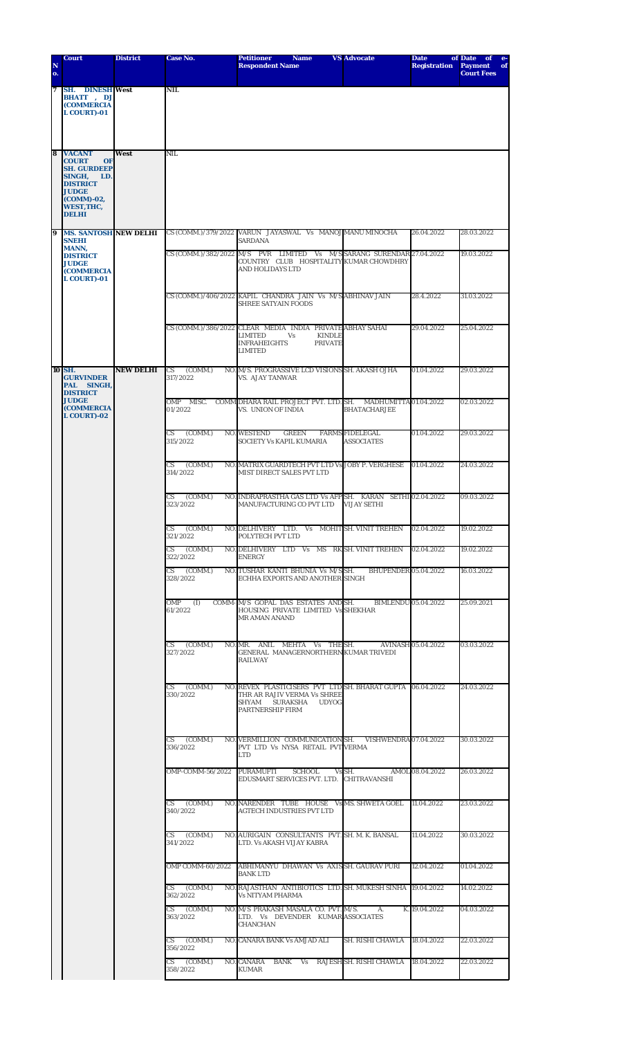| S. No. | Court | District | Case No. | Petitioner Name VS Respondent Name | Advocate | Date of Registration | Date of e-Payment of Court Fees |
|---|---|---|---|---|---|---|---|
| 7 | SH. DINESH BHATT , DJ (COMMERCIAL COURT)-01 | West | NIL | | | | |
| 8 | VACANT COURT OF SH. GURDEEP SINGH, LD. DISTRICT JUDGE (COMM)-02, WEST,THC, DELHI | West | NIL | | | | |
| 9 | MS. SANTOSH SNEHI MANN, DISTRICT JUDGE (COMMERCIAL COURT)-01 | NEW DELHI | CS (COMM.)/379/2022 | VARUN JAYASWAL Vs MANOJ SARDANA | MANU MINOCHA | 26.04.2022 | 28.03.2022 |
| | | | CS (COMM.)/382/2022 | M/S PVR LIMITED Vs M/S COUNTRY CLUB HOSPITALITY AND HOLIDAYS LTD | SARANG SURENDAR KUMAR CHOWDHRY | 27.04.2022 | 19.03.2022 |
| | | | CS (COMM.)/406/2022 | KAPIL CHANDRA JAIN Vs M/S SHREE SATYAIN FOODS | ABHINAV JAIN | 28.4.2022 | 31.03.2022 |
| | | | CS (COMM.)/386/2022 | CLEAR MEDIA INDIA PRIVATE LIMITED Vs KINDLE INFRAHEIGHTS PRIVATE LIMITED | ABHAY SAHAI | 29.04.2022 | 25.04.2022 |
| 10 | SH. GURVINDER PAL SINGH, DISTRICT JUDGE (COMMERCIAL COURT)-02 | NEW DELHI | CS (COMM.) NO. 317/2022 | M/S. PROGRASSIVE LCD VISIONS VS. AJAY TANWAR | SH. AKASH OJHA | 01.04.2022 | 29.03.2022 |
| | | | OMP MISC. COMM 01/2022 | DHARA RAIL PROJECT PVT. LTD. VS. UNION OF INDIA | SH. MADHUMITTA BHATACHARJEE | 01.04.2022 | 02.03.2022 |
| | | | CS (COMM.) NO. 315/2022 | WESTEND GREEN FARMS SOCIETY Vs KAPIL KUMARIA | FIDELEGAL ASSOCIATES | 01.04.2022 | 29.03.2022 |
| | | | CS (COMM.) NO. 314/2022 | MATRIX GUARDTECH PVT LTD Vs MIST DIRECT SALES PVT LTD | JOBY P. VERGHESE | 01.04.2022 | 24.03.2022 |
| | | | CS (COMM.) NO. 323/2022 | INDRAPRASTHA GAS LTD Vs AFP MANUFACTURING CO PVT LTD | SH. KARAN SETHI VIJAY SETHI | 02.04.2022 | 09.03.2022 |
| | | | CS (COMM.) NO. 321/2022 | DELHIVERY LTD. Vs MOHIT POLYTECH PVT LTD | SH. VINIT TREHEN | 02.04.2022 | 19.02.2022 |
| | | | CS (COMM.) NO. 322/2022 | DELHIVERY LTD Vs MS RK ENERGY | SH. VINIT TREHEN | 02.04.2022 | 19.02.2022 |
| | | | CS (COMM.) NO. 328/2022 | TUSHAR KANTI BHUNIA Vs M/S ECHHA EXPORTS AND ANOTHER | SH. BHUPENDER SINGH | 05.04.2022 | 16.03.2022 |
| | | | OMP (I) COMM- 61/2022 | M/S GOPAL DAS ESTATES AND HOUSING PRIVATE LIMITED Vs MR AMAN ANAND | SH. BIMLENDU SHEKHAR | 05.04.2022 | 25.09.2021 |
| | | | CS (COMM.) NO. 327/2022 | MR. ANIL MEHTA Vs THE GENERAL MANAGERNORTHERN RAILWAY | SH. AVINASH KUMAR TRIVEDI | 05.04.2022 | 03.03.2022 |
| | | | CS (COMM.) NO. 330/2022 | REVEX PLASTICISERS PVT LTD THR AR RAJIV VERMA Vs SHREE SHYAM SURAKSHA UDYOG PARTNERSHIP FIRM | SH. BHARAT GUPTA | 06.04.2022 | 24.03.2022 |
| | | | CS (COMM.) NO. 336/2022 | VERMILLION COMMUNICATION PVT LTD Vs NYSA RETAIL PVT LTD | SH. VISHWENDRA VERMA | 07.04.2022 | 30.03.2022 |
| | | | OMP-COMM-56/2022 | PURAMUFTI SCHOOL Vs EDUSMART SERVICES PVT. LTD. | SH. AMOL CHITRAVANSHI | 08.04.2022 | 26.03.2022 |
| | | | CS (COMM.) NO. 340/2022 | NARENDER TUBE HOUSE Vs AGTECH INDUSTRIES PVT LTD | MS. SHWETA GOEL | 11.04.2022 | 23.03.2022 |
| | | | CS (COMM.) NO. 341/2022 | AURIGAIN CONSULTANTS PVT. LTD. Vs AKASH VIJAY KABRA | SH. M. K. BANSAL | 11.04.2022 | 30.03.2022 |
| | | | OMP COMM-60/2022 | ABHIMANYU DHAWAN Vs AXIS BANK LTD | SH. GAURAV PURI | 12.04.2022 | 01.04.2022 |
| | | | CS (COMM.) NO. 362/2022 | RAJASTHAN ANTIBIOTICS LTD. Vs NITYAM PHARMA | SH. MUKESH SINHA | 19.04.2022 | 14.02.2022 |
| | | | CS (COMM.) NO. 363/2022 | M/S PRAKASH MASALA CO. PVT. LTD. Vs DEVENDER KUMAR CHANCHAN | M/S. A. K. ASSOCIATES | 19.04.2022 | 04.03.2022 |
| | | | CS (COMM.) NO. 356/2022 | CANARA BANK Vs AMJAD ALI | SH. RISHI CHAWLA | 18.04.2022 | 22.03.2022 |
| | | | CS (COMM.) NO. 358/2022 | CANARA BANK Vs RAJESH KUMAR | SH. RISHI CHAWLA | 18.04.2022 | 22.03.2022 |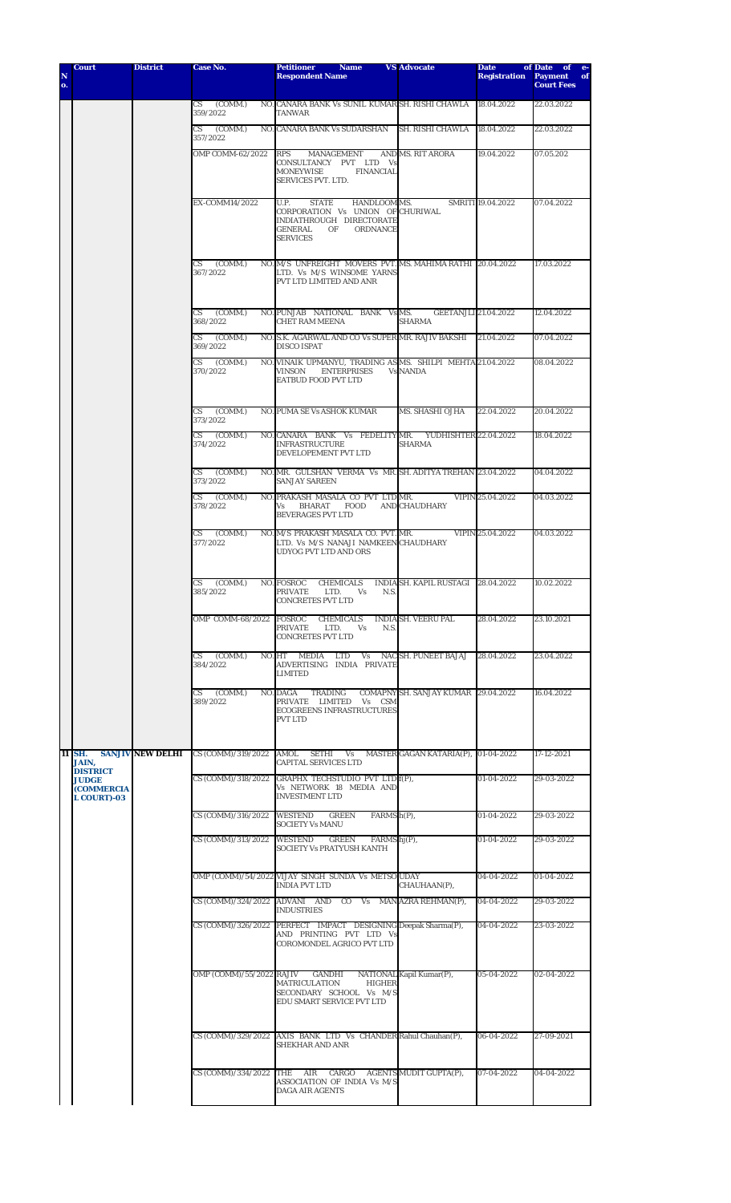| N o. | Court | District | Case No. | Petitioner Name VS Respondent Name | Advocate | Date of Registration | Date of Payment of e-Court Fees |
|---|---|---|---|---|---|---|---|
| | | | CS (COMM.) NO. 359/2022 | CANARA BANK Vs SUNIL KUMAR TANWAR | SH. RISHI CHAWLA | 18.04.2022 | 22.03.2022 |
| | | | CS (COMM.) NO. 357/2022 | CANARA BANK Vs SUDARSHAN | SH. RISHI CHAWLA | 18.04.2022 | 22.03.2022 |
| | | | OMP COMM-62/2022 | RPS MANAGEMENT AND CONSULTANCY PVT LTD Vs MONEYWISE FINANCIAL SERVICES PVT. LTD. | MS. RIT ARORA | 19.04.2022 | 07.05.202 |
| | | | EX-COMM14/2022 | U.P. STATE HANDLOOM CORPORATION Vs UNION OF INDIATHROUGH DIRECTORATE GENERAL OF ORDNANCE SERVICES | MS. SMRITI CHURIWAL | 19.04.2022 | 07.04.2022 |
| | | | CS (COMM.) NO. 367/2022 | M/S UNFREIGHT MOVERS PVT. LTD. Vs M/S WINSOME YARNS PVT LTD LIMITED AND ANR | MS. MAHIMA RATHI | 20.04.2022 | 17.03.2022 |
| | | | CS (COMM.) NO. 368/2022 | PUNJAB NATIONAL BANK Vs CHET RAM MEENA | MS. GEETANJLI SHARMA | 21.04.2022 | 12.04.2022 |
| | | | CS (COMM.) NO. 369/2022 | S.K. AGARWAL AND CO Vs SUPER DISCO ISPAT | MR. RAJIV BAKSHI | 21.04.2022 | 07.04.2022 |
| | | | CS (COMM.) NO. 370/2022 | VINAIK UPMANYU, TRADING AS VINSON ENTERPRISES Vs EATBUD FOOD PVT LTD | MS. SHILPI MEHTA NANDA | 21.04.2022 | 08.04.2022 |
| | | | CS (COMM.) NO. 373/2022 | PUMA SE Vs ASHOK KUMAR | MS. SHASHI OJHA | 22.04.2022 | 20.04.2022 |
| | | | CS (COMM.) NO. 374/2022 | CANARA BANK Vs FEDELITY INFRASTRUCTURE DEVELOPEMENT PVT LTD | MR. YUDHISHTER SHARMA | 22.04.2022 | 18.04.2022 |
| | | | CS (COMM.) NO. 373/2022 | MR. GULSHAN VERMA Vs MR. SANJAY SAREEN | SH. ADITYA TREHAN | 23.04.2022 | 04.04.2022 |
| | | | CS (COMM.) NO. 378/2022 | PRAKASH MASALA CO PVT LTD Vs BHARAT FOOD AND BEVERAGES PVT LTD | MR. VIPIN CHAUDHARY | 25.04.2022 | 04.03.2022 |
| | | | CS (COMM.) NO. 377/2022 | M/S PRAKASH MASALA CO. PVT. LTD. Vs M/S NANAJI NAMKEEN UDYOG PVT LTD AND ORS | MR. VIPIN CHAUDHARY | 25.04.2022 | 04.03.2022 |
| | | | CS (COMM.) NO. 385/2022 | FOSROC CHEMICALS INDIA PRIVATE LTD. Vs N.S. CONCRETES PVT LTD | SH. KAPIL RUSTAGI | 28.04.2022 | 10.02.2022 |
| | | | OMP COMM-68/2022 | FOSROC CHEMICALS INDIA PRIVATE LTD. Vs N.S. CONCRETES PVT LTD | SH. VEERU PAL | 28.04.2022 | 23.10.2021 |
| | | | CS (COMM.) NO. 384/2022 | HT MEDIA LTD Vs NAC ADVERTISING INDIA PRIVATE LIMITED | SH. PUNEET BAJAJ | 28.04.2022 | 23.04.2022 |
| | | | CS (COMM.) NO. 389/2022 | DAGA TRADING COMAPNY PRIVATE LIMITED Vs CSM ECOGREENS INFRASTRUCTURES PVT LTD | SH. SANJAY KUMAR | 29.04.2022 | 16.04.2022 |
| 11 | SH. SANJIV JAIN, DISTRICT JUDGE (COMMERCIAL COURT)-03 | NEW DELHI | CS (COMM)/319/2022 | AMOL SETHI Vs MASTER CAPITAL SERVICES LTD | GAGAN KATARIA(P), | 01-04-2022 | 17-12-2021 |
| | | | CS (COMM)/318/2022 | GRAPHX TECHSTUDIO PVT LTD Vs NETWORK 18 MEDIA AND INVESTMENT LTD | f(P), | 01-04-2022 | 29-03-2022 |
| | | | CS (COMM)/316/2022 | WESTEND GREEN FARMS SOCIETY Vs MANU | h(P), | 01-04-2022 | 29-03-2022 |
| | | | CS (COMM)/313/2022 | WESTEND GREEN FARMS SOCIETY Vs PRATYUSH KANTH | hj(P), | 01-04-2022 | 29-03-2022 |
| | | | OMP (COMM)/54/2022 | VIJAY SINGH SUNDA Vs METSO INDIA PVT LTD | UDAY CHAUHAAN(P), | 04-04-2022 | 01-04-2022 |
| | | | CS (COMM)/324/2022 | ADVANI AND CO Vs MAN INDUSTRIES | AZRA REHMAN(P), | 04-04-2022 | 29-03-2022 |
| | | | CS (COMM)/326/2022 | PERFECT IMPACT DESIGNING AND PRINTING PVT LTD Vs COROMONDEL AGRICO PVT LTD | Deepak Sharma(P), | 04-04-2022 | 23-03-2022 |
| | | | OMP (COMM)/55/2022 | RAJIV GANDHI NATIONAL MATRICULATION HIGHER SECONDARY SCHOOL Vs M/S EDU SMART SERVICE PVT LTD | Kapil Kumar(P), | 05-04-2022 | 02-04-2022 |
| | | | CS (COMM)/329/2022 | AXIS BANK LTD Vs CHANDER SHEKHAR AND ANR | Rahul Chauhan(P), | 06-04-2022 | 27-09-2021 |
| | | | CS (COMM)/334/2022 | THE AIR CARGO AGENTS ASSOCIATION OF INDIA Vs M/S DAGA AIR AGENTS | MUDIT GUPTA(P), | 07-04-2022 | 04-04-2022 |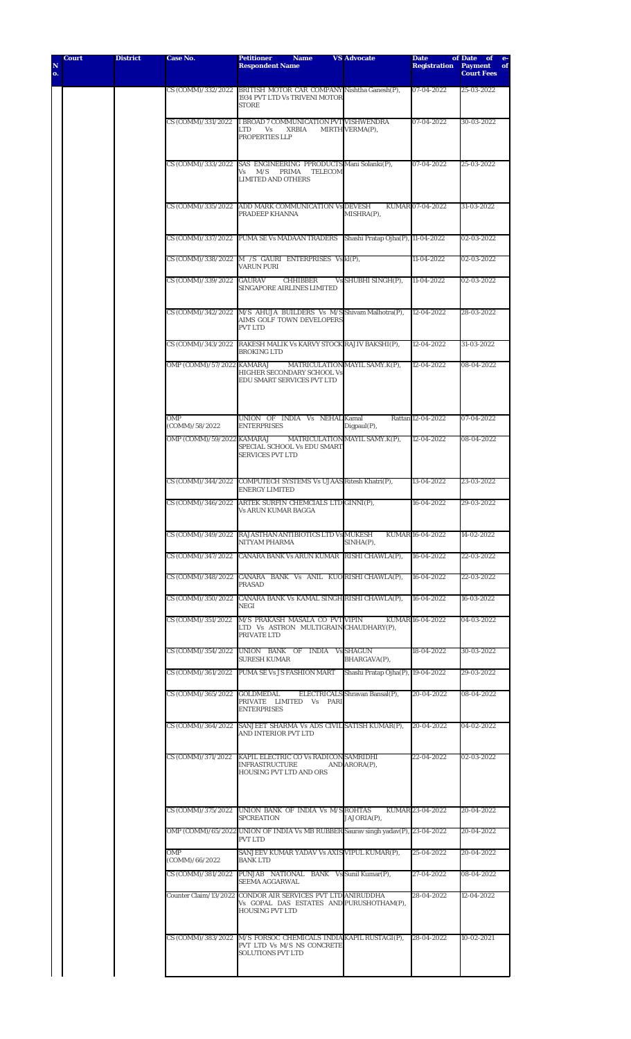| S. No. | Court | District | Case No. | Petitioner Name VS Respondent Name | Advocate | Date of Registration | Date of e-Payment of Court Fees |
|---|---|---|---|---|---|---|---|
| | | | CS (COMM)/332/2022 | BRITISH MOTOR CAR COMPANY 1934 PVT LTD Vs TRIVENI MOTOR STORE | Nishtha Ganesh(P), | 07-04-2022 | 25-03-2022 |
| | | | CS (COMM)/331/2022 | I BROAD 7 COMMUNICATION PVT LTD Vs XRBIA MIRTH PROPERTIES LLP | VISHWENDRA VERMA(P), | 07-04-2022 | 30-03-2022 |
| | | | CS (COMM)/333/2022 | SAS ENGINEERING PPRODUCTS Vs M/S PRIMA TELECOM LIMITED AND OTHERS | Mani Solanki(P), | 07-04-2022 | 25-03-2022 |
| | | | CS (COMM)/335/2022 | ADD MARK COMMUNICATION Vs PRADEEP KHANNA | DEVESH KUMAR MISHRA(P), | 07-04-2022 | 31-03-2022 |
| | | | CS (COMM)/337/2022 | PUMA SE Vs MADAAN TRADERS | Shashi Pratap Ojha(P), | 11-04-2022 | 02-03-2022 |
| | | | CS (COMM)/338/2022 | M /S GAURI ENTERPRISES Vs VARUN PURI | kl(P), | 11-04-2022 | 02-03-2022 |
| | | | CS (COMM)/339/2022 | GAURAV CHHIBBER Vs SINGAPORE AIRLINES LIMITED | SHUBHI SINGH(P), | 11-04-2022 | 02-03-2022 |
| | | | CS (COMM)/342/2022 | M/S AHUJA BUILDERS Vs M/S AIMS GOLF TOWN DEVELOPERS PVT LTD | Shivam Malhotra(P), | 12-04-2022 | 28-03-2022 |
| | | | CS (COMM)/343/2022 | RAKESH MALIK Vs KARVY STOCK BROKING LTD | RAJIV BAKSHI(P), | 12-04-2022 | 31-03-2022 |
| | | | OMP (COMM)/57/2022 | KAMARAJ MATRICULATION HIGHER SECONDARY SCHOOL Vs EDU SMART SERVICES PVT LTD | MAYIL SAMY.K(P), | 12-04-2022 | 08-04-2022 |
| | | | OMP (COMM)/58/2022 | UNION OF INDIA Vs NEHAL ENTERPRISES | Kamal Rattan Digpaul(P), | 12-04-2022 | 07-04-2022 |
| | | | OMP (COMM)/59/2022 | KAMARAJ MATRICULATION SPECIAL SCHOOL Vs EDU SMART SERVICES PVT LTD | MAYIL SAMY.K(P), | 12-04-2022 | 08-04-2022 |
| | | | CS (COMM)/344/2022 | COMPUTECH SYSTEMS Vs UJAAS ENERGY LIMITED | Ritesh Khatri(P), | 13-04-2022 | 23-03-2022 |
| | | | CS (COMM)/346/2022 | ARTEK SURFIN CHEMCIALS LTD Vs ARUN KUMAR BAGGA | GINNI(P), | 16-04-2022 | 29-03-2022 |
| | | | CS (COMM)/349/2022 | RAJASTHAN ANTIBIOTICS LTD Vs NITYAM PHARMA | MUKESH KUMAR SINHA(P), | 16-04-2022 | 14-02-2022 |
| | | | CS (COMM)/347/2022 | CANARA BANK Vs ARUN KUMAR | RISHI CHAWLA(P), | 16-04-2022 | 22-03-2022 |
| | | | CS (COMM)/348/2022 | CANARA BANK Vs ANIL KUOR PRASAD | RISHI CHAWLA(P), | 16-04-2022 | 22-03-2022 |
| | | | CS (COMM)/350/2022 | CANARA BANK Vs KAMAL SINGH NEGI | RISHI CHAWLA(P), | 16-04-2022 | 16-03-2022 |
| | | | CS (COMM)/351/2022 | M/S PRAKASH MASALA CO PVT LTD Vs ASTRON MULTIGRAIN PRIVATE LTD | VIPIN KUMAR CHAUDHARY(P), | 16-04-2022 | 04-03-2022 |
| | | | CS (COMM)/354/2022 | UNION BANK OF INDIA Vs SURESH KUMAR | SHAGUN BHARGAVA(P), | 18-04-2022 | 30-03-2022 |
| | | | CS (COMM)/361/2022 | PUMA SE Vs J S FASHION MART | Shashi Pratap Ojha(P), | 19-04-2022 | 29-03-2022 |
| | | | CS (COMM)/365/2022 | GOLDMEDAL ELECTRICALS PRIVATE LIMITED Vs PARI ENTERPRISES | Shravan Bansal(P), | 20-04-2022 | 08-04-2022 |
| | | | CS (COMM)/364/2022 | SANJEET SHARMA Vs ADS CIVIL AND INTERIOR PVT LTD | SATISH KUMAR(P), | 20-04-2022 | 04-02-2022 |
| | | | CS (COMM)/371/2022 | KAPIL ELECTRIC CO Vs RADICON INFRASTRUCTURE AND HOUSING PVT LTD AND ORS | SAMRIDHI ARORA(P), | 22-04-2022 | 02-03-2022 |
| | | | CS (COMM)/375/2022 | UNION BANK OF INDIA Vs M/S SPCREATION | ROHTAS KUMAR JAJORIA(P), | 23-04-2022 | 20-04-2022 |
| | | | OMP (COMM)/65/2022 | UNION OF INDIA Vs MB RUBBER PVT LTD | Saurav singh yadav(P), | 23-04-2022 | 20-04-2022 |
| | | | OMP (COMM)/66/2022 | SANJEEV KUMAR YADAV Vs AXIS BANK LTD | VIPUL KUMAR(P), | 25-04-2022 | 20-04-2022 |
| | | | CS (COMM)/381/2022 | PUNJAB NATIONAL BANK Vs SEEMA AGGARWAL | Sunil Kumar(P), | 27-04-2022 | 08-04-2022 |
| | | | Counter Claim/13/2022 | CONDOR AIR SERVICES PVT LTD Vs GOPAL DAS ESTATES AND HOUSING PVT LTD | ANIRUDDHA PURUSHOTHAM(P), | 28-04-2022 | 12-04-2022 |
| | | | CS (COMM)/383/2022 | M/S FORSOC CHEMICALS INDIA PVT LTD Vs M/S NS CONCRETE SOLUTIONS PVT LTD | KAPIL RUSTAGI(P), | 28-04-2022 | 10-02-2021 |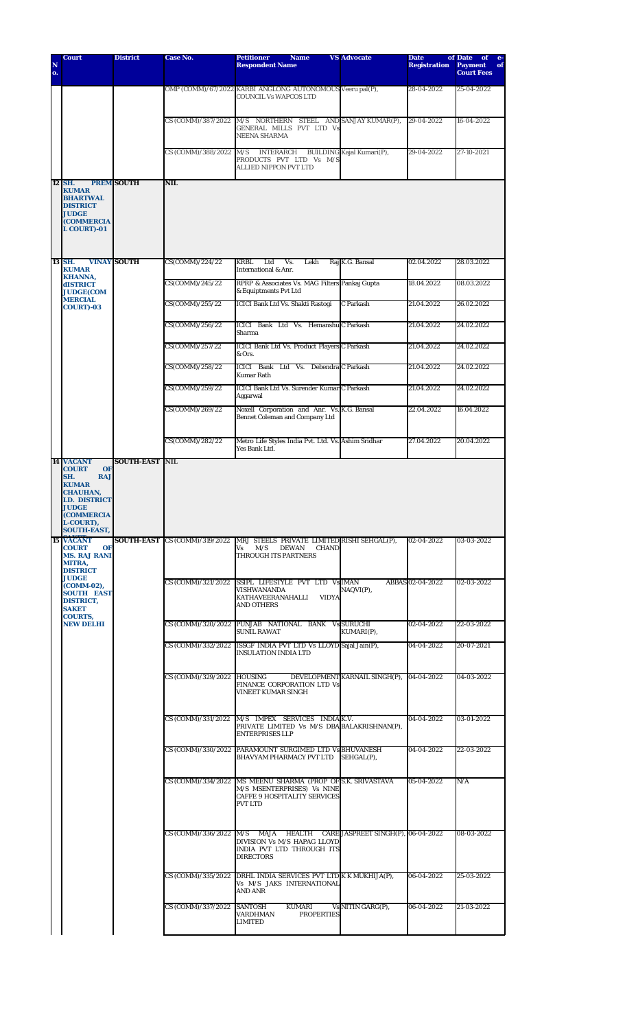| N o. | Court | District | Case No. | Petitioner Name VS Respondent Name | Advocate | Date of Registration | Date of e-Payment of Court Fees |
|---|---|---|---|---|---|---|---|
| | | | OMP (COMM)/67/2022 | KARBI ANGLONG AUTONOMOUS COUNCIL Vs WAPCOS LTD | Veeru pal(P), | 28-04-2022 | 25-04-2022 |
| | | | CS (COMM)/387/2022 | M/S NORTHERN STEEL AND GENERAL MILLS PVT LTD Vs NEENA SHARMA | SANJAY KUMAR(P), | 29-04-2022 | 16-04-2022 |
| | | | CS (COMM)/388/2022 | M/S INTERARCH BUILDING PRODUCTS PVT LTD Vs M/S ALLIED NIPPON PVT LTD | Kajal Kumari(P), | 29-04-2022 | 27-10-2021 |
| 12 | SH. PREM KUMAR BHARTWAL DISTRICT JUDGE (COMMERCIAL COURT)-01 | SOUTH | NIL | | | | |
| 13 | SH. VINAY KUMAR KHANNA, dISTRICT JUDGE(COMMERCIAL COURT)-03 | SOUTH | CS(COMM)/224/22 | KRBL Ltd Vs. Lekh Raj International & Anr. | K.G. Bansal | 02.04.2022 | 28.03.2022 |
| | | | CS(COMM)/245/22 | RPRP & Associates Vs. MAG Filters & Equiptments Pvt Ltd | Pankaj Gupta | 18.04.2022 | 08.03.2022 |
| | | | CS(COMM)/255/22 | ICICI Bank Ltd Vs. Shakti Rastogi | C Parkash | 21.04.2022 | 26.02.2022 |
| | | | CS(COMM)/256/22 | ICICI Bank Ltd Vs. Hemanshu Sharma | C Parkash | 21.04.2022 | 24.02.2022 |
| | | | CS(COMM)/257/22 | ICICI Bank Ltd Vs. Product Players & Ors. | C Parkash | 21.04.2022 | 24.02.2022 |
| | | | CS(COMM)/258/22 | ICICI Bank Ltd Vs. Debendra Kumar Rath | C Parkash | 21.04.2022 | 24.02.2022 |
| | | | CS(COMM)/259/22 | ICICI Bank Ltd Vs. Surender Kumar Aggarwal | C Parkash | 21.04.2022 | 24.02.2022 |
| | | | CS(COMM)/269/22 | Noxell Corporation and Anr. Vs. Bennet Coleman and Company Ltd | K.G. Bansal | 22.04.2022 | 16.04.2022 |
| | | | CS(COMM)/282/22 | Metro Life Styles India Pvt. Ltd. Vs. Yes Bank Ltd. | Ashim Sridhar | 27.04.2022 | 20.04.2022 |
| 14 | VACANT COURT OF SH. RAJ KUMAR CHAUHAN, LD. DISTRICT JUDGE (COMMERCIAL-COURT), SOUTH-EAST, SAKET | SOUTH-EAST | NIL | | | | |
| 15 | VACANT COURT OF MS. RAJ RANI MITRA, DISTRICT JUDGE (COMM-02), SOUTH EAST DISTRICT, SAKET COURTS, NEW DELHI | SOUTH-EAST | CS (COMM)/319/2022 | MRJ STEELS PRIVATE LIMITED Vs M/S DEWAN CHAND THROUGH ITS PARTNERS | RISHI SEHGAL(P), | 02-04-2022 | 03-03-2022 |
| | | | CS (COMM)/321/2022 | SSIPL LIFESTYLE PVT LTD Vs VISHWANANDA KATHAVEERANAHALLI VIDYA AND OTHERS | IMAN ABBAS NAQVI(P), | 02-04-2022 | 02-03-2022 |
| | | | CS (COMM)/320/2022 | PUNJAB NATIONAL BANK Vs SUNIL RAWAT | SURUCHI KUMARI(P), | 02-04-2022 | 22-03-2022 |
| | | | CS (COMM)/332/2022 | ISSGF INDIA PVT LTD Vs LLOYD INSULATION INDIA LTD | Sajal Jain(P), | 04-04-2022 | 20-07-2021 |
| | | | CS (COMM)/329/2022 | HOUSING DEVELOPMENT FINANCE CORPORATION LTD Vs VINEET KUMAR SINGH | KARNAIL SINGH(P), | 04-04-2022 | 04-03-2022 |
| | | | CS (COMM)/331/2022 | M/S IMPEX SERVICES INDIA PRIVATE LIMITED Vs M/S DBA ENTERPRISES LLP | K.V. BALAKRISHNAN(P), | 04-04-2022 | 03-01-2022 |
| | | | CS (COMM)/330/2022 | PARAMOUNT SURGIMED LTD Vs BHAVYAM PHARMACY PVT LTD | BHUVANESH SEHGAL(P), | 04-04-2022 | 22-03-2022 |
| | | | CS (COMM)/334/2022 | MS MEENU SHARMA (PROP OF M/S MSENTERPRISES) Vs NINE CAFFE 9 HOSPITALITY SERVICES PVT LTD | S.K. SRIVASTAVA | 05-04-2022 | N/A |
| | | | CS (COMM)/336/2022 | M/S MAJA HEALTH CARE DIVISION Vs M/S HAPAG LLOYD INDIA PVT LTD THROUGH ITS DIRECTORS | JASPREET SINGH(P), | 06-04-2022 | 08-03-2022 |
| | | | CS (COMM)/335/2022 | DRHL INDIA SERVICES PVT LTD Vs M/S JAKS INTERNATIONAL AND ANR | K K MUKHIJA(P), | 06-04-2022 | 25-03-2022 |
| | | | CS (COMM)/337/2022 | SANTOSH KUMARI Vs VARDHMAN PROPERTIES LIMITED | NITIN GARG(P), | 06-04-2022 | 21-03-2022 |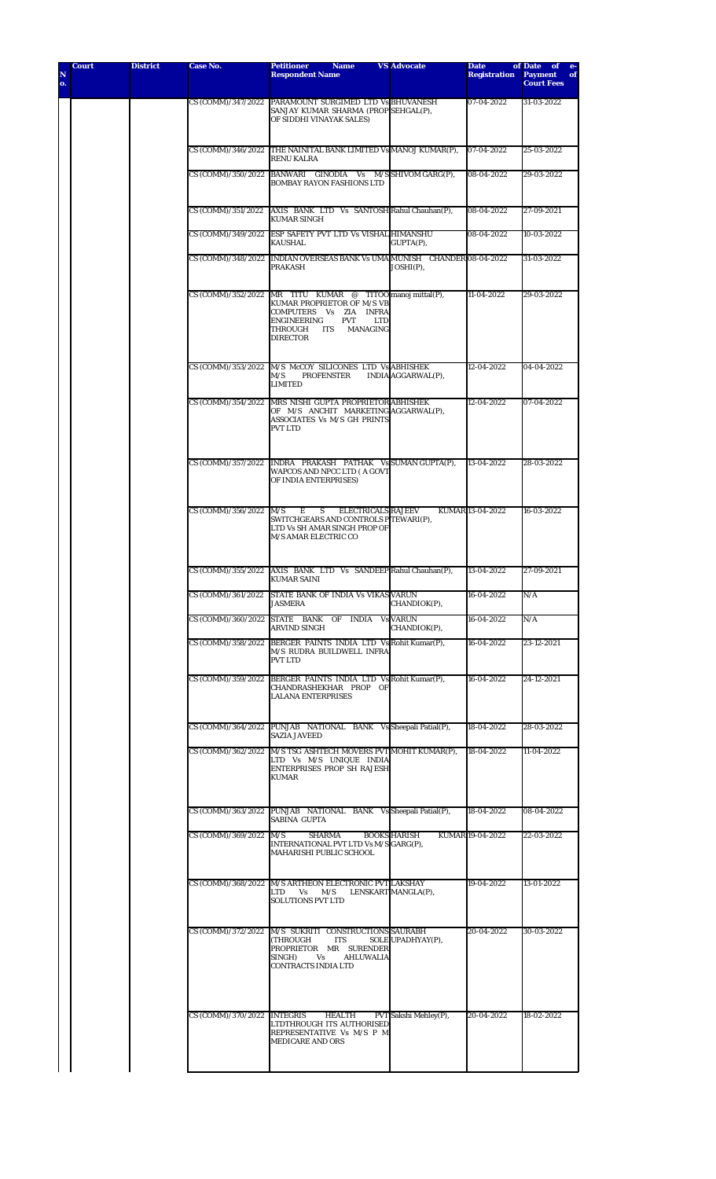| S. No. | Court | District | Case No. | Petitioner Name VS Respondent Name | Advocate | Date of Registration | Date of e-Payment of Court Fees |
|---|---|---|---|---|---|---|---|
| | | | CS (COMM)/347/2022 | PARAMOUNT SURGIMED LTD Vs SANJAY KUMAR SHARMA (PROP OF SIDDHI VINAYAK SALES) | BHUVANESH SEHGAL(P), | 07-04-2022 | 31-03-2022 |
| | | | CS (COMM)/346/2022 | THE NAINITAL BANK LIMITED Vs RENU KALRA | MANOJ KUMAR(P), | 07-04-2022 | 25-03-2022 |
| | | | CS (COMM)/350/2022 | BANWARI GINODIA Vs M/S BOMBAY RAYON FASHIONS LTD | SHIVOM GARG(P), | 08-04-2022 | 29-03-2022 |
| | | | CS (COMM)/351/2022 | AXIS BANK LTD Vs SANTOSH KUMAR SINGH | Rahul Chauhan(P), | 08-04-2022 | 27-09-2021 |
| | | | CS (COMM)/349/2022 | ESP SAFETY PVT LTD Vs VISHAL KAUSHAL | HIMANSHU GUPTA(P), | 08-04-2022 | 10-03-2022 |
| | | | CS (COMM)/348/2022 | INDIAN OVERSEAS BANK Vs UMA PRAKASH | MUNISH CHANDER JOSHI(P), | 08-04-2022 | 31-03-2022 |
| | | | CS (COMM)/352/2022 | MR TITU KUMAR @ TITOO KUMAR PROPRIETOR OF M/S VB COMPUTERS Vs ZIA INFRA ENGINEERING PVT LTD THROUGH ITS MANAGING DIRECTOR | manoj mittal(P), | 11-04-2022 | 29-03-2022 |
| | | | CS (COMM)/353/2022 | M/S McCOY SILICONES LTD Vs M/S PROFENSTER INDIA LIMITED | ABHISHEK AGGARWAL(P), | 12-04-2022 | 04-04-2022 |
| | | | CS (COMM)/354/2022 | MRS NISHI GUPTA PROPRIETOR OF M/S ANCHIT MARKETING ASSOCIATES Vs M/S GH PRINTS PVT LTD | ABHISHEK AGGARWAL(P), | 12-04-2022 | 07-04-2022 |
| | | | CS (COMM)/357/2022 | INDRA PRAKASH PATHAK Vs WAPCOS AND NPCC LTD ( A GOVT OF INDIA ENTERPRISES) | SUMAN GUPTA(P), | 13-04-2022 | 28-03-2022 |
| | | | CS (COMM)/356/2022 | M/S E S ELECTRICALS SWITCHGEARS AND CONTROLS P LTD Vs SH AMAR SINGH PROP OF M/S AMAR ELECTRIC CO | RAJEEV KUMAR TEWARI(P), | 13-04-2022 | 16-03-2022 |
| | | | CS (COMM)/355/2022 | AXIS BANK LTD Vs SANDEEP KUMAR SAINI | Rahul Chauhan(P), | 13-04-2022 | 27-09-2021 |
| | | | CS (COMM)/361/2022 | STATE BANK OF INDIA Vs VIKAS JASMERA | VARUN CHANDIOK(P), | 16-04-2022 | N/A |
| | | | CS (COMM)/360/2022 | STATE BANK OF INDIA Vs ARVIND SINGH | VARUN CHANDIOK(P), | 16-04-2022 | N/A |
| | | | CS (COMM)/358/2022 | BERGER PAINTS INDIA LTD Vs M/S RUDRA BUILDWELL INFRA PVT LTD | Rohit Kumar(P), | 16-04-2022 | 23-12-2021 |
| | | | CS (COMM)/359/2022 | BERGER PAINTS INDIA LTD Vs CHANDRASHEKHAR PROP OF LALANA ENTERPRISES | Rohit Kumar(P), | 16-04-2022 | 24-12-2021 |
| | | | CS (COMM)/364/2022 | PUNJAB NATIONAL BANK Vs SAZIA JAVEED | Sheepali Patial(P), | 18-04-2022 | 28-03-2022 |
| | | | CS (COMM)/362/2022 | M/S TSG ASHTECH MOVERS PVT LTD Vs M/S UNIQUE INDIA ENTERPRISES PROP SH RAJESH KUMAR | MOHIT KUMAR(P), | 18-04-2022 | 11-04-2022 |
| | | | CS (COMM)/363/2022 | PUNJAB NATIONAL BANK Vs SABINA GUPTA | Sheepali Patial(P), | 18-04-2022 | 08-04-2022 |
| | | | CS (COMM)/369/2022 | M/S SHARMA BOOKS INTERNATIONAL PVT LTD Vs M/S MAHARISHI PUBLIC SCHOOL | HARISH KUMAR GARG(P), | 19-04-2022 | 22-03-2022 |
| | | | CS (COMM)/368/2022 | M/S ARTHEON ELECTRONIC PVT LTD Vs M/S LENSKART SOLUTIONS PVT LTD | LAKSHAY MANGLA(P), | 19-04-2022 | 13-01-2022 |
| | | | CS (COMM)/372/2022 | M/S SUKRITI CONSTRUCTIONS (THROUGH ITS SOLE PROPRIETOR MR SURENDER SINGH) Vs AHLUWALIA CONTRACTS INDIA LTD | SAURABH UPADHYAY(P), | 20-04-2022 | 30-03-2022 |
| | | | CS (COMM)/370/2022 | INTEGRIS HEALTH PVT LTDTHROUGH ITS AUTHORISED REPRESENTATIVE Vs M/S P M MEDICARE AND ORS | Sakshi Mehley(P), | 20-04-2022 | 18-02-2022 |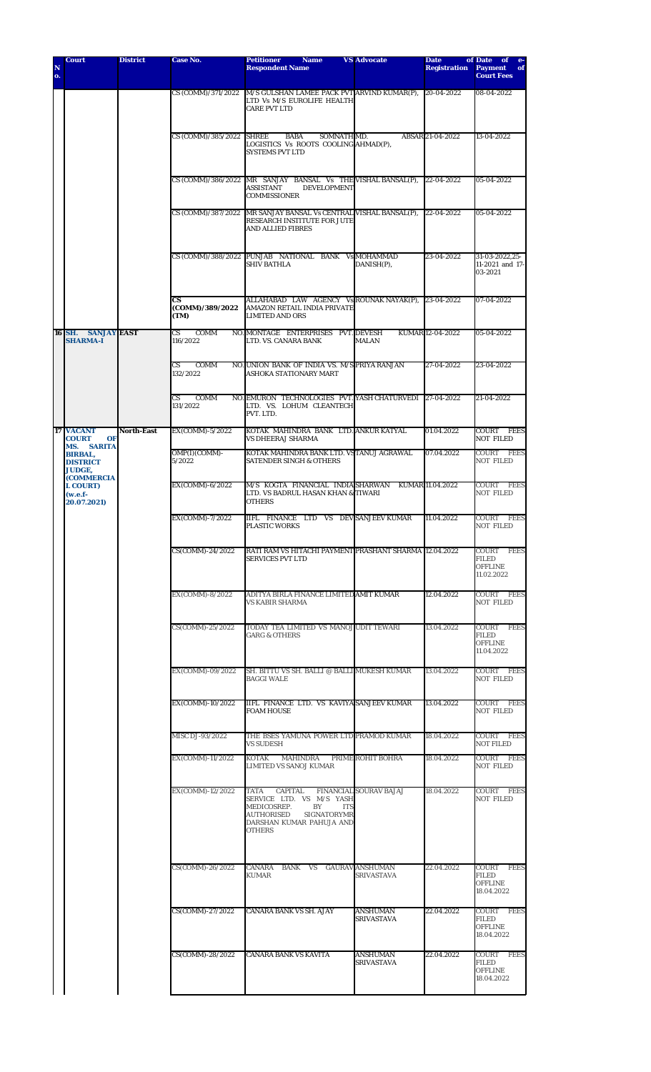| N o. | Court | District | Case No. | Petitioner Name VS Respondent Name | Advocate | Date of Registration | Date of e-Payment of Court Fees |
|---|---|---|---|---|---|---|---|
| | | | CS (COMM)/371/2022 | M/S GULSHAN LAMEE PACK PVT LTD Vs M/S EUROLIFE HEALTH CARE PVT LTD | ARVIND KUMAR(P), | 20-04-2022 | 08-04-2022 |
| | | | CS (COMM)/385/2022 | SHREE BABA SOMNATH LOGISTICS Vs ROOTS COOLING SYSTEMS PVT LTD | MD. ABSAR AHMAD(P), | 21-04-2022 | 13-04-2022 |
| | | | CS (COMM)/386/2022 | MR SANJAY BANSAL Vs THE ASSISTANT DEVELOPMENT COMMISSIONER | VISHAL BANSAL(P), | 22-04-2022 | 05-04-2022 |
| | | | CS (COMM)/387/2022 | MR SANJAY BANSAL Vs CENTRAL RESEARCH INSTITUTE FOR JUTE AND ALLIED FIBRES | VISHAL BANSAL(P), | 22-04-2022 | 05-04-2022 |
| | | | CS (COMM)/388/2022 | PUNJAB NATIONAL BANK Vs SHIV BATHLA | MOHAMMAD DANISH(P), | 23-04-2022 | 31-03-2022,25-11-2021 and 17-03-2021 |
| | | | **CS (COMM)/389/2022 (TM)** | ALLAHABAD LAW AGENCY Vs AMAZON RETAIL INDIA PRIVATE LIMITED AND ORS | ROUNAK NAYAK(P), | 23-04-2022 | 07-04-2022 |
| 16 | **SH. SANJAY SHARMA-I** | **EAST** | CS COMM NO. 116/2022 | MONTAGE ENTERPRISES PVT. LTD. VS. CANARA BANK | DEVESH KUMAR MALAN | 12-04-2022 | 05-04-2022 |
| | | | CS COMM NO. 132/2022 | UNION BANK OF INDIA VS. M/S ASHOKA STATIONARY MART | PRIYA RANJAN | 27-04-2022 | 23-04-2022 |
| | | | CS COMM NO. 131/2022 | EMURON TECHNOLOGIES PVT. LTD. VS. LOHUM CLEANTECH PVT. LTD. | YASH CHATURVEDI | 27-04-2022 | 21-04-2022 |
| 17 | **VACANT COURT OF MS. SARITA BIRBAL, DISTRICT JUDGE, (COMMERCIAL COURT) (w.e.f-20.07.2021)** | **North-East** | EX(COMM)-5/2022 | KOTAK MAHINDRA BANK LTD. VS DHEERAJ SHARMA | ANKUR KATYAL | 01.04.2022 | COURT FEES NOT FILED |
| | | | OMP(I)(COMM)-5/2022 | KOTAK MAHINDRA BANK LTD. VS SATENDER SINGH & OTHERS | TANUJ AGRAWAL | 07.04.2022 | COURT FEES NOT FILED |
| | | | EX(COMM)-6/2022 | M/S KOGTA FINANCIAL INDIA LTD. VS BADRUL HASAN KHAN & OTHERS | SHARWAN KUMAR TIWARI | 11.04.2022 | COURT FEES NOT FILED |
| | | | EX(COMM)-7/2022 | IIFL FINANCE LTD VS DEV PLASTIC WORKS | SANJEEV KUMAR | 11.04.2022 | COURT FEES NOT FILED |
| | | | CS(COMM)-24/2022 | RATI RAM VS HITACHI PAYMENT SERVICES PVT LTD | PRASHANT SHARMA | 12.04.2022 | COURT FEES FILED OFFLINE 11.02.2022 |
| | | | EX(COMM)-8/2022 | ADITYA BIRLA FINANCE LIMITED VS KABIR SHARMA | AMIT KUMAR | 12.04.2022 | COURT FEES NOT FILED |
| | | | CS(COMM)-25/2022 | TODAY TEA LIMITED VS MANOJ GARG & OTHERS | UDIT TEWARI | 13.04.2022 | COURT FEES FILED OFFLINE 11.04.2022 |
| | | | EX(COMM)-09/2022 | SH. BITTU VS SH. BALLI @ BALLI BAGGI WALE | MUKESH KUMAR | 13.04.2022 | COURT FEES NOT FILED |
| | | | EX(COMM)-10/2022 | IIFL FINANCE LTD. VS KAVIYA FOAM HOUSE | SANJEEV KUMAR | 13.04.2022 | COURT FEES NOT FILED |
| | | | MISC DJ -93/2022 | THE BSES YAMUNA POWER LTD VS SUDESH | PRAMOD KUMAR | 18.04.2022 | COURT FEES NOT FILED |
| | | | EX(COMM)-11/2022 | KOTAK MAHINDRA PRIME LIMITED VS SANOJ KUMAR | ROHIT BOHRA | 18.04.2022 | COURT FEES NOT FILED |
| | | | EX(COMM)-12/2022 | TATA CAPITAL FINANCIAL SERVICE LTD. VS M/S YASH MEDICOSREP. BY ITS AUTHORISED SIGNATORYMR DARSHAN KUMAR PAHUJA AND OTHERS | SOURAV BAJAJ | 18.04.2022 | COURT FEES NOT FILED |
| | | | CS(COMM)-26/2022 | CANARA BANK VS GAURAV KUMAR | ANSHUMAN SRIVASTAVA | 22.04.2022 | COURT FEES FILED OFFLINE 18.04.2022 |
| | | | CS(COMM)-27/2022 | CANARA BANK VS SH. AJAY | ANSHUMAN SRIVASTAVA | 22.04.2022 | COURT FEES FILED OFFLINE 18.04.2022 |
| | | | CS(COMM)-28/2022 | CANARA BANK VS KAVITA | ANSHUMAN SRIVASTAVA | 22.04.2022 | COURT FEES FILED OFFLINE 18.04.2022 |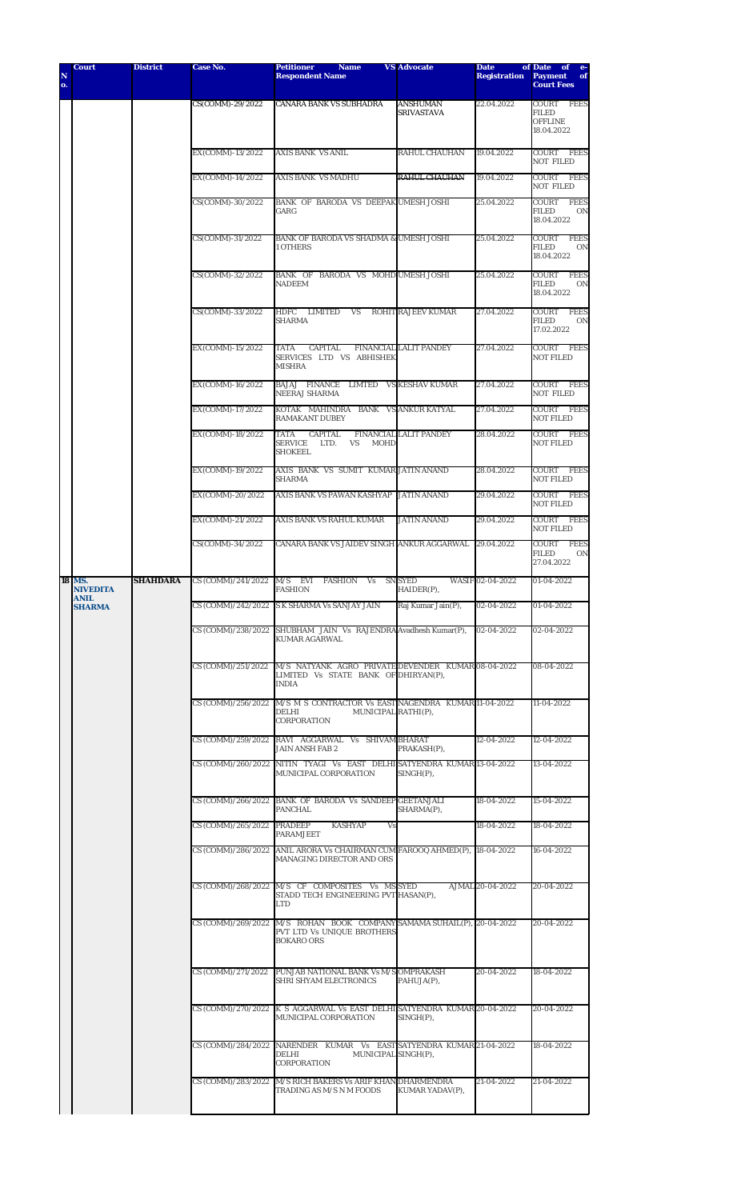| S. No. | Court | District | Case No. | Petitioner VS Respondent Name | Advocate | Date of Registration | Date of e-Payment of Court Fees |
|---|---|---|---|---|---|---|---|
| | | | CS(COMM)-29/2022 | CANARA BANK VS SUBHADRA | ANSHUMAN SRIVASTAVA | 22.04.2022 | COURT FEES FILED OFFLINE 18.04.2022 |
| | | | EX(COMM)-13/2022 | AXIS BANK VS ANIL | RAHUL CHAUHAN | 19.04.2022 | COURT FEES NOT FILED |
| | | | EX(COMM)-14/2022 | AXIS BANK VS MADHU | RAHUL CHAUHAN | 19.04.2022 | COURT FEES NOT FILED |
| | | | CS(COMM)-30/2022 | BANK OF BARODA VS DEEPAK GARG | UMESH JOSHI | 25.04.2022 | COURT FEES FILED ON 18.04.2022 |
| | | | CS(COMM)-31/2022 | BANK OF BARODA VS SHADMA & 1 OTHERS | UMESH JOSHI | 25.04.2022 | COURT FEES FILED ON 18.04.2022 |
| | | | CS(COMM)-32/2022 | BANK OF BARODA VS MOHD NADEEM | UMESH JOSHI | 25.04.2022 | COURT FEES FILED ON 18.04.2022 |
| | | | CS(COMM)-33/2022 | HDFC LIMITED VS ROHIT SHARMA | RAJEEV KUMAR | 27.04.2022 | COURT FEES FILED ON 17.02.2022 |
| | | | EX(COMM)-15/2022 | TATA CAPITAL FINANCIAL SERVICES LTD VS ABHISHEK MISHRA | LALIT PANDEY | 27.04.2022 | COURT FEES NOT FILED |
| | | | EX(COMM)-16/2022 | BAJAJ FINANCE LIMITED VS NEERAJ SHARMA | KESHAV KUMAR | 27.04.2022 | COURT FEES NOT FILED |
| | | | EX(COMM)-17/2022 | KOTAK MAHINDRA BANK VS RAMAKANT DUBEY | ANKUR KATYAL | 27.04.2022 | COURT FEES NOT FILED |
| | | | EX(COMM)-18/2022 | TATA CAPITAL FINANCIAL SERVICE LTD. VS MOHD SHOKEEL | LALIT PANDEY | 28.04.2022 | COURT FEES NOT FILED |
| | | | EX(COMM)-19/2022 | AXIS BANK VS SUMIT KUMAR SHARMA | JATIN ANAND | 28.04.2022 | COURT FEES NOT FILED |
| | | | EX(COMM)-20/2022 | AXIS BANK VS PAWAN KASHYAP | JATIN ANAND | 29.04.2022 | COURT FEES NOT FILED |
| | | | EX(COMM)-21/2022 | AXIS BANK VS RAHUL KUMAR | JATIN ANAND | 29.04.2022 | COURT FEES NOT FILED |
| | | | CS(COMM)-34/2022 | CANARA BANK VS JAIDEV SINGH | ANKUR AGGARWAL | 29.04.2022 | COURT FEES FILED ON 27.04.2022 |
| 18 | MS. NIVEDITA ANIL SHARMA | SHAHDARA | CS (COMM)/241/2022 | M/S EVI FASHION Vs SN FASHION | SYED WASIF HAIDER(P), | 02-04-2022 | 01-04-2022 |
| | | | CS (COMM)/242/2022 | S K SHARMA Vs SANJAY JAIN | Raj Kumar Jain(P), | 02-04-2022 | 01-04-2022 |
| | | | CS (COMM)/238/2022 | SHUBHAM JAIN Vs RAJENDRA KUMAR AGARWAL | Avadhesh Kumar(P), | 02-04-2022 | 02-04-2022 |
| | | | CS (COMM)/251/2022 | M/S NATYANK AGRO PRIVATE LIMITED Vs STATE BANK OF INDIA | DEVENDER KUMAR DHIRYAN(P), | 08-04-2022 | 08-04-2022 |
| | | | CS (COMM)/256/2022 | M/S M S CONTRACTOR Vs EAST DELHI MUNICIPAL CORPORATION | NAGENDRA KUMAR RATHI(P), | 11-04-2022 | 11-04-2022 |
| | | | CS (COMM)/259/2022 | RAVI AGGARWAL Vs SHIVAM JAIN ANSH FAB 2 | BHARAT PRAKASH(P), | 12-04-2022 | 12-04-2022 |
| | | | CS (COMM)/260/2022 | NITIN TYAGI Vs EAST DELHI MUNICIPAL CORPORATION | SATYENDRA KUMAR SINGH(P), | 13-04-2022 | 13-04-2022 |
| | | | CS (COMM)/266/2022 | BANK OF BARODA Vs SANDEEP PANCHAL | GEETANJALI SHARMA(P), | 18-04-2022 | 15-04-2022 |
| | | | CS (COMM)/265/2022 | PRADEEP KASHYAP Vs PARAMJEET | | 18-04-2022 | 18-04-2022 |
| | | | CS (COMM)/286/2022 | ANIL ARORA Vs CHAIRMAN CUM MANAGING DIRECTOR AND ORS | FAROOQ AHMED(P), | 18-04-2022 | 16-04-2022 |
| | | | CS (COMM)/268/2022 | M/S CF COMPOSITES Vs M/S STADD TECH ENGINEERING PVT LTD | SYED AJMAL HASAN(P), | 20-04-2022 | 20-04-2022 |
| | | | CS (COMM)/269/2022 | M/S ROHAN BOOK COMPANY PVT LTD Vs UNIQUE BROTHERS BOKARO ORS | SAMAMA SUHAIL(P), | 20-04-2022 | 20-04-2022 |
| | | | CS (COMM)/271/2022 | PUNJAB NATIONAL BANK Vs M/S SHRI SHYAM ELECTRONICS | OMPRAKASH PAHUJA(P), | 20-04-2022 | 18-04-2022 |
| | | | CS (COMM)/270/2022 | K S AGGARWAL Vs EAST DELHI MUNICIPAL CORPORATION | SATYENDRA KUMAR SINGH(P), | 20-04-2022 | 20-04-2022 |
| | | | CS (COMM)/284/2022 | NARENDER KUMAR Vs EAST DELHI MUNICIPAL CORPORATION | SATYENDRA KUMAR SINGH(P), | 21-04-2022 | 18-04-2022 |
| | | | CS (COMM)/283/2022 | M/S RICH BAKERS Vs ARIF KHAN TRADING AS M/S N M FOODS | DHARMENDRA KUMAR YADAV(P), | 21-04-2022 | 21-04-2022 |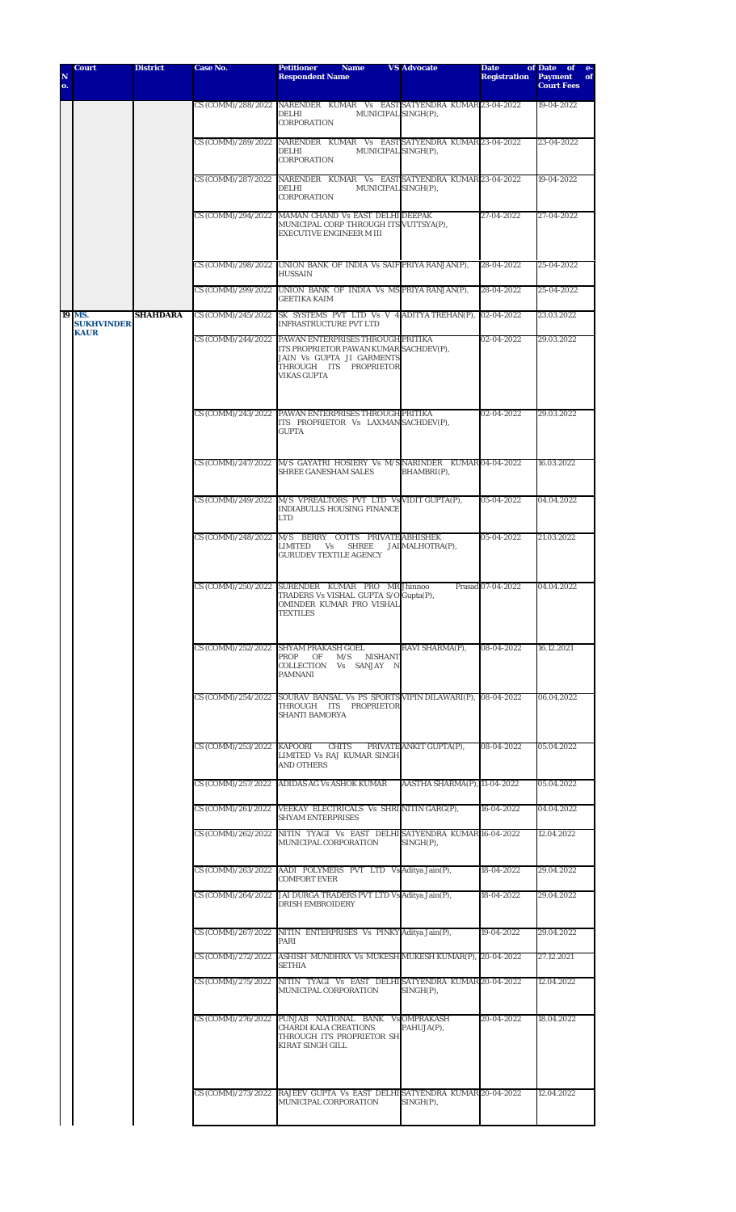| S No. | Court | District | Case No. | Petitioner Name VS Respondent Name | Advocate | Date of Registration | Date of e-Payment of Court Fees |
|---|---|---|---|---|---|---|---|
| | | | CS (COMM)/288/2022 | NARENDER KUMAR Vs EAST DELHI MUNICIPAL CORPORATION | SATYENDRA KUMAR SINGH(P), | 23-04-2022 | 19-04-2022 |
| | | | CS (COMM)/289/2022 | NARENDER KUMAR Vs EAST DELHI MUNICIPAL CORPORATION | SATYENDRA KUMAR SINGH(P), | 23-04-2022 | 23-04-2022 |
| | | | CS (COMM)/287/2022 | NARENDER KUMAR Vs EAST DELHI MUNICIPAL CORPORATION | SATYENDRA KUMAR SINGH(P), | 23-04-2022 | 19-04-2022 |
| | | | CS (COMM)/294/2022 | MAMAN CHAND Vs EAST DELHI MUNICIPAL CORP THROUGH ITS EXECUTIVE ENGINEER M III | DEEPAK VUTTSYA(P), | 27-04-2022 | 27-04-2022 |
| | | | CS (COMM)/298/2022 | UNION BANK OF INDIA Vs SAIF HUSSAIN | PRIYA RANJAN(P), | 28-04-2022 | 25-04-2022 |
| | | | CS (COMM)/299/2022 | UNION BANK OF INDIA Vs MS GEETIKA KAIM | PRIYA RANJAN(P), | 28-04-2022 | 25-04-2022 |
| 19 | MS. SUKHVINDER KAUR | SHAHDARA | CS (COMM)/245/2022 | SK SYSTEMS PVT LTD Vs V 4 INFRASTRUCTURE PVT LTD | ADITYA TREHAN(P), | 02-04-2022 | 23.03.2022 |
| | | | CS (COMM)/244/2022 | PAWAN ENTERPRISES THROUGH ITS PROPRIETOR PAWAN KUMAR JAIN Vs GUPTA JI GARMENTS THROUGH ITS PROPRIETOR VIKAS GUPTA | PRITIKA SACHDEV(P), | 02-04-2022 | 29.03.2022 |
| | | | CS (COMM)/243/2022 | PAWAN ENTERPRISES THROUGH ITS PROPRIETOR Vs LAXMAN GUPTA | PRITIKA SACHDEV(P), | 02-04-2022 | 29.03.2022 |
| | | | CS (COMM)/247/2022 | M/S GAYATRI HOSIERY Vs M/S SHREE GANESHAM SALES | NARINDER KUMAR BHAMBRI(P), | 04-04-2022 | 16.03.2022 |
| | | | CS (COMM)/249/2022 | M/S VPREALTORS PVT LTD Vs INDIABULLS HOUSING FINANCE LTD | VIDIT GUPTA(P), | 05-04-2022 | 04.04.2022 |
| | | | CS (COMM)/248/2022 | M/S BERRY COTTS PRIVATE LIMITED Vs SHREE JAI GURUDEV TEXTILE AGENCY | ABHISHEK MALHOTRA(P), | 05-04-2022 | 21.03.2022 |
| | | | CS (COMM)/250/2022 | SURENDER KUMAR PRO MRJ TRADERS Vs VISHAL GUPTA S/O OMINDER KUMAR PRO VISHAL TEXTILES | Jhinnoo Prasad Gupta(P), | 07-04-2022 | 04.04.2022 |
| | | | CS (COMM)/252/2022 | SHYAM PRAKASH GOEL PROP OF M/S NISHANT COLLECTION Vs SANJAY N PAMNANI | RAVI SHARMA(P), | 08-04-2022 | 16.12.2021 |
| | | | CS (COMM)/254/2022 | SOURAV BANSAL Vs PS SPORTS THROUGH ITS PROPRIETOR SHANTI BAMORYA | VIPIN DILAWARI(P), | 08-04-2022 | 06.04.2022 |
| | | | CS (COMM)/253/2022 | KAPOORI CHITS PRIVATE LIMITED Vs RAJ KUMAR SINGH AND OTHERS | ANKIT GUPTA(P), | 08-04-2022 | 05.04.2022 |
| | | | CS (COMM)/257/2022 | ADIDAS AG Vs ASHOK KUMAR | AASTHA SHARMA(P), | 11-04-2022 | 05.04.2022 |
| | | | CS (COMM)/261/2022 | VEEKAY ELECTRICALS Vs SHRI SHYAM ENTERPRISES | NITIN GARG(P), | 16-04-2022 | 04.04.2022 |
| | | | CS (COMM)/262/2022 | NITIN TYAGI Vs EAST DELHI MUNICIPAL CORPORATION | SATYENDRA KUMAR SINGH(P), | 16-04-2022 | 12.04.2022 |
| | | | CS (COMM)/263/2022 | AADI POLYMERS PVT LTD Vs COMFORT EVER | Aditya Jain(P), | 18-04-2022 | 29.04.2022 |
| | | | CS (COMM)/264/2022 | JAI DURGA TRADERS PVT LTD Vs DRISH EMBROIDERY | Aditya Jain(P), | 18-04-2022 | 29.04.2022 |
| | | | CS (COMM)/267/2022 | NITIN ENTERPRISES Vs PINKY PARI | Aditya Jain(P), | 19-04-2022 | 29.04.2022 |
| | | | CS (COMM)/272/2022 | ASHISH MUNDHRA Vs MUKESH SETHIA | MUKESH KUMAR(P), | 20-04-2022 | 27.12.2021 |
| | | | CS (COMM)/275/2022 | NITIN TYAGI Vs EAST DELHI MUNICIPAL CORPORATION | SATYENDRA KUMAR SINGH(P), | 20-04-2022 | 12.04.2022 |
| | | | CS (COMM)/276/2022 | PUNJAB NATIONAL BANK Vs CHARDI KALA CREATIONS THROUGH ITS PROPRIETOR SH KIRAT SINGH GILL | OMPRAKASH PAHUJA(P), | 20-04-2022 | 18.04.2022 |
| | | | CS (COMM)/273/2022 | RAJEEV GUPTA Vs EAST DELHI MUNICIPAL CORPORATION | SATYENDRA KUMAR SINGH(P), | 20-04-2022 | 12.04.2022 |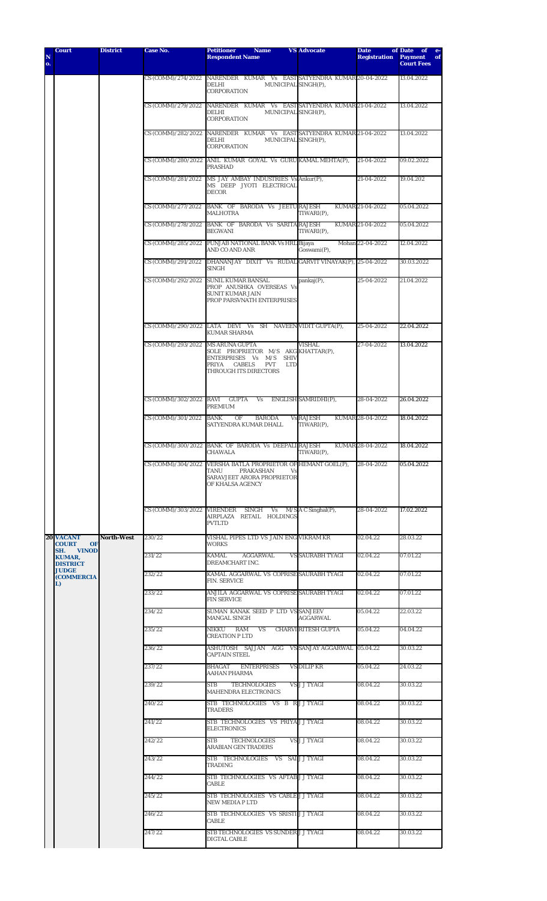| S. No. | Court | District | Case No. | Petitioner Name VS Respondent Name | Advocate | Date of Registration | Date of e-Payment of Court Fees |
|---|---|---|---|---|---|---|---|
| | | | CS (COMM)/274/2022 | NARENDER KUMAR Vs EAST DELHI MUNICIPAL CORPORATION | SATYENDRA KUMAR SINGH(P), | 20-04-2022 | 13.04.2022 |
| | | | CS (COMM)/279/2022 | NARENDER KUMAR Vs EAST DELHI MUNICIPAL CORPORATION | SATYENDRA KUMAR SINGH(P), | 21-04-2022 | 13.04.2022 |
| | | | CS (COMM)/282/2022 | NARENDER KUMAR Vs EAST DELHI MUNICIPAL CORPORATION | SATYENDRA KUMAR SINGH(P), | 21-04-2022 | 13.04.2022 |
| | | | CS (COMM)/280/2022 | ANIL KUMAR GOYAL Vs GURU PRASHAD | KAMAL MEHTA(P), | 21-04-2022 | 09.02.2022 |
| | | | CS (COMM)/281/2022 | MS JAY AMBAY INDUSTRIES Vs MS DEEP JYOTI ELECTRICAL DECOR | Ankur(P), | 21-04-2022 | 19.04.202 |
| | | | CS (COMM)/277/2022 | BANK OF BARODA Vs JEETU MALHOTRA | RAJESH KUMAR TIWARI(P), | 21-04-2022 | 05.04.2022 |
| | | | CS (COMM)/278/2022 | BANK OF BARODA Vs SARITA BEGWANI | RAJESH KUMAR TIWARI(P), | 21-04-2022 | 05.04.2022 |
| | | | CS (COMM)/285/2022 | PUNJAB NATIONAL BANK Vs HRL AND CO AND ANR | Bijaya Mohan Goswami(P), | 22-04-2022 | 12.04.2022 |
| | | | CS (COMM)/291/2022 | DHANANJAY DIXIT Vs RUDAL SINGH | GARVIT VINAYAK(P), | 25-04-2022 | 30.03.2022 |
| | | | CS (COMM)/292/2022 | SUNIL KUMAR BANSAL PROP ANUSHKA OVERSEAS Vs SUNIT KUMAR JAIN PROP PARSVNATH ENTERPRISES | pankaj(P), | 25-04-2022 | 21.04.2022 |
| | | | CS (COMM)/290/2022 | LATA DEVI Vs SH NAVEEN KUMAR SHARMA | VIDIT GUPTA(P), | 25-04-2022 | 22.04.2022 |
| | | | CS (COMM)/293/2022 | MS ARUNA GUPTA SOLE PROPRIETOR M/S AKG ENTERPRISES Vs M/S SHIV PRIYA CABELS PVT LTD THROUGH ITS DIRECTORS | VISHAL KHATTAR(P), | 27-04-2022 | 13.04.2022 |
| | | | CS (COMM)/302/2022 | RAVI GUPTA Vs ENGLISH PREMIUM | SAMRIDHI(P), | 28-04-2022 | 26.04.2022 |
| | | | CS (COMM)/301/2022 | BANK OF BARODA Vs SATYENDRA KUMAR DHALL | RAJESH KUMAR TIWARI(P), | 28-04-2022 | 18.04.2022 |
| | | | CS (COMM)/300/2022 | BANK OF BARODA Vs DEEPALI CHAWALA | RAJESH KUMAR TIWARI(P), | 28-04-2022 | 18.04.2022 |
| | | | CS (COMM)/304/2022 | VERSHA BATLA PROPRIETOR OF TANU PRAKASHAN Vs SARAVJEET ARORA PROPRIETOR OF KHALSA AGENCY | HEMANT GOEL(P), | 28-04-2022 | 05.04.2022 |
| | | | CS (COMM)/303/2022 | VIRENDER SINGH Vs M/S AIRPLAZA RETAIL HOLDINGS PVTLTD | A C Singhal(P), | 28-04-2022 | 17.02.2022 |
| 20 | VACANT COURT OF SH. VINOD KUMAR, DISTRICT JUDGE (COMMERCIAL) | North-West | 230/22 | VISHAL PIPES LTD VS JAIN ENG WORKS | VIKRAM KR | 02.04.22 | 28.03.22 |
| | | | 231/22 | KAMAL AGGARWAL VS DREAMCHART INC. | SAURABH TYAGI | 02.04.22 | 07.01.22 |
| | | | 232/22 | KAMAL AGGARWAL VS COPRISE FIN. SERVICE | SAURABH TYAGI | 02.04.22 | 07.01.22 |
| | | | 233/22 | ANJILA AGGARWAL VS COPRISE FIN SERVICE | SAURABH TYAGI | 02.04.22 | 07.01.22 |
| | | | 234/22 | SUMAN KANAK SEED P LTD VS MANGAL SINGH | SANJEEV AGGARWAL | 05.04.22 | 22.03.22 |
| | | | 235/22 | NIKKU RAM VS CHARVI CREATION P LTD | RITESH GUPTA | 05.04.22 | 04.04.22 |
| | | | 236/22 | ASHUTOSH SAJJAN AGG VS CAPTAIN STEEL | SANJAY AGGARWAL | 05.04.22 | 30.03.22 |
| | | | 237/22 | BHAGAT ENTERPRISES VS AAHAN PHARMA | DILIP KR | 05.04.22 | 24.03.22 |
| | | | 239/22 | STB TECHNOLOGIES VS MAHENDRA ELECTRONICS | J J TYAGI | 08.04.22 | 30.03.22 |
| | | | 240/22 | STB TECHNOLOGIES VS B R TRADERS | J J TYAGI | 08.04.22 | 30.03.22 |
| | | | 241/22 | STB TECHNOLOGIES VS PRIYA ELECTRONICS | J J TYAGI | 08.04.22 | 30.03.22 |
| | | | 242/22 | STB TECHNOLOGIES VS ARABIAN GEN TRADERS | J J TYAGI | 08.04.22 | 30.03.22 |
| | | | 243/22 | STB TECHNOLOGIES VS SAI TRADING | J J TYAGI | 08.04.22 | 30.03.22 |
| | | | 244/22 | STB TECHNOLOGIES VS APTAB CABLE | J J TYAGI | 08.04.22 | 30.03.22 |
| | | | 245/22 | STB TECHNOLOGIES VS CABLE NEW MEDIA P LTD | J J TYAGI | 08.04.22 | 30.03.22 |
| | | | 246/22 | STB TECHNOLOGIES VS SRISTI CABLE | J J TYAGI | 08.04.22 | 30.03.22 |
| | | | 247/22 | STB TECHNOLOGIES VS SUNDER DIGTAL CABLE | J J TYAGI | 08.04.22 | 30.03.22 |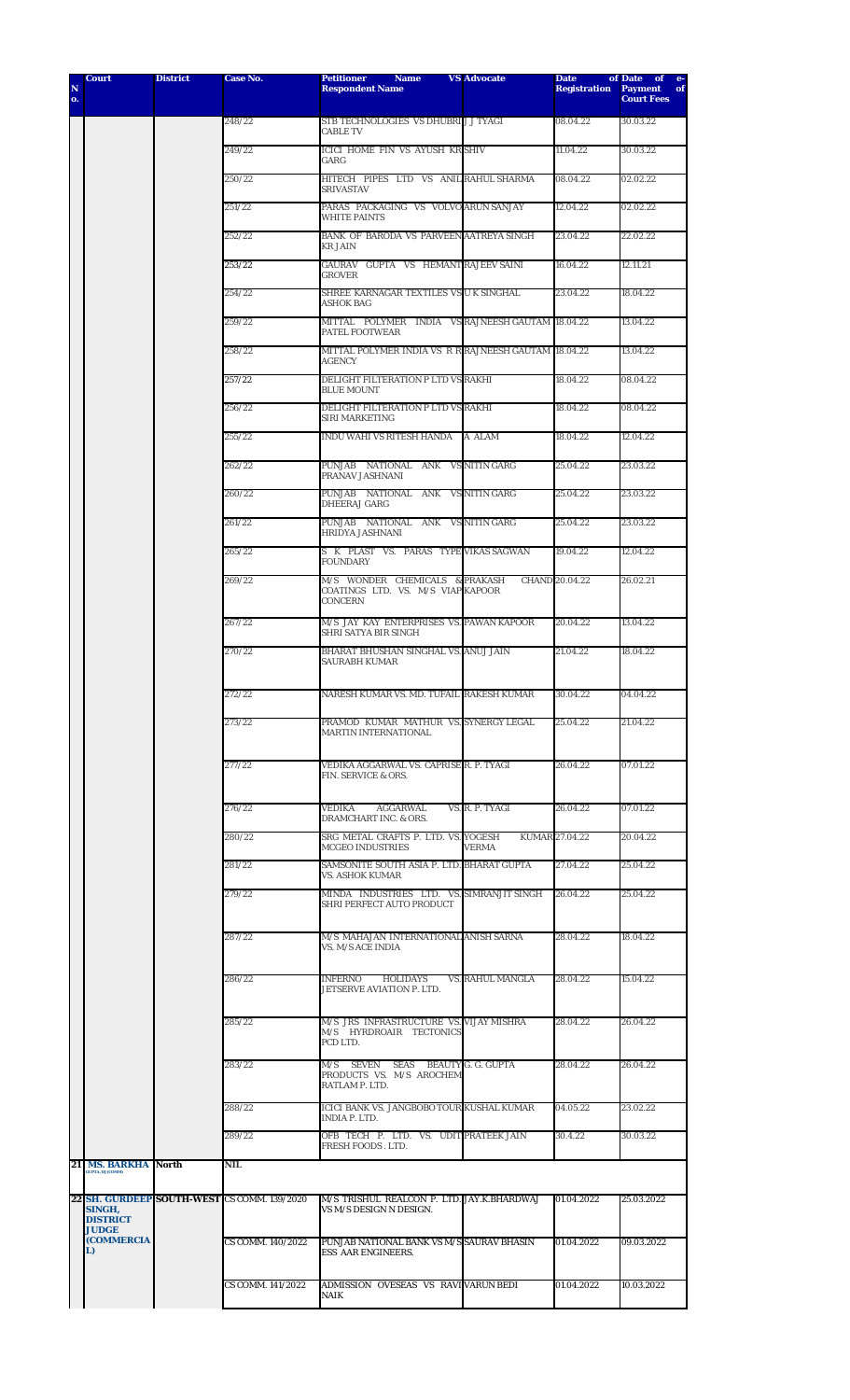| N o. | Court | District | Case No. | Petitioner Name VS Respondent Name | Advocate | Date of Registration | Date of e-Payment of Court Fees |
|---|---|---|---|---|---|---|---|
| | | | 248/22 | STB TECHNOLOGIES VS DHUBRI CABLE TV | J J TYAGI | 08.04.22 | 30.03.22 |
| | | | 249/22 | ICICI HOME FIN VS AYUSH GARG | KR SHIV | 11.04.22 | 30.03.22 |
| | | | 250/22 | HITECH PIPES LTD VS ANIL SRIVASTAV | RAHUL SHARMA | 08.04.22 | 02.02.22 |
| | | | 251/22 | PARAS PACKAGING VS VOLVO WHITE PAINTS | ARUN SANJAY | 12.04.22 | 02.02.22 |
| | | | 252/22 | BANK OF BARODA VS PARVEEN KR JAIN | AATREYA SINGH | 23.04.22 | 22.02.22 |
| | | | 253/22 | GAURAV GUPTA VS HEMANT GROVER | RAJEEV SAINI | 16.04.22 | 12.11.21 |
| | | | 254/22 | SHREE KARNAGAR TEXTILES VS ASHOK BAG | U K SINGHAL | 23.04.22 | 18.04.22 |
| | | | 259/22 | MITTAL POLYMER INDIA VS PATEL FOOTWEAR | RAJNEESH GAUTAM | 18.04.22 | 13.04.22 |
| | | | 258/22 | MITTAL POLYMER INDIA VS R R AGENCY | RAJNEESH GAUTAM | 18.04.22 | 13.04.22 |
| | | | 257/22 | DELIGHT FILTERATION P LTD VS BLUE MOUNT | RAKHI | 18.04.22 | 08.04.22 |
| | | | 256/22 | DELIGHT FILTERATION P LTD VS SIRI MARKETING | RAKHI | 18.04.22 | 08.04.22 |
| | | | 255/22 | INDU WAHI VS RITESH HANDA | A ALAM | 18.04.22 | 12.04.22 |
| | | | 262/22 | PUNJAB NATIONAL ANK VS PRANAV JASHNANI | NITIN GARG | 25.04.22 | 23.03.22 |
| | | | 260/22 | PUNJAB NATIONAL ANK VS DHEERAJ GARG | NITIN GARG | 25.04.22 | 23.03.22 |
| | | | 261/22 | PUNJAB NATIONAL ANK VS HRIDYA JASHNANI | NITIN GARG | 25.04.22 | 23.03.22 |
| | | | 265/22 | S K PLAST VS. PARAS TYPE FOUNDARY | VIKAS SAGWAN | 19.04.22 | 12.04.22 |
| | | | 269/22 | M/S WONDER CHEMICALS & COATINGS LTD. VS. M/S VIAP CONCERN | PRAKASH CHAND KAPOOR | 20.04.22 | 26.02.21 |
| | | | 267/22 | M/S JAY KAY ENTERPRISES VS. SHRI SATYA BIR SINGH | PAWAN KAPOOR | 20.04.22 | 13.04.22 |
| | | | 270/22 | BHARAT BHUSHAN SINGHAL VS. SAURABH KUMAR | ANUJ JAIN | 21.04.22 | 18.04.22 |
| | | | 272/22 | NARESH KUMAR VS. MD. TUFAIL | RAKESH KUMAR | 30.04.22 | 04.04.22 |
| | | | 273/22 | PRAMOD KUMAR MATHUR VS. MARTIN INTERNATIONAL | SYNERGY LEGAL | 25.04.22 | 21.04.22 |
| | | | 277/22 | VEDIKA AGGARWAL VS. CAPRISE FIN. SERVICE & ORS. | R. P. TYAGI | 26.04.22 | 07.01.22 |
| | | | 276/22 | VEDIKA AGGARWAL VS. DRAMCHART INC. & ORS. | R. P. TYAGI | 26.04.22 | 07.01.22 |
| | | | 280/22 | SRG METAL CRAFTS P. LTD. VS. MCGEO INDUSTRIES | YOGESH KUMAR VERMA | 27.04.22 | 20.04.22 |
| | | | 281/22 | SAMSONITE SOUTH ASIA P. LTD. VS. ASHOK KUMAR | BHARAT GUPTA | 27.04.22 | 25.04.22 |
| | | | 279/22 | MINDA INDUSTRIES LTD. VS. SHRI PERFECT AUTO PRODUCT | SIMRANJIT SINGH | 26.04.22 | 25.04.22 |
| | | | 287/22 | M/S MAHAJAN INTERNATIONAL VS. M/S ACE INDIA | ANISH SARNA | 28.04.22 | 18.04.22 |
| | | | 286/22 | INFERNO HOLIDAYS VS. JETSERVE AVIATION P. LTD. | RAHUL MANGLA | 28.04.22 | 15.04.22 |
| | | | 285/22 | M/S JRS INFRASTRUCTURE VS. M/S HYRDROAIR TECTONICS PCD LTD. | VIJAY MISHRA | 28.04.22 | 26.04.22 |
| | | | 283/22 | M/S SEVEN SEAS BEAUTY PRODUCTS VS. M/S AROCHEM RATLAM P. LTD. | G. G. GUPTA | 28.04.22 | 26.04.22 |
| | | | 288/22 | ICICI BANK VS. JANGBOBO TOUR INDIA P. LTD. | KUSHAL KUMAR | 04.05.22 | 23.02.22 |
| | | | 289/22 | OFB TECH P. LTD. VS. UDIT FRESH FOODS . LTD. | PRATEEK JAIN | 30.4.22 | 30.03.22 |
| 21 | MS. BARKHA GUPTA, DJ (COMM) | North | NIL | | | | |
| 22 | SH. GURDEEP SINGH, DISTRICT JUDGE (COMMERCIAL) | SOUTH-WEST | CS COMM. 139/2020 | M/S TRISHUL REALCON P. LTD. VS M/S DESIGN N DESIGN. | JAY.K.BHARDWAJ | 01.04.2022 | 25.03.2022 |
| | | | CS COMM. 140/2022 | PUNJAB NATIONAL BANK VS M/S ESS AAR ENGINEERS. | SAURAV BHASIN | 01.04.2022 | 09.03.2022 |
| | | | CS COMM. 141/2022 | ADMISSION OVESEAS VS RAVI NAIK | VARUN BEDI | 01.04.2022 | 10.03.2022 |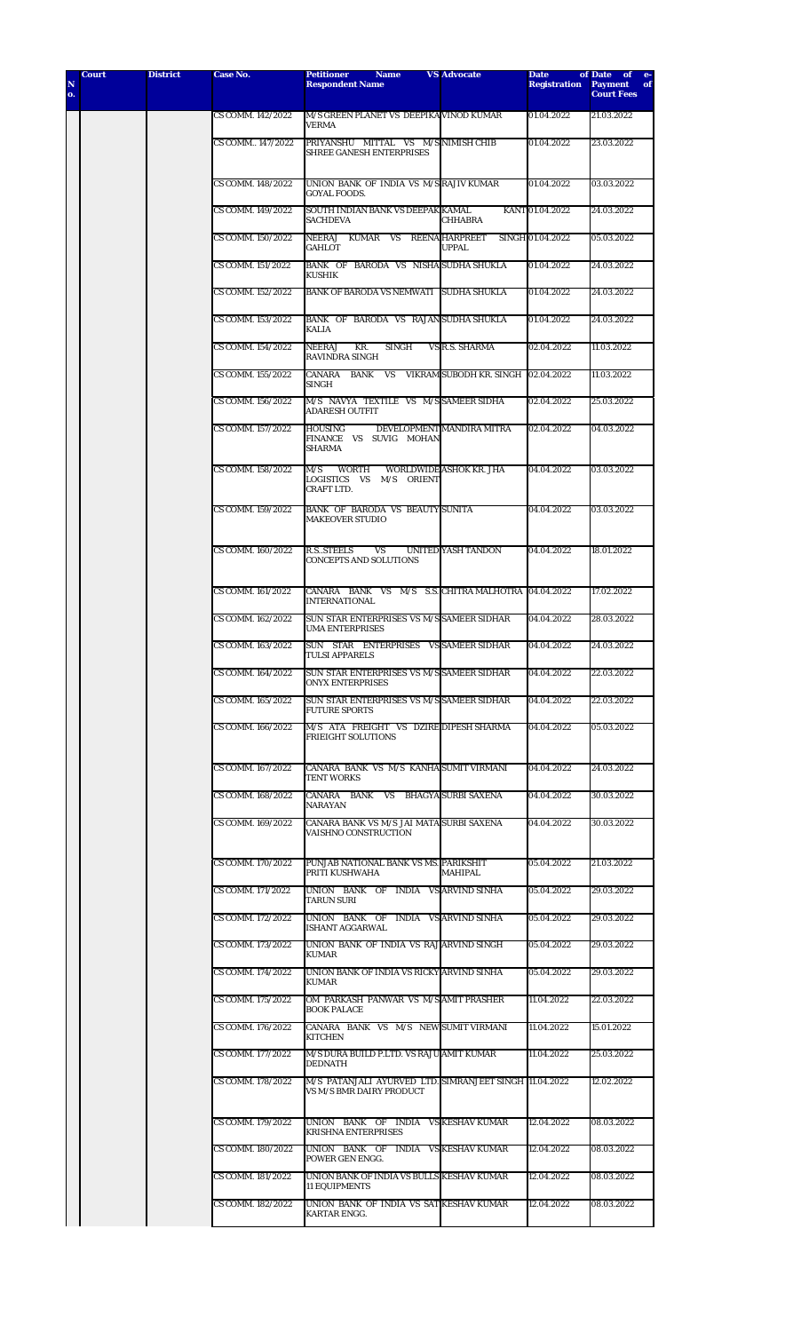| S. No. | Court | District | Case No. | Petitioner Name VS Respondent Name | Advocate | Date of Registration | Date of e-Payment of Court Fees |
|---|---|---|---|---|---|---|---|
| | | | CS COMM. 142/2022 | M/S GREEN PLANET VS DEEPIKA VERMA | VINOD KUMAR | 01.04.2022 | 21.03.2022 |
| | | | CS COMM.. 147/2022 | PRIYANSHU MITTAL VS M/S SHREE GANESH ENTERPRISES | NIMISH CHIB | 01.04.2022 | 23.03.2022 |
| | | | CS COMM. 148/2022 | UNION BANK OF INDIA VS M/S GOYAL FOODS. | RAJIV KUMAR | 01.04.2022 | 03.03.2022 |
| | | | CS COMM. 149/2022 | SOUTH INDIAN BANK VS DEEPAK SACHDEVA | KAMAL KANT CHHABRA | 01.04.2022 | 24.03.2022 |
| | | | CS COMM. 150/2022 | NEERAJ KUMAR VS REENA GAHLOT | HARPREET SINGH UPPAL | 01.04.2022 | 05.03.2022 |
| | | | CS COMM. 151/2022 | BANK OF BARODA VS NISHA KUSHIK | SUDHA SHUKLA | 01.04.2022 | 24.03.2022 |
| | | | CS COMM. 152/2022 | BANK OF BARODA VS NEMWATI | SUDHA SHUKLA | 01.04.2022 | 24.03.2022 |
| | | | CS COMM. 153/2022 | BANK OF BARODA VS RAJAN KALIA | SUDHA SHUKLA | 01.04.2022 | 24.03.2022 |
| | | | CS COMM. 154/2022 | NEERAJ KR. SINGH VS RAVINDRA SINGH | R.S. SHARMA | 02.04.2022 | 11.03.2022 |
| | | | CS COMM. 155/2022 | CANARA BANK VS VIKRAM SINGH | SUBODH KR. SINGH | 02.04.2022 | 11.03.2022 |
| | | | CS COMM. 156/2022 | M/S NAVYA TEXTILE VS M/S ADARESH OUTFIT | SAMEER SIDHA | 02.04.2022 | 25.03.2022 |
| | | | CS COMM. 157/2022 | HOUSING DEVELOPMENT FINANCE VS SUVIG MOHAN SHARMA | MANDIRA MITRA | 02.04.2022 | 04.03.2022 |
| | | | CS COMM. 158/2022 | M/S WORTH WORLDWIDE LOGISTICS VS M/S ORIENT CRAFT LTD. | ASHOK KR. JHA | 04.04.2022 | 03.03.2022 |
| | | | CS COMM. 159/2022 | BANK OF BARODA VS BEAUTY MAKEOVER STUDIO | SUNITA | 04.04.2022 | 03.03.2022 |
| | | | CS COMM. 160/2022 | R.S..STEELS VS UNITED CONCEPTS AND SOLUTIONS | YASH TANDON | 04.04.2022 | 18.01.2022 |
| | | | CS COMM. 161/2022 | CANARA BANK VS M/S S.S. INTERNATIONAL | CHITRA MALHOTRA | 04.04.2022 | 17.02.2022 |
| | | | CS COMM. 162/2022 | SUN STAR ENTERPRISES VS M/S UMA ENTERPRISES | SAMEER SIDHAR | 04.04.2022 | 28.03.2022 |
| | | | CS COMM. 163/2022 | SUN STAR ENTERPRISES VS TULSI APPARELS | SAMEER SIDHAR | 04.04.2022 | 24.03.2022 |
| | | | CS COMM. 164/2022 | SUN STAR ENTERPRISES VS M/S ONYX ENTERPRISES | SAMEER SIDHAR | 04.04.2022 | 22.03.2022 |
| | | | CS COMM. 165/2022 | SUN STAR ENTERPRISES VS M/S FUTURE SPORTS | SAMEER SIDHAR | 04.04.2022 | 22.03.2022 |
| | | | CS COMM. 166/2022 | M/S ATA FREIGHT VS DZIRE FRIEIGHT SOLUTIONS | DIPESH SHARMA | 04.04.2022 | 05.03.2022 |
| | | | CS COMM. 167/2022 | CANARA BANK VS M/S KANHA TENT WORKS | SUMIT VIRMANI | 04.04.2022 | 24.03.2022 |
| | | | CS COMM. 168/2022 | CANARA BANK VS BHAGYA NARAYAN | SURBI SAXENA | 04.04.2022 | 30.03.2022 |
| | | | CS COMM. 169/2022 | CANARA BANK VS M/S JAI MATA VAISHNO CONSTRUCTION | SURBI SAXENA | 04.04.2022 | 30.03.2022 |
| | | | CS COMM. 170/2022 | PUNJAB NATIONAL BANK VS MS. PRITI KUSHWAHA | PARIKSHIT MAHIPAL | 05.04.2022 | 21.03.2022 |
| | | | CS COMM. 171/2022 | UNION BANK OF INDIA VS TARUN SURI | ARVIND SINHA | 05.04.2022 | 29.03.2022 |
| | | | CS COMM. 172/2022 | UNION BANK OF INDIA VS ISHANT AGGARWAL | ARVIND SINHA | 05.04.2022 | 29.03.2022 |
| | | | CS COMM. 173/2022 | UNION BANK OF INDIA VS RAJ KUMAR | ARVIND SINGH | 05.04.2022 | 29.03.2022 |
| | | | CS COMM. 174/2022 | UNION BANK OF INDIA VS RICKY KUMAR | ARVIND SINHA | 05.04.2022 | 29.03.2022 |
| | | | CS COMM. 175/2022 | OM PARKASH PANWAR VS M/S BOOK PALACE | AMIT PRASHER | 11.04.2022 | 22.03.2022 |
| | | | CS COMM. 176/2022 | CANARA BANK VS M/S NEW KITCHEN | SUMIT VIRMANI | 11.04.2022 | 15.01.2022 |
| | | | CS COMM. 177/2022 | M/S DURA BUILD P.LTD. VS RAJU DEDNATH | AMIT KUMAR | 11.04.2022 | 25.03.2022 |
| | | | CS COMM. 178/2022 | M/S PATANJALI AYURVED LTD. VS M/S BMR DAIRY PRODUCT | SIMRANJEET SINGH | 11.04.2022 | 12.02.2022 |
| | | | CS COMM. 179/2022 | UNION BANK OF INDIA VS KRISHNA ENTERPRISES | KESHAV KUMAR | 12.04.2022 | 08.03.2022 |
| | | | CS COMM. 180/2022 | UNION BANK OF INDIA VS POWER GEN ENGG. | KESHAV KUMAR | 12.04.2022 | 08.03.2022 |
| | | | CS COMM. 181/2022 | UNION BANK OF INDIA VS BULLS 11 EQUIPMENTS | KESHAV KUMAR | 12.04.2022 | 08.03.2022 |
| | | | CS COMM. 182/2022 | UNION BANK OF INDIA VS SAT KARTAR ENGG. | KESHAV KUMAR | 12.04.2022 | 08.03.2022 |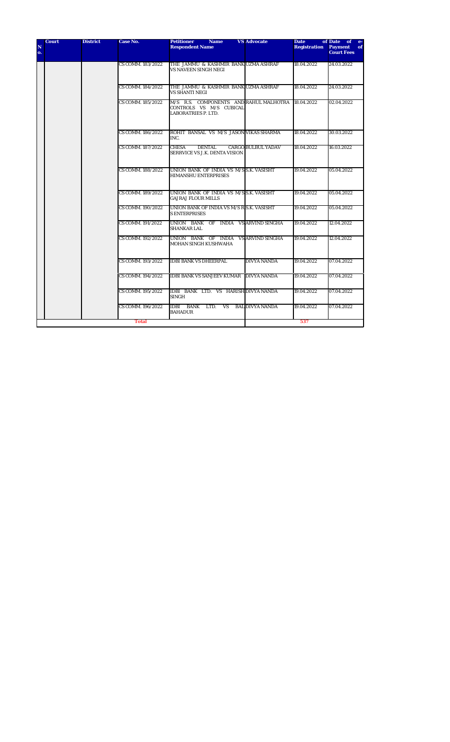| S. No. | Court | District | Case No. | Petitioner Name VS Respondent Name | Advocate | Date of Registration | Date of e-Payment of Court Fees |
|---|---|---|---|---|---|---|---|
| | | | CS COMM. 183/2022 | THE JAMMU & KASHMIR BANK VS NAVEEN SINGH NEGI | UZMA ASHRAF | 18.04.2022 | 24.03.2022 |
| | | | CS COMM. 184/2022 | THE JAMMU & KASHMIR BANK VS SHANTI NEGI | UZMA ASHRAF | 18.04.2022 | 24.03.2022 |
| | | | CS COMM. 185/2022 | M/S R.S. COMPONENTS AND CONTROLS VS M/S CUBICAL LABORATRIES P. LTD. | RAHUL MALHOTRA | 18.04.2022 | 02.04.2022 |
| | | | CS COMM. 186/2022 | ROHIT BANSAL VS M/S JASON INC. | VIKAS SHARMA | 18.04.2022 | 30.03.2022 |
| | | | CS COMM. 187/2022 | CHESA DENTAL CARGO SERRVICE VS J.K. DENTA VISION | BULBUL YADAV | 18.04.2022 | 16.03.2022 |
| | | | CS COMM. 188/2022 | UNION BANK OF INDIA VS M/S HIMANSHU ENTERPRISES | S.K. VASISHT | 19.04.2022 | 05.04.2022 |
| | | | CS COMM. 189/2022 | UNION BANK OF INDIA VS M/S GAJRAJ FLOUR MILLS | S.K. VASISHT | 19.04.2022 | 05.04.2022 |
| | | | CS COMM. 190/2022 | UNION BANK OF INDIA VS M/S R S ENTERPRISES | S.K. VASISHT | 19.04.2022 | 05.04.2022 |
| | | | CS COMM. 191/2022 | UNION BANK OF INDIA VS SHANKAR LAL | ARVIND SINGHA | 19.04.2022 | 12.04.2022 |
| | | | CS COMM. 192/2022 | UNION BANK OF INDIA VS MOHAN SINGH KUSHWAHA | ARVIND SINGHA | 19.04.2022 | 12.04.2022 |
| | | | CS COMM. 193/2022 | IDBI BANK VS DHEERPAL | DIVYA NANDA | 19.04.2022 | 07.04.2022 |
| | | | CS COMM. 194/2022 | IDBI BANK VS SANJEEV KUMAR | DIVYA NANDA | 19.04.2022 | 07.04.2022 |
| | | | CS COMM. 195/2022 | IDBI BANK LTD. VS HARISH SINGH | DIVYA NANDA | 19.04.2022 | 07.04.2022 |
| | | | CS COMM. 196/2022 | IDBI BANK LTD. VS BAL BAHADUR | DIVYA NANDA | 19.04.2022 | 07.04.2022 |
| | | | **Total** | | | **537** | |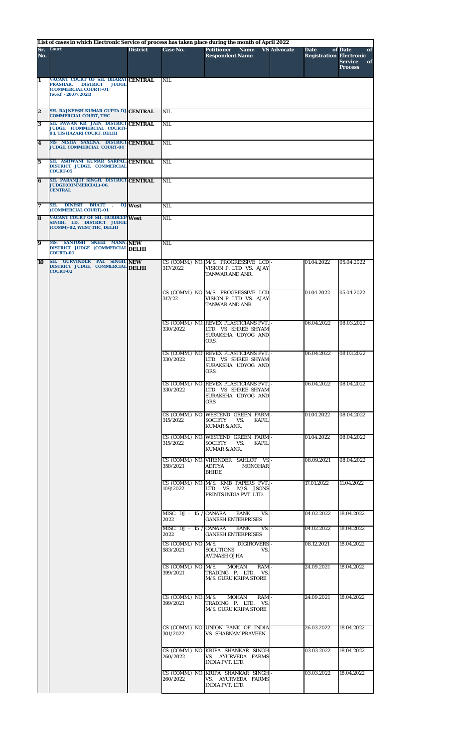**List of cases in which Electronic Service of process has taken place during the month of April 2022**

| Sr. No. | Court | District | Case No. | Petitioner Name VS Respondent Name | Advocate | Date of Registration | Date of Electronic Service of Process |
|---|---|---|---|---|---|---|---|
| 1 | VACANT COURT OF SH. BHARAT PRASHAR, DISTRICT JUDGE (COMMERCIAL COURT)-01 (w.e.f - 20.07.2021) | CENTRAL | NIL | | | | |
| 2 | SH. RAJNEESH KUMAR GUPTA DJ COMMERCIAL COURT, THC | CENTRAL | NIL | | | | |
| 3 | SH. PAWAN KR. JAIN, DISTRICT JUDGE, (COMMERCIAL COURT)-03, TIS HAZARI COURT, DELHI | CENTRAL | NIL | | | | |
| 4 | MS NISHA SAXENA, DISTRICT JUDGE, COMMERCIAL COURT-04 | CENTRAL | NIL | | | | |
| 5 | SH. ASHWANI KUMAR SARPAL, DISTRICT JUDGE, COMMERCIAL COURT-05 | CENTRAL | NIL | | | | |
| 6 | SH. PARAMJIT SINGH, DISTRICT JUDGE(COMMERCIAL)-06, CENTRAL | CENTRAL | NIL | | | | |
| 7 | SH. DINESH BHATT , DJ (COMMERCIAL COURT)-01 | West | NIL | | | | |
| 8 | VACANT COURT OF SH. GURDEEP SINGH, LD. DISTRICT JUDGE (COMM)-02, WEST,THC, DELHI | West | NIL | | | | |
| 9 | MS. SANTOSH SNEHI MANN, DISTRICT JUDGE (COMMERCIAL COURT)-01 | NEW DELHI | NIL | | | | |
| 10 | SH. GURVINDER PAL SINGH, DISTRICT JUDGE, COMMERCIAL COURT-02 | NEW DELHI | CS (COMM.) NO. 317/2022 | M/S. PROGRESSIVE LCD VISION P. LTD VS. AJAY TANWAR AND ANR. | - | 01.04.2022 | 05.04.2022 |
| | | | CS (COMM.) NO. 317/22 | M/S. PROGRESSIVE LCD VISION P. LTD VS. AJAY TANWAR AND ANR. | - | 01.04.2022 | 05.04.2022 |
| | | | CS (COMM.) NO. 330/2022 | REVEX PLASTICIANS PVT. LTD. VS SHREE SHYAM SURAKSHA UDYOG AND ORS. | - | 06.04.2022 | 08.03.2022 |
| | | | CS (COMM.) NO. 330/2022 | REVEX PLASTICIANS PVT. LTD. VS SHREE SHYAM SURAKSHA UDYOG AND ORS. | - | 06.04.2022 | 08.03.2022 |
| | | | CS (COMM.) NO. 330/2022 | REVEX PLASTICIANS PVT. LTD. VS SHREE SHYAM SURAKSHA UDYOG AND ORS. | - | 06.04.2022 | 08.04.2022 |
| | | | CS (COMM.) NO. 315/2022 | WESTEND GREEN FARM SOCIETY VS. KAPIL KUMAR & ANR. | - | 01.04.2022 | 08.04.2022 |
| | | | CS (COMM.) NO. 315/2022 | WESTEND GREEN FARM SOCIETY VS. KAPIL KUMAR & ANR. | - | 01.04.2022 | 08.04.2022 |
| | | | CS (COMM.) NO. 358/2021 | VIRENDER SAHLOT VS ADITYA MONOHAR BHIDE | - | 08.09.2021 | 08.04.2022 |
| | | | CS (COMM.) NO. 109/2022 | M/S. KMB PAPERS PVT. LTD. VS. M/S. JSONS PRINTS INDIA PVT. LTD. | - | 17.01.2022 | 11.04.2022 |
| | | | MISC. DJ – 15 / 2022 | CANARA BANK VS. GANESH ENTERPRISES | - | 04.02.2022 | 18.04.2022 |
| | | | MISC. DJ – 15 / 2022 | CANARA BANK VS. GANESH ENTERPRISES | - | 04.02.2022 | 18.04.2022 |
| | | | CS (COMM.) NO. 583/2021 | M/S. DIGIROVERS SOLUTIONS VS. AVINASH OJHA | - | 08.12.2021 | 18.04.2022 |
| | | | CS (COMM.) NO. 399/2021 | M/S. MOHAN RAM TRADING P. LTD. VS. M/S. GURU KRIPA STORE | - | 24.09.2021 | 18.04.2022 |
| | | | CS (COMM.) NO. 399/2021 | M/S. MOHAN RAM TRADING P. LTD. VS. M/S. GURU KRIPA STORE | - | 24.09.2021 | 18.04.2022 |
| | | | CS (COMM.) NO. 301/2022 | UNION BANK OF INDIA VS. SHABNAM PRAVEEN | - | 26.03.2022 | 18.04.2022 |
| | | | CS (COMM.) NO. 260/2022 | KRIPA SHANKAR SINGH VS. AYURVEDA FARMS INDIA PVT. LTD. | - | 03.03.2022 | 18.04.2022 |
| | | | CS (COMM.) NO. 260/2022 | KRIPA SHANKAR SINGH VS. AYURVEDA FARMS INDIA PVT. LTD. | - | 03.03.2022 | 18.04.2022 |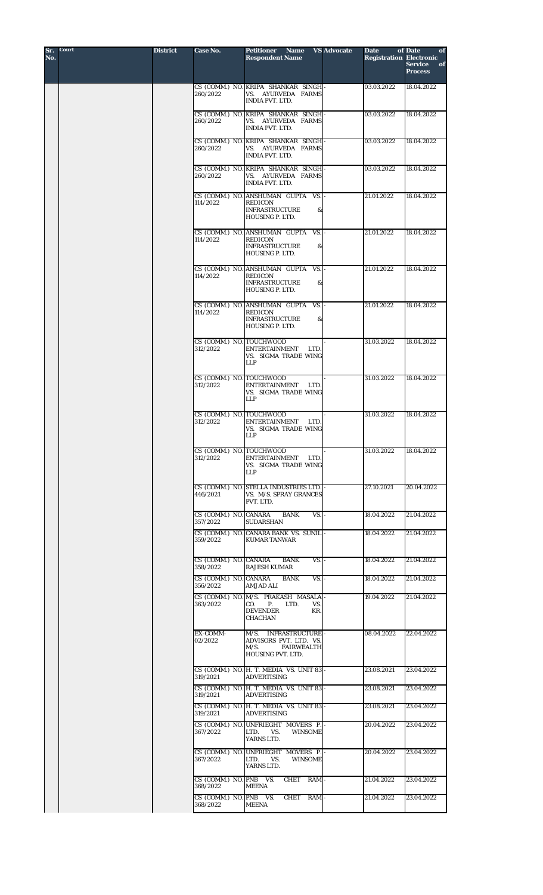| Sr. No. | Court | District | Case No. | Petitioner Name VS Respondent Name | Advocate | Date of Registration | Date of Electronic Service of Process |
|---|---|---|---|---|---|---|---|
| | | | CS (COMM.) NO. 260/2022 | KRIPA SHANKAR SINGH VS. AYURVEDA FARMS INDIA PVT. LTD. | - | 03.03.2022 | 18.04.2022 |
| | | | CS (COMM.) NO. 260/2022 | KRIPA SHANKAR SINGH VS. AYURVEDA FARMS INDIA PVT. LTD. | - | 03.03.2022 | 18.04.2022 |
| | | | CS (COMM.) NO. 260/2022 | KRIPA SHANKAR SINGH VS. AYURVEDA FARMS INDIA PVT. LTD. | - | 03.03.2022 | 18.04.2022 |
| | | | CS (COMM.) NO. 260/2022 | KRIPA SHANKAR SINGH VS. AYURVEDA FARMS INDIA PVT. LTD. | - | 03.03.2022 | 18.04.2022 |
| | | | CS (COMM.) NO. 114/2022 | ANSHUMAN GUPTA VS. REDICON INFRASTRUCTURE & HOUSING P. LTD. | - | 21.01.2022 | 18.04.2022 |
| | | | CS (COMM.) NO. 114/2022 | ANSHUMAN GUPTA VS. REDICON INFRASTRUCTURE & HOUSING P. LTD. | - | 21.01.2022 | 18.04.2022 |
| | | | CS (COMM.) NO. 114/2022 | ANSHUMAN GUPTA VS. REDICON INFRASTRUCTURE & HOUSING P. LTD. | - | 21.01.2022 | 18.04.2022 |
| | | | CS (COMM.) NO. 114/2022 | ANSHUMAN GUPTA VS. REDICON INFRASTRUCTURE & HOUSING P. LTD. | - | 21.01.2022 | 18.04.2022 |
| | | | CS (COMM.) NO. 312/2022 | TOUCHWOOD ENTERTAINMENT LTD. VS. SIGMA TRADE WING LLP | - | 31.03.2022 | 18.04.2022 |
| | | | CS (COMM.) NO. 312/2022 | TOUCHWOOD ENTERTAINMENT LTD. VS. SIGMA TRADE WING LLP | - | 31.03.2022 | 18.04.2022 |
| | | | CS (COMM.) NO. 312/2022 | TOUCHWOOD ENTERTAINMENT LTD. VS. SIGMA TRADE WING LLP | - | 31.03.2022 | 18.04.2022 |
| | | | CS (COMM.) NO. 312/2022 | TOUCHWOOD ENTERTAINMENT LTD. VS. SIGMA TRADE WING LLP | - | 31.03.2022 | 18.04.2022 |
| | | | CS (COMM.) NO. 446/2021 | STELLA INDUSTRIES LTD. VS. M/S. SPRAY GRANCES PVT. LTD. | - | 27.10.2021 | 20.04.2022 |
| | | | CS (COMM.) NO. 357/2022 | CANARA BANK VS. SUDARSHAN | - | 18.04.2022 | 21.04.2022 |
| | | | CS (COMM.) NO. 359/2022 | CANARA BANK VS. SUNIL KUMAR TANWAR | - | 18.04.2022 | 21.04.2022 |
| | | | CS (COMM.) NO. 358/2022 | CANARA BANK VS. RAJESH KUMAR | - | 18.04.2022 | 21.04.2022 |
| | | | CS (COMM.) NO. 356/2022 | CANARA BANK VS. AMJAD ALI | - | 18.04.2022 | 21.04.2022 |
| | | | CS (COMM.) NO. 363/2022 | M/S. PRAKASH MASALA CO. P. LTD. VS. DEVENDER KR. CHACHAN | - | 19.04.2022 | 21.04.2022 |
| | | | EX-COMM-02/2022 | M/S. INFRASTRUCTURE ADVISORS PVT. LTD. VS. M/S. FAIRWEALTH HOUSING PVT. LTD. | - | 08.04.2022 | 22.04.2022 |
| | | | CS (COMM.) NO. 319/2021 | H. T. MEDIA VS. UNIT 83 ADVERTISING | - | 23.08.2021 | 23.04.2022 |
| | | | CS (COMM.) NO. 319/2021 | H. T. MEDIA VS. UNIT 83 ADVERTISING | - | 23.08.2021 | 23.04.2022 |
| | | | CS (COMM.) NO. 319/2021 | H. T. MEDIA VS. UNIT 83 ADVERTISING | - | 23.08.2021 | 23.04.2022 |
| | | | CS (COMM.) NO. 367/2022 | UNFRIEGHT MOVERS P. LTD. VS. WINSOME YARNS LTD. | - | 20.04.2022 | 23.04.2022 |
| | | | CS (COMM.) NO. 367/2022 | UNFRIEGHT MOVERS P. LTD. VS. WINSOME YARNS LTD. | - | 20.04.2022 | 23.04.2022 |
| | | | CS (COMM.) NO. 368/2022 | PNB VS. CHET RAM MEENA | - | 21.04.2022 | 23.04.2022 |
| | | | CS (COMM.) NO. 368/2022 | PNB VS. CHET RAM MEENA | - | 21.04.2022 | 23.04.2022 |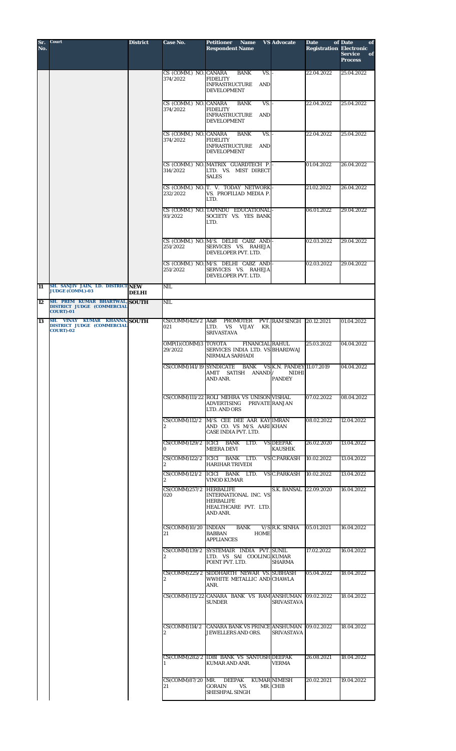| Sr. No. | Court | District | Case No. | Petitioner Name VS Respondent Name | Advocate | Date of Registration | Date of Electronic Service of Process |
|---|---|---|---|---|---|---|---|
| | | | CS (COMM.) NO. 374/2022 | CANARA BANK VS. FIDELITY INFRASTRUCTURE AND DEVELOPMENT | - | 22.04.2022 | 25.04.2022 |
| | | | CS (COMM.) NO. 374/2022 | CANARA BANK VS. FIDELITY INFRASTRUCTURE AND DEVELOPMENT | - | 22.04.2022 | 25.04.2022 |
| | | | CS (COMM.) NO. 374/2022 | CANARA BANK VS. FIDELITY INFRASTRUCTURE AND DEVELOPMENT | - | 22.04.2022 | 25.04.2022 |
| | | | CS (COMM.) NO. 314/2022 | MATRIX GUARDTECH P. LTD. VS. MIST DIRECT SALES | - | 01.04.2022 | 26.04.2022 |
| | | | CS (COMM.) NO. 232/2022 | T. V. TODAY NETWORK VS. PROFILIAD MEDIA P. LTD. | - | 21.02.2022 | 26.04.2022 |
| | | | CS (COMM.) NO. 93/2022 | TAPINDU EDUCATIONAL SOCIETY VS. YES BANK LTD. | - | 06.01.2022 | 29.04.2022 |
| | | | CS (COMM.) NO. 251/2022 | M/S. DELHI CABZ AND SERVICES VS. RAHEJA DEVELOPER PVT. LTD. | - | 02.03.2022 | 29.04.2022 |
| | | | CS (COMM.) NO. 251/2022 | M/S. DELHI CABZ AND SERVICES VS. RAHEJA DEVELOPER PVT. LTD. | - | 02.03.2022 | 29.04.2022 |
| 11 | SH. SANJIV JAIN, LD. DISTRICT JUDGE (COMM.)-03 | NEW DELHI | NIL | | | | |
| 12 | SH. PREM KUMAR BHARTWAL, DISTRICT JUDGE (COMMERCIAL COURT)-01 | SOUTH | NIL | | | | |
| 13 | SH. VINAY KUMAR KHANNA, DISTRICT JUDGE (COMMERCIAL COURT)-02 | SOUTH | CS(COMM)425/2021 | A&B PROMOTER PVT. LTD. VS VIJAY KR. SRIVASTAVA | RAM SINGH | 20.12.2021 | 01.04.2022 |
| | | | OMP(I)(COMM)329/2022 | TOYOTA FINANCIAL SERVICES INDIA LTD. VS NIRMALA SARHADI | RAHUL BHARDWAJ | 25.03.2022 | 04.04.2022 |
| | | | CS(COMM)141/19 | SYNDICATE BANK VS AMIT SATISH ANAND AND ANR. | K.N. PANDEY / NIDHI PANDEY | 11.07.2019 | 04.04.2022 |
| | | | CS(COMM)111/22 | ROLI MEHRA VS UNISON ADVERTISING PRIVATE LTD. AND ORS | VISHAL RANJAN | 07.02.2022 | 08.04.2022 |
| | | | CS(COMM)112/22 | M/S. CEE DEE AAR KAY AND CO. VS M/S. AARI CASE INDIA PVT. LTD. | IMRAN KHAN | 08.02.2022 | 12.04.2022 |
| | | | CS(COMM)129/20 | ICICI BANK LTD. VS MEERA DEVI | DEEPAK KAUSHIK | 26.02.2020 | 13.04.2022 |
| | | | CS(COMM)122/22 | ICICI BANK LTD. VS HARIHAR TRIVEDI | C.PARKASH | 10.02.2022 | 13.04.2022 |
| | | | CS(COMM)121/22 | ICICI BANK LTD. VS VINOD KUMAR | C.PARKASH | 10.02.2022 | 13.04.2022 |
| | | | CS(COMM)257/2020 | HERBALIFE INTERNATIONAL INC. VS HERBALIFE HEALTHCARE PVT. LTD. AND ANR. | S.K. BANSAL | 22.09.2020 | 16.04.2022 |
| | | | CS(COMM)10/2021 | INDIAN BANK V/S BABBAN HOME APPLIANCES | R.K. SINHA | 05.01.2021 | 16.04.2022 |
| | | | CS(COMM)139/22 | SYSTEMAIR INDIA PVT. LTD. VS SAI COOLING POINT PVT. LTD. | SUNIL KUMAR SHARMA | 17.02.2022 | 16.04.2022 |
| | | | CS(COMM)225/22 | SIDDHARTH NEWAR VS. WWHITE METALLIC AND ANR. | SUBHASH CHAWLA | 05.04.2022 | 18.04.2022 |
| | | | CS(COMM)115/22 | CANARA BANK VS RAM SUNDER | ANSHUMAN SRIVASTAVA | 09.02.2022 | 18.04.2022 |
| | | | CS(COMM)114/22 | CANARA BANK VS PRINCE JEWELLERS AND ORS. | ANSHUMAN SRIVASTAVA | 09.02.2022 | 18.04.2022 |
| | | | CS(COMM)282/21 | IDBI BANK VS SANTOSH KUMAR AND ANR. | DEEPAK VERMA | 26.08.2021 | 18.04.2022 |
| | | | CS(COMM)87/2021 | MR. DEEPAK KUMAR GORAIN VS. MR. SHESHPAL SINGH | NIMESH CHIB | 20.02.2021 | 19.04.2022 |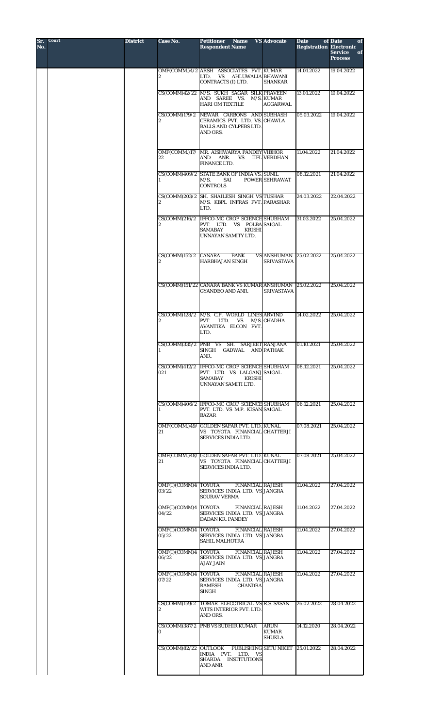| Sr. No. | Court | District | Case No. | Petitioner Name VS Respondent Name | Advocate | Date of Registration | Date of Electronic Service of Process |
|---|---|---|---|---|---|---|---|
| | | | OMP(COMM.)4/22 | ARSH ASSOCIATES PVT. LTD. VS AHLUWALIA CONTRACTS (I) LTD. | KUMAR BHAWANI SHANKAR | 14.01.2022 | 19.04.2022 |
| | | | CS(COMM)42/22 | M/S. SUKH SAGAR SILK AND SAREE VS. M/S. HARI OM TEXTILE | PRAVEEN KUMAR AGGARWAL | 13.01.2022 | 19.04.2022 |
| | | | CS(COMM)179/22 | NEWAR CARBONS AND CERAMICS PVT. LTD. VS. BALLS AND CYLPEBS LTD. AND ORS. | SUBHASH CHAWLA | 05.03.2022 | 19.04.2022 |
| | | | OMP(COMM.)17/22 | MR. AISHWARYA PANDEY AND ANR. VS IIFL FINANCE LTD. | VIBHOR VERDHAN | 11.04.2022 | 21.04.2022 |
| | | | CS(COMM)409/21 | STATE BANK OF INDIA VS. M/S. SAI POWER CONTROLS | SUNIL SEHRAWAT | 08.12.2021 | 21.04.2022 |
| | | | CS(COMM)203/22 | SH. SHAILESH SINGH VS M/S. KBPL INFRAS PVT. LTD. | TUSHAR PARASHAR | 24.03.2022 | 22.04.2022 |
| | | | CS(COMM)216/22 | IFFCO-MC CROP SCIENCE PVT. LTD. VS POLBA SAMABAY KRISHI UNNAYAN SAMITY LTD. | SHUBHAM SAIGAL | 31.03.2022 | 25.04.2022 |
| | | | CS(COMM)152/22 | CANARA BANK VS HARBHAJAN SINGH | ANSHUMAN SRIVASTAVA | 25.02.2022 | 25.04.2022 |
| | | | CS(COMM)151/22 | CANARA BANK VS KUMAR GYANDEO AND ANR. | ANSHUMAN SRIVASTAVA | 25.02.2022 | 25.04.2022 |
| | | | CS(COMM)128/22 | M/S. C.P. WORLD LINES PVT. LTD. VS M/S. AVANTIKA ELCON PVT. LTD. | ARVIND CHADHA | 14.02.2022 | 25.04.2022 |
| | | | CS(COMM)335/21 | PNB VS SH. SARJEET SINGH GADWAL AND ANR. | RANJANA PATHAK | 01.10.2021 | 25.04.2022 |
| | | | CS(COMM)412/2021 | IFFCO-MC CROP SCIENCE PVT. LTD. VS LALGANJ SAMABAY KRISHI UNNAYAN SAMITI LTD. | SHUBHAM SAIGAL | 08.12.2021 | 25.04.2022 |
| | | | CS(COMM)406/21 | IFFCO-MC CROP SCIENCE PVT. LTD. VS M.P. KISAN BAZAR | SHUBHAM SAIGAL | 06.12.2021 | 25.04.2022 |
| | | | OMP(COMM.)49/21 | GOLDEN SAFAR PVT. LTD. VS TOYOTA FINANCIAL SERVICES INDIA LTD. | KUNAL CHATTERJI | 07.08.2021 | 25.04.2022 |
| | | | OMP(COMM.)48/21 | GOLDEN SAFAR PVT. LTD. VS TOYOTA FINANCIAL SERVICES INDIA LTD. | KUNAL CHATTERJI | 07.08.2021 | 25.04.2022 |
| | | | OMP(I)(COMM)403/22 | TOYOTA FINANCIAL SERVICES INDIA LTD. VS SOURAV VERMA | RAJESH JANGRA | 11.04.2022 | 27.04.2022 |
| | | | OMP(I)(COMM)404/22 | TOYOTA FINANCIAL SERVICES INDIA LTD. VS DADAN KR. PANDEY | RAJESH JANGRA | 11.04.2022 | 27.04.2022 |
| | | | OMP(I)(COMM)405/22 | TOYOTA FINANCIAL SERVICES INDIA LTD. VS SAHIL MALHOTRA | RAJESH JANGRA | 11.04.2022 | 27.04.2022 |
| | | | OMP(I)(COMM)406/22 | TOYOTA FINANCIAL SERVICES INDIA LTD. VS AJAY JAIN | RAJESH JANGRA | 11.04.2022 | 27.04.2022 |
| | | | OMP(I)(COMM)407/22 | TOYOTA FINANCIAL SERVICES INDIA LTD. VS RAMESH CHANDRA SINGH | RAJESH JANGRA | 11.04.2022 | 27.04.2022 |
| | | | CS(COMM)159/22 | TOMAR ELECCTRICAL VS WITS INTERIOR PVT. LTD. AND ORS. | R.S. SASAN | 26.02.2022 | 28.04.2022 |
| | | | CS(COMM)387/20 | PNB VS SUDHIR KUMAR | ARUN KUMAR SHUKLA | 14.12.2020 | 28.04.2022 |
| | | | CS(COMM)82/22 | OUTLOOK PUBLISHING INDIA PVT. LTD. VS SHARDA INSTITUTIONS AND ANR. | SETU NIKET | 25.01.2022 | 28.04.2022 |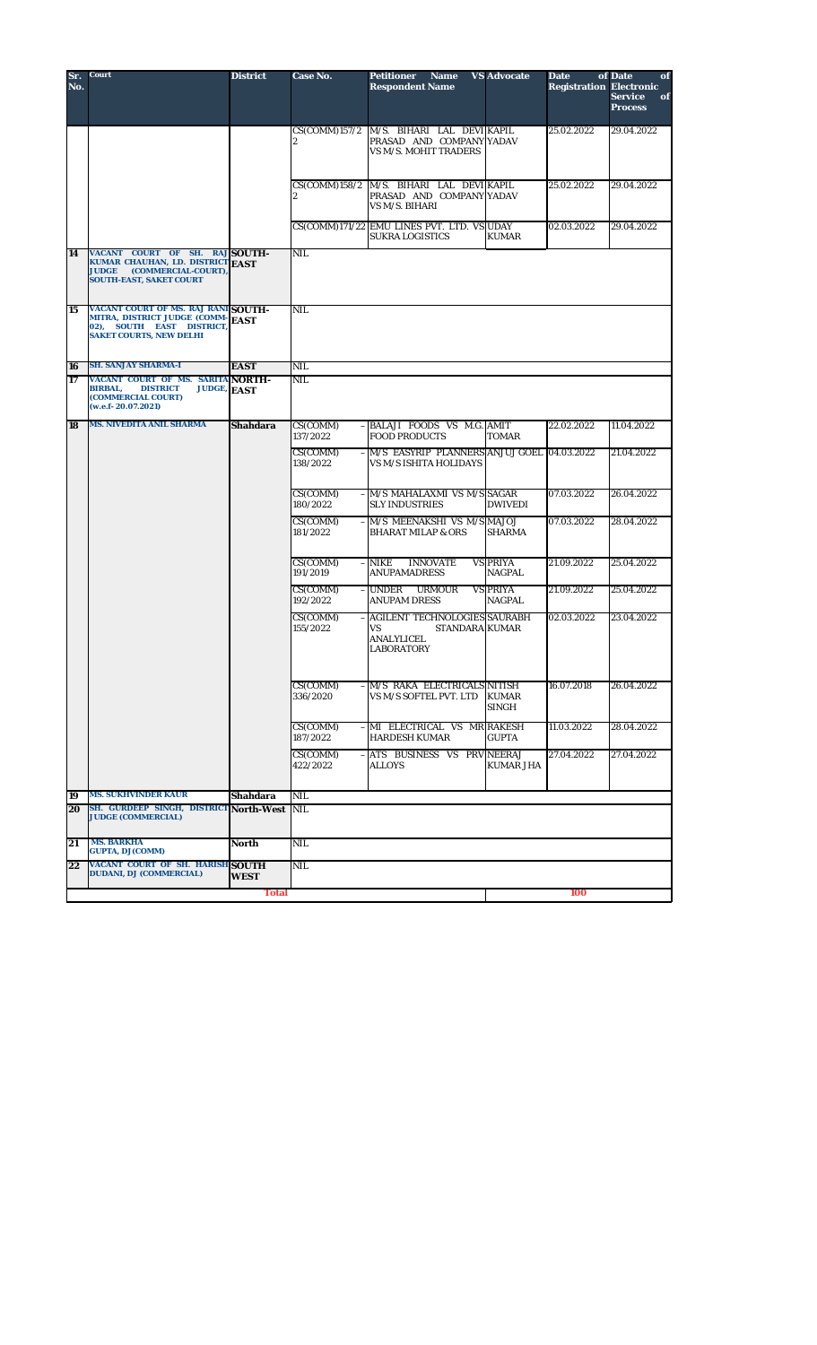| Sr. No. | Court | District | Case No. | Petitioner Name VS Respondent Name | Advocate | Date of Registration | Date of Electronic Service of Process |
|---|---|---|---|---|---|---|---|
| | | | CS(COMM)157/22 | M/S. BIHARI LAL DEVI PRASAD AND COMPANY VS M/S. MOHIT TRADERS | KAPIL YADAV | 25.02.2022 | 29.04.2022 |
| | | | CS(COMM)158/22 | M/S. BIHARI LAL DEVI PRASAD AND COMPANY VS M/S. BIHARI | KAPIL YADAV | 25.02.2022 | 29.04.2022 |
| | | | CS(COMM)171/22 | EMU LINES PVT. LTD. VS SUKRA LOGISTICS | UDAY KUMAR | 02.03.2022 | 29.04.2022 |
| 14 | VACANT COURT OF SH. RAJ KUMAR CHAUHAN, LD. DISTRICT JUDGE (COMMERCIAL-COURT), SOUTH-EAST, SAKET COURT | SOUTH-EAST | NIL | | | | |
| 15 | VACANT COURT OF MS. RAJ RANI MITRA, DISTRICT JUDGE (COMM-02), SOUTH EAST DISTRICT, SAKET COURTS, NEW DELHI | SOUTH-EAST | NIL | | | | |
| 16 | SH. SANJAY SHARMA-I | EAST | NIL | | | | |
| 17 | VACANT COURT OF MS. SARITA BIRBAL, DISTRICT JUDGE, (COMMERCIAL COURT) (w.e.f- 20.07.2021) | NORTH-EAST | NIL | | | | |
| 18 | MS. NIVEDITA ANIL SHARMA | Shahdara | CS(COMM) - 137/2022 | BALAJI FOODS VS M.G. FOOD PRODUCTS | AMIT TOMAR | 22.02.2022 | 11.04.2022 |
| | | | CS(COMM) - 138/2022 | M/S EASYRIP PLANNERS VS M/S ISHITA HOLIDAYS | ANJUJ GOEL | 04.03.2022 | 21.04.2022 |
| | | | CS(COMM) - 180/2022 | M/S MAHALAXMI VS M/S SLY INDUSTRIES | SAGAR DWIVEDI | 07.03.2022 | 26.04.2022 |
| | | | CS(COMM) - 181/2022 | M/S MEENAKSHI VS M/S BHARAT MILAP & ORS | MAJOJ SHARMA | 07.03.2022 | 28.04.2022 |
| | | | CS(COMM) - 191/2019 | NIKE INNOVATE VS ANUPAMADRESS | PRIYA NAGPAL | 21.09.2022 | 25.04.2022 |
| | | | CS(COMM) - 192/2022 | UNDER URMOUR VS ANUPAM DRESS | PRIYA NAGPAL | 21.09.2022 | 25.04.2022 |
| | | | CS(COMM) - 155/2022 | AGILENT TECHNOLOGIES VS STANDARA ANALYLICEL LABORATORY | SAURABH KUMAR | 02.03.2022 | 23.04.2022 |
| | | | CS(COMM) - 336/2020 | M/S RAKA ELECTRICALS VS M/S SOFTEL PVT. LTD | NITISH KUMAR SINGH | 16.07.2018 | 26.04.2022 |
| | | | CS(COMM) - 187/2022 | MI ELECTRICAL VS MR HARDESH KUMAR | RAKESH GUPTA | 11.03.2022 | 28.04.2022 |
| | | | CS(COMM) - 422/2022 | ATS BUSINESS VS PRV ALLOYS | NEERAJ KUMAR JHA | 27.04.2022 | 27.04.2022 |
| 19 | MS. SUKHVINDER KAUR | Shahdara | NIL | | | | |
| 20 | SH. GURDEEP SINGH, DISTRICT JUDGE (COMMERCIAL) | North-West | NIL | | | | |
| 21 | MS. BARKHA GUPTA, DJ (COMM) | North | NIL | | | | |
| 22 | VACANT COURT OF SH. HARISH DUDANI, DJ (COMMERCIAL) | SOUTH WEST | NIL | | | | |
| | | Total | | | | 100 | |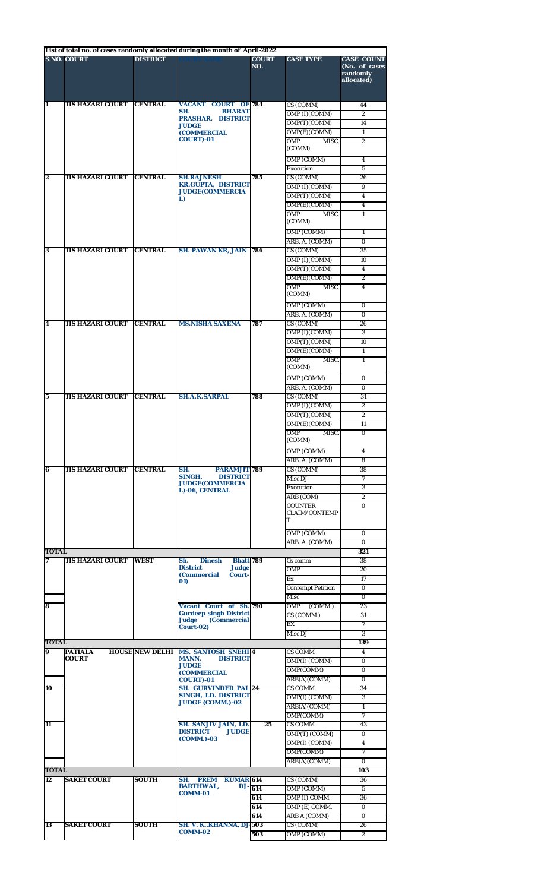List of total no. of cases randomly allocated during the month of April-2022

| S.NO. | COURT | DISTRICT | JUDGE NAME | COURT NO. | CASE TYPE | CASE COUNT (No. of cases randomly allocated) |
|---|---|---|---|---|---|---|
| 1 | TIS HAZARI COURT | CENTRAL | VACANT COURT OF SH. BHARAT PRASHAR, DISTRICT JUDGE (COMMERCIAL COURT)-01 | 784 | CS (COMM) | 44 |
| | | | | | OMP (I)(COMM) | 2 |
| | | | | | OMP(T)(COMM) | 14 |
| | | | | | OMP(E)(COMM) | 1 |
| | | | | | OMP MISC. (COMM) | 2 |
| | | | | | OMP (COMM) | 4 |
| | | | | | Execution | 5 |
| 2 | TIS HAZARI COURT | CENTRAL | SH.RAJNESH KR.GUPTA, DISTRICT JUDGE(COMMERCIAL) | 785 | CS (COMM) | 26 |
| | | | | | OMP (I)(COMM) | 9 |
| | | | | | OMP(T)(COMM) | 4 |
| | | | | | OMP(E)(COMM) | 4 |
| | | | | | OMP MISC. (COMM) | 1 |
| | | | | | OMP (COMM) | 1 |
| | | | | | ARB. A. (COMM) | 0 |
| 3 | TIS HAZARI COURT | CENTRAL | SH. PAWAN KR, JAIN | 786 | CS (COMM) | 35 |
| | | | | | OMP (I)(COMM) | 10 |
| | | | | | OMP(T)(COMM) | 4 |
| | | | | | OMP(E)(COMM) | 2 |
| | | | | | OMP MISC. (COMM) | 4 |
| | | | | | OMP (COMM) | 0 |
| | | | | | ARB. A. (COMM) | 0 |
| 4 | TIS HAZARI COURT | CENTRAL | MS.NISHA SAXENA | 787 | CS (COMM) | 26 |
| | | | | | OMP (I)(COMM) | 3 |
| | | | | | OMP(T)(COMM) | 10 |
| | | | | | OMP(E)(COMM) | 1 |
| | | | | | OMP MISC. (COMM) | 1 |
| | | | | | OMP (COMM) | 0 |
| | | | | | ARB. A. (COMM) | 0 |
| 5 | TIS HAZARI COURT | CENTRAL | SH.A.K.SARPAL | 788 | CS (COMM) | 31 |
| | | | | | OMP (I)(COMM) | 2 |
| | | | | | OMP(T)(COMM) | 2 |
| | | | | | OMP(E)(COMM) | 11 |
| | | | | | OMP MISC. (COMM) | 0 |
| | | | | | OMP (COMM) | 4 |
| | | | | | ARB. A. (COMM) | 8 |
| 6 | TIS HAZARI COURT | CENTRAL | SH. PARAMJIT SINGH, DISTRICT JUDGE(COMMERCIAL)-06, CENTRAL | 789 | CS (COMM) | 38 |
| | | | | | Misc DJ | 7 |
| | | | | | Execution | 3 |
| | | | | | ARB (COM) | 2 |
| | | | | | COUNTER CLAIM/CONTEMPT | 0 |
| | | | | | OMP (COMM) | 0 |
| | | | | | ARB. A. (COMM) | 0 |
| TOTAL | | | | | | 321 |
| 7 | TIS HAZARI COURT | WEST | Sh. Dinesh Bhatt District Judge (Commercial Court-01) | 789 | Cs comm | 38 |
| | | | | | OMP | 20 |
| | | | | | Ex | 17 |
| | | | | | Contempt Petition | 0 |
| | | | | | Misc | 0 |
| 8 | | | Vacant Court of Sh. Gurdeep singh District Judge (Commercial Court-02) | 790 | OMP (COMM.) | 23 |
| | | | | | CS (COMM.) | 31 |
| | | | | | EX | 7 |
| | | | | | Misc DJ | 3 |
| TOTAL | | | | | | 139 |
| 9 | PATIALA HOUSE COURT | NEW DELHI | MS. SANTOSH SNEHI MANN, DISTRICT JUDGE (COMMERCIAL COURT)-01 | 4 | CS COMM | 4 |
| | | | | | OMP(I) (COMM) | 0 |
| | | | | | OMP(COMM) | 0 |
| | | | | | ARB(A)(COMM) | 0 |
| 10 | | | SH. GURVINDER PAL SINGH, LD. DISTRICT JUDGE (COMM.)-02 | 24 | CS COMM | 34 |
| | | | | | OMP(I) (COMM) | 3 |
| | | | | | ARB(A)(COMM) | 1 |
| | | | | | OMP(COMM) | 7 |
| 11 | | | SH. SANJIV JAIN, LD. DISTRICT JUDGE (COMM.)-03 | 25 | CS COMM | 43 |
| | | | | | OMP(T) (COMM) | 0 |
| | | | | | OMP(I) (COMM) | 4 |
| | | | | | OMP(COMM) | 7 |
| | | | | | ARB(A)(COMM) | 0 |
| TOTAL | | | | | | 103 |
| 12 | SAKET COURT | SOUTH | SH. PREM KUMAR BARTHWAL, DJ-COMM-01 | 614 | CS (COMM) | 36 |
| | | | | 614 | OMP (COMM) | 5 |
| | | | | 614 | OMP (I) COMM. | 36 |
| | | | | 614 | OMP (E) COMM. | 0 |
| | | | | 614 | ARB A (COMM) | 0 |
| 13 | SAKET COURT | SOUTH | SH. V. K..KHANNA, DJ COMM-02 | 503 | CS (COMM) | 26 |
| | | | | 503 | OMP (COMM) | 2 |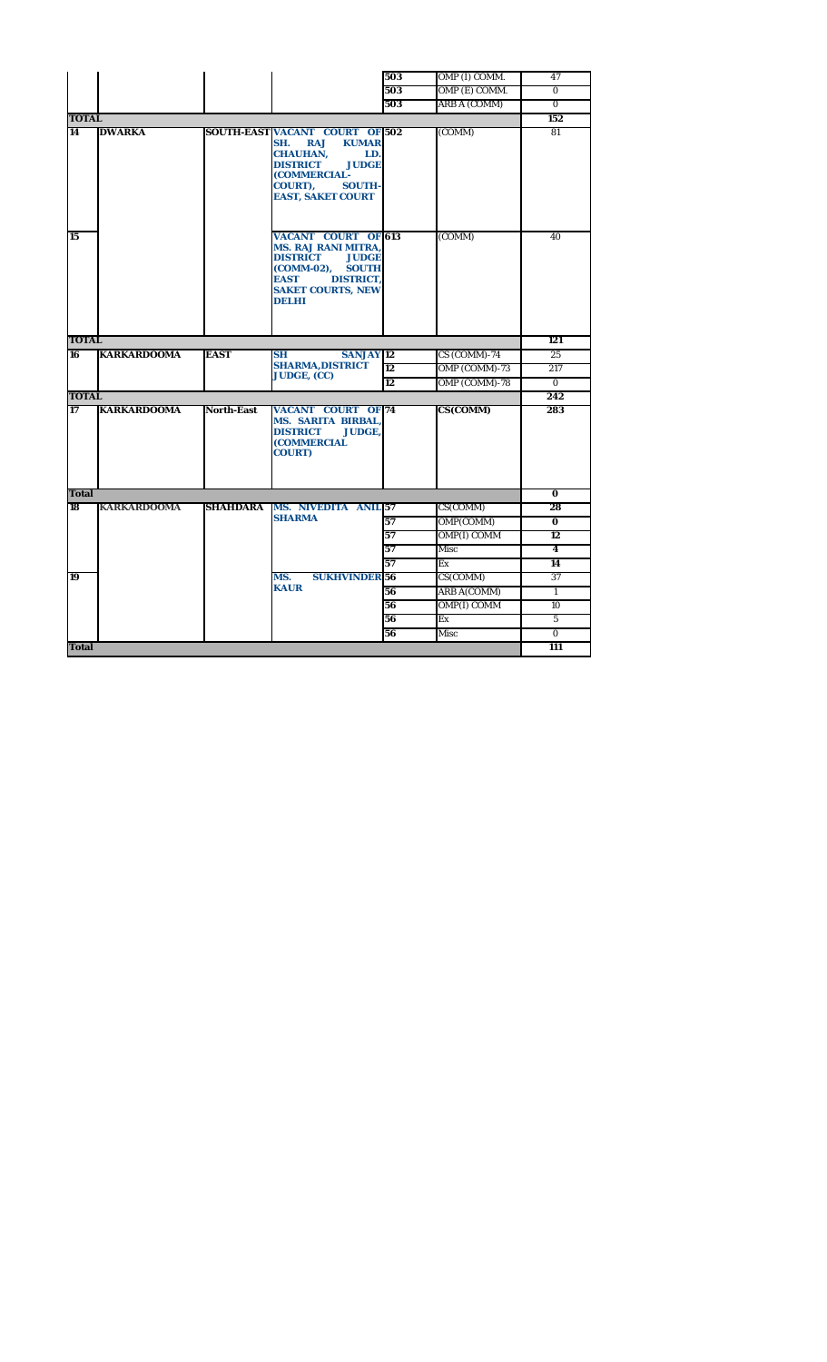| | | | | 503 | OMP (I) COMM. | 47 |
|---|---|---|---|---|---|---|
| | | | | 503 | OMP (E) COMM. | 0 |
| | | | | 503 | ARB A (COMM) | 0 |
| **TOTAL** | | | | | | **152** |
| **14** | **DWARKA** | **SOUTH-EAST** | **VACANT COURT OF SH. RAJ KUMAR CHAUHAN, LD. DISTRICT JUDGE (COMMERCIAL-COURT), SOUTH-EAST, SAKET COURT** | **502** | (COMM) | 81 |
| **15** | | | **VACANT COURT OF MS. RAJ RANI MITRA, DISTRICT JUDGE (COMM-02), SOUTH EAST DISTRICT, SAKET COURTS, NEW DELHI** | **613** | (COMM) | 40 |
| **TOTAL** | | | | | | **121** |
| **16** | **KARKARDOOMA** | **EAST** | **SH SANJAY SHARMA,DISTRICT JUDGE, (CC)** | **12** | CS (COMM)-74 | 25 |
| | | | | **12** | OMP (COMM)-73 | 217 |
| | | | | **12** | OMP (COMM)-78 | 0 |
| **TOTAL** | | | | | | **242** |
| **17** | **KARKARDOOMA** | **North-East** | **VACANT COURT OF MS. SARITA BIRBAL, DISTRICT JUDGE, (COMMERCIAL COURT)** | **74** | **CS(COMM)** | **283** |
| **Total** | | | | | | **0** |
| **18** | **KARKARDOOMA** | **SHAHDARA** | **MS. NIVEDITA ANIL SHARMA** | **57** | CS(COMM) | **28** |
| | | | | **57** | OMP(COMM) | **0** |
| | | | | **57** | OMP(I) COMM | **12** |
| | | | | **57** | Misc | **4** |
| | | | | **57** | Ex | **14** |
| **19** | | | **MS. SUKHVINDER KAUR** | **56** | CS(COMM) | 37 |
| | | | | **56** | ARB A(COMM) | 1 |
| | | | | **56** | OMP(I) COMM | 10 |
| | | | | **56** | Ex | 5 |
| | | | | **56** | Misc | 0 |
| **Total** | | | | | | **111** |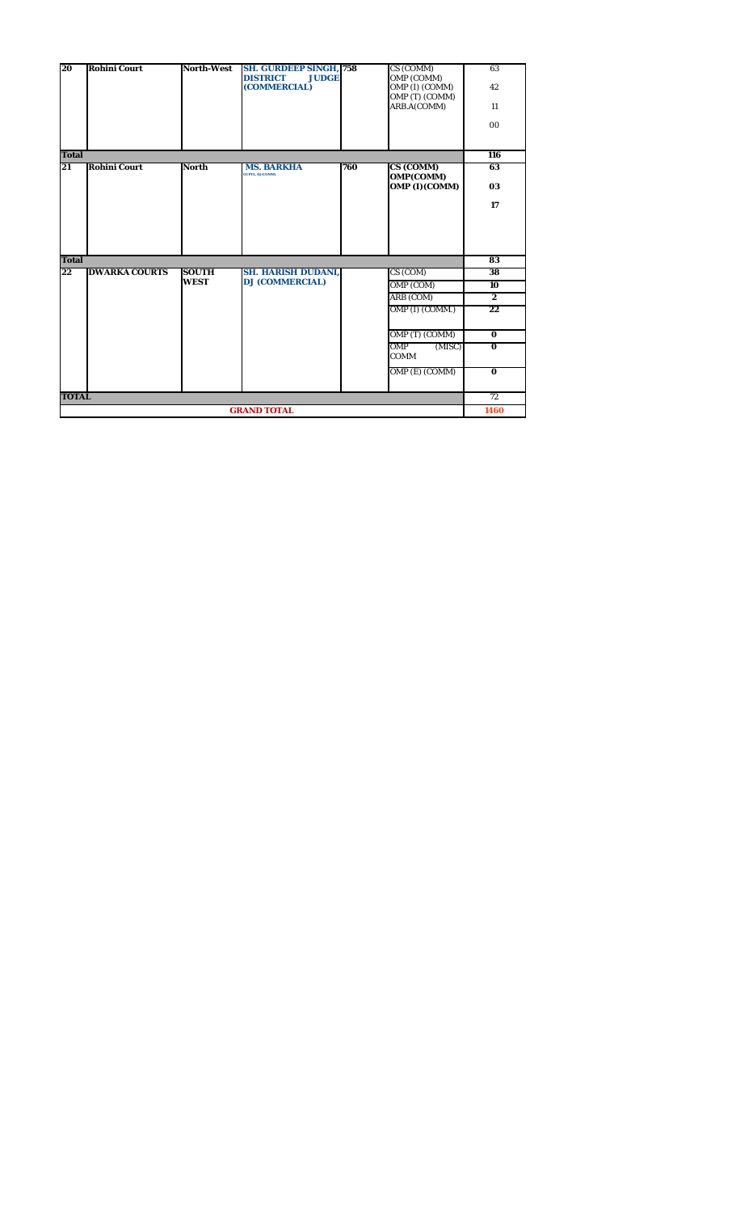| 20 | Rohini Court | North-West | SH. GURDEEP SINGH, DISTRICT JUDGE (COMMERCIAL) | 758 | CS (COMM)<br>OMP (COMM)<br>OMP (I) (COMM)<br>OMP (T) (COMM)<br>ARB.A(COMM) | 63<br>42<br>11<br>00 |
|---|---|---|---|---|---|---|
| **Total** | | | | | | **116** |
| **21** | **Rohini Court** | **North** | **MS. BARKHA GUPTA, DJ (COMM)** | **760** | **CS (COMM)**<br>**OMP(COMM)**<br>**OMP (I)(COMM)** | **63**<br>**03**<br>**17** |
| **Total** | | | | | | **83** |
| **22** | **DWARKA COURTS** | **SOUTH WEST** | **SH. HARISH DUDANI, DJ (COMMERCIAL)** | | CS (COM) | **38** |
| | | | | | OMP (COM) | **10** |
| | | | | | ARB (COM) | **2** |
| | | | | | OMP (I) (COMM.) | **22** |
| | | | | | OMP (T) (COMM) | **0** |
| | | | | | OMP (MISC) COMM | **0** |
| | | | | | OMP (E) (COMM) | **0** |
| **TOTAL** | | | | | | 72 |
| | | | **GRAND TOTAL** | | | **1460** |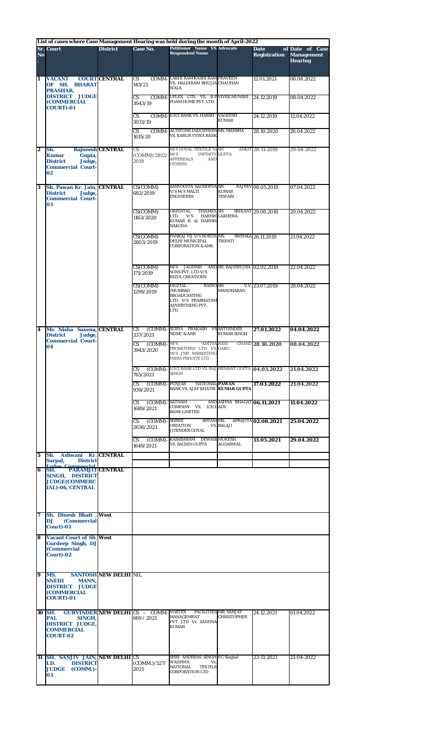**List of cases where Case Management Hearing was held during the month of April-2022**

| Sr. No. | Court | District | Case No. | Petitioner Name VS Respondent Name | Advocate | Date of Registration | Date of Case Management Hearing |
|---|---|---|---|---|---|---|---|
| 1 | VACANT COURT OF SH. BHARAT PRASHAR, DISTRICT JUDGE (COMMERCIAL COURT)-01 | CENTRAL | CS COMM-143/21 | LAKHI RAM KASHI RAM VS. HALDIRAM BHUJIA WALA | PRAVEEN CHAUHAN | 12.01.2021 | 06.04.2022 |
| | | | CS COMM-3043/19 | UFLEX LTD. VS. R.P FOAM HOME PVT. LTD. | VIVEK MUNSHI | 24.12.2019 | 08.04.2022 |
| | | | CS COMM-3031/19 | ICICI BANK VS. HARSH | VAGEESH KUMAR | 24.12.2019 | 12.04.2022 |
| | | | CS COMM-1615/20 | ALTSTONE INDUSTRIES VS. KARUR VYSYA BANK | MS. MANSHA | 28.10.2020 | 26.04.2022 |
| 2 | Sh. Rajneesh Kumar Gupta, District Judge, Commercial Court-02 | CENTRAL | CS (COMM)/2812/2019 | M/S GOYAL TEXTILE Vs M/S INFINITY APPEREALS AND OTHERS | SH ANKIT GUPTA | 28-11-2019 | 29-04-2022 |
| 3 | Sh. Pawan Kr. Jain, District Judge, Commercial Court-03 | CENTRAL | CS(COMM) 682/2019 | SANYOGITA SACHDEVA V/S M/S MALTI ENGINEERS | SH. RAJEEV KUMAR TEWARI | 08.05.2019 | 07.04.2022 |
| | | | CS(COMM) 1163/2020 | ORIENTAL TERIMEX LTD. V/S HARISH KUMAR B. @ HARISH NAKODA | SH. SRIKANT LAKHERA | 29.08.2018 | 20.04.2022 |
| | | | CS(COMM) 2803/2019 | PANKAJ VIJ V/S NORTH DELHI MUNICIPAL CORPORATION & ANR. | MS. SWENKA TRIPATI | 26.11.2019 | 21.04.2022 |
| | | | CS(COMM) 171/2019 | M/S JAGDISH AND SONS PVT. LTD.V/S RIZUL CREATIONS | SH. RAJESH JHA | 02.02.2019 | 22.04.2022 |
| | | | CS(COMM) 1299/2019 | DIGITAL RADIO (MUMBAI) BROADCASTING LTD. V/S PRABHATAM ADVERTISING PVT. LTD. | SH. V.V. MANOHARAN | 23.07.2019 | 28.04.2022 |
| 4 | Ms Nisha Saxena, District Judge, Commercial Court-04 | CENTRAL | CS (COMM)-337/2021 | SURYA PRAKASH VS NDMC & ANR | SATYENDER KUMAR SINGH | **27.01.2022** | **04.04.2022** |
| | | | CS (COMM)-3943/2020 | M/S ADITYA PROMOTERS LTD VS. M/S JNB MARKETING INDIA PRIVATE LTD | RAVI CHAND GARG | **28.10.2020** | **08.04.2022** |
| | | | CS (COMM)-765/2021 | ICICI BANK LTD VS. RAJ SINGH | HEMANT GUPTA | **04.03.2022** | **21.04.2022** |
| | | | CS (COMM)-939/2021 | PUNJAB NATIONAL BANK VS. AJAY KHATRI | **PAWAN KUMAR GUPTA** | **17.03.2022** | **21.04.2022** |
| | | | CS (COMM)-1689/2021 | SATNAM AND COMPANY VS. ICICI BANK LIMITED | ASHNA BHAGAT ADV. | **06.11.2021** | **11.04.2022** |
| | | | CS (COMM)-2636/2021 | SHREE SHYAM CREATION VS. JITENDER GOYAL | MS. APRAJITA BALAJI | **02.08.2021** | **25.04.2022** |
| | | | CS (COMM)-1649/2021 | KASABARAM DEWASI VS. SACHIN GUPTA | MUKESH AGGARWAL | **13.05.2021** | **29.04.2022** |
| 5 | Sh. Ashwani Kr. Sarpal, District Judge Commercial | CENTRAL | | | | | |
| 6 | SH. PARAMJIT SINGH, DISTRICT JUDGE(COMMERCIAL)-06, CENTRAL | CENTRAL | | | | | |
| 7 | Sh. Dinesh Bhatt , DJ (Commercial Court)-01 | West | | | | | |
| 8 | Vacant Court of Sh. Gurdeep Singh, DJ (Commercial Court)-02 | West | | | | | |
| 9 | MS. SANTOSH SNEHI MANN, DISTRICT JUDGE (COMMERCIAL COURT)-01 | NEW DELHI | NIL | | | | |
| 10 | SH. GURVINDER PAL SINGH, DISTRICT JUDGE, COMMERCIAL COURT-02 | NEW DELHI | CS – COMM-669 / 2021 | VORTEX FACILITIES MANAGEMENT PVT LTD Vs SADHNA KUMAR | MR. SANJAY CHRISTOPHER | 24.12.2021 | 01.04.2022 |
| 11 | SH. SANJIV JAIN, LD. DISTRICT JUDGE (COMM.)-03 | NEW DELHI | CS (COMM.)/527/2021 | SHRI ANDREAS SINGH WADHWA Vs. NATIONAL TEXTILE CORPORATION LTD | S C Singhal | 23-11-2021 | 21-04-2022 |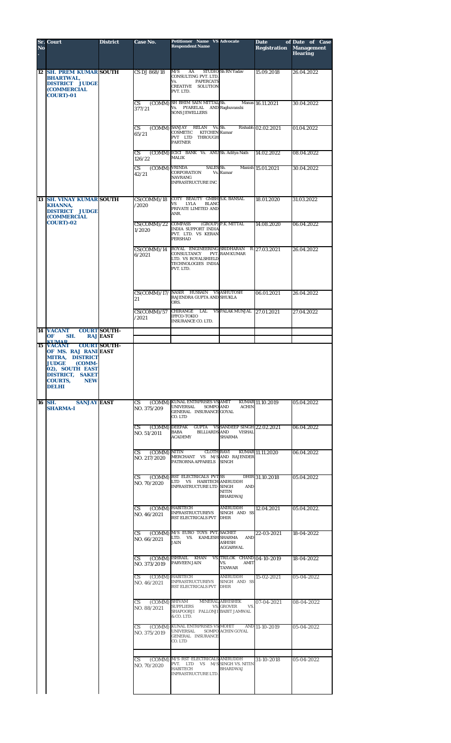| Sr. No. | Court | District | Case No. | Petitioner Name VS Respondent Name | Advocate | Date of Registration | Date of Case Management Hearing |
|---|---|---|---|---|---|---|---|
| 12 | SH. PREM KUMAR BHARTWAL, DISTRICT JUDGE (COMMERCIAL COURT)-01 | SOUTH | CS DJ 868/18 | M/S AA STUDIO CONSULTING PVT. LTD. Vs. PAPERCATS CREATIVE SOLUTION PVT. LTD. | Sh RN Yadav | 15.09.2018 | 26.04.2022 |
| | | | CS (COMM) 377/21 | SH BHIM SAIN MITTAL Vs. PYARELAL AND SONS JEWELLERS | Sh. Manas Raghuvanshi | 16.11.2021 | 30.04.2022 |
| | | | CS (COMM) 65/21 | SANJAY RELAN Vs. COSMETIC KITCHEN PVT LTD THROUGH PARTNER | Sh. Rishabh Kumar | 02.02.2021 | 01.04.2022 |
| | | | CS (COMM) 126/22 | ICICI BANK Vs. ANU MALIK | Sh. Aditya Nath | 14.02.2022 | 08.04.2022 |
| | | | CS (COMM) 42/21 | VRINDA SALES CORPORATION Vs. NAVRANG INFRASTRUCTURE INC | Sh. Manish Kumar | 15.01.2021 | 30.04.2022 |
| 13 | SH. VINAY KUMAR KHANNA, DISTRICT JUDGE (COMMERCIAL COURT)-02 | SOUTH | CS(COMM)/18/2020 | COTY BEAUTY GMBH VS LYLA BLANC PRIVATE LIMITED AND ANR. | S.K. BANSAL | 18.01.2020 | 31.03.2022 |
| | | | CS(COMM)/221/2020 | COMPASS (GROUP) INDIA SUPPORT INDIA PVT. LTD. VS KERAN PERSHAD | P.K. MITTAL | 14.08.2020 | 06.04.2022 |
| | | | CS(COMM)/146/2021 | ROYAL ENGINEERING CONSULTANCY PVT. LTD. VS ROYALSHIELD TECHNOLOGIES INDIA PVT. LTD. | SRIDHARAN R. RAM KUMAR | 27.03.2021 | 26.04.2022 |
| | | | CS(COMM)/17/21 | NASIR HUSSAIN VS RAJENDRA GUPTA AND ORS. | ASHUTOSH SHUKLA | 06.01.2021 | 26.04.2022 |
| | | | CS(COMM)/57/2021 | CHIRANGE LAL VS IFFCO-TOKIO INSURANCE CO. LTD. | PALAK MUNJAL | 27.01.2021 | 27.04.2022 |
| 14 | VACANT COURT OF SH. RAJ KUMAR | SOUTH-EAST | | | | | |
| 15 | VACANT COURT OF MS. RAJ RANI MITRA, DISTRICT JUDGE (COMM-02), SOUTH EAST DISTRICT, SAKET COURTS, NEW DELHI | SOUTH-EAST | | | | | |
| 16 | SH. SANJAY SHARMA-I | EAST | CS (COMM) NO. 375/209 | KUNAL ENTRPRISES VS UNIVERSAL SOMPO GENERAL INSURANCE CO. LTD | AMIT KUMAR AND ACHIN GOYAL | 11.10.2019 | 05.04.2022 |
| | | | CS (COMM) NO. 51/2011 | DEEPAK GUPTA VS BABA BILLIARDS ACADEMY | SANDEEP SINGH AND VISHAL SHARMA | 22.02.2021 | 06.04.2022 |
| | | | CS (COMM) NO. 217/2020 | NITIN CLOTH MERCHANT VS M/S PATRORNA APPARELS | RAVI KUMAR AND RAJENDER SINGH | 11.11.2020 | 06.04.2022 |
| | | | CS (COMM) NO. 70/2020 | RST ELECTRICALS PVT LTD VS HABITECH INFRASTRUCTURE LTD | SS DHIR ANIRUDDH SINGH AND NITIN BHARDWAJ | 31.10.2018 | 05.04.2022 |
| | | | CS (COMM) NO. 46/2021 | HABITECH INFRASTRUCTUREVS RST ELECTRICALS PVT | ANIRUDDH SINGH AND SS DHIR | 12.04.2021 | 05.04.2022. |
| | | | CS (COMM) NO. 66/2021 | M/S EURO TOYS PVT. LTD. VS. KAMLESH JAIN | SACHET SHARMA AND ASHISH AGGARWAL | 22-03-2021 | 18-04-2022 |
| | | | CS (COMM) NO. 373/2019 | ISHRAIL KHAN VS. PARVEEN JAIN | TRILOK CHAND VS. AMIT TANWAR | 04-10-2019 | 18-04-2022 |
| | | | CS (COMM) NO. 46/2021 | HABITECH INFRASTRUCTUREVS RST ELECTRICALS PVT | ANIRUDDH SINGH AND SS DHIR | 15-02-2021 | 05-04-2022 |
| | | | CS (COMM) NO. 88/2021 | SHIVAM MINERAL SUPPLIERS VS. SHAPOORJI PALLONJI & CO. LTD. | ABHISHEK GROVER VS. BABIT JAMWAL | 07-04-2021 | 08-04-2022 |
| | | | CS (COMM) NO. 375/2019 | KUNAL ENTRPRISES VS UNIVERSAL SOMPO GENERAL INSURANCE CO. LTD | MOHIT AND ACHIN GOYAL | 11-10-2019 | 05-04-2022 |
| | | | CS (COMM) NO. 70/2020 | M/S RST ELECTRICALS PVT. LTD VS M/S HABITECH INFRASTRUCTURE LTD. | ANIRUDDH SINGH VS. NITIN BHARDWAJ | 31-10-2018 | 05-04-2022 |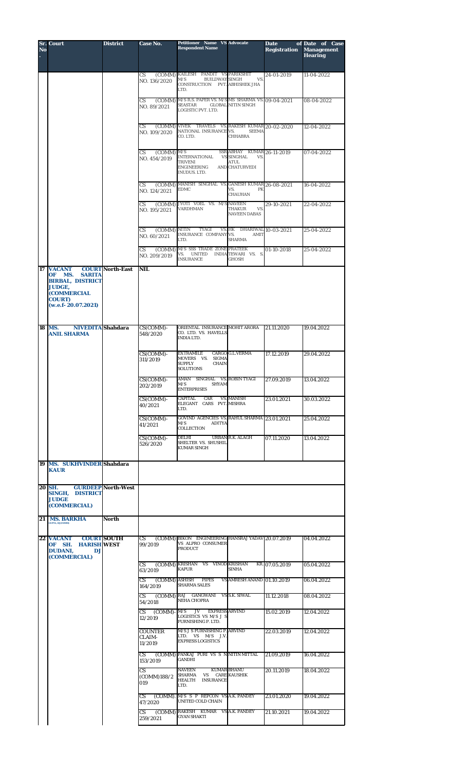| Sr. No. | Court | District | Case No. | Petitioner Name VS Respondent Name | Advocate | Date of Registration | Date of Case Management Hearing |
|---|---|---|---|---|---|---|---|
| | | | CS (COMM) NO. 136/2020 | KAILESH PANDIT VS M/S BUILDWAY CONSTRUCTION PVT. LTD. | PARIKSHIT SINGH VS. ABHISHEK JHA | 24-01-2019 | 11-04-2022 |
| | | | CS (COMM) NO. 89/2021 | M/S R.S. PAPER VS. M/S SEASTAR GLOBAL LOGISTIC PVT. LTD. | MS SHARMA VS. NITIN SINGH | 09-04-2021 | 08-04-2022 |
| | | | CS (COMM) NO. 109/2020 | VIVEK TRAVELS VS. NATIONAL INSURANCE CO. LTD. | RAKESH KUMAR VS. SEEMA CHHABRA | 20-02-2020 | 12-04-2022 |
| | | | CS (COMM) NO. 454/2019 | M/S SSR INTERNATIONAL VS TRIVENI ENGINEERING AND INUDUS. LTD. | ABHAY KUMAR SINGHAL VS. ATUL CHATURVEDI | 26-11-2019 | 07-04-2022 |
| | | | CS (COMM) NO. 124/2021 | MANISH SINGHAL VS. EDMC | GANESH KUMAR VS. PK CHAUHAN | 26-08-2021 | 16-04-2022 |
| | | | CS (COMM) NO. 195/2021 | JYOTI VOEL VS. M/S VARDHMAN | NAVEEN THAKUR VS. NAVEEN DABAS | 29-10-2021 | 22-04-2022 |
| | | | CS (COMM) NO. 60/2021 | NITIN TYAGI VS INSURANCE COMPANY LTD. | HK DHARIWAL VS. AMIT SHARMA | 10-03-2021 | 25-04-2022 |
| | | | CS (COMM) NO. 209/2019 | M/S SSS TRADE ZONE VS. UNITED INDIA INSURANCE | PRATEEK TEWARI VS. S. GHOSH | 01-10-2018 | 25-04-2022 |
| 17 | VACANT COURT OF MS. SARITA BIRBAL, DISTRICT JUDGE, (COMMERCIAL COURT) (w.e.f- 20.07.2021) | North-East | NIL | | | | |
| 18 | MS. NIVEDITA ANIL SHARMA | Shahdara | CS(COMM)-548/2020 | ORIENTAL INSURANCE CO. LTD. VS. HAVELLS INDIA LTD. | MOHIT ARORA | 21.11.2020 | 19.04.2022 |
| | | | CS(COMM)-311/2019 | EXTRAMILE CARGO MOVERS VS. SIGMA SUPPLY CHAIN SOLUTIONS | G.L.VERMA | 17.12.2019 | 29.04.2022 |
| | | | CS(COMM)-202/2019 | AMAN SINGHAL VS. M/S SHYAM ENTERPRISES | ROBIN TYAGI | 27.09.2019 | 13.04.2022 |
| | | | CS(COMM)-40/2021 | CAPITAL CAR VS. ELEGANT CARS PVT. LTD. | MANISH MISHRA | 23.01.2021 | 30.03.2022 |
| | | | CS(COMM)-41/2021 | GOVIND AGENCIES VS. M/S ADITYA COLLECTION | RAHUL SHARMA | 23.01.2021 | 25.04.2022 |
| | | | CS(COMM)-526/2020 | DELHI URBAN SHELTER VS. SHUSHIL KUMAR SINGH | R.K. ALAGH | 07.11.2020 | 13.04.2022 |
| 19 | MS. SUKHVINDER KAUR | Shahdara | | | | | |
| 20 | SH. GURDEEP SINGH, DISTRICT JUDGE (COMMERCIAL) | North-West | | | | | |
| 21 | MS. BARKHA GUPTA, DJ(COMM) | North | | | | | |
| 22 | VACANT COURT OF SH. HARISH DUDANI, DJ (COMMERCIAL) | SOUTH WEST | CS (COMM) 99/2019 | BIKON ENGINEERING VS ALPRO CONSUMER PRODUCT | HANSRAJ YADAV | 20.07.2019 | 04.04.2022 |
| | | | CS (COMM) 63/2019 | KRISHAN VS VINOD KAPUR | KRISHAN KR. SINHA | 07.05.2019 | 05.04.2022 |
| | | | CS (COMM) 164/2019 | ASHISH PIPES VS SHARMA SALES | AMRESH ANAND | 01.10.2019 | 06.04.2022 |
| | | | CS (COMM) 54/2018 | RAJ GANGWANI VS NEHA CHOPRA | S.K. SIWAL | 11.12.2018 | 08.04.2022 |
| | | | CS (COMM)-12/2019 | M/S JV EXPRESS LOGISTICS VS M/S J S FURNISHING P. LTD. | ARVIND | 15.02.2019 | 12.04.2022 |
| | | | COUNTER CLAIM-11/2019 | M/S J S FURNISHING P. LTD. VS M/S J.V. EXPRESS LOGISTICS | ARVIND | 22.03.2019 | 12.04.2022 |
| | | | CS (COMM) 153/2019 | PANKAJ PURI VS S N GANDHI | NITIN MITTAL | 21.09.2019 | 16.04.2022 |
| | | | CS (COMM)188/2019 | NAVEEN KUMAR SHARMA VS CARE HEALTH INSURANCE LTD. | BHANU KAUSHIK | 20.11.2019 | 18.04.2022 |
| | | | CS (COMM) 47/2020 | M/S S P REPCON VS UNITED COLD CHAIN | A.K. PANDEY | 23.01.2020 | 19.04.2022 |
| | | | CS (COMM) 259/2021 | RAKESH KUMAR VS GYAN SHAKTI | A.K. PANDEY | 21.10.2021 | 19.04.2022 |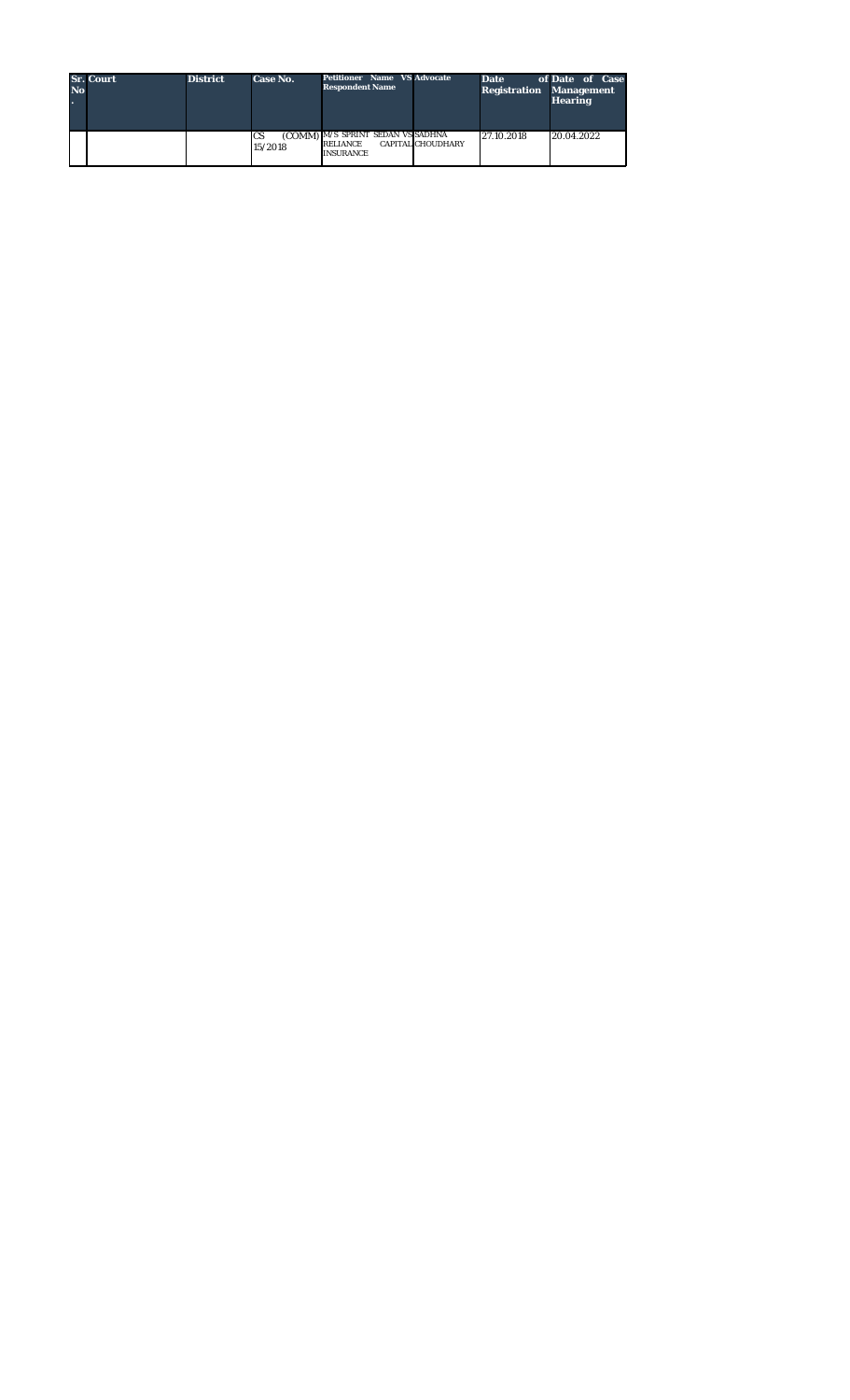| Sr. No. | Court | District | Case No. | Petitioner Name VS Respondent Name | Advocate | Date of Registration | Date of Case Management Hearing |
|---|---|---|---|---|---|---|---|
| | | | CS (COMM) 15/2018 | M/S SPRINT SEDAN VS RELIANCE CAPITAL INSURANCE | SADHNA CHOUDHARY | 27.10.2018 | 20.04.2022 |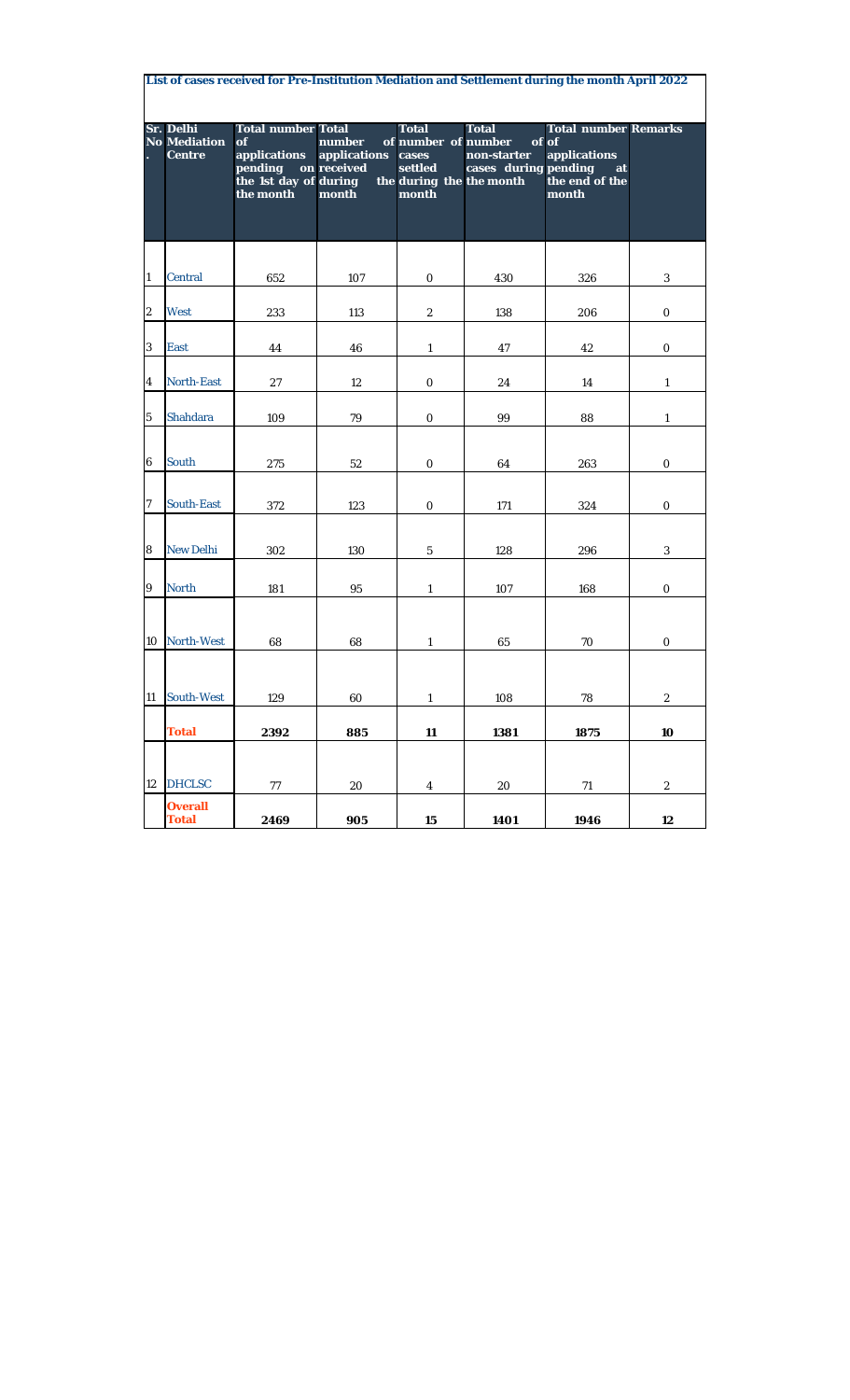**List of cases received for Pre-Institution Mediation and Settlement during the month April 2022**

| Sr. No. | Delhi Mediation Centre | Total number of applications pending on the 1st day of the month | Total number applications received during month | Total number of cases settled during the month | Total number of non-starter cases during the month | Total number of applications pending at the end of the month | Remarks |
|---|---|---|---|---|---|---|---|
| 1 | Central | 652 | 107 | 0 | 430 | 326 | 3 |
| 2 | West | 233 | 113 | 2 | 138 | 206 | 0 |
| 3 | East | 44 | 46 | 1 | 47 | 42 | 0 |
| 4 | North-East | 27 | 12 | 0 | 24 | 14 | 1 |
| 5 | Shahdara | 109 | 79 | 0 | 99 | 88 | 1 |
| 6 | South | 275 | 52 | 0 | 64 | 263 | 0 |
| 7 | South-East | 372 | 123 | 0 | 171 | 324 | 0 |
| 8 | New Delhi | 302 | 130 | 5 | 128 | 296 | 3 |
| 9 | North | 181 | 95 | 1 | 107 | 168 | 0 |
| 10 | North-West | 68 | 68 | 1 | 65 | 70 | 0 |
| 11 | South-West | 129 | 60 | 1 | 108 | 78 | 2 |
| | **Total** | **2392** | **885** | **11** | **1381** | **1875** | **10** |
| 12 | DHCLSC | 77 | 20 | 4 | 20 | 71 | 2 |
| | **Overall Total** | **2469** | **905** | **15** | **1401** | **1946** | **12** |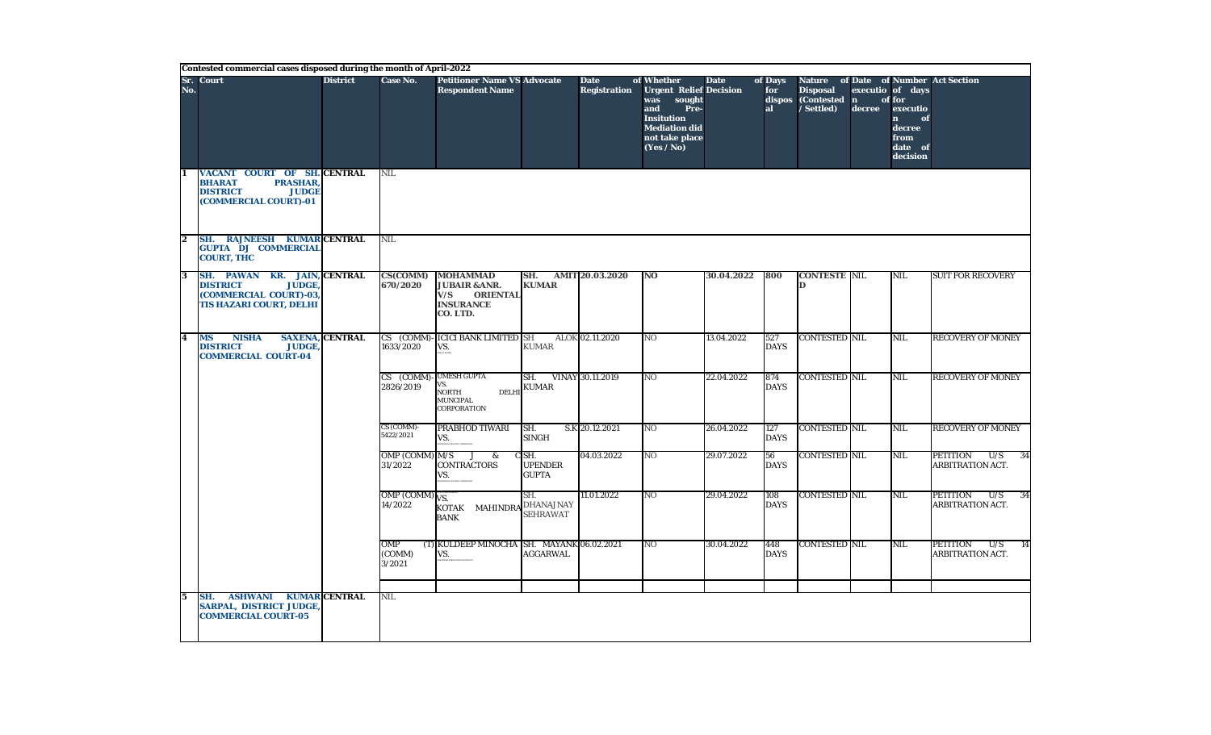**Contested commercial cases disposed during the month of April-2022**

| Sr. No. | Court | District | Case No. | Petitioner Name VS Respondent Name | Advocate | Date of Registration | Whether Urgent Relief was sought and Pre-Insitution Mediation did not take place (Yes / No) | Date of Decision | Days for disposal | Nature of Disposal (Contested / Settled) | Date of execution of decree | Number of days for execution of decree from date of decision | Act Section |
|---|---|---|---|---|---|---|---|---|---|---|---|---|---|
| 1 | VACANT COURT OF SH. BHARAT PRASHAR, DISTRICT JUDGE (COMMERCIAL COURT)-01 | CENTRAL | NIL | | | | | | | | | | |
| 2 | SH. RAJNEESH KUMAR GUPTA DJ COMMERCIAL COURT, THC | CENTRAL | NIL | | | | | | | | | | |
| 3 | SH. PAWAN KR. JAIN, DISTRICT JUDGE, (COMMERCIAL COURT)-03, TIS HAZARI COURT, DELHI | CENTRAL | CS(COMM) 670/2020 | MOHAMMAD JUBAIR &ANR. V/S ORIENTAL INSURANCE CO. LTD. | SH. AMIT KUMAR | 20.03.2020 | NO | 30.04.2022 | 800 | CONTESTED | NIL | NIL | SUIT FOR RECOVERY |
| 4 | MS NISHA SAXENA, DISTRICT JUDGE, COMMERCIAL COURT-04 | CENTRAL | CS (COMM)-1633/2020 | ICICI BANK LIMITED VS. | SH ALOK KUMAR | 02.11.2020 | NO | 13.04.2022 | 527 DAYS | CONTESTED | NIL | NIL | RECOVERY OF MONEY |
| | | | CS (COMM)-2826/2019 | UMESH GUPTA VS. NORTH DELHI MUNCIPAL CORPORATION | SH. VINAY KUMAR | 30.11.2019 | NO | 22.04.2022 | 874 DAYS | CONTESTED | NIL | NIL | RECOVERY OF MONEY |
| | | | CS(COMM)-5422/2021 | PRABHOD TIWARI VS. | SH. S.K SINGH | 20.12.2021 | NO | 26.04.2022 | 127 DAYS | CONTESTED | NIL | NIL | RECOVERY OF MONEY |
| | | | OMP (COMM) 31/2022 | M/S J & C CONTRACTORS VS. | SH. UPENDER GUPTA | 04.03.2022 | NO | 29.07.2022 | 56 DAYS | CONTESTED | NIL | NIL | PETITION U/S 34 ARBITRATION ACT. |
| | | | OMP (COMM) 14/2022 | VS. KOTAK MAHINDRA BANK | SH. DHANAJNAY SEHRAWAT | 11.01.2022 | NO | 29.04.2022 | 108 DAYS | CONTESTED | NIL | NIL | PETITION U/S 34 ARBITRATION ACT. |
| | | | OMP (T) (COMM) 3/2021 | KULDEEP MINOCHA VS. | SH. MAYANK AGGARWAL | 06.02.2021 | NO | 30.04.2022 | 448 DAYS | CONTESTED | NIL | NIL | PETITION U/S 14 ARBITRATION ACT. |
| 5 | SH. ASHWANI KUMAR SARPAL, DISTRICT JUDGE, COMMERCIAL COURT-05 | CENTRAL | NIL | | | | | | | | | | |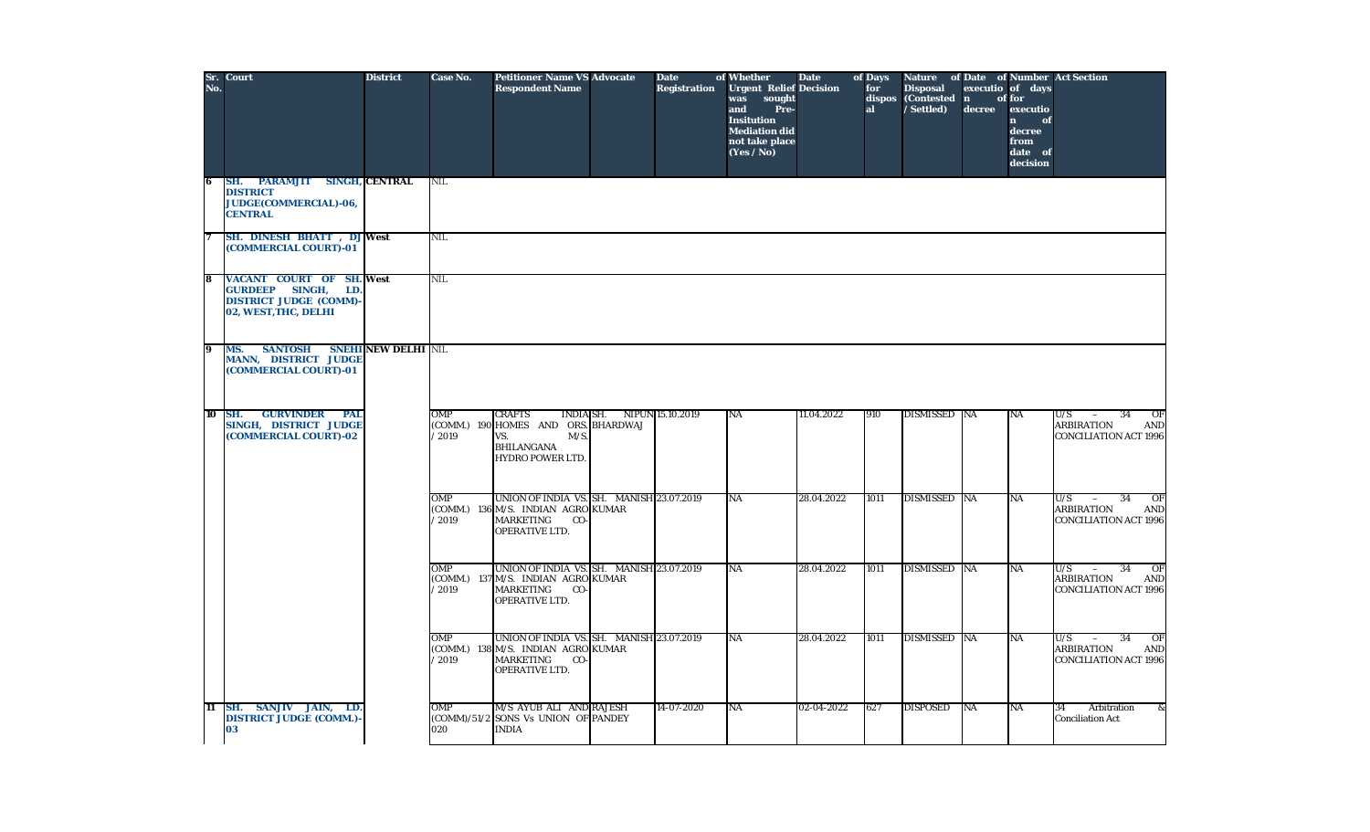| Sr. No. | Court | District | Case No. | Petitioner Name VS Respondent Name | Advocate | Date of Registration | Whether Urgent Relief was sought and Pre-Insitution Mediation did not take place (Yes / No) | Date of Decision | Days for disposal | Nature of Disposal (Contested / Settled) | Date of execution of decree | Number of days for execution of decree from date of decision | Act Section |
|---|---|---|---|---|---|---|---|---|---|---|---|---|---|
| 6 | SH. PARAMJIT SINGH, DISTRICT JUDGE(COMMERCIAL)-06, CENTRAL | CENTRAL | NIL | | | | | | | | | | |
| 7 | SH. DINESH BHATT , DJ (COMMERCIAL COURT)-01 | West | NIL | | | | | | | | | | |
| 8 | VACANT COURT OF SH. GURDEEP SINGH, LD. DISTRICT JUDGE (COMM)-02, WEST,THC, DELHI | West | NIL | | | | | | | | | | |
| 9 | MS. SANTOSH SNEHI MANN, DISTRICT JUDGE (COMMERCIAL COURT)-01 | NEW DELHI | NIL | | | | | | | | | | |
| 10 | SH. GURVINDER PAL SINGH, DISTRICT JUDGE (COMMERCIAL COURT)-02 | | OMP (COMM.) 190 / 2019 | CRAFTS INDIA HOMES AND ORS. VS. M/S. BHILANGANA HYDRO POWER LTD. | SH. NIPUN BHARDWAJ | 15.10.2019 | NA | 11.04.2022 | 910 | DISMISSED | NA | NA | U/S – 34 OF ARBIRATION AND CONCILIATION ACT 1996 |
| | | | OMP (COMM.) 136 / 2019 | UNION OF INDIA VS. M/S. INDIAN AGRO MARKETING CO-OPERATIVE LTD. | SH. MANISH KUMAR | 23.07.2019 | NA | 28.04.2022 | 1011 | DISMISSED | NA | NA | U/S – 34 OF ARBIRATION AND CONCILIATION ACT 1996 |
| | | | OMP (COMM.) 137 / 2019 | UNION OF INDIA VS. M/S. INDIAN AGRO MARKETING CO-OPERATIVE LTD. | SH. MANISH KUMAR | 23.07.2019 | NA | 28.04.2022 | 1011 | DISMISSED | NA | NA | U/S – 34 OF ARBIRATION AND CONCILIATION ACT 1996 |
| | | | OMP (COMM.) 138 / 2019 | UNION OF INDIA VS. M/S. INDIAN AGRO MARKETING CO-OPERATIVE LTD. | SH. MANISH KUMAR | 23.07.2019 | NA | 28.04.2022 | 1011 | DISMISSED | NA | NA | U/S – 34 OF ARBIRATION AND CONCILIATION ACT 1996 |
| 11 | SH. SANJIV JAIN, LD. DISTRICT JUDGE (COMM.)-03 | | OMP (COMM)/51/2020 | M/S AYUB ALI AND SONS Vs UNION OF INDIA | RAJESH PANDEY | 14-07-2020 | NA | 02-04-2022 | 627 | DISPOSED | NA | NA | 34 Arbitration & Conciliation Act |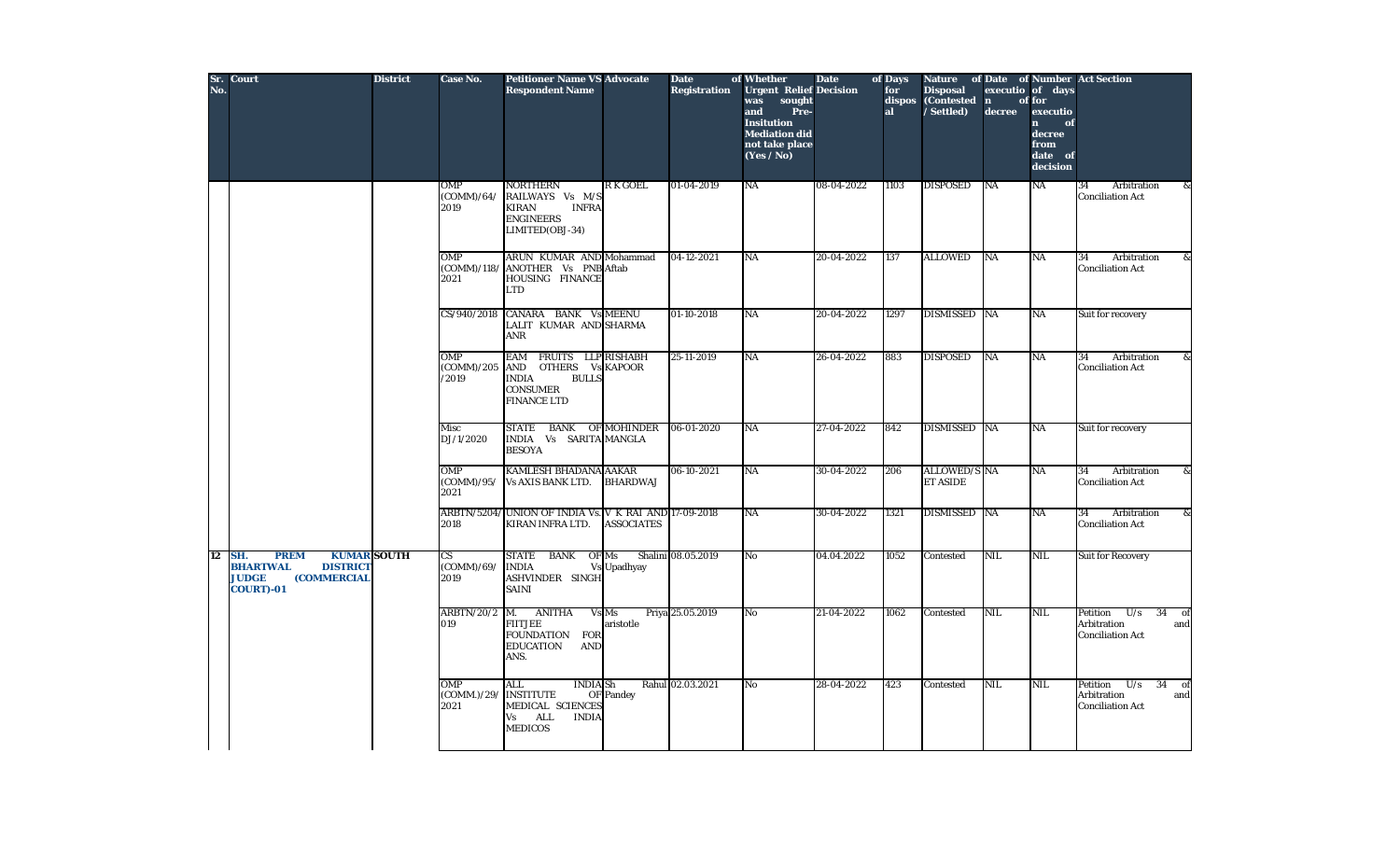| Sr. No. | Court | District | Case No. | Petitioner Name VS Respondent Name | Advocate | Date of Registration | Whether Urgent Relief was sought and Pre-Insitution Mediation did not take place (Yes / No) | Date of Decision | Days for disposal | Nature of Disposal (Contested / Settled) | Date of execution of decree | Number of days for execution of decree from date of decision | Act Section |
|---|---|---|---|---|---|---|---|---|---|---|---|---|---|
| | | | OMP (COMM)/64/2019 | NORTHERN RAILWAYS Vs M/S KIRAN INFRA ENGINEERS LIMITED(OBJ-34) | R K GOEL | 01-04-2019 | NA | 08-04-2022 | 1103 | DISPOSED | NA | NA | 34 Arbitration & Conciliation Act |
| | | | OMP (COMM)/118/2021 | ARUN KUMAR AND ANOTHER Vs PNB HOUSING FINANCE LTD | Mohammad Aftab | 04-12-2021 | NA | 20-04-2022 | 137 | ALLOWED | NA | NA | 34 Arbitration & Conciliation Act |
| | | | CS/940/2018 | CANARA BANK Vs LALIT KUMAR AND ANR | MEENU SHARMA | 01-10-2018 | NA | 20-04-2022 | 1297 | DISMISSED | NA | NA | Suit for recovery |
| | | | OMP (COMM)/205/2019 | EAM FRUITS LLP AND OTHERS Vs INDIA BULLS CONSUMER FINANCE LTD | RISHABH KAPOOR | 25-11-2019 | NA | 26-04-2022 | 883 | DISPOSED | NA | NA | 34 Arbitration & Conciliation Act |
| | | | Misc DJ/1/2020 | STATE BANK OF INDIA Vs SARITA BESOYA | MOHINDER MANGLA | 06-01-2020 | NA | 27-04-2022 | 842 | DISMISSED | NA | NA | Suit for recovery |
| | | | OMP (COMM)/95/2021 | KAMLESH BHADANA Vs AXIS BANK LTD. | AAKAR BHARDWAJ | 06-10-2021 | NA | 30-04-2022 | 206 | ALLOWED/SET ASIDE | NA | NA | 34 Arbitration & Conciliation Act |
| | | | ARBTN/5204/2018 | UNION OF INDIA Vs. KIRAN INFRA LTD. | V K RAI AND ASSOCIATES | 17-09-2018 | NA | 30-04-2022 | 1321 | DISMISSED | NA | NA | 34 Arbitration & Conciliation Act |
| 12 | **SH. PREM KUMAR BHARTWAL DISTRICT JUDGE (COMMERCIAL COURT)-01** | SOUTH | CS (COMM)/69/2019 | STATE BANK OF INDIA Vs ASHVINDER SINGH SAINI | Ms Shalini Upadhyay | 08.05.2019 | No | 04.04.2022 | 1052 | Contested | NIL | NIL | Suit for Recovery |
| | | | ARBTN/20/2019 | M. ANITHA Vs FIITJEE FOUNDATION FOR EDUCATION AND ANS. | Ms Priya aristotle | 25.05.2019 | No | 21-04-2022 | 1062 | Contested | NIL | NIL | Petition U/s 34 of Arbitration and Conciliation Act |
| | | | OMP (COMM.)/29/2021 | ALL INDIA INSTITUTE OF MEDICAL SCIENCES Vs ALL INDIA MEDICOS | Sh Rahul Pandey | 02.03.2021 | No | 28-04-2022 | 423 | Contested | NIL | NIL | Petition U/s 34 of Arbitration and Conciliation Act |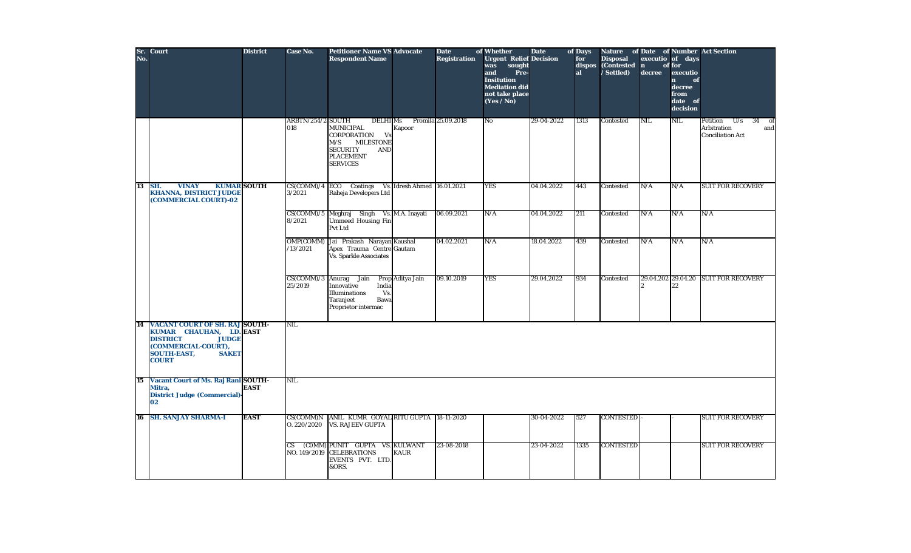| Sr. No. | Court | District | Case No. | Petitioner Name VS Respondent Name | Advocate | Date of Registration | Whether Urgent Relief was sought and Pre-Insitution Mediation did not take place (Yes / No) | Date of Decision | Days for disposal | Nature of Disposal (Contested / Settled) | Date of execution of decree | Number of days for execution of decree from date of decision | Act Section |
|---|---|---|---|---|---|---|---|---|---|---|---|---|---|
| | | | ARBTN/254/2018 | SOUTH DELHI MUNICIPAL CORPORATION Vs M/S MILESTONE SECURITY AND PLACEMENT SERVICES | Ms Promila Kapoor | 25.09.2018 | No | 29-04-2022 | 1313 | Contested | NIL | NIL | Petition U/s 34 of Arbitration and Conciliation Act |
| 13 | SH. VINAY KUMAR KHANNA, DISTRICT JUDGE (COMMERCIAL COURT)-02 | SOUTH | CS(COMM)/43/2021 | ECO Coatings Vs. Raheja Developers Ltd | Idresh Ahmed | 16.01.2021 | YES | 04.04.2022 | 443 | Contested | N/A | N/A | SUIT FOR RECOVERY |
| | | | CS(COMM)/58/2021 | Meghraj Singh Vs. Ummeed Housing Fin Pvt Ltd | M.A. Inayati | 06.09.2021 | N/A | 04.04.2022 | 211 | Contested | N/A | N/A | N/A |
| | | | OMP(COMM)/13/2021 | Jai Prakash Narayan Apex Trauma Centre Vs. Sparkle Associates | Kaushal Gautam | 04.02.2021 | N/A | 18.04.2022 | 439 | Contested | N/A | N/A | N/A |
| | | | CS(COMM)/325/2019 | Anurag Jain Prop Innovative India Illuminations Vs. Taranjeet Bawa Proprietor intermac | Aditya Jain | 09.10.2019 | YES | 29.04.2022 | 934 | Contested | 29.04.2022 | 29.04.2022 | SUIT FOR RECOVERY |
| 14 | VACANT COURT OF SH. RAJ KUMAR CHAUHAN, LD. DISTRICT JUDGE (COMMERCIAL-COURT), SOUTH-EAST, SAKET COURT | SOUTH-EAST | NIL | | | | | | | | | | |
| 15 | Vacant Court of Ms. Raj Rani Mitra, District Judge (Commercial)-02 | SOUTH-EAST | NIL | | | | | | | | | | |
| 16 | SH. SANJAY SHARMA-I | EAST | CS(COMM)NO. 220/2020 | ANIL KUMR GOYAL VS. RAJEEV GUPTA | RITU GUPTA | 18-11-2020 | | 30-04-2022 | 527 | CONTESTED | - | - | SUIT FOR RECOVERY |
| | | | CS (COMM) NO. 149/2019 | PUNIT GUPTA VS. CELEBRATIONS EVENTS PVT. LTD. &ORS. | KULWANT KAUR | 23-08-2018 | | 23-04-2022 | 1335 | CONTESTED | | | SUIT FOR RECOVERY |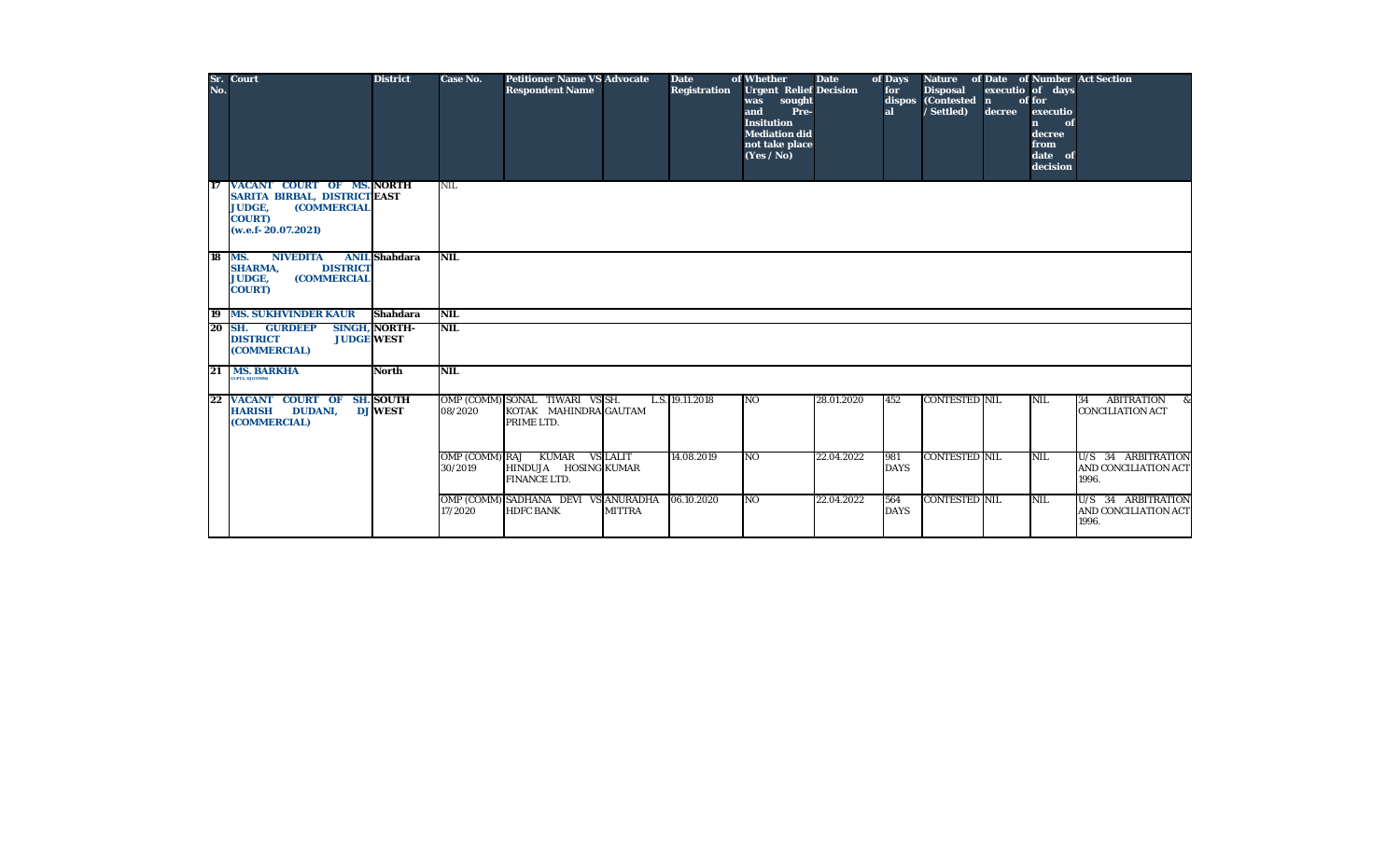| Sr. No. | Court | District | Case No. | Petitioner Name VS Respondent Name | Advocate | Date of Registration | Whether Urgent Relief was sought and Pre-Insitution Mediation did not take place (Yes / No) | Date of Decision | Days for disposal | Nature of Disposal (Contested / Settled) | Date of execution of decree | Number of days for execution of decree from date of decision | Act Section |
|---|---|---|---|---|---|---|---|---|---|---|---|---|---|
| 17 | VACANT COURT OF MS. SARITA BIRBAL, DISTRICT JUDGE, (COMMERCIAL COURT) (w.e.f- 20.07.2021) | NORTH EAST | NIL | | | | | | | | | | |
| 18 | MS. NIVEDITA ANIL SHARMA, DISTRICT JUDGE, (COMMERCIAL COURT) | Shahdara | NIL | | | | | | | | | | |
| 19 | MS. SUKHVINDER KAUR | Shahdara | NIL | | | | | | | | | | |
| 20 | SH. GURDEEP SINGH, DISTRICT JUDGE (COMMERCIAL) | NORTH-WEST | NIL | | | | | | | | | | |
| 21 | MS. BARKHA GUPTA, DJ (COMM) | North | NIL | | | | | | | | | | |
| 22 | VACANT COURT OF SH. HARISH DUDANI, DJ (COMMERCIAL) | SOUTH WEST | OMP (COMM) 08/2020 | SONAL TIWARI VS KOTAK MAHINDRA PRIME LTD. | SH. L.S. GAUTAM | 19.11.2018 | NO | 28.01.2020 | 452 | CONTESTED | NIL | NIL | 34 ABITRATION & CONCILIATION ACT |
| | | | OMP (COMM) 30/2019 | RAJ KUMAR VS HINDUJA HOSING FINANCE LTD. | LALIT KUMAR | 14.08.2019 | NO | 22.04.2022 | 981 DAYS | CONTESTED | NIL | NIL | U/S 34 ARBITRATION AND CONCILIATION ACT 1996. |
| | | | OMP (COMM) 17/2020 | SADHANA DEVI VS HDFC BANK | ANURADHA MITTRA | 06.10.2020 | NO | 22.04.2022 | 564 DAYS | CONTESTED | NIL | NIL | U/S 34 ARBITRATION AND CONCILIATION ACT 1996. |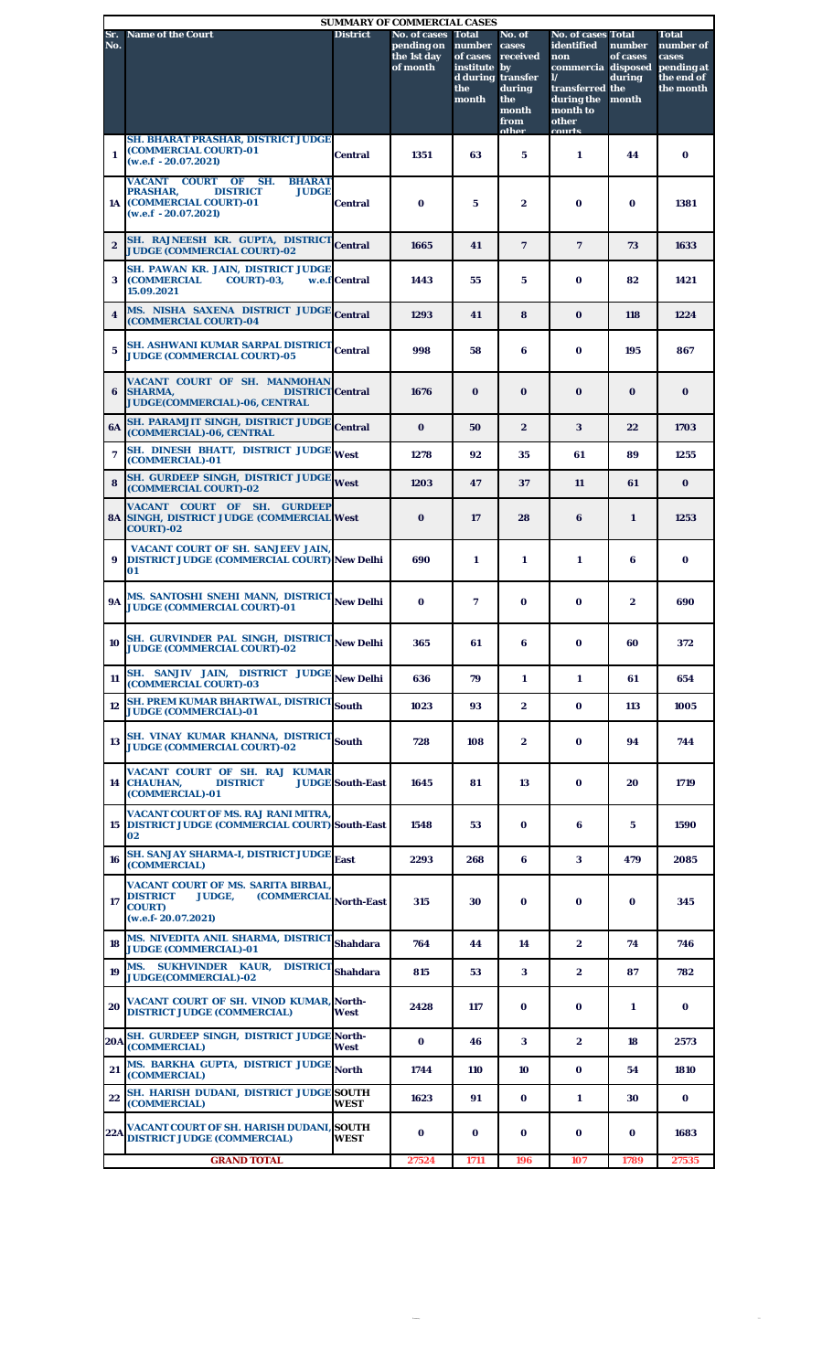| SUMMARY OF COMMERCIAL CASES | | | | | | | | |
|---|---|---|---|---|---|---|---|---|
| Sr. No. | Name of the Court | District | No. of cases pending on the 1st day of month | Total number of cases instituted during the month | No. of cases received by transfer during the month from other | No. of cases identified non commercial/ transferred during the month to other courts | Total number of cases disposed during the month | Total number of cases pending at the end of the month |
| 1 | SH. BHARAT PRASHAR, DISTRICT JUDGE (COMMERCIAL COURT)-01 (w.e.f - 20.07.2021) | Central | 1351 | 63 | 5 | 1 | 44 | 0 |
| 1A | VACANT COURT OF SH. BHARAT PRASHAR, DISTRICT JUDGE (COMMERCIAL COURT)-01 (w.e.f - 20.07.2021) | Central | 0 | 5 | 2 | 0 | 0 | 1381 |
| 2 | SH. RAJNEESH KR. GUPTA, DISTRICT JUDGE (COMMERCIAL COURT)-02 | Central | 1665 | 41 | 7 | 7 | 73 | 1633 |
| 3 | SH. PAWAN KR. JAIN, DISTRICT JUDGE (COMMERCIAL COURT)-03, w.e.f 15.09.2021 | Central | 1443 | 55 | 5 | 0 | 82 | 1421 |
| 4 | MS. NISHA SAXENA DISTRICT JUDGE (COMMERCIAL COURT)-04 | Central | 1293 | 41 | 8 | 0 | 118 | 1224 |
| 5 | SH. ASHWANI KUMAR SARPAL DISTRICT JUDGE (COMMERCIAL COURT)-05 | Central | 998 | 58 | 6 | 0 | 195 | 867 |
| 6 | VACANT COURT OF SH. MANMOHAN SHARMA, DISTRICT JUDGE(COMMERCIAL)-06, CENTRAL | Central | 1676 | 0 | 0 | 0 | 0 | 0 |
| 6A | SH. PARAMJIT SINGH, DISTRICT JUDGE (COMMERCIAL)-06, CENTRAL | Central | 0 | 50 | 2 | 3 | 22 | 1703 |
| 7 | SH. DINESH BHATT, DISTRICT JUDGE (COMMERCIAL)-01 | West | 1278 | 92 | 35 | 61 | 89 | 1255 |
| 8 | SH. GURDEEP SINGH, DISTRICT JUDGE (COMMERCIAL COURT)-02 | West | 1203 | 47 | 37 | 11 | 61 | 0 |
| 8A | VACANT COURT OF SH. GURDEEP SINGH, DISTRICT JUDGE (COMMERCIAL COURT)-02 | West | 0 | 17 | 28 | 6 | 1 | 1253 |
| 9 | VACANT COURT OF SH. SANJEEV JAIN, DISTRICT JUDGE (COMMERCIAL COURT) 01 | New Delhi | 690 | 1 | 1 | 1 | 6 | 0 |
| 9A | MS. SANTOSHI SNEHI MANN, DISTRICT JUDGE (COMMERCIAL COURT)-01 | New Delhi | 0 | 7 | 0 | 0 | 2 | 690 |
| 10 | SH. GURVINDER PAL SINGH, DISTRICT JUDGE (COMMERCIAL COURT)-02 | New Delhi | 365 | 61 | 6 | 0 | 60 | 372 |
| 11 | SH. SANJIV JAIN, DISTRICT JUDGE (COMMERCIAL COURT)-03 | New Delhi | 636 | 79 | 1 | 1 | 61 | 654 |
| 12 | SH. PREM KUMAR BHARTWAL, DISTRICT JUDGE (COMMERCIAL)-01 | South | 1023 | 93 | 2 | 0 | 113 | 1005 |
| 13 | SH. VINAY KUMAR KHANNA, DISTRICT JUDGE (COMMERCIAL COURT)-02 | South | 728 | 108 | 2 | 0 | 94 | 744 |
| 14 | VACANT COURT OF SH. RAJ KUMAR CHAUHAN, DISTRICT JUDGE (COMMERCIAL)-01 | South-East | 1645 | 81 | 13 | 0 | 20 | 1719 |
| 15 | VACANT COURT OF MS. RAJ RANI MITRA, DISTRICT JUDGE (COMMERCIAL COURT) 02 | South-East | 1548 | 53 | 0 | 6 | 5 | 1590 |
| 16 | SH. SANJAY SHARMA-I, DISTRICT JUDGE (COMMERCIAL) | East | 2293 | 268 | 6 | 3 | 479 | 2085 |
| 17 | VACANT COURT OF MS. SARITA BIRBAL, DISTRICT JUDGE, (COMMERCIAL COURT) (w.e.f- 20.07.2021) | North-East | 315 | 30 | 0 | 0 | 0 | 345 |
| 18 | MS. NIVEDITA ANIL SHARMA, DISTRICT JUDGE (COMMERCIAL)-01 | Shahdara | 764 | 44 | 14 | 2 | 74 | 746 |
| 19 | MS. SUKHVINDER KAUR, DISTRICT JUDGE(COMMERCIAL)-02 | Shahdara | 815 | 53 | 3 | 2 | 87 | 782 |
| 20 | VACANT COURT OF SH. VINOD KUMAR, DISTRICT JUDGE (COMMERCIAL) | North-West | 2428 | 117 | 0 | 0 | 1 | 0 |
| 20A | SH. GURDEEP SINGH, DISTRICT JUDGE (COMMERCIAL) | North-West | 0 | 46 | 3 | 2 | 18 | 2573 |
| 21 | MS. BARKHA GUPTA, DISTRICT JUDGE (COMMERCIAL) | North | 1744 | 110 | 10 | 0 | 54 | 1810 |
| 22 | SH. HARISH DUDANI, DISTRICT JUDGE (COMMERCIAL) | SOUTH WEST | 1623 | 91 | 0 | 1 | 30 | 0 |
| 22A | VACANT COURT OF SH. HARISH DUDANI, DISTRICT JUDGE (COMMERCIAL) | SOUTH WEST | 0 | 0 | 0 | 0 | 0 | 1683 |
| | GRAND TOTAL | | 27524 | 1711 | 196 | 107 | 1789 | 27535 |